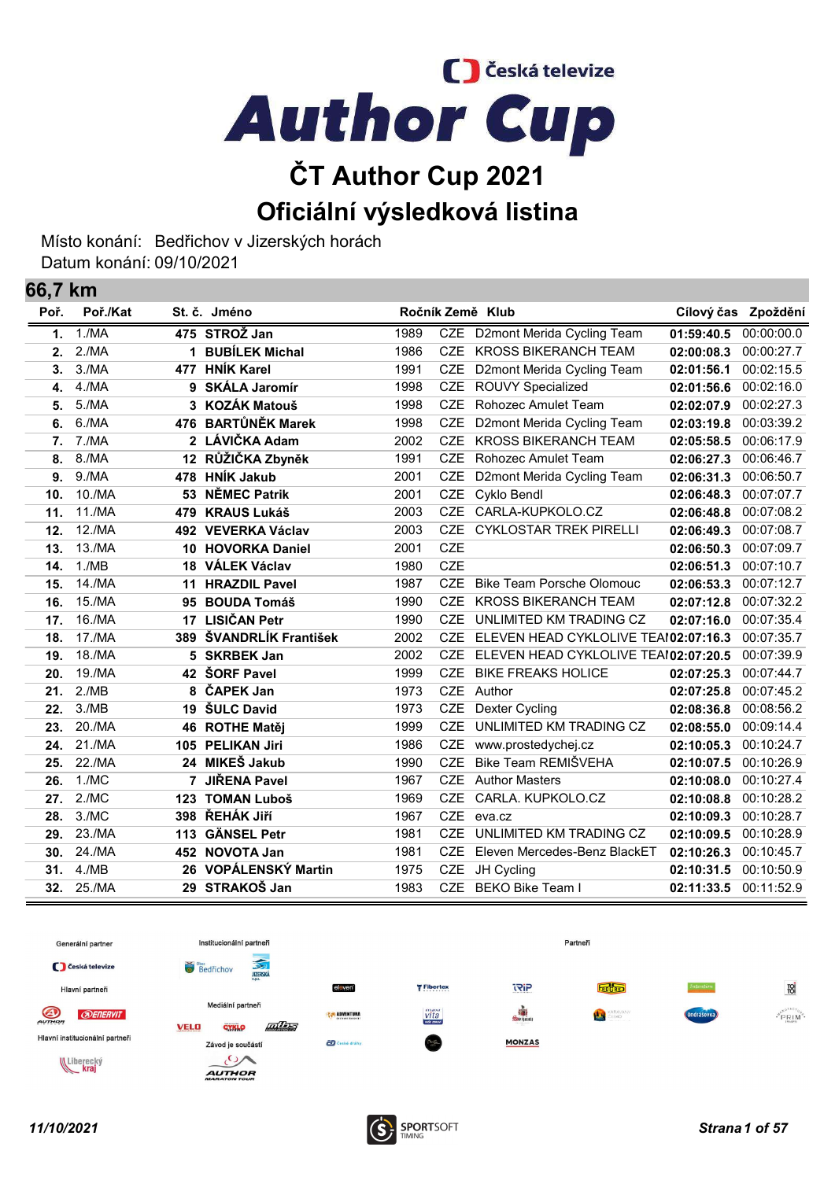Česká televize

# Author Cup

## ČT Author Cup 2021

## Oficiální výsledková listina

Místo konání: Bedřichov v Jizerských horách
Datum konání: 09/10/2021

### 66,7 km

| Poř. | Poř./Kat | St. č. | Jméno | Ročník | Země | Klub | Cílový čas | Zpoždění |
|---|---|---|---|---|---|---|---|---|
| 1. | 1./MA | 475 | STROŽ Jan | 1989 | CZE | D2mont Merida Cycling Team | 01:59:40.5 | 00:00:00.0 |
| 2. | 2./MA | 1 | BUBÍLEK Michal | 1986 | CZE | KROSS BIKERANCH TEAM | 02:00:08.3 | 00:00:27.7 |
| 3. | 3./MA | 477 | HNÍK Karel | 1991 | CZE | D2mont Merida Cycling Team | 02:01:56.1 | 00:02:15.5 |
| 4. | 4./MA | 9 | SKÁLA Jaromír | 1998 | CZE | ROUVY Specialized | 02:01:56.6 | 00:02:16.0 |
| 5. | 5./MA | 3 | KOZÁK Matouš | 1998 | CZE | Rohozec Amulet Team | 02:02:07.9 | 00:02:27.3 |
| 6. | 6./MA | 476 | BARTŮNĚK Marek | 1998 | CZE | D2mont Merida Cycling Team | 02:03:19.8 | 00:03:39.2 |
| 7. | 7./MA | 2 | LÁVIČKA Adam | 2002 | CZE | KROSS BIKERANCH TEAM | 02:05:58.5 | 00:06:17.9 |
| 8. | 8./MA | 12 | RŮŽIČKA Zbyněk | 1991 | CZE | Rohozec Amulet Team | 02:06:27.3 | 00:06:46.7 |
| 9. | 9./MA | 478 | HNÍK Jakub | 2001 | CZE | D2mont Merida Cycling Team | 02:06:31.3 | 00:06:50.7 |
| 10. | 10./MA | 53 | NĚMEC Patrik | 2001 | CZE | Cyklo Bendl | 02:06:48.3 | 00:07:07.7 |
| 11. | 11./MA | 479 | KRAUS Lukáš | 2003 | CZE | CARLA-KUPKOLO.CZ | 02:06:48.8 | 00:07:08.2 |
| 12. | 12./MA | 492 | VEVERKA Václav | 2003 | CZE | CYKLOSTAR TREK PIRELLI | 02:06:49.3 | 00:07:08.7 |
| 13. | 13./MA | 10 | HOVORKA Daniel | 2001 | CZE | | 02:06:50.3 | 00:07:09.7 |
| 14. | 1./MB | 18 | VÁLEK Václav | 1980 | CZE | | 02:06:51.3 | 00:07:10.7 |
| 15. | 14./MA | 11 | HRAZDIL Pavel | 1987 | CZE | Bike Team Porsche Olomouc | 02:06:53.3 | 00:07:12.7 |
| 16. | 15./MA | 95 | BOUDA Tomáš | 1990 | CZE | KROSS BIKERANCH TEAM | 02:07:12.8 | 00:07:32.2 |
| 17. | 16./MA | 17 | LISIČAN Petr | 1990 | CZE | UNLIMITED KM TRADING CZ | 02:07:16.0 | 00:07:35.4 |
| 18. | 17./MA | 389 | ŠVANDRLÍK František | 2002 | CZE | ELEVEN HEAD CYKLOLIVE TEAI | 02:07:16.3 | 00:07:35.7 |
| 19. | 18./MA | 5 | SKRBEK Jan | 2002 | CZE | ELEVEN HEAD CYKLOLIVE TEAI | 02:07:20.5 | 00:07:39.9 |
| 20. | 19./MA | 42 | ŠORF Pavel | 1999 | CZE | BIKE FREAKS HOLICE | 02:07:25.3 | 00:07:44.7 |
| 21. | 2./MB | 8 | ČAPEK Jan | 1973 | CZE | Author | 02:07:25.8 | 00:07:45.2 |
| 22. | 3./MB | 19 | ŠULC David | 1973 | CZE | Dexter Cycling | 02:08:36.8 | 00:08:56.2 |
| 23. | 20./MA | 46 | ROTHE Matěj | 1999 | CZE | UNLIMITED KM TRADING CZ | 02:08:55.0 | 00:09:14.4 |
| 24. | 21./MA | 105 | PELIKAN Jiri | 1986 | CZE | www.prostedychej.cz | 02:10:05.3 | 00:10:24.7 |
| 25. | 22./MA | 24 | MIKEŠ Jakub | 1990 | CZE | Bike Team REMIŠVEHA | 02:10:07.5 | 00:10:26.9 |
| 26. | 1./MC | 7 | JIŘENA Pavel | 1967 | CZE | Author Masters | 02:10:08.0 | 00:10:27.4 |
| 27. | 2./MC | 123 | TOMAN Luboš | 1969 | CZE | CARLA. KUPKOLO.CZ | 02:10:08.8 | 00:10:28.2 |
| 28. | 3./MC | 398 | ŘEHÁK Jiří | 1967 | CZE | eva.cz | 02:10:09.3 | 00:10:28.7 |
| 29. | 23./MA | 113 | GÄNSEL Petr | 1981 | CZE | UNLIMITED KM TRADING CZ | 02:10:09.5 | 00:10:28.9 |
| 30. | 24./MA | 452 | NOVOTA Jan | 1981 | CZE | Eleven Mercedes-Benz BlackET | 02:10:26.3 | 00:10:45.7 |
| 31. | 4./MB | 26 | VOPÁLENSKÝ Martin | 1975 | CZE | JH Cycling | 02:10:31.5 | 00:10:50.9 |
| 32. | 25./MA | 29 | STRAKOŠ Jan | 1983 | CZE | BEKO Bike Team I | 02:11:33.5 | 00:11:52.9 |

Generální partner · Institucionální partneři · Partneři · Hlavní partneři · Mediální partneři · Hlavní institucionální partneři · Závod je součástí

11/10/2021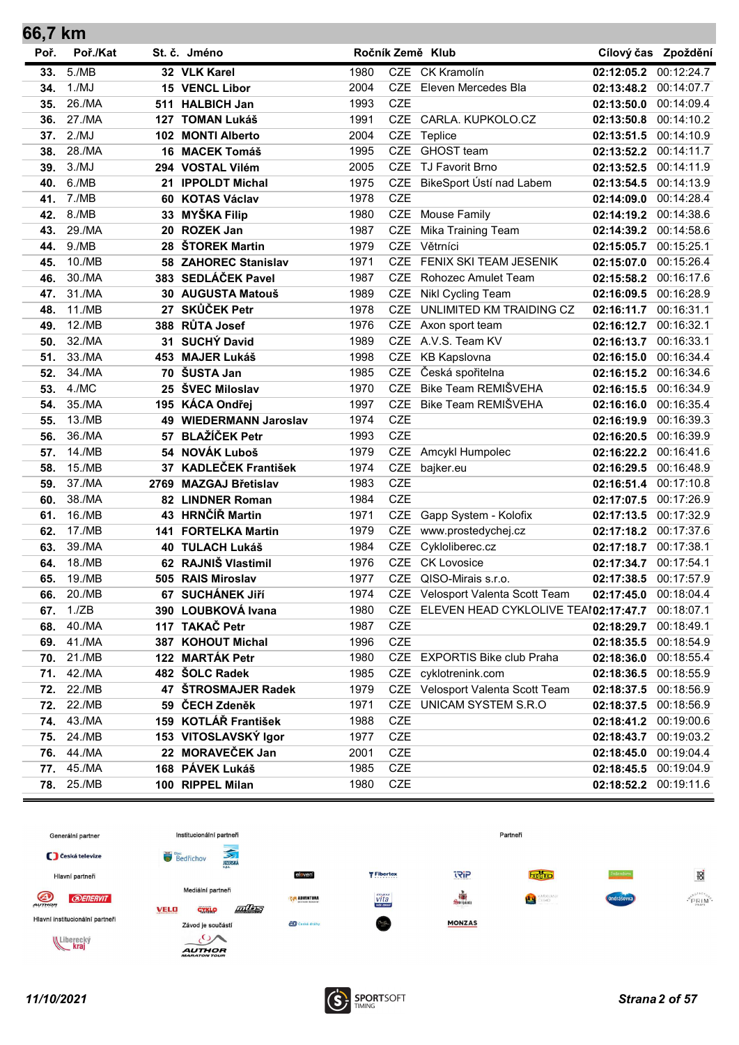## 66,7 km

| Poř. | Poř./Kat | St. č. | Jméno | Ročník | Země | Klub | Cílový čas | Zpoždění |
|---|---|---|---|---|---|---|---|---|
| 33. | 5./MB | 32 | VLK Karel | 1980 | CZE | CK Kramolín | 02:12:05.2 | 00:12:24.7 |
| 34. | 1./MJ | 15 | VENCL Libor | 2004 | CZE | Eleven Mercedes Bla | 02:13:48.2 | 00:14:07.7 |
| 35. | 26./MA | 511 | HALBICH Jan | 1993 | CZE | | 02:13:50.0 | 00:14:09.4 |
| 36. | 27./MA | 127 | TOMAN Lukáš | 1991 | CZE | CARLA. KUPKOLO.CZ | 02:13:50.8 | 00:14:10.2 |
| 37. | 2./MJ | 102 | MONTI Alberto | 2004 | CZE | Teplice | 02:13:51.5 | 00:14:10.9 |
| 38. | 28./MA | 16 | MACEK Tomáš | 1995 | CZE | GHOST team | 02:13:52.2 | 00:14:11.7 |
| 39. | 3./MJ | 294 | VOSTAL Vilém | 2005 | CZE | TJ Favorit Brno | 02:13:52.5 | 00:14:11.9 |
| 40. | 6./MB | 21 | IPPOLDT Michal | 1975 | CZE | BikeSport Ústí nad Labem | 02:13:54.5 | 00:14:13.9 |
| 41. | 7./MB | 60 | KOTAS Václav | 1978 | CZE | | 02:14:09.0 | 00:14:28.4 |
| 42. | 8./MB | 33 | MYŠKA Filip | 1980 | CZE | Mouse Family | 02:14:19.2 | 00:14:38.6 |
| 43. | 29./MA | 20 | ROZEK Jan | 1987 | CZE | Mika Training Team | 02:14:39.2 | 00:14:58.6 |
| 44. | 9./MB | 28 | ŠTOREK Martin | 1979 | CZE | Větrníci | 02:15:05.7 | 00:15:25.1 |
| 45. | 10./MB | 58 | ZAHOREC Stanislav | 1971 | CZE | FENIX SKI TEAM JESENIK | 02:15:07.0 | 00:15:26.4 |
| 46. | 30./MA | 383 | SEDLÁČEK Pavel | 1987 | CZE | Rohozec Amulet Team | 02:15:58.2 | 00:16:17.6 |
| 47. | 31./MA | 30 | AUGUSTA Matouš | 1989 | CZE | Nikl Cycling Team | 02:16:09.5 | 00:16:28.9 |
| 48. | 11./MB | 27 | SKŮČEK Petr | 1978 | CZE | UNLIMITED KM TRAIDING CZ | 02:16:11.7 | 00:16:31.1 |
| 49. | 12./MB | 388 | RŮTA Josef | 1976 | CZE | Axon sport team | 02:16:12.7 | 00:16:32.1 |
| 50. | 32./MA | 31 | SUCHÝ David | 1989 | CZE | A.V.S. Team KV | 02:16:13.7 | 00:16:33.1 |
| 51. | 33./MA | 453 | MAJER Lukáš | 1998 | CZE | KB Kapslovna | 02:16:15.0 | 00:16:34.4 |
| 52. | 34./MA | 70 | ŠUSTA Jan | 1985 | CZE | Česká spořitelna | 02:16:15.2 | 00:16:34.6 |
| 53. | 4./MC | 25 | ŠVEC Miloslav | 1970 | CZE | Bike Team REMIŠVEHA | 02:16:15.5 | 00:16:34.9 |
| 54. | 35./MA | 195 | KÁCA Ondřej | 1997 | CZE | Bike Team REMIŠVEHA | 02:16:16.0 | 00:16:35.4 |
| 55. | 13./MB | 49 | WIEDERMANN Jaroslav | 1974 | CZE | | 02:16:19.9 | 00:16:39.3 |
| 56. | 36./MA | 57 | BLAŽÍČEK Petr | 1993 | CZE | | 02:16:20.5 | 00:16:39.9 |
| 57. | 14./MB | 54 | NOVÁK Luboš | 1979 | CZE | Amcykl Humpolec | 02:16:22.2 | 00:16:41.6 |
| 58. | 15./MB | 37 | KADLEČEK František | 1974 | CZE | bajker.eu | 02:16:29.5 | 00:16:48.9 |
| 59. | 37./MA | 2769 | MAZGAJ Břetislav | 1983 | CZE | | 02:16:51.4 | 00:17:10.8 |
| 60. | 38./MA | 82 | LINDNER Roman | 1984 | CZE | | 02:17:07.5 | 00:17:26.9 |
| 61. | 16./MB | 43 | HRNČÍŘ Martin | 1971 | CZE | Gapp System - Kolofix | 02:17:13.5 | 00:17:32.9 |
| 62. | 17./MB | 141 | FORTELKA Martin | 1979 | CZE | www.prostedychej.cz | 02:17:18.2 | 00:17:37.6 |
| 63. | 39./MA | 40 | TULACH Lukáš | 1984 | CZE | Cykloliberec.cz | 02:17:18.7 | 00:17:38.1 |
| 64. | 18./MB | 62 | RAJNIŠ Vlastimil | 1976 | CZE | CK Lovosice | 02:17:34.7 | 00:17:54.1 |
| 65. | 19./MB | 505 | RAIS Miroslav | 1977 | CZE | QISO-Mirais s.r.o. | 02:17:38.5 | 00:17:57.9 |
| 66. | 20./MB | 67 | SUCHÁNEK Jiří | 1974 | CZE | Velosport Valenta Scott Team | 02:17:45.0 | 00:18:04.4 |
| 67. | 1./ZB | 390 | LOUBKOVÁ Ivana | 1980 | CZE | ELEVEN HEAD CYKLOLIVE TEAM | 02:17:47.7 | 00:18:07.1 |
| 68. | 40./MA | 117 | TAKAČ Petr | 1987 | CZE | | 02:18:29.7 | 00:18:49.1 |
| 69. | 41./MA | 387 | KOHOUT Michal | 1996 | CZE | | 02:18:35.5 | 00:18:54.9 |
| 70. | 21./MB | 122 | MARTÁK Petr | 1980 | CZE | EXPORTIS Bike club Praha | 02:18:36.0 | 00:18:55.4 |
| 71. | 42./MA | 482 | ŠOLC Radek | 1985 | CZE | cyklotrenink.com | 02:18:36.5 | 00:18:55.9 |
| 72. | 22./MB | 47 | ŠTROSMAJER Radek | 1979 | CZE | Velosport Valenta Scott Team | 02:18:37.5 | 00:18:56.9 |
| 72. | 22./MB | 59 | ČECH Zdeněk | 1971 | CZE | UNICAM SYSTEM S.R.O | 02:18:37.5 | 00:18:56.9 |
| 74. | 43./MA | 159 | KOTLÁŘ František | 1988 | CZE | | 02:18:41.2 | 00:19:00.6 |
| 75. | 24./MB | 153 | VITOSLAVSKÝ Igor | 1977 | CZE | | 02:18:43.7 | 00:19:03.2 |
| 76. | 44./MA | 22 | MORAVEČEK Jan | 2001 | CZE | | 02:18:45.0 | 00:19:04.4 |
| 77. | 45./MA | 168 | PÁVEK Lukáš | 1985 | CZE | | 02:18:45.5 | 00:19:04.9 |
| 78. | 25./MB | 100 | RIPPEL Milan | 1980 | CZE | | 02:18:52.2 | 00:19:11.6 |

Generální partner · Institucionální partneři · Partneři · Hlavní partneři · Mediální partneři · Hlavní institucionální partneři · Závod je součástí

11/10/2021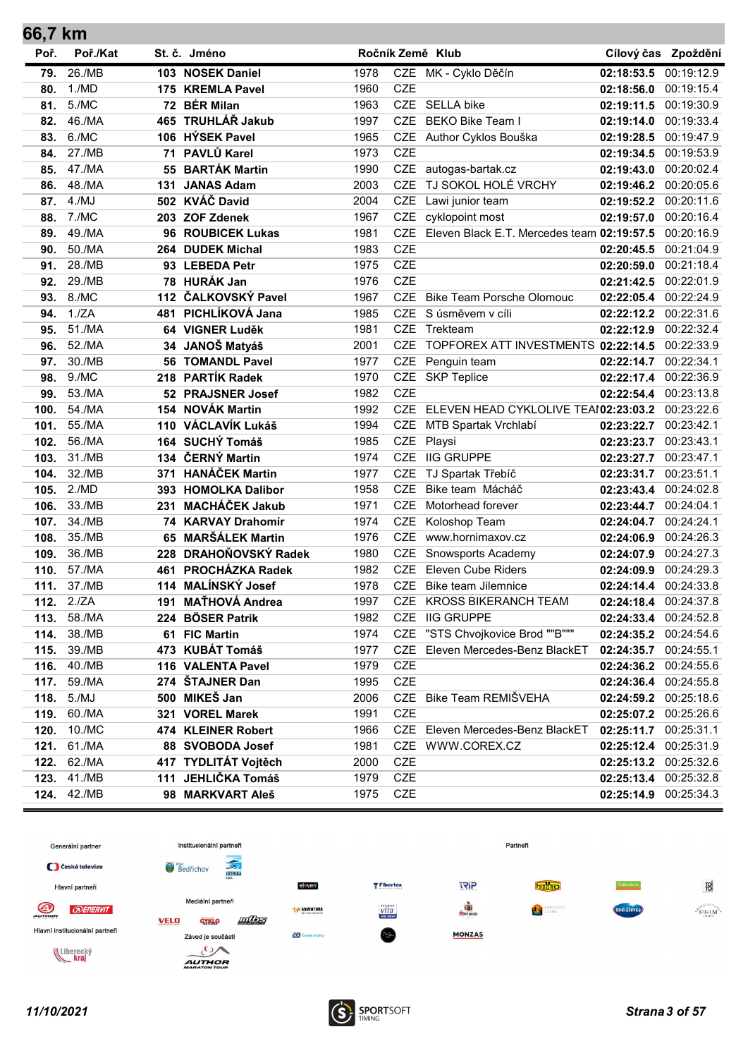## 66,7 km

| Poř. | Poř./Kat | St. č. | Jméno | Ročník | Země | Klub | Cílový čas | Zpoždění |
|---|---|---|---|---|---|---|---|---|
| 79. | 26./MB | 103 | NOSEK Daniel | 1978 | CZE | MK - Cyklo Děčín | 02:18:53.5 | 00:19:12.9 |
| 80. | 1./MD | 175 | KREMLA Pavel | 1960 | CZE | | 02:18:56.0 | 00:19:15.4 |
| 81. | 5./MC | 72 | BÉR Milan | 1963 | CZE | SELLA bike | 02:19:11.5 | 00:19:30.9 |
| 82. | 46./MA | 465 | TRUHLÁŘ Jakub | 1997 | CZE | BEKO Bike Team I | 02:19:14.0 | 00:19:33.4 |
| 83. | 6./MC | 106 | HÝSEK Pavel | 1965 | CZE | Author Cyklos Bouška | 02:19:28.5 | 00:19:47.9 |
| 84. | 27./MB | 71 | PAVLŮ Karel | 1973 | CZE | | 02:19:34.5 | 00:19:53.9 |
| 85. | 47./MA | 55 | BARTÁK Martin | 1990 | CZE | autogas-bartak.cz | 02:19:43.0 | 00:20:02.4 |
| 86. | 48./MA | 131 | JANAS Adam | 2003 | CZE | TJ SOKOL HOLÉ VRCHY | 02:19:46.2 | 00:20:05.6 |
| 87. | 4./MJ | 502 | KVÁČ David | 2004 | CZE | Lawi junior team | 02:19:52.2 | 00:20:11.6 |
| 88. | 7./MC | 203 | ZOF Zdenek | 1967 | CZE | cyklopoint most | 02:19:57.0 | 00:20:16.4 |
| 89. | 49./MA | 96 | ROUBICEK Lukas | 1981 | CZE | Eleven Black E.T. Mercedes team | 02:19:57.5 | 00:20:16.9 |
| 90. | 50./MA | 264 | DUDEK Michal | 1983 | CZE | | 02:20:45.5 | 00:21:04.9 |
| 91. | 28./MB | 93 | LEBEDA Petr | 1975 | CZE | | 02:20:59.0 | 00:21:18.4 |
| 92. | 29./MB | 78 | HURÁK Jan | 1976 | CZE | | 02:21:42.5 | 00:22:01.9 |
| 93. | 8./MC | 112 | ČALKOVSKÝ Pavel | 1967 | CZE | Bike Team Porsche Olomouc | 02:22:05.4 | 00:22:24.9 |
| 94. | 1./ZA | 481 | PICHLÍKOVÁ Jana | 1985 | CZE | S úsměvem v cíli | 02:22:12.2 | 00:22:31.6 |
| 95. | 51./MA | 64 | VIGNER Luděk | 1981 | CZE | Trekteam | 02:22:12.9 | 00:22:32.4 |
| 96. | 52./MA | 34 | JANOŠ Matyáš | 2001 | CZE | TOPFOREX ATT INVESTMENTS | 02:22:14.5 | 00:22:33.9 |
| 97. | 30./MB | 56 | TOMANDL Pavel | 1977 | CZE | Penguin team | 02:22:14.7 | 00:22:34.1 |
| 98. | 9./MC | 218 | PARTÍK Radek | 1970 | CZE | SKP Teplice | 02:22:17.4 | 00:22:36.9 |
| 99. | 53./MA | 52 | PRAJSNER Josef | 1982 | CZE | | 02:22:54.4 | 00:23:13.8 |
| 100. | 54./MA | 154 | NOVÁK Martin | 1992 | CZE | ELEVEN HEAD CYKLOLIVE TEAI | 02:23:03.2 | 00:23:22.6 |
| 101. | 55./MA | 110 | VÁCLAVÍK Lukáš | 1994 | CZE | MTB Spartak Vrchlabí | 02:23:22.7 | 00:23:42.1 |
| 102. | 56./MA | 164 | SUCHÝ Tomáš | 1985 | CZE | Playsi | 02:23:23.7 | 00:23:43.1 |
| 103. | 31./MB | 134 | ČERNÝ Martin | 1974 | CZE | IIG GRUPPE | 02:23:27.7 | 00:23:47.1 |
| 104. | 32./MB | 371 | HANÁČEK Martin | 1977 | CZE | TJ Spartak Třebíč | 02:23:31.7 | 00:23:51.1 |
| 105. | 2./MD | 393 | HOMOLKA Dalibor | 1958 | CZE | Bike team Mácháč | 02:23:43.4 | 00:24:02.8 |
| 106. | 33./MB | 231 | MACHÁČEK Jakub | 1971 | CZE | Motorhead forever | 02:23:44.7 | 00:24:04.1 |
| 107. | 34./MB | 74 | KARVAY Drahomír | 1974 | CZE | Koloshop Team | 02:24:04.7 | 00:24:24.1 |
| 108. | 35./MB | 65 | MARŠÁLEK Martin | 1976 | CZE | www.hornimaxov.cz | 02:24:06.9 | 00:24:26.3 |
| 109. | 36./MB | 228 | DRAHOŇOVSKÝ Radek | 1980 | CZE | Snowsports Academy | 02:24:07.9 | 00:24:27.3 |
| 110. | 57./MA | 461 | PROCHÁZKA Radek | 1982 | CZE | Eleven Cube Riders | 02:24:09.9 | 00:24:29.3 |
| 111. | 37./MB | 114 | MALÍNSKÝ Josef | 1978 | CZE | Bike team Jilemnice | 02:24:14.4 | 00:24:33.8 |
| 112. | 2./ZA | 191 | MAŤHOVÁ Andrea | 1997 | CZE | KROSS BIKERANCH TEAM | 02:24:18.4 | 00:24:37.8 |
| 113. | 58./MA | 224 | BÖSER Patrik | 1982 | CZE | IIG GRUPPE | 02:24:33.4 | 00:24:52.8 |
| 114. | 38./MB | 61 | FIC Martin | 1974 | CZE | "STS Chvojkovice Brod ""B""" | 02:24:35.2 | 00:24:54.6 |
| 115. | 39./MB | 473 | KUBÁT Tomáš | 1977 | CZE | Eleven Mercedes-Benz BlackET | 02:24:35.7 | 00:24:55.1 |
| 116. | 40./MB | 116 | VALENTA Pavel | 1979 | CZE | | 02:24:36.2 | 00:24:55.6 |
| 117. | 59./MA | 274 | ŠTAJNER Dan | 1995 | CZE | | 02:24:36.4 | 00:24:55.8 |
| 118. | 5./MJ | 500 | MIKEŠ Jan | 2006 | CZE | Bike Team REMIŠVEHA | 02:24:59.2 | 00:25:18.6 |
| 119. | 60./MA | 321 | VOREL Marek | 1991 | CZE | | 02:25:07.2 | 00:25:26.6 |
| 120. | 10./MC | 474 | KLEINER Robert | 1966 | CZE | Eleven Mercedes-Benz BlackET | 02:25:11.7 | 00:25:31.1 |
| 121. | 61./MA | 88 | SVOBODA Josef | 1981 | CZE | WWW.COREX.CZ | 02:25:12.4 | 00:25:31.9 |
| 122. | 62./MA | 417 | TYDLITÁT Vojtěch | 2000 | CZE | | 02:25:13.2 | 00:25:32.6 |
| 123. | 41./MB | 111 | JEHLIČKA Tomáš | 1979 | CZE | | 02:25:13.4 | 00:25:32.8 |
| 124. | 42./MB | 98 | MARKVART Aleš | 1975 | CZE | | 02:25:14.9 | 00:25:34.3 |

Generální partner · Institucionální partneři · Partneři · Hlavní partneři · Mediální partneři · Hlavní institucionální partneři · Závod je součástí

11/10/2021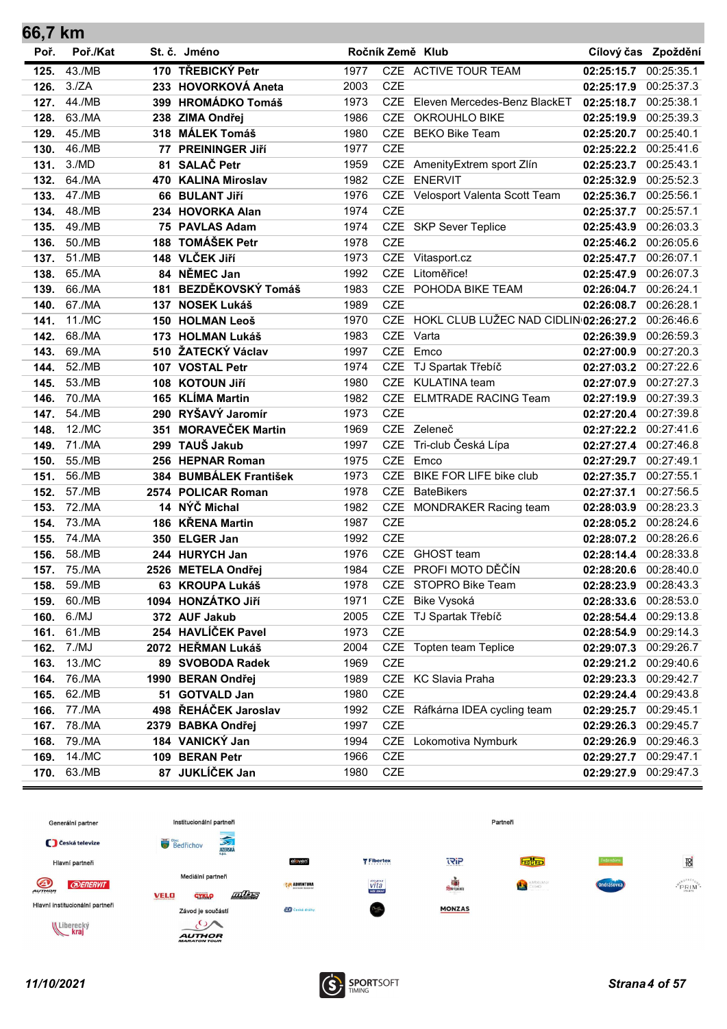## 66,7 km

| Poř. | Poř./Kat | St. č. | Jméno | Ročník | Země | Klub | Cílový čas | Zpoždění |
|---|---|---|---|---|---|---|---|---|
| 125. | 43./MB | 170 | TŘEBICKÝ Petr | 1977 | CZE | ACTIVE TOUR TEAM | 02:25:15.7 | 00:25:35.1 |
| 126. | 3./ZA | 233 | HOVORKOVÁ Aneta | 2003 | CZE | | 02:25:17.9 | 00:25:37.3 |
| 127. | 44./MB | 399 | HROMÁDKO Tomáš | 1973 | CZE | Eleven Mercedes-Benz BlackET | 02:25:18.7 | 00:25:38.1 |
| 128. | 63./MA | 238 | ZIMA Ondřej | 1986 | CZE | OKROUHLO BIKE | 02:25:19.9 | 00:25:39.3 |
| 129. | 45./MB | 318 | MÁLEK Tomáš | 1980 | CZE | BEKO Bike Team | 02:25:20.7 | 00:25:40.1 |
| 130. | 46./MB | 77 | PREININGER Jiří | 1977 | CZE | | 02:25:22.2 | 00:25:41.6 |
| 131. | 3./MD | 81 | SALAČ Petr | 1959 | CZE | AmenityExtrem sport Zlín | 02:25:23.7 | 00:25:43.1 |
| 132. | 64./MA | 470 | KALINA Miroslav | 1982 | CZE | ENERVIT | 02:25:32.9 | 00:25:52.3 |
| 133. | 47./MB | 66 | BULANT Jiří | 1976 | CZE | Velosport Valenta Scott Team | 02:25:36.7 | 00:25:56.1 |
| 134. | 48./MB | 234 | HOVORKA Alan | 1974 | CZE | | 02:25:37.7 | 00:25:57.1 |
| 135. | 49./MB | 75 | PAVLAS Adam | 1974 | CZE | SKP Sever Teplice | 02:25:43.9 | 00:26:03.3 |
| 136. | 50./MB | 188 | TOMÁŠEK Petr | 1978 | CZE | | 02:25:46.2 | 00:26:05.6 |
| 137. | 51./MB | 148 | VLČEK Jiří | 1973 | CZE | Vitasport.cz | 02:25:47.7 | 00:26:07.1 |
| 138. | 65./MA | 84 | NĚMEC Jan | 1992 | CZE | Litoměřice! | 02:25:47.9 | 00:26:07.3 |
| 139. | 66./MA | 181 | BEZDĚKOVSKÝ Tomáš | 1983 | CZE | POHODA BIKE TEAM | 02:26:04.7 | 00:26:24.1 |
| 140. | 67./MA | 137 | NOSEK Lukáš | 1989 | CZE | | 02:26:08.7 | 00:26:28.1 |
| 141. | 11./MC | 150 | HOLMAN Leoš | 1970 | CZE | HOKL CLUB LUŽEC NAD CIDLIN | 02:26:27.2 | 00:26:46.6 |
| 142. | 68./MA | 173 | HOLMAN Lukáš | 1983 | CZE | Varta | 02:26:39.9 | 00:26:59.3 |
| 143. | 69./MA | 510 | ŽATECKÝ Václav | 1997 | CZE | Emco | 02:27:00.9 | 00:27:20.3 |
| 144. | 52./MB | 107 | VOSTAL Petr | 1974 | CZE | TJ Spartak Třebíč | 02:27:03.2 | 00:27:22.6 |
| 145. | 53./MB | 108 | KOTOUN Jiří | 1980 | CZE | KULATINA team | 02:27:07.9 | 00:27:27.3 |
| 146. | 70./MA | 165 | KLÍMA Martin | 1982 | CZE | ELMTRADE RACING Team | 02:27:19.9 | 00:27:39.3 |
| 147. | 54./MB | 290 | RYŠAVÝ Jaromír | 1973 | CZE | | 02:27:20.4 | 00:27:39.8 |
| 148. | 12./MC | 351 | MORAVEČEK Martin | 1969 | CZE | Zeleneč | 02:27:22.2 | 00:27:41.6 |
| 149. | 71./MA | 299 | TAUŠ Jakub | 1997 | CZE | Tri-club Česká Lípa | 02:27:27.4 | 00:27:46.8 |
| 150. | 55./MB | 256 | HEPNAR Roman | 1975 | CZE | Emco | 02:27:29.7 | 00:27:49.1 |
| 151. | 56./MB | 384 | BUMBÁLEK František | 1973 | CZE | BIKE FOR LIFE bike club | 02:27:35.7 | 00:27:55.1 |
| 152. | 57./MB | 2574 | POLICAR Roman | 1978 | CZE | BateBikers | 02:27:37.1 | 00:27:56.5 |
| 153. | 72./MA | 14 | NÝČ Michal | 1982 | CZE | MONDRAKER Racing team | 02:28:03.9 | 00:28:23.3 |
| 154. | 73./MA | 186 | KŘENA Martin | 1987 | CZE | | 02:28:05.2 | 00:28:24.6 |
| 155. | 74./MA | 350 | ELGER Jan | 1992 | CZE | | 02:28:07.2 | 00:28:26.6 |
| 156. | 58./MB | 244 | HURYCH Jan | 1976 | CZE | GHOST team | 02:28:14.4 | 00:28:33.8 |
| 157. | 75./MA | 2526 | METELA Ondřej | 1984 | CZE | PROFI MOTO DĚČÍN | 02:28:20.6 | 00:28:40.0 |
| 158. | 59./MB | 63 | KROUPA Lukáš | 1978 | CZE | STOPRO Bike Team | 02:28:23.9 | 00:28:43.3 |
| 159. | 60./MB | 1094 | HONZÁTKO Jiří | 1971 | CZE | Bike Vysoká | 02:28:33.6 | 00:28:53.0 |
| 160. | 6./MJ | 372 | AUF Jakub | 2005 | CZE | TJ Spartak Třebíč | 02:28:54.4 | 00:29:13.8 |
| 161. | 61./MB | 254 | HAVLÍČEK Pavel | 1973 | CZE | | 02:28:54.9 | 00:29:14.3 |
| 162. | 7./MJ | 2072 | HEŘMAN Lukáš | 2004 | CZE | Topten team Teplice | 02:29:07.3 | 00:29:26.7 |
| 163. | 13./MC | 89 | SVOBODA Radek | 1969 | CZE | | 02:29:21.2 | 00:29:40.6 |
| 164. | 76./MA | 1990 | BERAN Ondřej | 1989 | CZE | KC Slavia Praha | 02:29:23.3 | 00:29:42.7 |
| 165. | 62./MB | 51 | GOTVALD Jan | 1980 | CZE | | 02:29:24.4 | 00:29:43.8 |
| 166. | 77./MA | 498 | ŘEHÁČEK Jaroslav | 1992 | CZE | Ráfkárna IDEA cycling team | 02:29:25.7 | 00:29:45.1 |
| 167. | 78./MA | 2379 | BABKA Ondřej | 1997 | CZE | | 02:29:26.3 | 00:29:45.7 |
| 168. | 79./MA | 184 | VANICKÝ Jan | 1994 | CZE | Lokomotiva Nymburk | 02:29:26.9 | 00:29:46.3 |
| 169. | 14./MC | 109 | BERAN Petr | 1966 | CZE | | 02:29:27.7 | 00:29:47.1 |
| 170. | 63./MB | 87 | JUKLÍČEK Jan | 1980 | CZE | | 02:29:27.9 | 00:29:47.3 |

Generální partner · Institucionální partneři · Partneři · Hlavní partneři · Mediální partneři · Hlavní institucionální partneři · Závod je součástí

11/10/2021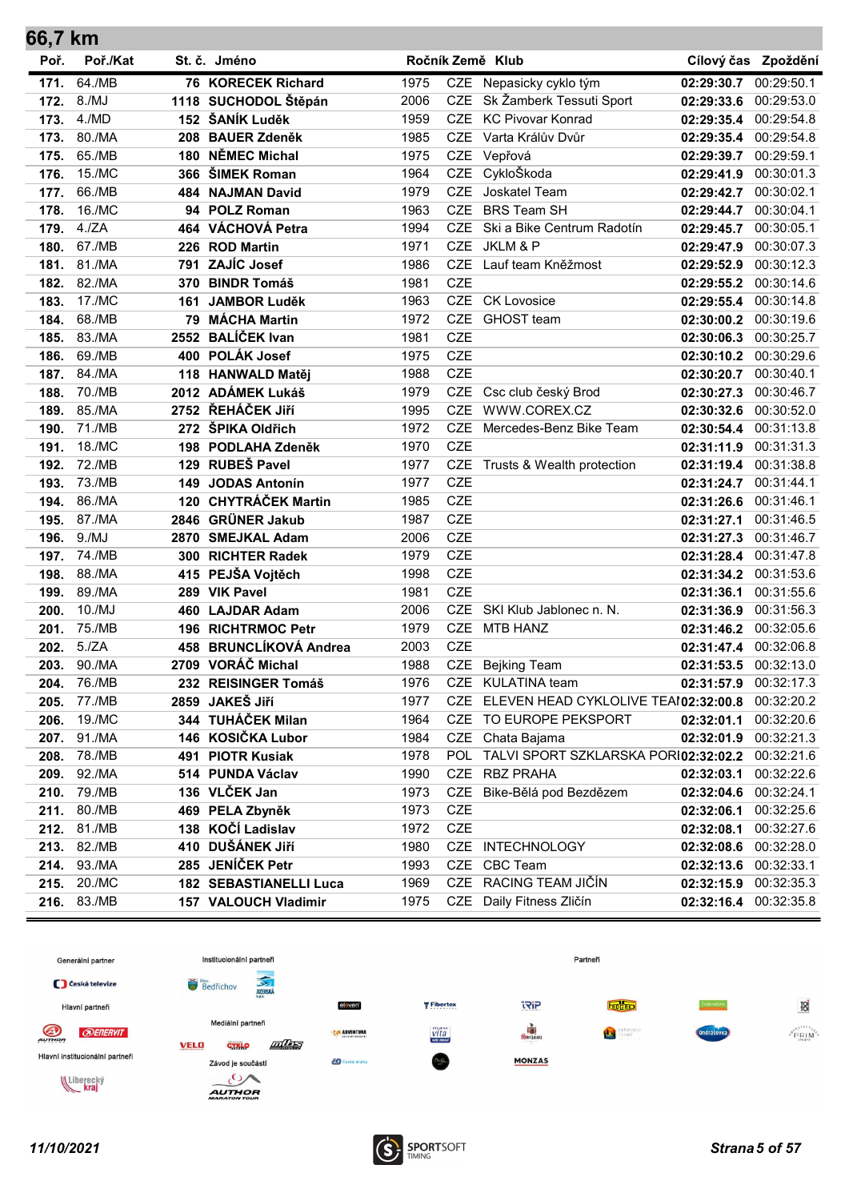## 66,7 km

| Poř. | Poř./Kat | St. č. | Jméno | Ročník | Země | Klub | Cílový čas | Zpoždění |
|---|---|---|---|---|---|---|---|---|
| 171. | 64./MB | 76 | KORECEK Richard | 1975 | CZE | Nepasicky cyklo tým | 02:29:30.7 | 00:29:50.1 |
| 172. | 8./MJ | 1118 | SUCHODOL Štěpán | 2006 | CZE | Sk Žamberk Tessuti Sport | 02:29:33.6 | 00:29:53.0 |
| 173. | 4./MD | 152 | ŠANÍK Luděk | 1959 | CZE | KC Pivovar Konrad | 02:29:35.4 | 00:29:54.8 |
| 173. | 80./MA | 208 | BAUER Zdeněk | 1985 | CZE | Varta Králův Dvůr | 02:29:35.4 | 00:29:54.8 |
| 175. | 65./MB | 180 | NĚMEC Michal | 1975 | CZE | Vepřová | 02:29:39.7 | 00:29:59.1 |
| 176. | 15./MC | 366 | ŠIMEK Roman | 1964 | CZE | CykloŠkoda | 02:29:41.9 | 00:30:01.3 |
| 177. | 66./MB | 484 | NAJMAN David | 1979 | CZE | Joskatel Team | 02:29:42.7 | 00:30:02.1 |
| 178. | 16./MC | 94 | POLZ Roman | 1963 | CZE | BRS Team SH | 02:29:44.7 | 00:30:04.1 |
| 179. | 4./ZA | 464 | VÁCHOVÁ Petra | 1994 | CZE | Ski a Bike Centrum Radotín | 02:29:45.7 | 00:30:05.1 |
| 180. | 67./MB | 226 | ROD Martin | 1971 | CZE | JKLM & P | 02:29:47.9 | 00:30:07.3 |
| 181. | 81./MA | 791 | ZAJÍC Josef | 1986 | CZE | Lauf team Kněžmost | 02:29:52.9 | 00:30:12.3 |
| 182. | 82./MA | 370 | BINDR Tomáš | 1981 | CZE | | 02:29:55.2 | 00:30:14.6 |
| 183. | 17./MC | 161 | JAMBOR Luděk | 1963 | CZE | CK Lovosice | 02:29:55.4 | 00:30:14.8 |
| 184. | 68./MB | 79 | MÁCHA Martin | 1972 | CZE | GHOST team | 02:30:00.2 | 00:30:19.6 |
| 185. | 83./MA | 2552 | BALÍČEK Ivan | 1981 | CZE | | 02:30:06.3 | 00:30:25.7 |
| 186. | 69./MB | 400 | POLÁK Josef | 1975 | CZE | | 02:30:10.2 | 00:30:29.6 |
| 187. | 84./MA | 118 | HANWALD Matěj | 1988 | CZE | | 02:30:20.7 | 00:30:40.1 |
| 188. | 70./MB | 2012 | ADÁMEK Lukáš | 1979 | CZE | Csc club český Brod | 02:30:27.3 | 00:30:46.7 |
| 189. | 85./MA | 2752 | ŘEHÁČEK Jiří | 1995 | CZE | WWW.COREX.CZ | 02:30:32.6 | 00:30:52.0 |
| 190. | 71./MB | 272 | ŠPIKA Oldřich | 1972 | CZE | Mercedes-Benz Bike Team | 02:30:54.4 | 00:31:13.8 |
| 191. | 18./MC | 198 | PODLAHA Zdeněk | 1970 | CZE | | 02:31:11.9 | 00:31:31.3 |
| 192. | 72./MB | 129 | RUBEŠ Pavel | 1977 | CZE | Trusts & Wealth protection | 02:31:19.4 | 00:31:38.8 |
| 193. | 73./MB | 149 | JODAS Antonín | 1977 | CZE | | 02:31:24.7 | 00:31:44.1 |
| 194. | 86./MA | 120 | CHYTRÁČEK Martin | 1985 | CZE | | 02:31:26.6 | 00:31:46.1 |
| 195. | 87./MA | 2846 | GRÜNER Jakub | 1987 | CZE | | 02:31:27.1 | 00:31:46.5 |
| 196. | 9./MJ | 2870 | SMEJKAL Adam | 2006 | CZE | | 02:31:27.3 | 00:31:46.7 |
| 197. | 74./MB | 300 | RICHTER Radek | 1979 | CZE | | 02:31:28.4 | 00:31:47.8 |
| 198. | 88./MA | 415 | PEJŠA Vojtěch | 1998 | CZE | | 02:31:34.2 | 00:31:53.6 |
| 199. | 89./MA | 289 | VIK Pavel | 1981 | CZE | | 02:31:36.1 | 00:31:55.6 |
| 200. | 10./MJ | 460 | LAJDAR Adam | 2006 | CZE | SKI Klub Jablonec n. N. | 02:31:36.9 | 00:31:56.3 |
| 201. | 75./MB | 196 | RICHTRMOC Petr | 1979 | CZE | MTB HANZ | 02:31:46.2 | 00:32:05.6 |
| 202. | 5./ZA | 458 | BRUNCLÍKOVÁ Andrea | 2003 | CZE | | 02:31:47.4 | 00:32:06.8 |
| 203. | 90./MA | 2709 | VORÁČ Michal | 1988 | CZE | Bejking Team | 02:31:53.5 | 00:32:13.0 |
| 204. | 76./MB | 232 | REISINGER Tomáš | 1976 | CZE | KULATINA team | 02:31:57.9 | 00:32:17.3 |
| 205. | 77./MB | 2859 | JAKEŠ Jiří | 1977 | CZE | ELEVEN HEAD CYKLOLIVE TEAM | 02:32:00.8 | 00:32:20.2 |
| 206. | 19./MC | 344 | TUHÁČEK Milan | 1964 | CZE | TO EUROPE PEKSPORT | 02:32:01.1 | 00:32:20.6 |
| 207. | 91./MA | 146 | KOSIČKA Lubor | 1984 | CZE | Chata Bajama | 02:32:01.9 | 00:32:21.3 |
| 208. | 78./MB | 491 | PIOTR Kusiak | 1978 | POL | TALVI SPORT SZKLARSKA PORĘBA | 02:32:02.2 | 00:32:21.6 |
| 209. | 92./MA | 514 | PUNDA Václav | 1990 | CZE | RBZ PRAHA | 02:32:03.1 | 00:32:22.6 |
| 210. | 79./MB | 136 | VLČEK Jan | 1973 | CZE | Bike-Bělá pod Bezdězem | 02:32:04.6 | 00:32:24.1 |
| 211. | 80./MB | 469 | PELA Zbyněk | 1973 | CZE | | 02:32:06.1 | 00:32:25.6 |
| 212. | 81./MB | 138 | KOČÍ Ladislav | 1972 | CZE | | 02:32:08.1 | 00:32:27.6 |
| 213. | 82./MB | 410 | DUŠÁNEK Jiří | 1980 | CZE | INTECHNOLOGY | 02:32:08.6 | 00:32:28.0 |
| 214. | 93./MA | 285 | JENÍČEK Petr | 1993 | CZE | CBC Team | 02:32:13.6 | 00:32:33.1 |
| 215. | 20./MC | 182 | SEBASTIANELLI Luca | 1969 | CZE | RACING TEAM JIČÍN | 02:32:15.9 | 00:32:35.3 |
| 216. | 83./MB | 157 | VALOUCH Vladimir | 1975 | CZE | Daily Fitness Zličín | 02:32:16.4 | 00:32:35.8 |

Generální partner · Hlavní partneři · Hlavní institucionální partneři · Institucionální partneři · Mediální partneři · Závod je součástí · Partneři

11/10/2021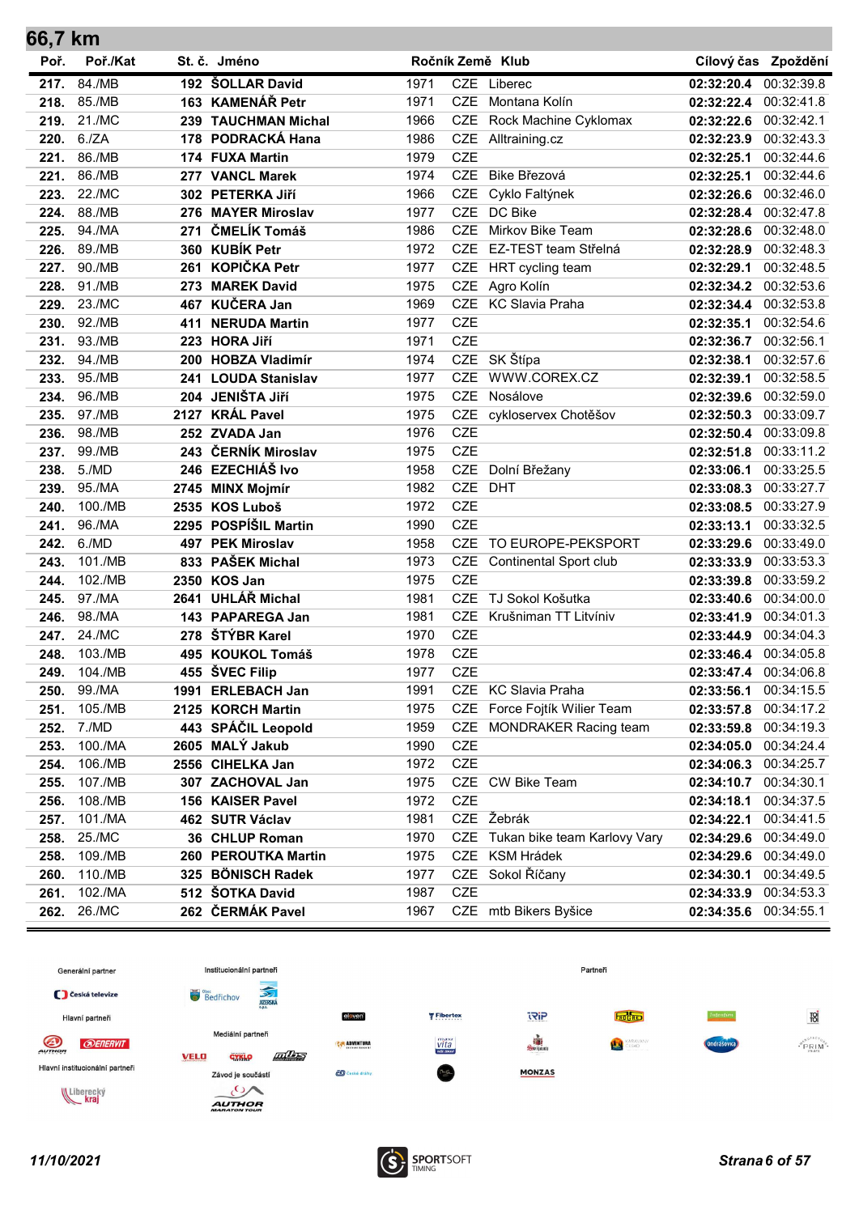## 66,7 km

| Poř. | Poř./Kat | St. č. | Jméno | Ročník | Země | Klub | Cílový čas | Zpoždění |
|---|---|---|---|---|---|---|---|---|
| 217. | 84./MB | 192 | ŠOLLAR David | 1971 | CZE | Liberec | 02:32:20.4 | 00:32:39.8 |
| 218. | 85./MB | 163 | KAMENÁŘ Petr | 1971 | CZE | Montana Kolín | 02:32:22.4 | 00:32:41.8 |
| 219. | 21./MC | 239 | TAUCHMAN Michal | 1966 | CZE | Rock Machine Cyklomax | 02:32:22.6 | 00:32:42.1 |
| 220. | 6./ZA | 178 | PODRACKÁ Hana | 1986 | CZE | Alltraining.cz | 02:32:23.9 | 00:32:43.3 |
| 221. | 86./MB | 174 | FUXA Martin | 1979 | CZE | | 02:32:25.1 | 00:32:44.6 |
| 221. | 86./MB | 277 | VANCL Marek | 1974 | CZE | Bike Březová | 02:32:25.1 | 00:32:44.6 |
| 223. | 22./MC | 302 | PETERKA Jiří | 1966 | CZE | Cyklo Faltýnek | 02:32:26.6 | 00:32:46.0 |
| 224. | 88./MB | 276 | MAYER Miroslav | 1977 | CZE | DC Bike | 02:32:28.4 | 00:32:47.8 |
| 225. | 94./MA | 271 | ČMELÍK Tomáš | 1986 | CZE | Mirkov Bike Team | 02:32:28.6 | 00:32:48.0 |
| 226. | 89./MB | 360 | KUBÍK Petr | 1972 | CZE | EZ-TEST team Střelná | 02:32:28.9 | 00:32:48.3 |
| 227. | 90./MB | 261 | KOPIČKA Petr | 1977 | CZE | HRT cycling team | 02:32:29.1 | 00:32:48.5 |
| 228. | 91./MB | 273 | MAREK David | 1975 | CZE | Agro Kolín | 02:32:34.2 | 00:32:53.6 |
| 229. | 23./MC | 467 | KUČERA Jan | 1969 | CZE | KC Slavia Praha | 02:32:34.4 | 00:32:53.8 |
| 230. | 92./MB | 411 | NERUDA Martin | 1977 | CZE | | 02:32:35.1 | 00:32:54.6 |
| 231. | 93./MB | 223 | HORA Jiří | 1971 | CZE | | 02:32:36.7 | 00:32:56.1 |
| 232. | 94./MB | 200 | HOBZA Vladimír | 1974 | CZE | SK Štípa | 02:32:38.1 | 00:32:57.6 |
| 233. | 95./MB | 241 | LOUDA Stanislav | 1977 | CZE | WWW.COREX.CZ | 02:32:39.1 | 00:32:58.5 |
| 234. | 96./MB | 204 | JENIŠTA Jiří | 1975 | CZE | Nosálove | 02:32:39.6 | 00:32:59.0 |
| 235. | 97./MB | 2127 | KRÁL Pavel | 1975 | CZE | cykloservex Chotěšov | 02:32:50.3 | 00:33:09.7 |
| 236. | 98./MB | 252 | ZVADA Jan | 1976 | CZE | | 02:32:50.4 | 00:33:09.8 |
| 237. | 99./MB | 243 | ČERNÍK Miroslav | 1975 | CZE | | 02:32:51.8 | 00:33:11.2 |
| 238. | 5./MD | 246 | EZECHIÁŠ Ivo | 1958 | CZE | Dolní Břežany | 02:33:06.1 | 00:33:25.5 |
| 239. | 95./MA | 2745 | MINX Mojmír | 1982 | CZE | DHT | 02:33:08.3 | 00:33:27.7 |
| 240. | 100./MB | 2535 | KOS Luboš | 1972 | CZE | | 02:33:08.5 | 00:33:27.9 |
| 241. | 96./MA | 2295 | POSPÍŠIL Martin | 1990 | CZE | | 02:33:13.1 | 00:33:32.5 |
| 242. | 6./MD | 497 | PEK Miroslav | 1958 | CZE | TO EUROPE-PEKSPORT | 02:33:29.6 | 00:33:49.0 |
| 243. | 101./MB | 833 | PAŠEK Michal | 1973 | CZE | Continental Sport club | 02:33:33.9 | 00:33:53.3 |
| 244. | 102./MB | 2350 | KOS Jan | 1975 | CZE | | 02:33:39.8 | 00:33:59.2 |
| 245. | 97./MA | 2641 | UHLÁŘ Michal | 1981 | CZE | TJ Sokol Košutka | 02:33:40.6 | 00:34:00.0 |
| 246. | 98./MA | 143 | PAPAREGA Jan | 1981 | CZE | Krušniman TT Litvínív | 02:33:41.9 | 00:34:01.3 |
| 247. | 24./MC | 278 | ŠTÝBR Karel | 1970 | CZE | | 02:33:44.9 | 00:34:04.3 |
| 248. | 103./MB | 495 | KOUKOL Tomáš | 1978 | CZE | | 02:33:46.4 | 00:34:05.8 |
| 249. | 104./MB | 455 | ŠVEC Filip | 1977 | CZE | | 02:33:47.4 | 00:34:06.8 |
| 250. | 99./MA | 1991 | ERLEBACH Jan | 1991 | CZE | KC Slavia Praha | 02:33:56.1 | 00:34:15.5 |
| 251. | 105./MB | 2125 | KORCH Martin | 1975 | CZE | Force Fojtík Wilier Team | 02:33:57.8 | 00:34:17.2 |
| 252. | 7./MD | 443 | SPÁČIL Leopold | 1959 | CZE | MONDRAKER Racing team | 02:33:59.8 | 00:34:19.3 |
| 253. | 100./MA | 2605 | MALÝ Jakub | 1990 | CZE | | 02:34:05.0 | 00:34:24.4 |
| 254. | 106./MB | 2556 | CIHELKA Jan | 1972 | CZE | | 02:34:06.3 | 00:34:25.7 |
| 255. | 107./MB | 307 | ZACHOVAL Jan | 1975 | CZE | CW Bike Team | 02:34:10.7 | 00:34:30.1 |
| 256. | 108./MB | 156 | KAISER Pavel | 1972 | CZE | | 02:34:18.1 | 00:34:37.5 |
| 257. | 101./MA | 462 | SUTR Václav | 1981 | CZE | Žebrák | 02:34:22.1 | 00:34:41.5 |
| 258. | 25./MC | 36 | CHLUP Roman | 1970 | CZE | Tukan bike team Karlovy Vary | 02:34:29.6 | 00:34:49.0 |
| 258. | 109./MB | 260 | PEROUTKA Martin | 1975 | CZE | KSM Hrádek | 02:34:29.6 | 00:34:49.0 |
| 260. | 110./MB | 325 | BÖNISCH Radek | 1977 | CZE | Sokol Říčany | 02:34:30.1 | 00:34:49.5 |
| 261. | 102./MA | 512 | ŠOTKA David | 1987 | CZE | | 02:34:33.9 | 00:34:53.3 |
| 262. | 26./MC | 262 | ČERMÁK Pavel | 1967 | CZE | mtb Bikers Byšice | 02:34:35.6 | 00:34:55.1 |

11/10/2021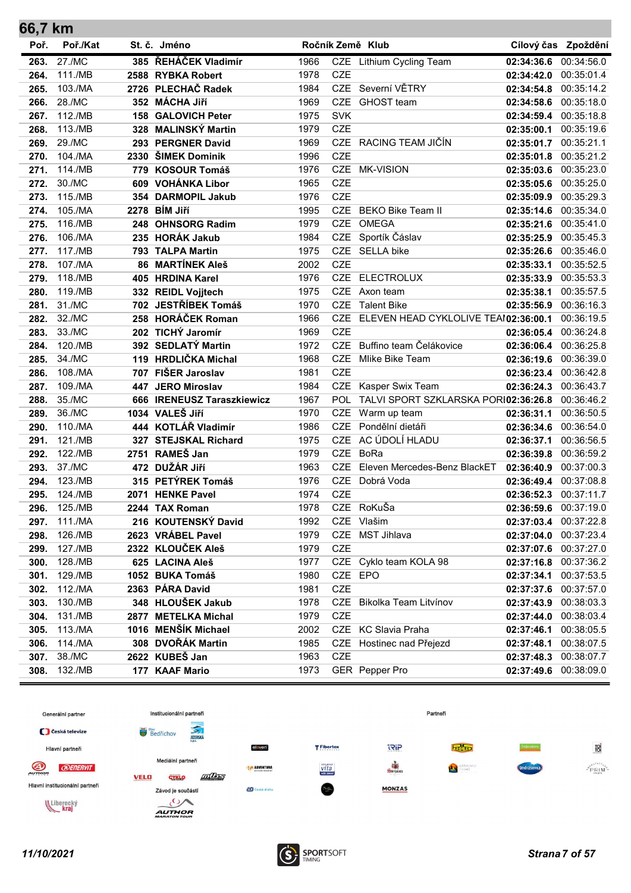## 66,7 km

| Poř. | Poř./Kat | St. č. | Jméno | Ročník | Země | Klub | Cílový čas | Zpoždění |
|---|---|---|---|---|---|---|---|---|
| 263. | 27./MC | 385 | ŘEHÁČEK Vladimír | 1966 | CZE | Lithium Cycling Team | 02:34:36.6 | 00:34:56.0 |
| 264. | 111./MB | 2588 | RYBKA Robert | 1978 | CZE | | 02:34:42.0 | 00:35:01.4 |
| 265. | 103./MA | 2726 | PLECHAČ Radek | 1984 | CZE | Severní VĚTRY | 02:34:54.8 | 00:35:14.2 |
| 266. | 28./MC | 352 | MÁCHA Jiří | 1969 | CZE | GHOST team | 02:34:58.6 | 00:35:18.0 |
| 267. | 112./MB | 158 | GALOVICH Peter | 1975 | SVK | | 02:34:59.4 | 00:35:18.8 |
| 268. | 113./MB | 328 | MALINSKÝ Martin | 1979 | CZE | | 02:35:00.1 | 00:35:19.6 |
| 269. | 29./MC | 293 | PERGNER David | 1969 | CZE | RACING TEAM JIČÍN | 02:35:01.7 | 00:35:21.1 |
| 270. | 104./MA | 2330 | ŠIMEK Dominik | 1996 | CZE | | 02:35:01.8 | 00:35:21.2 |
| 271. | 114./MB | 779 | KOSOUR Tomáš | 1976 | CZE | MK-VISION | 02:35:03.6 | 00:35:23.0 |
| 272. | 30./MC | 609 | VOHÁNKA Libor | 1965 | CZE | | 02:35:05.6 | 00:35:25.0 |
| 273. | 115./MB | 354 | DARMOPIL Jakub | 1976 | CZE | | 02:35:09.9 | 00:35:29.3 |
| 274. | 105./MA | 2278 | BÍM Jiří | 1995 | CZE | BEKO Bike Team II | 02:35:14.6 | 00:35:34.0 |
| 275. | 116./MB | 248 | OHNSORG Radim | 1979 | CZE | OMEGA | 02:35:21.6 | 00:35:41.0 |
| 276. | 106./MA | 235 | HORÁK Jakub | 1984 | CZE | Sportík Čáslav | 02:35:25.9 | 00:35:45.3 |
| 277. | 117./MB | 793 | TALPA Martin | 1975 | CZE | SELLA bike | 02:35:26.6 | 00:35:46.0 |
| 278. | 107./MA | 86 | MARTÍNEK Aleš | 2002 | CZE | | 02:35:33.1 | 00:35:52.5 |
| 279. | 118./MB | 405 | HRDINA Karel | 1976 | CZE | ELECTROLUX | 02:35:33.9 | 00:35:53.3 |
| 280. | 119./MB | 332 | REIDL Vojjtech | 1975 | CZE | Axon team | 02:35:38.1 | 00:35:57.5 |
| 281. | 31./MC | 702 | JESTŘÁBEK Tomáš | 1970 | CZE | Talent Bike | 02:35:56.9 | 00:36:16.3 |
| 282. | 32./MC | 258 | HORÁČEK Roman | 1966 | CZE | ELEVEN HEAD CYKLOLIVE TEAI | 02:36:00.1 | 00:36:19.5 |
| 283. | 33./MC | 202 | TICHÝ Jaromír | 1969 | CZE | | 02:36:05.4 | 00:36:24.8 |
| 284. | 120./MB | 392 | SEDLATÝ Martin | 1972 | CZE | Buffino team Čelákovice | 02:36:06.4 | 00:36:25.8 |
| 285. | 34./MC | 119 | HRDLIČKA Michal | 1968 | CZE | Mlike Bike Team | 02:36:19.6 | 00:36:39.0 |
| 286. | 108./MA | 707 | FIŠER Jaroslav | 1981 | CZE | | 02:36:23.4 | 00:36:42.8 |
| 287. | 109./MA | 447 | JERO Miroslav | 1984 | CZE | Kasper Swix Team | 02:36:24.3 | 00:36:43.7 |
| 288. | 35./MC | 666 | IRENEUSZ Taraszkiewicz | 1967 | POL | TALVI SPORT SZKLARSKA PORI | 02:36:26.8 | 00:36:46.2 |
| 289. | 36./MC | 1034 | VALEŠ Jiří | 1970 | CZE | Warm up team | 02:36:31.1 | 00:36:50.5 |
| 290. | 110./MA | 444 | KOTLÁŘ Vladimír | 1986 | CZE | Pondělní dietáři | 02:36:34.6 | 00:36:54.0 |
| 291. | 121./MB | 327 | STEJSKAL Richard | 1975 | CZE | AC ÚDOLÍ HLADU | 02:36:37.1 | 00:36:56.5 |
| 292. | 122./MB | 2751 | RAMEŠ Jan | 1979 | CZE | BoRa | 02:36:39.8 | 00:36:59.2 |
| 293. | 37./MC | 472 | DUŽÁR Jiří | 1963 | CZE | Eleven Mercedes-Benz BlackET | 02:36:40.9 | 00:37:00.3 |
| 294. | 123./MB | 315 | PETÝREK Tomáš | 1976 | CZE | Dobrá Voda | 02:36:49.4 | 00:37:08.8 |
| 295. | 124./MB | 2071 | HENKE Pavel | 1974 | CZE | | 02:36:52.3 | 00:37:11.7 |
| 296. | 125./MB | 2244 | TAX Roman | 1978 | CZE | RoKuŠa | 02:36:59.6 | 00:37:19.0 |
| 297. | 111./MA | 216 | KOUTENSKÝ David | 1992 | CZE | Vlašim | 02:37:03.4 | 00:37:22.8 |
| 298. | 126./MB | 2623 | VRÁBEL Pavel | 1979 | CZE | MST Jihlava | 02:37:04.0 | 00:37:23.4 |
| 299. | 127./MB | 2322 | KLOUČEK Aleš | 1979 | CZE | | 02:37:07.6 | 00:37:27.0 |
| 300. | 128./MB | 625 | LACINA Aleš | 1977 | CZE | Cyklo team KOLA 98 | 02:37:16.8 | 00:37:36.2 |
| 301. | 129./MB | 1052 | BUKA Tomáš | 1980 | CZE | EPO | 02:37:34.1 | 00:37:53.5 |
| 302. | 112./MA | 2363 | PÁRA David | 1981 | CZE | | 02:37:37.6 | 00:37:57.0 |
| 303. | 130./MB | 348 | HLOUŠEK Jakub | 1978 | CZE | Bikolka Team Litvínov | 02:37:43.9 | 00:38:03.3 |
| 304. | 131./MB | 2877 | METELKA Michal | 1979 | CZE | | 02:37:44.0 | 00:38:03.4 |
| 305. | 113./MA | 1016 | MENŠÍK Michael | 2002 | CZE | KC Slavia Praha | 02:37:46.1 | 00:38:05.5 |
| 306. | 114./MA | 308 | DVOŘÁK Martin | 1985 | CZE | Hostinec nad Přejezd | 02:37:48.1 | 00:38:07.5 |
| 307. | 38./MC | 2622 | KUBEŠ Jan | 1963 | CZE | | 02:37:48.3 | 00:38:07.7 |
| 308. | 132./MB | 177 | KAAF Mario | 1973 | GER | Pepper Pro | 02:37:49.6 | 00:38:09.0 |

Generální partner · Hlavní partneři · Hlavní institucionální partneři · Institucionální partneři · Mediální partneři · Závod je součástí · Partneři

11/10/2021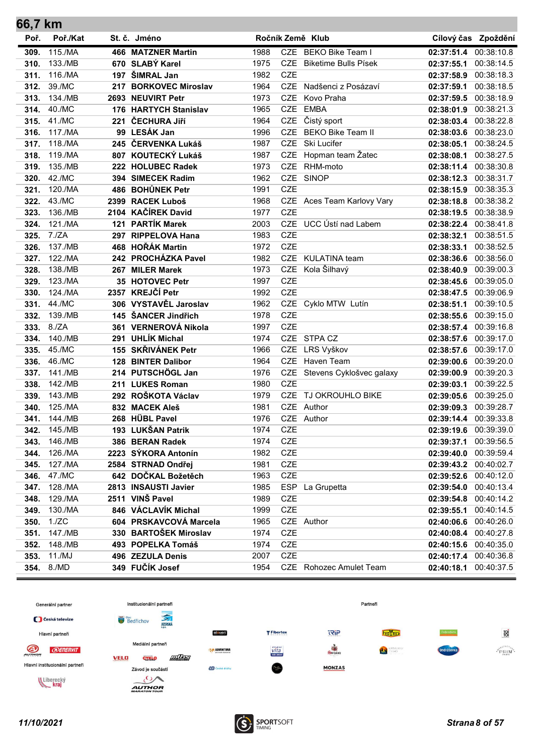## 66,7 km

| Poř. | Poř./Kat | St. č. | Jméno | Ročník | Země | Klub | Cílový čas | Zpoždění |
|---|---|---|---|---|---|---|---|---|
| 309. | 115./MA | 466 | MATZNER Martin | 1988 | CZE | BEKO Bike Team I | 02:37:51.4 | 00:38:10.8 |
| 310. | 133./MB | 670 | SLABÝ Karel | 1975 | CZE | Biketime Bulls Písek | 02:37:55.1 | 00:38:14.5 |
| 311. | 116./MA | 197 | ŠIMRAL Jan | 1982 | CZE | | 02:37:58.9 | 00:38:18.3 |
| 312. | 39./MC | 217 | BORKOVEC Miroslav | 1964 | CZE | Nadšenci z Posázaví | 02:37:59.1 | 00:38:18.5 |
| 313. | 134./MB | 2693 | NEUVIRT Petr | 1973 | CZE | Kovo Praha | 02:37:59.5 | 00:38:18.9 |
| 314. | 40./MC | 176 | HARTYCH Stanislav | 1965 | CZE | EMBA | 02:38:01.9 | 00:38:21.3 |
| 315. | 41./MC | 221 | ČECHURA Jiří | 1964 | CZE | Čistý sport | 02:38:03.4 | 00:38:22.8 |
| 316. | 117./MA | 99 | LESÁK Jan | 1996 | CZE | BEKO Bike Team II | 02:38:03.6 | 00:38:23.0 |
| 317. | 118./MA | 245 | ČERVENKA Lukáš | 1987 | CZE | Ski Lucifer | 02:38:05.1 | 00:38:24.5 |
| 318. | 119./MA | 807 | KOUTECKÝ Lukáš | 1987 | CZE | Hopman team Žatec | 02:38:08.1 | 00:38:27.5 |
| 319. | 135./MB | 222 | HOLUBEC Radek | 1973 | CZE | RHM-moto | 02:38:11.4 | 00:38:30.8 |
| 320. | 42./MC | 394 | SIMECEK Radim | 1962 | CZE | SINOP | 02:38:12.3 | 00:38:31.7 |
| 321. | 120./MA | 486 | BOHŮNEK Petr | 1991 | CZE | | 02:38:15.9 | 00:38:35.3 |
| 322. | 43./MC | 2399 | RACEK Luboš | 1968 | CZE | Aces Team Karlovy Vary | 02:38:18.8 | 00:38:38.2 |
| 323. | 136./MB | 2104 | KAČÍREK David | 1977 | CZE | | 02:38:19.5 | 00:38:38.9 |
| 324. | 121./MA | 121 | PARTÍK Marek | 2003 | CZE | UCC Ústí nad Labem | 02:38:22.4 | 00:38:41.8 |
| 325. | 7./ZA | 297 | RIPPELOVA Hana | 1983 | CZE | | 02:38:32.1 | 00:38:51.5 |
| 326. | 137./MB | 468 | HOŘÁK Martin | 1972 | CZE | | 02:38:33.1 | 00:38:52.5 |
| 327. | 122./MA | 242 | PROCHÁZKA Pavel | 1982 | CZE | KULATINA team | 02:38:36.6 | 00:38:56.0 |
| 328. | 138./MB | 267 | MILER Marek | 1973 | CZE | Kola Šilhavý | 02:38:40.9 | 00:39:00.3 |
| 329. | 123./MA | 35 | HOTOVEC Petr | 1997 | CZE | | 02:38:45.6 | 00:39:05.0 |
| 330. | 124./MA | 2357 | KREJČÍ Petr | 1992 | CZE | | 02:38:47.5 | 00:39:06.9 |
| 331. | 44./MC | 306 | VYSTAVĚL Jaroslav | 1962 | CZE | Cyklo MTW Lutín | 02:38:51.1 | 00:39:10.5 |
| 332. | 139./MB | 145 | ŠANCER Jindřich | 1978 | CZE | | 02:38:55.6 | 00:39:15.0 |
| 333. | 8./ZA | 361 | VERNEROVÁ Nikola | 1997 | CZE | | 02:38:57.4 | 00:39:16.8 |
| 334. | 140./MB | 291 | UHLÍK Michal | 1974 | CZE | STPA CZ | 02:38:57.6 | 00:39:17.0 |
| 335. | 45./MC | 155 | SKŘIVÁNEK Petr | 1966 | CZE | LRS Vyškov | 02:38:57.6 | 00:39:17.0 |
| 336. | 46./MC | 128 | BINTER Dalibor | 1964 | CZE | Haven Team | 02:39:00.6 | 00:39:20.0 |
| 337. | 141./MB | 214 | PUTSCHÖGL Jan | 1976 | CZE | Stevens Cyklošvec galaxy | 02:39:00.9 | 00:39:20.3 |
| 338. | 142./MB | 211 | LUKES Roman | 1980 | CZE | | 02:39:03.1 | 00:39:22.5 |
| 339. | 143./MB | 292 | ROŠKOTA Václav | 1979 | CZE | TJ OKROUHLO BIKE | 02:39:05.6 | 00:39:25.0 |
| 340. | 125./MA | 832 | MACEK Aleš | 1981 | CZE | Author | 02:39:09.3 | 00:39:28.7 |
| 341. | 144./MB | 268 | HÜBL Pavel | 1976 | CZE | Author | 02:39:14.4 | 00:39:33.8 |
| 342. | 145./MB | 193 | LUKŠAN Patrik | 1974 | CZE | | 02:39:19.6 | 00:39:39.0 |
| 343. | 146./MB | 386 | BERAN Radek | 1974 | CZE | | 02:39:37.1 | 00:39:56.5 |
| 344. | 126./MA | 2223 | SÝKORA Antonín | 1982 | CZE | | 02:39:40.0 | 00:39:59.4 |
| 345. | 127./MA | 2584 | STRNAD Ondřej | 1981 | CZE | | 02:39:43.2 | 00:40:02.7 |
| 346. | 47./MC | 642 | DOČKAL Božetěch | 1963 | CZE | | 02:39:52.6 | 00:40:12.0 |
| 347. | 128./MA | 2813 | INSAUSTI Javier | 1985 | ESP | La Grupetta | 02:39:54.0 | 00:40:13.4 |
| 348. | 129./MA | 2511 | VINŠ Pavel | 1989 | CZE | | 02:39:54.8 | 00:40:14.2 |
| 349. | 130./MA | 846 | VÁCLAVÍK Michal | 1999 | CZE | | 02:39:55.1 | 00:40:14.5 |
| 350. | 1./ZC | 604 | PRSKAVCOVÁ Marcela | 1965 | CZE | Author | 02:40:06.6 | 00:40:26.0 |
| 351. | 147./MB | 330 | BARTOŠEK Miroslav | 1974 | CZE | | 02:40:08.4 | 00:40:27.8 |
| 352. | 148./MB | 493 | POPELKA Tomáš | 1974 | CZE | | 02:40:15.6 | 00:40:35.0 |
| 353. | 11./MJ | 496 | ZEZULA Denis | 2007 | CZE | | 02:40:17.4 | 00:40:36.8 |
| 354. | 8./MD | 349 | FUČÍK Josef | 1954 | CZE | Rohozec Amulet Team | 02:40:18.1 | 00:40:37.5 |

Generální partner · Institucionální partneři · Partneři · Hlavní partneři · Mediální partneři · Hlavní institucionální partneři · Závod je součástí

11/10/2021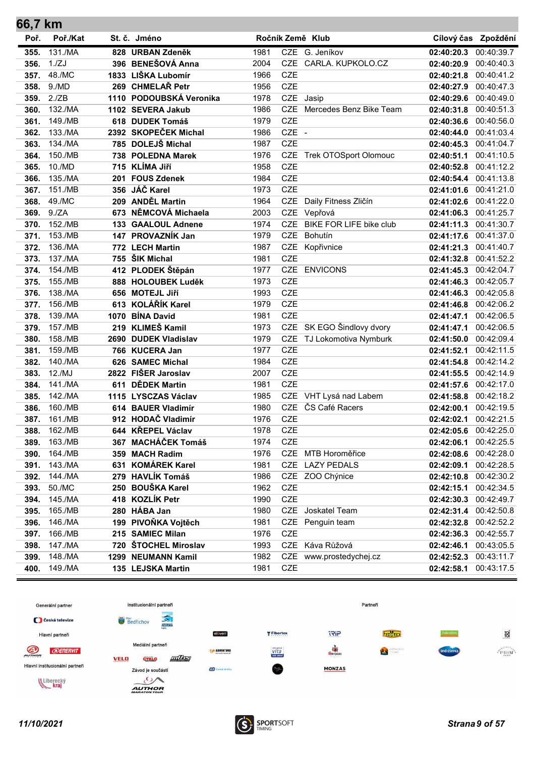## 66,7 km

| Poř. | Poř./Kat | St. č. | Jméno | Ročník | Země | Klub | Cílový čas | Zpoždění |
|---|---|---|---|---|---|---|---|---|
| 355. | 131./MA | 828 | URBAN Zdeněk | 1981 | CZE | G. Jeníkov | 02:40:20.3 | 00:40:39.7 |
| 356. | 1./ZJ | 396 | BENEŠOVÁ Anna | 2004 | CZE | CARLA. KUPKOLO.CZ | 02:40:20.9 | 00:40:40.3 |
| 357. | 48./MC | 1833 | LIŠKA Lubomír | 1966 | CZE | | 02:40:21.8 | 00:40:41.2 |
| 358. | 9./MD | 269 | CHMELAŘ Petr | 1956 | CZE | | 02:40:27.9 | 00:40:47.3 |
| 359. | 2./ZB | 1110 | PODOUBSKÁ Veronika | 1978 | CZE | Jasip | 02:40:29.6 | 00:40:49.0 |
| 360. | 132./MA | 1102 | SEVERA Jakub | 1986 | CZE | Mercedes Benz Bike Team | 02:40:31.8 | 00:40:51.3 |
| 361. | 149./MB | 618 | DUDEK Tomáš | 1979 | CZE | | 02:40:36.6 | 00:40:56.0 |
| 362. | 133./MA | 2392 | SKOPEČEK Michal | 1986 | CZE | - | 02:40:44.0 | 00:41:03.4 |
| 363. | 134./MA | 785 | DOLEJŠ Michal | 1987 | CZE | | 02:40:45.3 | 00:41:04.7 |
| 364. | 150./MB | 738 | POLEDNA Marek | 1976 | CZE | Trek OTOSport Olomouc | 02:40:51.1 | 00:41:10.5 |
| 365. | 10./MD | 715 | KLÍMA Jiří | 1958 | CZE | | 02:40:52.8 | 00:41:12.2 |
| 366. | 135./MA | 201 | FOUS Zdenek | 1984 | CZE | | 02:40:54.4 | 00:41:13.8 |
| 367. | 151./MB | 356 | JÁČ Karel | 1973 | CZE | | 02:41:01.6 | 00:41:21.0 |
| 368. | 49./MC | 209 | ANDĚL Martin | 1964 | CZE | Daily Fitness Zličín | 02:41:02.6 | 00:41:22.0 |
| 369. | 9./ZA | 673 | NĚMCOVÁ Michaela | 2003 | CZE | Vepřová | 02:41:06.3 | 00:41:25.7 |
| 370. | 152./MB | 133 | GAALOUL Adnene | 1974 | CZE | BIKE FOR LIFE bike club | 02:41:11.3 | 00:41:30.7 |
| 371. | 153./MB | 147 | PROVAZNÍK Jan | 1979 | CZE | Bohutín | 02:41:17.6 | 00:41:37.0 |
| 372. | 136./MA | 772 | LECH Martin | 1987 | CZE | Kopřivnice | 02:41:21.3 | 00:41:40.7 |
| 373. | 137./MA | 755 | ŠIK Michal | 1981 | CZE | | 02:41:32.8 | 00:41:52.2 |
| 374. | 154./MB | 412 | PLODEK Štěpán | 1977 | CZE | ENVICONS | 02:41:45.3 | 00:42:04.7 |
| 375. | 155./MB | 888 | HOLOUBEK Luděk | 1973 | CZE | | 02:41:46.3 | 00:42:05.7 |
| 376. | 138./MA | 656 | MOTEJL Jiří | 1993 | CZE | | 02:41:46.3 | 00:42:05.8 |
| 377. | 156./MB | 613 | KOLÁŘÍK Karel | 1979 | CZE | | 02:41:46.8 | 00:42:06.2 |
| 378. | 139./MA | 1070 | BÍNA David | 1981 | CZE | | 02:41:47.1 | 00:42:06.5 |
| 379. | 157./MB | 219 | KLIMEŠ Kamil | 1973 | CZE | SK EGO Šindlovy dvory | 02:41:47.1 | 00:42:06.5 |
| 380. | 158./MB | 2690 | DUDEK Vladislav | 1979 | CZE | TJ Lokomotiva Nymburk | 02:41:50.0 | 00:42:09.4 |
| 381. | 159./MB | 766 | KUCERA Jan | 1977 | CZE | | 02:41:52.1 | 00:42:11.5 |
| 382. | 140./MA | 626 | SAMEC Michal | 1984 | CZE | | 02:41:54.8 | 00:42:14.2 |
| 383. | 12./MJ | 2822 | FIŠER Jaroslav | 2007 | CZE | | 02:41:55.5 | 00:42:14.9 |
| 384. | 141./MA | 611 | DĚDEK Martin | 1981 | CZE | | 02:41:57.6 | 00:42:17.0 |
| 385. | 142./MA | 1115 | LYSCZAS Václav | 1985 | CZE | VHT Lysá nad Labem | 02:41:58.8 | 00:42:18.2 |
| 386. | 160./MB | 614 | BAUER Vladimír | 1980 | CZE | ČS Café Racers | 02:42:00.1 | 00:42:19.5 |
| 387. | 161./MB | 912 | HODAČ Vladimír | 1976 | CZE | | 02:42:02.1 | 00:42:21.5 |
| 388. | 162./MB | 644 | KŘEPEL Václav | 1978 | CZE | | 02:42:05.6 | 00:42:25.0 |
| 389. | 163./MB | 367 | MACHÁČEK Tomáš | 1974 | CZE | | 02:42:06.1 | 00:42:25.5 |
| 390. | 164./MB | 359 | MACH Radim | 1976 | CZE | MTB Horoměřice | 02:42:08.6 | 00:42:28.0 |
| 391. | 143./MA | 631 | KOMÁREK Karel | 1981 | CZE | LAZY PEDALS | 02:42:09.1 | 00:42:28.5 |
| 392. | 144./MA | 279 | HAVLÍK Tomáš | 1986 | CZE | ZOO Chýnice | 02:42:10.8 | 00:42:30.2 |
| 393. | 50./MC | 250 | BOUŠKA Karel | 1962 | CZE | | 02:42:15.1 | 00:42:34.5 |
| 394. | 145./MA | 418 | KOZLÍK Petr | 1990 | CZE | | 02:42:30.3 | 00:42:49.7 |
| 395. | 165./MB | 280 | HÁBA Jan | 1980 | CZE | Joskatel Team | 02:42:31.4 | 00:42:50.8 |
| 396. | 146./MA | 199 | PIVOŇKA Vojtěch | 1981 | CZE | Penguin team | 02:42:32.8 | 00:42:52.2 |
| 397. | 166./MB | 215 | SAMIEC Milan | 1976 | CZE | | 02:42:36.3 | 00:42:55.7 |
| 398. | 147./MA | 720 | ŠTOCHEL Miroslav | 1993 | CZE | Káva Růžová | 02:42:46.1 | 00:43:05.5 |
| 399. | 148./MA | 1299 | NEUMANN Kamil | 1982 | CZE | www.prostedychej.cz | 02:42:52.3 | 00:43:11.7 |
| 400. | 149./MA | 135 | LEJSKA Martin | 1981 | CZE | | 02:42:58.1 | 00:43:17.5 |

Generální partner — Česká televize
Hlavní partneři — AUTHOR, ENERVIT
Hlavní institucionální partneři — Liberecký kraj
Institucionální partneři — Obec Bedřichov, Jizerská o.p.s.
Mediální partneři — VELO, CYKLO, MTBS
Závod je součástí — AUTHOR MARATON TOUR
Partneři

11/10/2021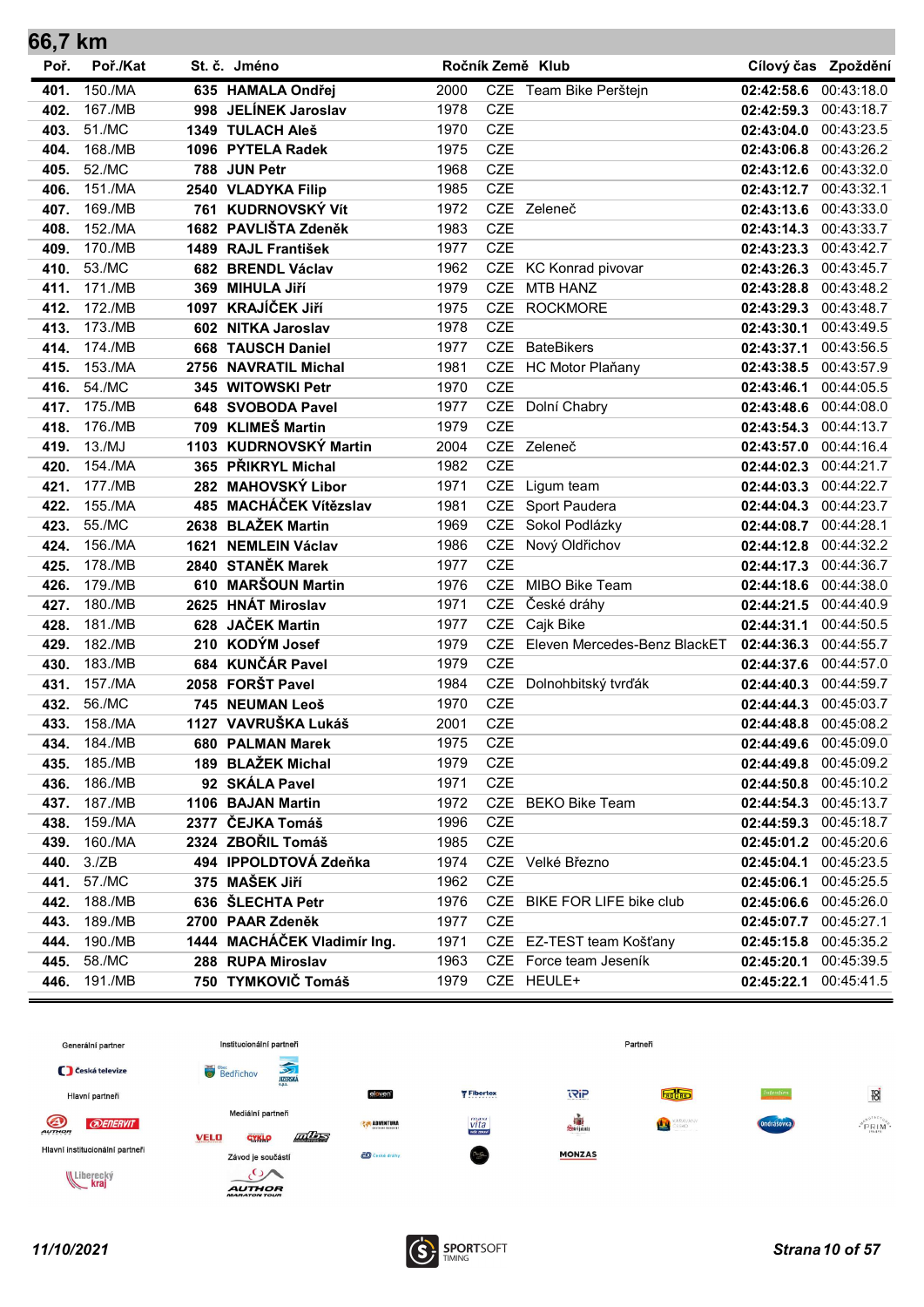## 66,7 km

| Poř. | Poř./Kat | St. č. | Jméno | Ročník | Země | Klub | Cílový čas | Zpoždění |
|---|---|---|---|---|---|---|---|---|
| 401. | 150./MA | 635 | HAMALA Ondřej | 2000 | CZE | Team Bike Perštejn | 02:42:58.6 | 00:43:18.0 |
| 402. | 167./MB | 998 | JELÍNEK Jaroslav | 1978 | CZE | | 02:42:59.3 | 00:43:18.7 |
| 403. | 51./MC | 1349 | TULACH Aleš | 1970 | CZE | | 02:43:04.0 | 00:43:23.5 |
| 404. | 168./MB | 1096 | PYTELA Radek | 1975 | CZE | | 02:43:06.8 | 00:43:26.2 |
| 405. | 52./MC | 788 | JUN Petr | 1968 | CZE | | 02:43:12.6 | 00:43:32.0 |
| 406. | 151./MA | 2540 | VLADYKA Filip | 1985 | CZE | | 02:43:12.7 | 00:43:32.1 |
| 407. | 169./MB | 761 | KUDRNOVSKÝ Vít | 1972 | CZE | Zeleneč | 02:43:13.6 | 00:43:33.0 |
| 408. | 152./MA | 1682 | PAVLIŠTA Zdeněk | 1983 | CZE | | 02:43:14.3 | 00:43:33.7 |
| 409. | 170./MB | 1489 | RAJL František | 1977 | CZE | | 02:43:23.3 | 00:43:42.7 |
| 410. | 53./MC | 682 | BRENDL Václav | 1962 | CZE | KC Konrad pivovar | 02:43:26.3 | 00:43:45.7 |
| 411. | 171./MB | 369 | MIHULA Jiří | 1979 | CZE | MTB HANZ | 02:43:28.8 | 00:43:48.2 |
| 412. | 172./MB | 1097 | KRAJÍČEK Jiří | 1975 | CZE | ROCKMORE | 02:43:29.3 | 00:43:48.7 |
| 413. | 173./MB | 602 | NITKA Jaroslav | 1978 | CZE | | 02:43:30.1 | 00:43:49.5 |
| 414. | 174./MB | 668 | TAUSCH Daniel | 1977 | CZE | BateBikers | 02:43:37.1 | 00:43:56.5 |
| 415. | 153./MA | 2756 | NAVRATIL Michal | 1981 | CZE | HC Motor Plaňany | 02:43:38.5 | 00:43:57.9 |
| 416. | 54./MC | 345 | WITOWSKI Petr | 1970 | CZE | | 02:43:46.1 | 00:44:05.5 |
| 417. | 175./MB | 648 | SVOBODA Pavel | 1977 | CZE | Dolní Chabry | 02:43:48.6 | 00:44:08.0 |
| 418. | 176./MB | 709 | KLIMEŠ Martin | 1979 | CZE | | 02:43:54.3 | 00:44:13.7 |
| 419. | 13./MJ | 1103 | KUDRNOVSKÝ Martin | 2004 | CZE | Zeleneč | 02:43:57.0 | 00:44:16.4 |
| 420. | 154./MA | 365 | PŘIKRYL Michal | 1982 | CZE | | 02:44:02.3 | 00:44:21.7 |
| 421. | 177./MB | 282 | MAHOVSKÝ Libor | 1971 | CZE | Ligum team | 02:44:03.3 | 00:44:22.7 |
| 422. | 155./MA | 485 | MACHÁČEK Vítězslav | 1981 | CZE | Sport Paudera | 02:44:04.3 | 00:44:23.7 |
| 423. | 55./MC | 2638 | BLAŽEK Martin | 1969 | CZE | Sokol Podlázky | 02:44:08.7 | 00:44:28.1 |
| 424. | 156./MA | 1621 | NEMLEIN Václav | 1986 | CZE | Nový Oldřichov | 02:44:12.8 | 00:44:32.2 |
| 425. | 178./MB | 2840 | STANĚK Marek | 1977 | CZE | | 02:44:17.3 | 00:44:36.7 |
| 426. | 179./MB | 610 | MARŠOUN Martin | 1976 | CZE | MIBO Bike Team | 02:44:18.6 | 00:44:38.0 |
| 427. | 180./MB | 2625 | HNÁT Miroslav | 1971 | CZE | České dráhy | 02:44:21.5 | 00:44:40.9 |
| 428. | 181./MB | 628 | JAČEK Martin | 1977 | CZE | Cajk Bike | 02:44:31.1 | 00:44:50.5 |
| 429. | 182./MB | 210 | KODÝM Josef | 1979 | CZE | Eleven Mercedes-Benz BlackET | 02:44:36.3 | 00:44:55.7 |
| 430. | 183./MB | 684 | KUNČÁR Pavel | 1979 | CZE | | 02:44:37.6 | 00:44:57.0 |
| 431. | 157./MA | 2058 | FORŠT Pavel | 1984 | CZE | Dolnohbitský tvrďák | 02:44:40.3 | 00:44:59.7 |
| 432. | 56./MC | 745 | NEUMAN Leoš | 1970 | CZE | | 02:44:44.3 | 00:45:03.7 |
| 433. | 158./MA | 1127 | VAVRUŠKA Lukáš | 2001 | CZE | | 02:44:48.8 | 00:45:08.2 |
| 434. | 184./MB | 680 | PALMAN Marek | 1975 | CZE | | 02:44:49.6 | 00:45:09.0 |
| 435. | 185./MB | 189 | BLAŽEK Michal | 1979 | CZE | | 02:44:49.8 | 00:45:09.2 |
| 436. | 186./MB | 92 | SKÁLA Pavel | 1971 | CZE | | 02:44:50.8 | 00:45:10.2 |
| 437. | 187./MB | 1106 | BAJAN Martin | 1972 | CZE | BEKO Bike Team | 02:44:54.3 | 00:45:13.7 |
| 438. | 159./MA | 2377 | ČEJKA Tomáš | 1996 | CZE | | 02:44:59.3 | 00:45:18.7 |
| 439. | 160./MA | 2324 | ZBOŘIL Tomáš | 1985 | CZE | | 02:45:01.2 | 00:45:20.6 |
| 440. | 3./ZB | 494 | IPPOLDTOVÁ Zdeňka | 1974 | CZE | Velké Březno | 02:45:04.1 | 00:45:23.5 |
| 441. | 57./MC | 375 | MAŠEK Jiří | 1962 | CZE | | 02:45:06.1 | 00:45:25.5 |
| 442. | 188./MB | 636 | ŠLECHTA Petr | 1976 | CZE | BIKE FOR LIFE bike club | 02:45:06.6 | 00:45:26.0 |
| 443. | 189./MB | 2700 | PAAR Zdeněk | 1977 | CZE | | 02:45:07.7 | 00:45:27.1 |
| 444. | 190./MB | 1444 | MACHÁČEK Vladimír Ing. | 1971 | CZE | EZ-TEST team Košťany | 02:45:15.8 | 00:45:35.2 |
| 445. | 58./MC | 288 | RUPA Miroslav | 1963 | CZE | Force team Jeseník | 02:45:20.1 | 00:45:39.5 |
| 446. | 191./MB | 750 | TYMKOVIČ Tomáš | 1979 | CZE | HEULE+ | 02:45:22.1 | 00:45:41.5 |

Generální partner | Institucionální partneři | Partneři | Hlavní partneři | Mediální partneři | Hlavní institucionální partneři | Závod je součástí

11/10/2021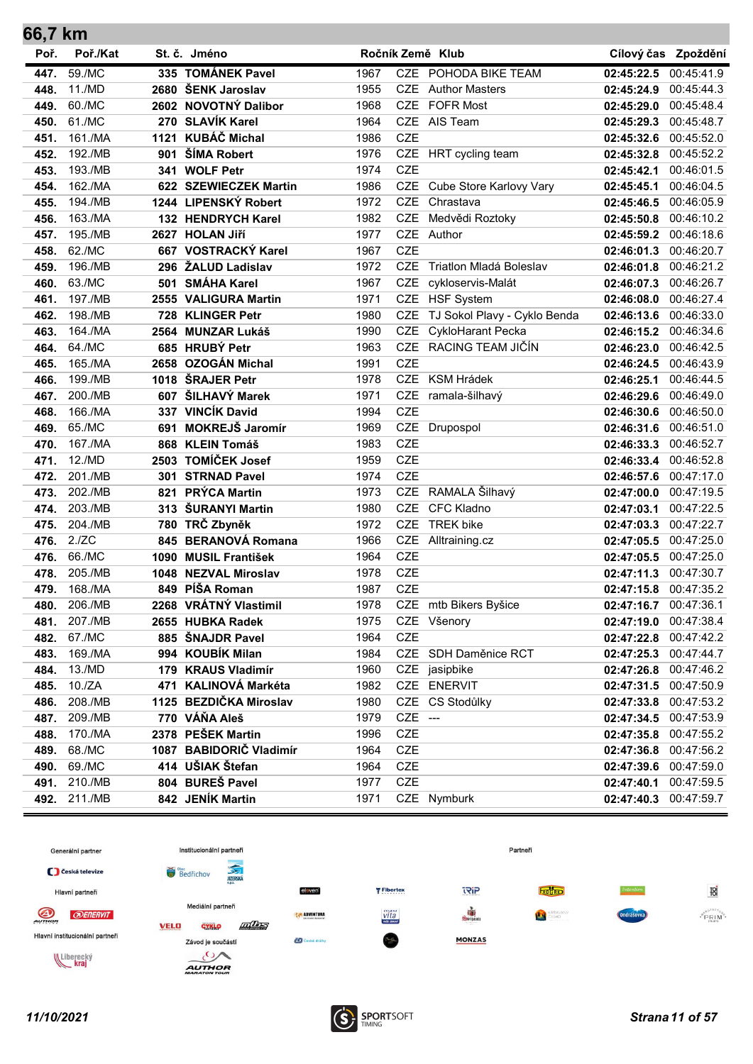## 66,7 km

| Poř. | Poř./Kat | St. č. | Jméno | Ročník | Země | Klub | Cílový čas | Zpoždění |
|---|---|---|---|---|---|---|---|---|
| 447. | 59./MC | 335 | TOMÁNEK Pavel | 1967 | CZE | POHODA BIKE TEAM | 02:45:22.5 | 00:45:41.9 |
| 448. | 11./MD | 2680 | ŠENK Jaroslav | 1955 | CZE | Author Masters | 02:45:24.9 | 00:45:44.3 |
| 449. | 60./MC | 2602 | NOVOTNÝ Dalibor | 1968 | CZE | FOFR Most | 02:45:29.0 | 00:45:48.4 |
| 450. | 61./MC | 270 | SLAVÍK Karel | 1964 | CZE | AIS Team | 02:45:29.3 | 00:45:48.7 |
| 451. | 161./MA | 1121 | KUBÁČ Michal | 1986 | CZE | | 02:45:32.6 | 00:45:52.0 |
| 452. | 192./MB | 901 | ŠÍMA Robert | 1976 | CZE | HRT cycling team | 02:45:32.8 | 00:45:52.2 |
| 453. | 193./MB | 341 | WOLF Petr | 1974 | CZE | | 02:45:42.1 | 00:46:01.5 |
| 454. | 162./MA | 622 | SZEWIECZEK Martin | 1986 | CZE | Cube Store Karlovy Vary | 02:45:45.1 | 00:46:04.5 |
| 455. | 194./MB | 1244 | LIPENSKÝ Robert | 1972 | CZE | Chrastava | 02:45:46.5 | 00:46:05.9 |
| 456. | 163./MA | 132 | HENDRYCH Karel | 1982 | CZE | Medvědi Roztoky | 02:45:50.8 | 00:46:10.2 |
| 457. | 195./MB | 2627 | HOLAN Jiří | 1977 | CZE | Author | 02:45:59.2 | 00:46:18.6 |
| 458. | 62./MC | 667 | VOSTRACKÝ Karel | 1967 | CZE | | 02:46:01.3 | 00:46:20.7 |
| 459. | 196./MB | 296 | ŽALUD Ladislav | 1972 | CZE | Triatlon Mladá Boleslav | 02:46:01.8 | 00:46:21.2 |
| 460. | 63./MC | 501 | SMÁHA Karel | 1967 | CZE | cykloservis-Malát | 02:46:07.3 | 00:46:26.7 |
| 461. | 197./MB | 2555 | VALIGURA Martin | 1971 | CZE | HSF System | 02:46:08.0 | 00:46:27.4 |
| 462. | 198./MB | 728 | KLINGER Petr | 1980 | CZE | TJ Sokol Plavy - Cyklo Benda | 02:46:13.6 | 00:46:33.0 |
| 463. | 164./MA | 2564 | MUNZAR Lukáš | 1990 | CZE | CykloHarant Pecka | 02:46:15.2 | 00:46:34.6 |
| 464. | 64./MC | 685 | HRUBÝ Petr | 1963 | CZE | RACING TEAM JIČÍN | 02:46:23.0 | 00:46:42.5 |
| 465. | 165./MA | 2658 | OZOGÁN Michal | 1991 | CZE | | 02:46:24.5 | 00:46:43.9 |
| 466. | 199./MB | 1018 | ŠRAJER Petr | 1978 | CZE | KSM Hrádek | 02:46:25.1 | 00:46:44.5 |
| 467. | 200./MB | 607 | ŠILHAVÝ Marek | 1971 | CZE | ramala-šilhavý | 02:46:29.6 | 00:46:49.0 |
| 468. | 166./MA | 337 | VINCÍK David | 1994 | CZE | | 02:46:30.6 | 00:46:50.0 |
| 469. | 65./MC | 691 | MOKREJŠ Jaromír | 1969 | CZE | Drupospol | 02:46:31.6 | 00:46:51.0 |
| 470. | 167./MA | 868 | KLEIN Tomáš | 1983 | CZE | | 02:46:33.3 | 00:46:52.7 |
| 471. | 12./MD | 2503 | TOMÍČEK Josef | 1959 | CZE | | 02:46:33.4 | 00:46:52.8 |
| 472. | 201./MB | 301 | STRNAD Pavel | 1974 | CZE | | 02:46:57.6 | 00:47:17.0 |
| 473. | 202./MB | 821 | PRÝCA Martin | 1973 | CZE | RAMALA Šilhavý | 02:47:00.0 | 00:47:19.5 |
| 474. | 203./MB | 313 | ŠURANYI Martin | 1980 | CZE | CFC Kladno | 02:47:03.1 | 00:47:22.5 |
| 475. | 204./MB | 780 | TRČ Zbyněk | 1972 | CZE | TREK bike | 02:47:03.3 | 00:47:22.7 |
| 476. | 2./ZC | 845 | BERANOVÁ Romana | 1966 | CZE | Alltraining.cz | 02:47:05.5 | 00:47:25.0 |
| 476. | 66./MC | 1090 | MUSIL František | 1964 | CZE | | 02:47:05.5 | 00:47:25.0 |
| 478. | 205./MB | 1048 | NEZVAL Miroslav | 1978 | CZE | | 02:47:11.3 | 00:47:30.7 |
| 479. | 168./MA | 849 | PÍŠA Roman | 1987 | CZE | | 02:47:15.8 | 00:47:35.2 |
| 480. | 206./MB | 2268 | VRÁTNÝ Vlastimil | 1978 | CZE | mtb Bikers Byšice | 02:47:16.7 | 00:47:36.1 |
| 481. | 207./MB | 2655 | HUBKA Radek | 1975 | CZE | Všenory | 02:47:19.0 | 00:47:38.4 |
| 482. | 67./MC | 885 | ŠNAJDR Pavel | 1964 | CZE | | 02:47:22.8 | 00:47:42.2 |
| 483. | 169./MA | 994 | KOUBÍK Milan | 1984 | CZE | SDH Daměnice RCT | 02:47:25.3 | 00:47:44.7 |
| 484. | 13./MD | 179 | KRAUS Vladimír | 1960 | CZE | jasipbike | 02:47:26.8 | 00:47:46.2 |
| 485. | 10./ZA | 471 | KALINOVÁ Markéta | 1982 | CZE | ENERVIT | 02:47:31.5 | 00:47:50.9 |
| 486. | 208./MB | 1125 | BEZDIČKA Miroslav | 1980 | CZE | CS Stodůlky | 02:47:33.8 | 00:47:53.2 |
| 487. | 209./MB | 770 | VÁŇA Aleš | 1979 | CZE | --- | 02:47:34.5 | 00:47:53.9 |
| 488. | 170./MA | 2378 | PEŠEK Martin | 1996 | CZE | | 02:47:35.8 | 00:47:55.2 |
| 489. | 68./MC | 1087 | BABIDORIČ Vladimír | 1964 | CZE | | 02:47:36.8 | 00:47:56.2 |
| 490. | 69./MC | 414 | UŠIAK Štefan | 1964 | CZE | | 02:47:39.6 | 00:47:59.0 |
| 491. | 210./MB | 804 | BUREŠ Pavel | 1977 | CZE | | 02:47:40.1 | 00:47:59.5 |
| 492. | 211./MB | 842 | JENÍK Martin | 1971 | CZE | Nymburk | 02:47:40.3 | 00:47:59.7 |

Generální partner · Institucionální partneři · Partneři · Hlavní partneři · Mediální partneři · Hlavní institucionální partneři · Závod je součástí

11/10/2021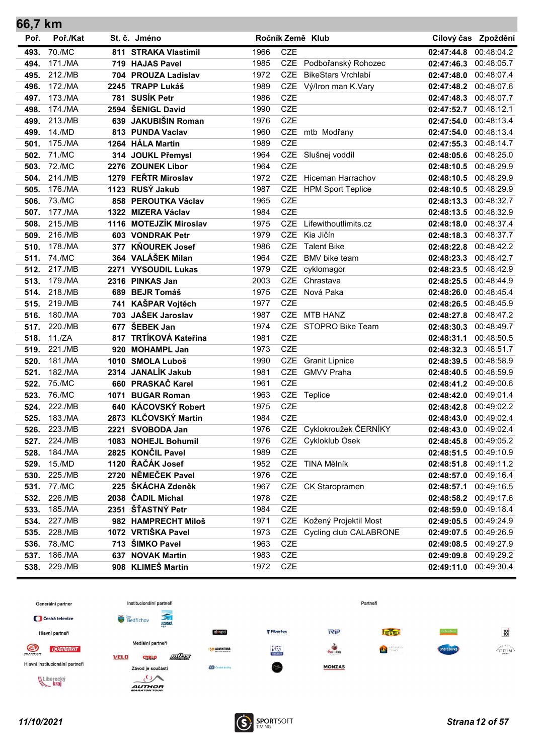## 66,7 km

| Poř. | Poř./Kat | St. č. | Jméno | Ročník | Země | Klub | Cílový čas | Zpoždění |
|---|---|---|---|---|---|---|---|---|
| 493. | 70./MC | 811 | **STRAKA Vlastimil** | 1966 | CZE | | **02:47:44.8** | 00:48:04.2 |
| 494. | 171./MA | 719 | **HAJAS Pavel** | 1985 | CZE | Podbořanský Rohozec | **02:47:46.3** | 00:48:05.7 |
| 495. | 212./MB | 704 | **PROUZA Ladislav** | 1972 | CZE | BikeStars Vrchlabí | **02:47:48.0** | 00:48:07.4 |
| 496. | 172./MA | 2245 | **TRAPP Lukáš** | 1989 | CZE | Vý/Iron man K.Vary | **02:47:48.2** | 00:48:07.6 |
| 497. | 173./MA | 781 | **SUSÍK Petr** | 1986 | CZE | | **02:47:48.3** | 00:48:07.7 |
| 498. | 174./MA | 2594 | **ŠENIGL David** | 1990 | CZE | | **02:47:52.7** | 00:48:12.1 |
| 499. | 213./MB | 639 | **JAKUBIŠIN Roman** | 1976 | CZE | | **02:47:54.0** | 00:48:13.4 |
| 499. | 14./MD | 813 | **PUNDA Vaclav** | 1960 | CZE | mtb Modřany | **02:47:54.0** | 00:48:13.4 |
| 501. | 175./MA | 1264 | **HÁLA Martin** | 1989 | CZE | | **02:47:55.3** | 00:48:14.7 |
| 502. | 71./MC | 314 | **JOUKL Přemysl** | 1964 | CZE | Slušnej voddíl | **02:48:05.6** | 00:48:25.0 |
| 503. | 72./MC | 2276 | **ZOUNEK Libor** | 1964 | CZE | | **02:48:10.5** | 00:48:29.9 |
| 504. | 214./MB | 1279 | **FEŘTR Miroslav** | 1972 | CZE | Hiceman Harrachov | **02:48:10.5** | 00:48:29.9 |
| 505. | 176./MA | 1123 | **RUSÝ Jakub** | 1987 | CZE | HPM Sport Teplice | **02:48:10.5** | 00:48:29.9 |
| 506. | 73./MC | 858 | **PEROUTKA Václav** | 1965 | CZE | | **02:48:13.3** | 00:48:32.7 |
| 507. | 177./MA | 1322 | **MIZERA Václav** | 1984 | CZE | | **02:48:13.5** | 00:48:32.9 |
| 508. | 215./MB | 1116 | **MOTEJZÍK Miroslav** | 1975 | CZE | Lifewithoutlimits.cz | **02:48:18.0** | 00:48:37.4 |
| 509. | 216./MB | 603 | **VONDRAK Petr** | 1979 | CZE | Kia Jičín | **02:48:18.3** | 00:48:37.7 |
| 510. | 178./MA | 377 | **KŇOUREK Josef** | 1986 | CZE | Talent Bike | **02:48:22.8** | 00:48:42.2 |
| 511. | 74./MC | 364 | **VALÁŠEK Milan** | 1964 | CZE | BMV bike team | **02:48:23.3** | 00:48:42.7 |
| 512. | 217./MB | 2271 | **VYSOUDIL Lukas** | 1979 | CZE | cyklomagor | **02:48:23.5** | 00:48:42.9 |
| 513. | 179./MA | 2316 | **PINKAS Jan** | 2003 | CZE | Chrastava | **02:48:25.5** | 00:48:44.9 |
| 514. | 218./MB | 689 | **BEJR Tomáš** | 1975 | CZE | Nová Paka | **02:48:26.0** | 00:48:45.4 |
| 515. | 219./MB | 741 | **KAŠPAR Vojtěch** | 1977 | CZE | | **02:48:26.5** | 00:48:45.9 |
| 516. | 180./MA | 703 | **JAŠEK Jaroslav** | 1987 | CZE | MTB HANZ | **02:48:27.8** | 00:48:47.2 |
| 517. | 220./MB | 677 | **ŠEBEK Jan** | 1974 | CZE | STOPRO Bike Team | **02:48:30.3** | 00:48:49.7 |
| 518. | 11./ZA | 817 | **TRTÍKOVÁ Kateřina** | 1981 | CZE | | **02:48:31.1** | 00:48:50.5 |
| 519. | 221./MB | 920 | **MOHAMPL Jan** | 1973 | CZE | | **02:48:32.3** | 00:48:51.7 |
| 520. | 181./MA | 1010 | **SMOLA Luboš** | 1990 | CZE | Granit Lipnice | **02:48:39.5** | 00:48:58.9 |
| 521. | 182./MA | 2314 | **JANALÍK Jakub** | 1981 | CZE | GMVV Praha | **02:48:40.5** | 00:48:59.9 |
| 522. | 75./MC | 660 | **PRASKAČ Karel** | 1961 | CZE | | **02:48:41.2** | 00:49:00.6 |
| 523. | 76./MC | 1071 | **BUGAR Roman** | 1963 | CZE | Teplice | **02:48:42.0** | 00:49:01.4 |
| 524. | 222./MB | 640 | **KÁCOVSKÝ Robert** | 1975 | CZE | | **02:48:42.8** | 00:49:02.2 |
| 525. | 183./MA | 2873 | **KLČOVSKÝ Martin** | 1984 | CZE | | **02:48:43.0** | 00:49:02.4 |
| 526. | 223./MB | 2221 | **SVOBODA Jan** | 1976 | CZE | Cyklokroužek ČERNÍKY | **02:48:43.0** | 00:49:02.4 |
| 527. | 224./MB | 1083 | **NOHEJL Bohumil** | 1976 | CZE | Cykloklub Osek | **02:48:45.8** | 00:49:05.2 |
| 528. | 184./MA | 2825 | **KONČIL Pavel** | 1989 | CZE | | **02:48:51.5** | 00:49:10.9 |
| 529. | 15./MD | 1120 | **ŘAČÁK Josef** | 1952 | CZE | TINA Mělník | **02:48:51.8** | 00:49:11.2 |
| 530. | 225./MB | 2720 | **NĚMEČEK Pavel** | 1976 | CZE | | **02:48:57.0** | 00:49:16.4 |
| 531. | 77./MC | 225 | **ŠKÁCHA Zdeněk** | 1967 | CZE | CK Staropramen | **02:48:57.1** | 00:49:16.5 |
| 532. | 226./MB | 2038 | **ČADIL Michal** | 1978 | CZE | | **02:48:58.2** | 00:49:17.6 |
| 533. | 185./MA | 2351 | **ŠŤASTNÝ Petr** | 1984 | CZE | | **02:48:59.0** | 00:49:18.4 |
| 534. | 227./MB | 982 | **HAMPRECHT Miloš** | 1971 | CZE | Kožený Projektil Most | **02:49:05.5** | 00:49:24.9 |
| 535. | 228./MB | 1072 | **VRTIŠKA Pavel** | 1973 | CZE | Cycling club CALABRONE | **02:49:07.5** | 00:49:26.9 |
| 536. | 78./MC | 713 | **ŠIMKO Pavel** | 1963 | CZE | | **02:49:08.5** | 00:49:27.9 |
| 537. | 186./MA | 637 | **NOVAK Martin** | 1983 | CZE | | **02:49:09.8** | 00:49:29.2 |
| 538. | 229./MB | 908 | **KLIMEŠ Martin** | 1972 | CZE | | **02:49:11.0** | 00:49:30.4 |

Generální partner — Česká televize
Hlavní partneři — AUTHOR, ENERVIT
Hlavní institucionální partneři — Liberecký kraj
Institucionální partneři — Bedřichov, Jizerská o.p.s.
Mediální partneři — VELO, CYKLO, MTBS
Závod je součástí — AUTHOR MARATON TOUR
Partneři

*11/10/2021*

SPORTSOFT TIMING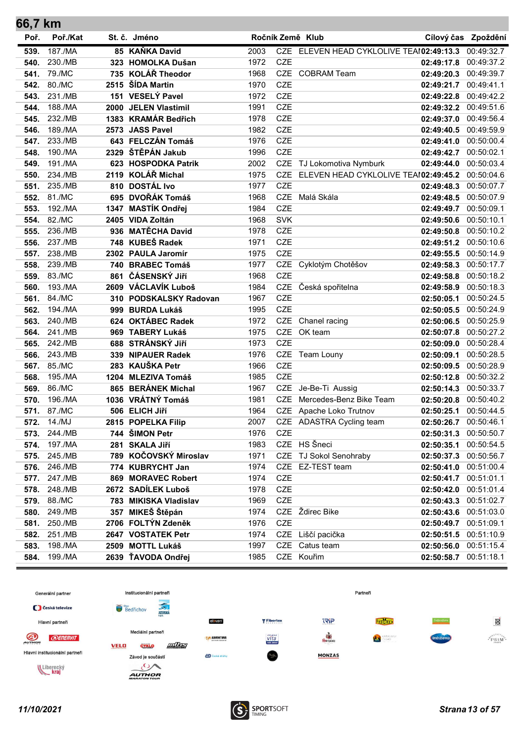## 66,7 km

| Poř. | Poř./Kat | St. č. | Jméno | Ročník | Země | Klub | Cílový čas | Zpoždění |
|---|---|---|---|---|---|---|---|---|
| 539. | 187./MA | 85 | KAŇKA David | 2003 | CZE | ELEVEN HEAD CYKLOLIVE TEAI | 02:49:13.3 | 00:49:32.7 |
| 540. | 230./MB | 323 | HOMOLKA Dušan | 1972 | CZE | | 02:49:17.8 | 00:49:37.2 |
| 541. | 79./MC | 735 | KOLÁŘ Theodor | 1968 | CZE | COBRAM Team | 02:49:20.3 | 00:49:39.7 |
| 542. | 80./MC | 2515 | ŠÍDA Martin | 1970 | CZE | | 02:49:21.7 | 00:49:41.1 |
| 543. | 231./MB | 151 | VESELÝ Pavel | 1972 | CZE | | 02:49:22.8 | 00:49:42.2 |
| 544. | 188./MA | 2000 | JELEN Vlastimil | 1991 | CZE | | 02:49:32.2 | 00:49:51.6 |
| 545. | 232./MB | 1383 | KRAMÁR Bedřich | 1978 | CZE | | 02:49:37.0 | 00:49:56.4 |
| 546. | 189./MA | 2573 | JASS Pavel | 1982 | CZE | | 02:49:40.5 | 00:49:59.9 |
| 547. | 233./MB | 643 | FELCZÁN Tomáš | 1976 | CZE | | 02:49:41.0 | 00:50:00.4 |
| 548. | 190./MA | 2329 | ŠTĚPÁN Jakub | 1996 | CZE | | 02:49:42.7 | 00:50:02.1 |
| 549. | 191./MA | 623 | HOSPODKA Patrik | 2002 | CZE | TJ Lokomotiva Nymburk | 02:49:44.0 | 00:50:03.4 |
| 550. | 234./MB | 2119 | KOLÁŘ Michal | 1975 | CZE | ELEVEN HEAD CYKLOLIVE TEAI | 02:49:45.2 | 00:50:04.6 |
| 551. | 235./MB | 810 | DOSTÁL Ivo | 1977 | CZE | | 02:49:48.3 | 00:50:07.7 |
| 552. | 81./MC | 695 | DVOŘÁK Tomáš | 1968 | CZE | Malá Skála | 02:49:48.5 | 00:50:07.9 |
| 553. | 192./MA | 1347 | MASTÍK Ondřej | 1984 | CZE | | 02:49:49.7 | 00:50:09.1 |
| 554. | 82./MC | 2405 | VIDA Zoltán | 1968 | SVK | | 02:49:50.6 | 00:50:10.1 |
| 555. | 236./MB | 936 | MATĚCHA David | 1978 | CZE | | 02:49:50.8 | 00:50:10.2 |
| 556. | 237./MB | 748 | KUBEŠ Radek | 1971 | CZE | | 02:49:51.2 | 00:50:10.6 |
| 557. | 238./MB | 2302 | PAULA Jaromír | 1975 | CZE | | 02:49:55.5 | 00:50:14.9 |
| 558. | 239./MB | 740 | BRABEC Tomáš | 1977 | CZE | Cyklotým Chotěšov | 02:49:58.3 | 00:50:17.7 |
| 559. | 83./MC | 861 | ČÁSENSKÝ Jiří | 1968 | CZE | | 02:49:58.8 | 00:50:18.2 |
| 560. | 193./MA | 2609 | VÁCLAVÍK Luboš | 1984 | CZE | Česká spořitelna | 02:49:58.9 | 00:50:18.3 |
| 561. | 84./MC | 310 | PODSKALSKY Radovan | 1967 | CZE | | 02:50:05.1 | 00:50:24.5 |
| 562. | 194./MA | 999 | BURDA Lukáš | 1995 | CZE | | 02:50:05.5 | 00:50:24.9 |
| 563. | 240./MB | 624 | OKTÁBEC Radek | 1972 | CZE | Chanel racing | 02:50:06.5 | 00:50:25.9 |
| 564. | 241./MB | 969 | TABERY Lukáš | 1975 | CZE | OK team | 02:50:07.8 | 00:50:27.2 |
| 565. | 242./MB | 688 | STRÁNSKÝ Jiří | 1973 | CZE | | 02:50:09.0 | 00:50:28.4 |
| 566. | 243./MB | 339 | NIPAUER Radek | 1976 | CZE | Team Louny | 02:50:09.1 | 00:50:28.5 |
| 567. | 85./MC | 283 | KAUŠKA Petr | 1966 | CZE | | 02:50:09.5 | 00:50:28.9 |
| 568. | 195./MA | 1204 | MLEZIVA Tomáš | 1985 | CZE | | 02:50:12.8 | 00:50:32.2 |
| 569. | 86./MC | 865 | BERÁNEK Michal | 1967 | CZE | Je-Be-Ti Aussig | 02:50:14.3 | 00:50:33.7 |
| 570. | 196./MA | 1036 | VRÁTNÝ Tomáš | 1981 | CZE | Mercedes-Benz Bike Team | 02:50:20.8 | 00:50:40.2 |
| 571. | 87./MC | 506 | ELICH Jiří | 1964 | CZE | Apache Loko Trutnov | 02:50:25.1 | 00:50:44.5 |
| 572. | 14./MJ | 2815 | POPELKA Filip | 2007 | CZE | ADASTRA Cycling team | 02:50:26.7 | 00:50:46.1 |
| 573. | 244./MB | 744 | ŠIMON Petr | 1976 | CZE | | 02:50:31.3 | 00:50:50.7 |
| 574. | 197./MA | 281 | SKALA Jiří | 1983 | CZE | HS Šneci | 02:50:35.1 | 00:50:54.5 |
| 575. | 245./MB | 789 | KOČOVSKÝ Miroslav | 1971 | CZE | TJ Sokol Senohraby | 02:50:37.3 | 00:50:56.7 |
| 576. | 246./MB | 774 | KUBRYCHT Jan | 1974 | CZE | EZ-TEST team | 02:50:41.0 | 00:51:00.4 |
| 577. | 247./MB | 869 | MORAVEC Robert | 1974 | CZE | | 02:50:41.7 | 00:51:01.1 |
| 578. | 248./MB | 2672 | SADÍLEK Luboš | 1978 | CZE | | 02:50:42.0 | 00:51:01.4 |
| 579. | 88./MC | 783 | MIKISKA Vladislav | 1969 | CZE | | 02:50:43.3 | 00:51:02.7 |
| 580. | 249./MB | 357 | MIKEŠ Štěpán | 1974 | CZE | Ždirec Bike | 02:50:43.6 | 00:51:03.0 |
| 581. | 250./MB | 2706 | FOLTÝN Zdeněk | 1976 | CZE | | 02:50:49.7 | 00:51:09.1 |
| 582. | 251./MB | 2647 | VOSTATEK Petr | 1974 | CZE | Liščí pacička | 02:50:51.5 | 00:51:10.9 |
| 583. | 198./MA | 2509 | MOTTL Lukáš | 1997 | CZE | Catus team | 02:50:56.0 | 00:51:15.4 |
| 584. | 199./MA | 2639 | ŤAVODA Ondřej | 1985 | CZE | Kouřim | 02:50:58.7 | 00:51:18.1 |

Generální partner: Česká televize
Hlavní partneři: AUTHOR, ENERVIT
Hlavní institucionální partneři: Liberecký kraj
Institucionální partneři: Bedřichov, Jizerská o.p.s.
Mediální partneři: VELO, CYKLO, MTB
Závod je součástí: AUTHOR MARATON TOUR
Partneři

11/10/2021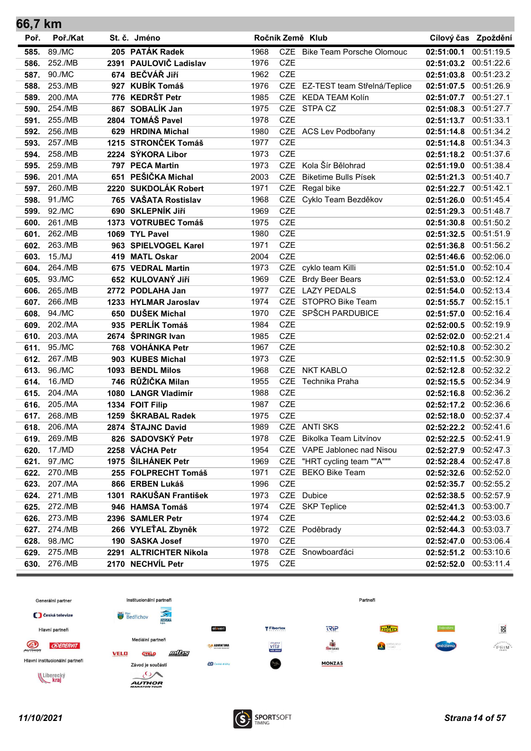## 66,7 km

| Poř. | Poř./Kat | St. č. | Jméno | Ročník | Země | Klub | Cílový čas | Zpoždění |
|---|---|---|---|---|---|---|---|---|
| 585. | 89./MC | 205 | PATÁK Radek | 1968 | CZE | Bike Team Porsche Olomouc | 02:51:00.1 | 00:51:19.5 |
| 586. | 252./MB | 2391 | PAULOVIČ Ladislav | 1976 | CZE | | 02:51:03.2 | 00:51:22.6 |
| 587. | 90./MC | 674 | BEČVÁŘ Jiří | 1962 | CZE | | 02:51:03.8 | 00:51:23.2 |
| 588. | 253./MB | 927 | KUBÍK Tomáš | 1976 | CZE | EZ-TEST team Střelná/Teplice | 02:51:07.5 | 00:51:26.9 |
| 589. | 200./MA | 776 | KEDRŠT Petr | 1985 | CZE | KEDA TEAM Kolín | 02:51:07.7 | 00:51:27.1 |
| 590. | 254./MB | 867 | SOBALÍK Jan | 1975 | CZE | STPA CZ | 02:51:08.3 | 00:51:27.7 |
| 591. | 255./MB | 2804 | TOMÁŠ Pavel | 1978 | CZE | | 02:51:13.7 | 00:51:33.1 |
| 592. | 256./MB | 629 | HRDINA Michal | 1980 | CZE | ACS Lev Podbořany | 02:51:14.8 | 00:51:34.2 |
| 593. | 257./MB | 1215 | STRONČEK Tomáš | 1977 | CZE | | 02:51:14.8 | 00:51:34.3 |
| 594. | 258./MB | 2224 | SÝKORA Libor | 1973 | CZE | | 02:51:18.2 | 00:51:37.6 |
| 595. | 259./MB | 797 | PECA Martin | 1973 | CZE | Kola Šír Bělohrad | 02:51:19.0 | 00:51:38.4 |
| 596. | 201./MA | 651 | PEŠIČKA Michal | 2003 | CZE | Biketime Bulls Písek | 02:51:21.3 | 00:51:40.7 |
| 597. | 260./MB | 2220 | SUKDOLÁK Robert | 1971 | CZE | Regal bike | 02:51:22.7 | 00:51:42.1 |
| 598. | 91./MC | 765 | VAŠATA Rostislav | 1968 | CZE | Cyklo Team Bezděkov | 02:51:26.0 | 00:51:45.4 |
| 599. | 92./MC | 690 | SKLEPNÍK Jiří | 1969 | CZE | | 02:51:29.3 | 00:51:48.7 |
| 600. | 261./MB | 1373 | VOTRUBEC Tomáš | 1975 | CZE | | 02:51:30.8 | 00:51:50.2 |
| 601. | 262./MB | 1069 | TYL Pavel | 1980 | CZE | | 02:51:32.5 | 00:51:51.9 |
| 602. | 263./MB | 963 | SPIELVOGEL Karel | 1971 | CZE | | 02:51:36.8 | 00:51:56.2 |
| 603. | 15./MJ | 419 | MATL Oskar | 2004 | CZE | | 02:51:46.6 | 00:52:06.0 |
| 604. | 264./MB | 675 | VEDRAL Martin | 1973 | CZE | cyklo team Killi | 02:51:51.0 | 00:52:10.4 |
| 605. | 93./MC | 652 | KULOVANÝ Jiří | 1969 | CZE | Brdy Beer Bears | 02:51:53.0 | 00:52:12.4 |
| 606. | 265./MB | 2772 | PODLAHA Jan | 1977 | CZE | LAZY PEDALS | 02:51:54.0 | 00:52:13.4 |
| 607. | 266./MB | 1233 | HYLMAR Jaroslav | 1974 | CZE | STOPRO Bike Team | 02:51:55.7 | 00:52:15.1 |
| 608. | 94./MC | 650 | DUŠEK Michal | 1970 | CZE | SPŠCH PARDUBICE | 02:51:57.0 | 00:52:16.4 |
| 609. | 202./MA | 935 | PERLÍK Tomáš | 1984 | CZE | | 02:52:00.5 | 00:52:19.9 |
| 610. | 203./MA | 2674 | ŠPRINGR Ivan | 1985 | CZE | | 02:52:02.0 | 00:52:21.4 |
| 611. | 95./MC | 768 | VOHÁNKA Petr | 1967 | CZE | | 02:52:10.8 | 00:52:30.2 |
| 612. | 267./MB | 903 | KUBES Michal | 1973 | CZE | | 02:52:11.5 | 00:52:30.9 |
| 613. | 96./MC | 1093 | BENDL Milos | 1968 | CZE | NKT KABLO | 02:52:12.8 | 00:52:32.2 |
| 614. | 16./MD | 746 | RŮŽIČKA Milan | 1955 | CZE | Technika Praha | 02:52:15.5 | 00:52:34.9 |
| 615. | 204./MA | 1080 | LANGR Vladimír | 1988 | CZE | | 02:52:16.8 | 00:52:36.2 |
| 616. | 205./MA | 1334 | FOIT Filip | 1987 | CZE | | 02:52:17.2 | 00:52:36.6 |
| 617. | 268./MB | 1259 | ŠKRABAL Radek | 1975 | CZE | | 02:52:18.0 | 00:52:37.4 |
| 618. | 206./MA | 2874 | ŠTAJNC David | 1989 | CZE | ANTI SKS | 02:52:22.2 | 00:52:41.6 |
| 619. | 269./MB | 826 | SADOVSKÝ Petr | 1978 | CZE | Bikolka Team Litvínov | 02:52:22.5 | 00:52:41.9 |
| 620. | 17./MD | 2258 | VÁCHA Petr | 1954 | CZE | VAPE Jablonec nad Nisou | 02:52:27.9 | 00:52:47.3 |
| 621. | 97./MC | 1975 | ŠILHÁNEK Petr | 1969 | CZE | "HRT cycling team ""A""" | 02:52:28.4 | 00:52:47.8 |
| 622. | 270./MB | 255 | FOLPRECHT Tomáš | 1971 | CZE | BEKO Bike Team | 02:52:32.6 | 00:52:52.0 |
| 623. | 207./MA | 866 | ERBEN Lukáš | 1996 | CZE | | 02:52:35.7 | 00:52:55.2 |
| 624. | 271./MB | 1301 | RAKUŠAN František | 1973 | CZE | Dubice | 02:52:38.5 | 00:52:57.9 |
| 625. | 272./MB | 946 | HAMSA Tomáš | 1974 | CZE | SKP Teplice | 02:52:41.3 | 00:53:00.7 |
| 626. | 273./MB | 2396 | SAMLER Petr | 1974 | CZE | | 02:52:44.2 | 00:53:03.6 |
| 627. | 274./MB | 266 | VYLEŤAL Zbyněk | 1972 | CZE | Poděbrady | 02:52:44.3 | 00:53:03.7 |
| 628. | 98./MC | 190 | SASKA Josef | 1970 | CZE | | 02:52:47.0 | 00:53:06.4 |
| 629. | 275./MB | 2291 | ALTRICHTER Nikola | 1978 | CZE | Snowboarďáci | 02:52:51.2 | 00:53:10.6 |
| 630. | 276./MB | 2170 | NECHVÍL Petr | 1975 | CZE | | 02:52:52.0 | 00:53:11.4 |

Generální partner — Hlavní partneři — Hlavní institucionální partneři — Institucionální partneři — Mediální partneři — Závod je součástí — Partneři

11/10/2021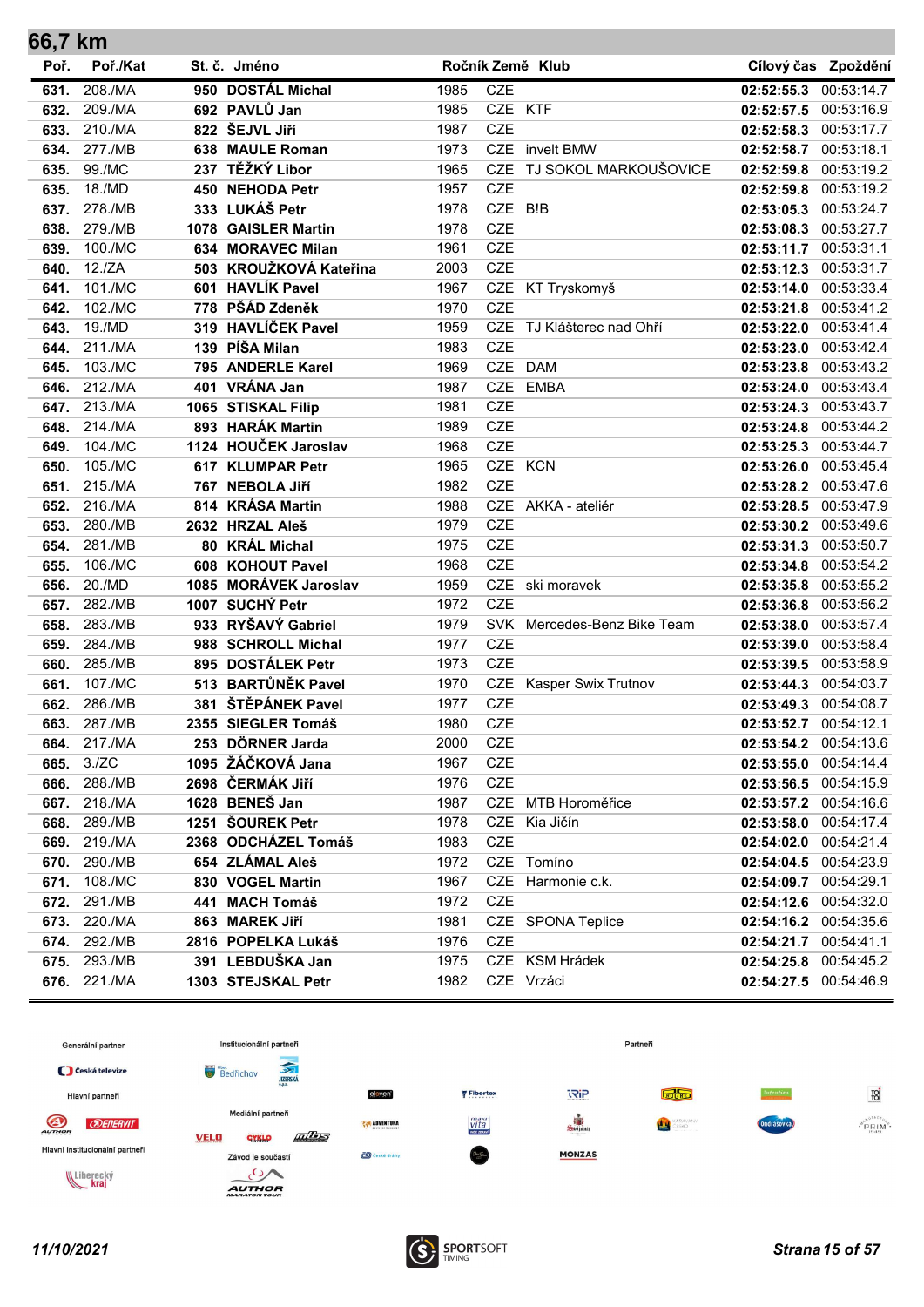## 66,7 km

| Poř. | Poř./Kat | St. č. | Jméno | Ročník | Země | Klub | Cílový čas | Zpoždění |
|---|---|---|---|---|---|---|---|---|
| 631. | 208./MA | 950 | DOSTÁL Michal | 1985 | CZE | | 02:52:55.3 | 00:53:14.7 |
| 632. | 209./MA | 692 | PAVLŮ Jan | 1985 | CZE | KTF | 02:52:57.5 | 00:53:16.9 |
| 633. | 210./MA | 822 | ŠEJVL Jiří | 1987 | CZE | | 02:52:58.3 | 00:53:17.7 |
| 634. | 277./MB | 638 | MAULE Roman | 1973 | CZE | invelt BMW | 02:52:58.7 | 00:53:18.1 |
| 635. | 99./MC | 237 | TĚŽKÝ Libor | 1965 | CZE | TJ SOKOL MARKOUŠOVICE | 02:52:59.8 | 00:53:19.2 |
| 635. | 18./MD | 450 | NEHODA Petr | 1957 | CZE | | 02:52:59.8 | 00:53:19.2 |
| 637. | 278./MB | 333 | LUKÁŠ Petr | 1978 | CZE | B!B | 02:53:05.3 | 00:53:24.7 |
| 638. | 279./MB | 1078 | GAISLER Martin | 1978 | CZE | | 02:53:08.3 | 00:53:27.7 |
| 639. | 100./MC | 634 | MORAVEC Milan | 1961 | CZE | | 02:53:11.7 | 00:53:31.1 |
| 640. | 12./ZA | 503 | KROUŽKOVÁ Kateřina | 2003 | CZE | | 02:53:12.3 | 00:53:31.7 |
| 641. | 101./MC | 601 | HAVLÍK Pavel | 1967 | CZE | KT Tryskomyš | 02:53:14.0 | 00:53:33.4 |
| 642. | 102./MC | 778 | PŠÁD Zdeněk | 1970 | CZE | | 02:53:21.8 | 00:53:41.2 |
| 643. | 19./MD | 319 | HAVLÍČEK Pavel | 1959 | CZE | TJ Klášterec nad Ohří | 02:53:22.0 | 00:53:41.4 |
| 644. | 211./MA | 139 | PÍŠA Milan | 1983 | CZE | | 02:53:23.0 | 00:53:42.4 |
| 645. | 103./MC | 795 | ANDERLE Karel | 1969 | CZE | DAM | 02:53:23.8 | 00:53:43.2 |
| 646. | 212./MA | 401 | VRÁNA Jan | 1987 | CZE | EMBA | 02:53:24.0 | 00:53:43.4 |
| 647. | 213./MA | 1065 | STISKAL Filip | 1981 | CZE | | 02:53:24.3 | 00:53:43.7 |
| 648. | 214./MA | 893 | HARÁK Martin | 1989 | CZE | | 02:53:24.8 | 00:53:44.2 |
| 649. | 104./MC | 1124 | HOUČEK Jaroslav | 1968 | CZE | | 02:53:25.3 | 00:53:44.7 |
| 650. | 105./MC | 617 | KLUMPAR Petr | 1965 | CZE | KCN | 02:53:26.0 | 00:53:45.4 |
| 651. | 215./MA | 767 | NEBOLA Jiří | 1982 | CZE | | 02:53:28.2 | 00:53:47.6 |
| 652. | 216./MA | 814 | KRÁSA Martin | 1988 | CZE | AKKA - ateliér | 02:53:28.5 | 00:53:47.9 |
| 653. | 280./MB | 2632 | HRZAL Aleš | 1979 | CZE | | 02:53:30.2 | 00:53:49.6 |
| 654. | 281./MB | 80 | KRÁL Michal | 1975 | CZE | | 02:53:31.3 | 00:53:50.7 |
| 655. | 106./MC | 608 | KOHOUT Pavel | 1968 | CZE | | 02:53:34.8 | 00:53:54.2 |
| 656. | 20./MD | 1085 | MORÁVEK Jaroslav | 1959 | CZE | ski moravek | 02:53:35.8 | 00:53:55.2 |
| 657. | 282./MB | 1007 | SUCHÝ Petr | 1972 | CZE | | 02:53:36.8 | 00:53:56.2 |
| 658. | 283./MB | 933 | RYŠAVÝ Gabriel | 1979 | SVK | Mercedes-Benz Bike Team | 02:53:38.0 | 00:53:57.4 |
| 659. | 284./MB | 988 | SCHROLL Michal | 1977 | CZE | | 02:53:39.0 | 00:53:58.4 |
| 660. | 285./MB | 895 | DOSTÁLEK Petr | 1973 | CZE | | 02:53:39.5 | 00:53:58.9 |
| 661. | 107./MC | 513 | BARTŮNĚK Pavel | 1970 | CZE | Kasper Swix Trutnov | 02:53:44.3 | 00:54:03.7 |
| 662. | 286./MB | 381 | ŠTĚPÁNEK Pavel | 1977 | CZE | | 02:53:49.3 | 00:54:08.7 |
| 663. | 287./MB | 2355 | SIEGLER Tomáš | 1980 | CZE | | 02:53:52.7 | 00:54:12.1 |
| 664. | 217./MA | 253 | DÖRNER Jarda | 2000 | CZE | | 02:53:54.2 | 00:54:13.6 |
| 665. | 3./ZC | 1095 | ŽÁČKOVÁ Jana | 1967 | CZE | | 02:53:55.0 | 00:54:14.4 |
| 666. | 288./MB | 2698 | ČERMÁK Jiří | 1976 | CZE | | 02:53:56.5 | 00:54:15.9 |
| 667. | 218./MA | 1628 | BENEŠ Jan | 1987 | CZE | MTB Horoměřice | 02:53:57.2 | 00:54:16.6 |
| 668. | 289./MB | 1251 | ŠOUREK Petr | 1978 | CZE | Kia Jičín | 02:53:58.0 | 00:54:17.4 |
| 669. | 219./MA | 2368 | ODCHÁZEL Tomáš | 1983 | CZE | | 02:54:02.0 | 00:54:21.4 |
| 670. | 290./MB | 654 | ZLÁMAL Aleš | 1972 | CZE | Tomíno | 02:54:04.5 | 00:54:23.9 |
| 671. | 108./MC | 830 | VOGEL Martin | 1967 | CZE | Harmonie c.k. | 02:54:09.7 | 00:54:29.1 |
| 672. | 291./MB | 441 | MACH Tomáš | 1972 | CZE | | 02:54:12.6 | 00:54:32.0 |
| 673. | 220./MA | 863 | MAREK Jiří | 1981 | CZE | SPONA Teplice | 02:54:16.2 | 00:54:35.6 |
| 674. | 292./MB | 2816 | POPELKA Lukáš | 1976 | CZE | | 02:54:21.7 | 00:54:41.1 |
| 675. | 293./MB | 391 | LEBDUŠKA Jan | 1975 | CZE | KSM Hrádek | 02:54:25.8 | 00:54:45.2 |
| 676. | 221./MA | 1303 | STEJSKAL Petr | 1982 | CZE | Vrzáci | 02:54:27.5 | 00:54:46.9 |

Generální partner · Institucionální partneři · Partneři · Hlavní partneři · Mediální partneři · Hlavní institucionální partneři · Závod je součástí

11/10/2021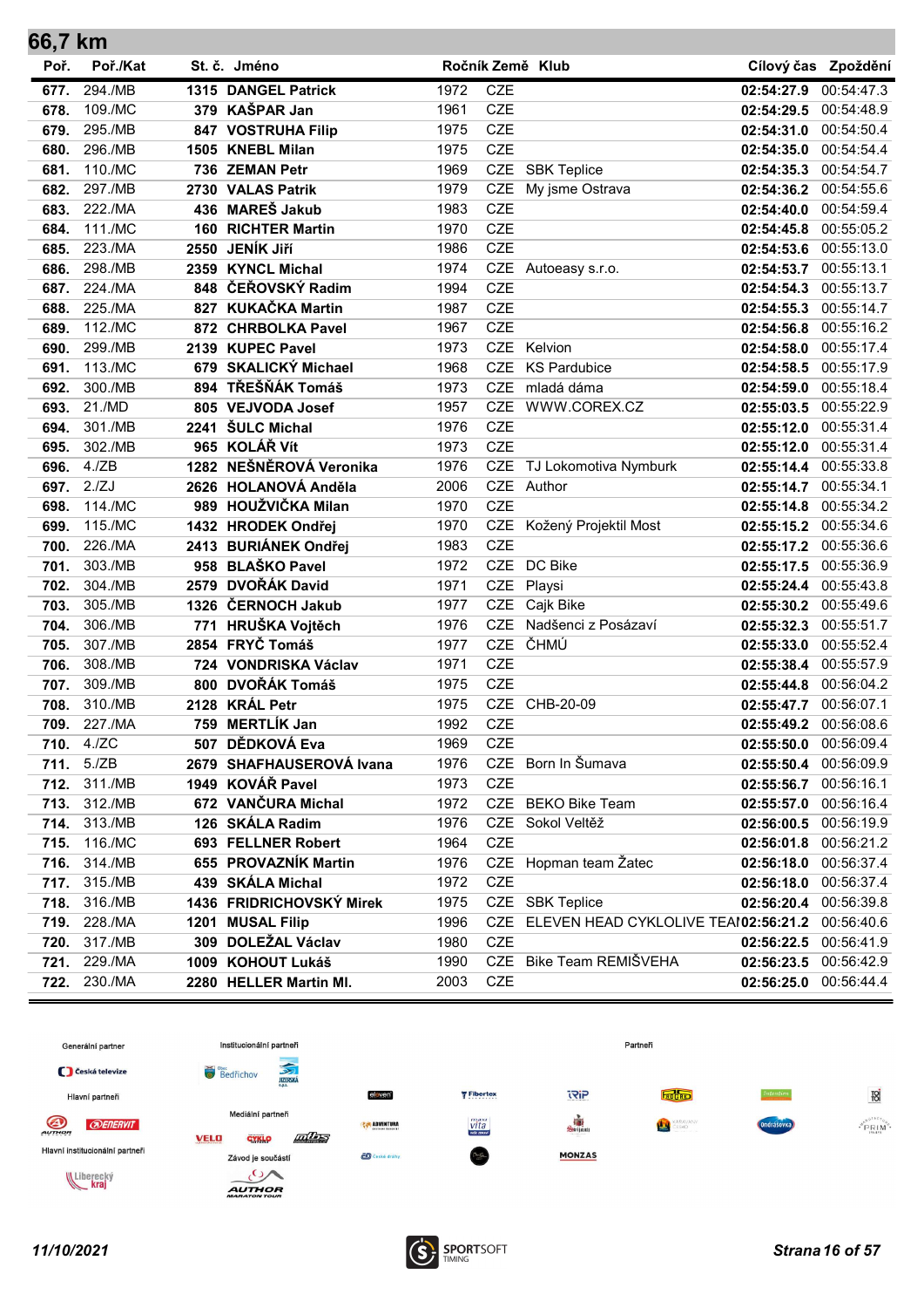## 66,7 km

| Poř. | Poř./Kat | St. č. | Jméno | Ročník | Země | Klub | Cílový čas | Zpoždění |
|---|---|---|---|---|---|---|---|---|
| 677. | 294./MB | 1315 | DANGEL Patrick | 1972 | CZE | | 02:54:27.9 | 00:54:47.3 |
| 678. | 109./MC | 379 | KAŠPAR Jan | 1961 | CZE | | 02:54:29.5 | 00:54:48.9 |
| 679. | 295./MB | 847 | VOSTRUHA Filip | 1975 | CZE | | 02:54:31.0 | 00:54:50.4 |
| 680. | 296./MB | 1505 | KNEBL Milan | 1975 | CZE | | 02:54:35.0 | 00:54:54.4 |
| 681. | 110./MC | 736 | ZEMAN Petr | 1969 | CZE | SBK Teplice | 02:54:35.3 | 00:54:54.7 |
| 682. | 297./MB | 2730 | VALAS Patrik | 1979 | CZE | My jsme Ostrava | 02:54:36.2 | 00:54:55.6 |
| 683. | 222./MA | 436 | MAREŠ Jakub | 1983 | CZE | | 02:54:40.0 | 00:54:59.4 |
| 684. | 111./MC | 160 | RICHTER Martin | 1970 | CZE | | 02:54:45.8 | 00:55:05.2 |
| 685. | 223./MA | 2550 | JENÍK Jiří | 1986 | CZE | | 02:54:53.6 | 00:55:13.0 |
| 686. | 298./MB | 2359 | KYNCL Michal | 1974 | CZE | Autoeasy s.r.o. | 02:54:53.7 | 00:55:13.1 |
| 687. | 224./MA | 848 | ČEŘOVSKÝ Radim | 1994 | CZE | | 02:54:54.3 | 00:55:13.7 |
| 688. | 225./MA | 827 | KUKAČKA Martin | 1987 | CZE | | 02:54:55.3 | 00:55:14.7 |
| 689. | 112./MC | 872 | CHRBOLKA Pavel | 1967 | CZE | | 02:54:56.8 | 00:55:16.2 |
| 690. | 299./MB | 2139 | KUPEC Pavel | 1973 | CZE | Kelvion | 02:54:58.0 | 00:55:17.4 |
| 691. | 113./MC | 679 | SKALICKÝ Michael | 1968 | CZE | KS Pardubice | 02:54:58.5 | 00:55:17.9 |
| 692. | 300./MB | 894 | TŘEŠŇÁK Tomáš | 1973 | CZE | mladá dáma | 02:54:59.0 | 00:55:18.4 |
| 693. | 21./MD | 805 | VEJVODA Josef | 1957 | CZE | WWW.COREX.CZ | 02:55:03.5 | 00:55:22.9 |
| 694. | 301./MB | 2241 | ŠULC Michal | 1976 | CZE | | 02:55:12.0 | 00:55:31.4 |
| 695. | 302./MB | 965 | KOLÁŘ Vít | 1973 | CZE | | 02:55:12.0 | 00:55:31.4 |
| 696. | 4./ZB | 1282 | NEŠNĚROVÁ Veronika | 1976 | CZE | TJ Lokomotiva Nymburk | 02:55:14.4 | 00:55:33.8 |
| 697. | 2./ZJ | 2626 | HOLANOVÁ Anděla | 2006 | CZE | Author | 02:55:14.7 | 00:55:34.1 |
| 698. | 114./MC | 989 | HOUŽVIČKA Milan | 1970 | CZE | | 02:55:14.8 | 00:55:34.2 |
| 699. | 115./MC | 1432 | HRODEK Ondřej | 1970 | CZE | Kožený Projektil Most | 02:55:15.2 | 00:55:34.6 |
| 700. | 226./MA | 2413 | BURIÁNEK Ondřej | 1983 | CZE | | 02:55:17.2 | 00:55:36.6 |
| 701. | 303./MB | 958 | BLAŠKO Pavel | 1972 | CZE | DC Bike | 02:55:17.5 | 00:55:36.9 |
| 702. | 304./MB | 2579 | DVOŘÁK David | 1971 | CZE | Playsi | 02:55:24.4 | 00:55:43.8 |
| 703. | 305./MB | 1326 | ČERNOCH Jakub | 1977 | CZE | Cajk Bike | 02:55:30.2 | 00:55:49.6 |
| 704. | 306./MB | 771 | HRUŠKA Vojtěch | 1976 | CZE | Nadšenci z Posázaví | 02:55:32.3 | 00:55:51.7 |
| 705. | 307./MB | 2854 | FRYČ Tomáš | 1977 | CZE | ČHMÚ | 02:55:33.0 | 00:55:52.4 |
| 706. | 308./MB | 724 | VONDRISKA Václav | 1971 | CZE | | 02:55:38.4 | 00:55:57.9 |
| 707. | 309./MB | 800 | DVOŘÁK Tomáš | 1975 | CZE | | 02:55:44.8 | 00:56:04.2 |
| 708. | 310./MB | 2128 | KRÁL Petr | 1975 | CZE | CHB-20-09 | 02:55:47.7 | 00:56:07.1 |
| 709. | 227./MA | 759 | MERTLÍK Jan | 1992 | CZE | | 02:55:49.2 | 00:56:08.6 |
| 710. | 4./ZC | 507 | DĚDKOVÁ Eva | 1969 | CZE | | 02:55:50.0 | 00:56:09.4 |
| 711. | 5./ZB | 2679 | SHAFHAUSEROVÁ Ivana | 1976 | CZE | Born In Šumava | 02:55:50.4 | 00:56:09.9 |
| 712. | 311./MB | 1949 | KOVÁŘ Pavel | 1973 | CZE | | 02:55:56.7 | 00:56:16.1 |
| 713. | 312./MB | 672 | VANČURA Michal | 1972 | CZE | BEKO Bike Team | 02:55:57.0 | 00:56:16.4 |
| 714. | 313./MB | 126 | SKÁLA Radim | 1976 | CZE | Sokol Veltěž | 02:56:00.5 | 00:56:19.9 |
| 715. | 116./MC | 693 | FELLNER Robert | 1964 | CZE | | 02:56:01.8 | 00:56:21.2 |
| 716. | 314./MB | 655 | PROVAZNÍK Martin | 1976 | CZE | Hopman team Žatec | 02:56:18.0 | 00:56:37.4 |
| 717. | 315./MB | 439 | SKÁLA Michal | 1972 | CZE | | 02:56:18.0 | 00:56:37.4 |
| 718. | 316./MB | 1436 | FRIDRICHOVSKÝ Mirek | 1975 | CZE | SBK Teplice | 02:56:20.4 | 00:56:39.8 |
| 719. | 228./MA | 1201 | MUSAL Filip | 1996 | CZE | ELEVEN HEAD CYKLOLIVE TEAI | 02:56:21.2 | 00:56:40.6 |
| 720. | 317./MB | 309 | DOLEŽAL Václav | 1980 | CZE | | 02:56:22.5 | 00:56:41.9 |
| 721. | 229./MA | 1009 | KOHOUT Lukáš | 1990 | CZE | Bike Team REMIŠVEHA | 02:56:23.5 | 00:56:42.9 |
| 722. | 230./MA | 2280 | HELLER Martin Ml. | 2003 | CZE | | 02:56:25.0 | 00:56:44.4 |

Generální partner · Institucionální partneři · Partneři · Hlavní partneři · Mediální partneři · Hlavní institucionální partneři · Závod je součástí

11/10/2021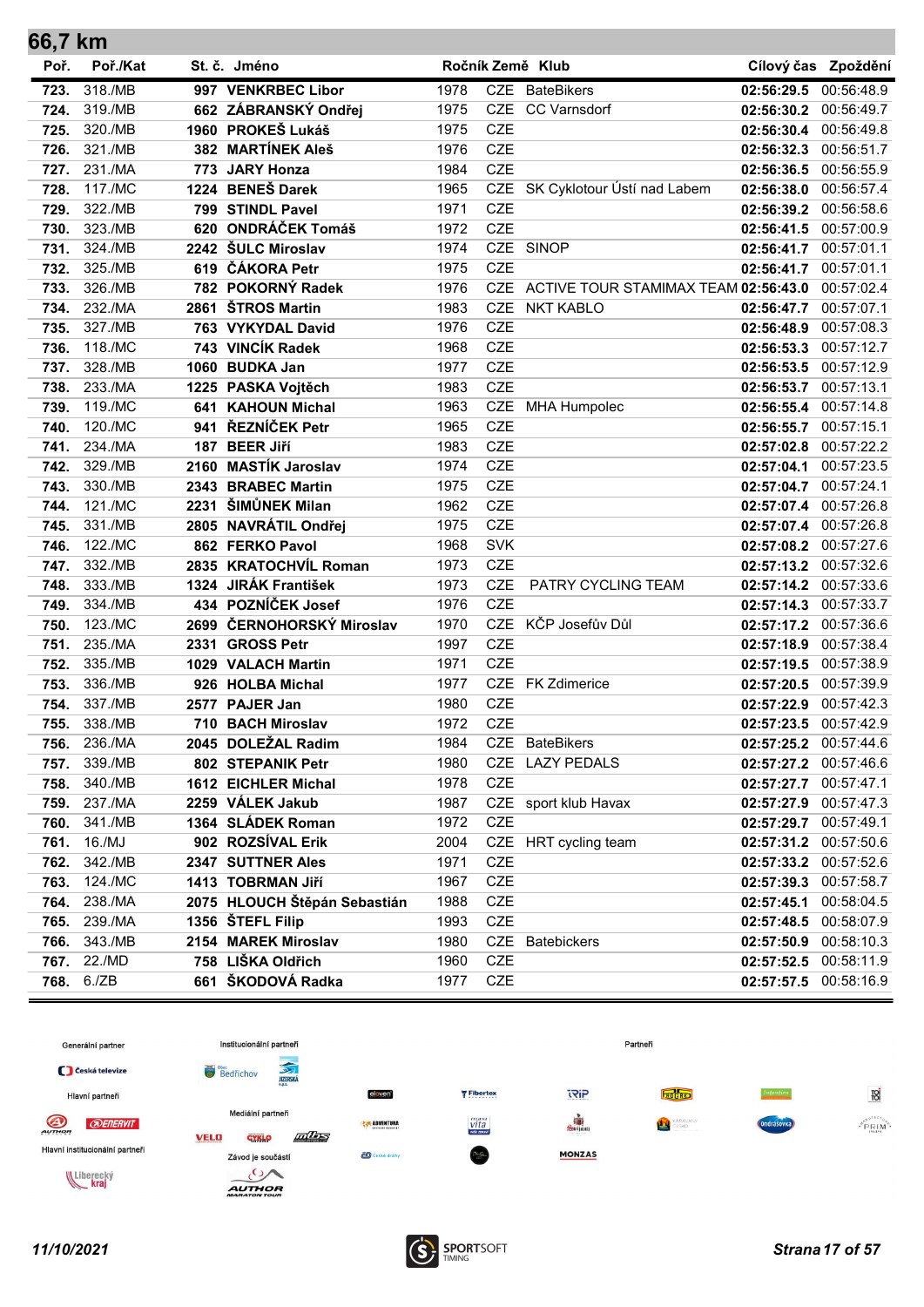## 66,7 km

| Poř. | Poř./Kat | St. č. | Jméno | Ročník | Země | Klub | Cílový čas | Zpoždění |
|---|---|---|---|---|---|---|---|---|
| 723. | 318./MB | 997 | VENKRBEC Libor | 1978 | CZE | BateBikers | 02:56:29.5 | 00:56:48.9 |
| 724. | 319./MB | 662 | ZÁBRANSKÝ Ondřej | 1975 | CZE | CC Varnsdorf | 02:56:30.2 | 00:56:49.7 |
| 725. | 320./MB | 1960 | PROKEŠ Lukáš | 1975 | CZE | | 02:56:30.4 | 00:56:49.8 |
| 726. | 321./MB | 382 | MARTÍNEK Aleš | 1976 | CZE | | 02:56:32.3 | 00:56:51.7 |
| 727. | 231./MA | 773 | JARY Honza | 1984 | CZE | | 02:56:36.5 | 00:56:55.9 |
| 728. | 117./MC | 1224 | BENEŠ Darek | 1965 | CZE | SK Cyklotour Ústí nad Labem | 02:56:38.0 | 00:56:57.4 |
| 729. | 322./MB | 799 | STINDL Pavel | 1971 | CZE | | 02:56:39.2 | 00:56:58.6 |
| 730. | 323./MB | 620 | ONDRÁČEK Tomáš | 1972 | CZE | | 02:56:41.5 | 00:57:00.9 |
| 731. | 324./MB | 2242 | ŠULC Miroslav | 1974 | CZE | SINOP | 02:56:41.7 | 00:57:01.1 |
| 732. | 325./MB | 619 | ČÁKORA Petr | 1975 | CZE | | 02:56:41.7 | 00:57:01.1 |
| 733. | 326./MB | 782 | POKORNÝ Radek | 1976 | CZE | ACTIVE TOUR STAMIMAX TEAM | 02:56:43.0 | 00:57:02.4 |
| 734. | 232./MA | 2861 | ŠTROS Martin | 1983 | CZE | NKT KABLO | 02:56:47.7 | 00:57:07.1 |
| 735. | 327./MB | 763 | VYKYDAL David | 1976 | CZE | | 02:56:48.9 | 00:57:08.3 |
| 736. | 118./MC | 743 | VINCÍK Radek | 1968 | CZE | | 02:56:53.3 | 00:57:12.7 |
| 737. | 328./MB | 1060 | BUDKA Jan | 1977 | CZE | | 02:56:53.5 | 00:57:12.9 |
| 738. | 233./MA | 1225 | PASKA Vojtěch | 1983 | CZE | | 02:56:53.7 | 00:57:13.1 |
| 739. | 119./MC | 641 | KAHOUN Michal | 1963 | CZE | MHA Humpolec | 02:56:55.4 | 00:57:14.8 |
| 740. | 120./MC | 941 | ŘEZNÍČEK Petr | 1965 | CZE | | 02:56:55.7 | 00:57:15.1 |
| 741. | 234./MA | 187 | BEER Jiří | 1983 | CZE | | 02:57:02.8 | 00:57:22.2 |
| 742. | 329./MB | 2160 | MASTÍK Jaroslav | 1974 | CZE | | 02:57:04.1 | 00:57:23.5 |
| 743. | 330./MB | 2343 | BRABEC Martin | 1975 | CZE | | 02:57:04.7 | 00:57:24.1 |
| 744. | 121./MC | 2231 | ŠIMŮNEK Milan | 1962 | CZE | | 02:57:07.4 | 00:57:26.8 |
| 745. | 331./MB | 2805 | NAVRÁTIL Ondřej | 1975 | CZE | | 02:57:07.4 | 00:57:26.8 |
| 746. | 122./MC | 862 | FERKO Pavol | 1968 | SVK | | 02:57:08.2 | 00:57:27.6 |
| 747. | 332./MB | 2835 | KRATOCHVÍL Roman | 1973 | CZE | | 02:57:13.2 | 00:57:32.6 |
| 748. | 333./MB | 1324 | JIRÁK František | 1973 | CZE | PATRY CYCLING TEAM | 02:57:14.2 | 00:57:33.6 |
| 749. | 334./MB | 434 | POZNÍČEK Josef | 1976 | CZE | | 02:57:14.3 | 00:57:33.7 |
| 750. | 123./MC | 2699 | ČERNOHORSKÝ Miroslav | 1970 | CZE | KČP Josefův Důl | 02:57:17.2 | 00:57:36.6 |
| 751. | 235./MA | 2331 | GROSS Petr | 1997 | CZE | | 02:57:18.9 | 00:57:38.4 |
| 752. | 335./MB | 1029 | VALACH Martin | 1971 | CZE | | 02:57:19.5 | 00:57:38.9 |
| 753. | 336./MB | 926 | HOLBA Michal | 1977 | CZE | FK Zdimerice | 02:57:20.5 | 00:57:39.9 |
| 754. | 337./MB | 2577 | PAJER Jan | 1980 | CZE | | 02:57:22.9 | 00:57:42.3 |
| 755. | 338./MB | 710 | BACH Miroslav | 1972 | CZE | | 02:57:23.5 | 00:57:42.9 |
| 756. | 236./MA | 2045 | DOLEŽAL Radim | 1984 | CZE | BateBikers | 02:57:25.2 | 00:57:44.6 |
| 757. | 339./MB | 802 | STEPANIK Petr | 1980 | CZE | LAZY PEDALS | 02:57:27.2 | 00:57:46.6 |
| 758. | 340./MB | 1612 | EICHLER Michal | 1978 | CZE | | 02:57:27.7 | 00:57:47.1 |
| 759. | 237./MA | 2259 | VÁLEK Jakub | 1987 | CZE | sport klub Havax | 02:57:27.9 | 00:57:47.3 |
| 760. | 341./MB | 1364 | SLÁDEK Roman | 1972 | CZE | | 02:57:29.7 | 00:57:49.1 |
| 761. | 16./MJ | 902 | ROZSÍVAL Erik | 2004 | CZE | HRT cycling team | 02:57:31.2 | 00:57:50.6 |
| 762. | 342./MB | 2347 | SUTTNER Ales | 1971 | CZE | | 02:57:33.2 | 00:57:52.6 |
| 763. | 124./MC | 1413 | TOBRMAN Jiří | 1967 | CZE | | 02:57:39.3 | 00:57:58.7 |
| 764. | 238./MA | 2075 | HLOUCH Štěpán Sebastián | 1988 | CZE | | 02:57:45.1 | 00:58:04.5 |
| 765. | 239./MA | 1356 | ŠTEFL Filip | 1993 | CZE | | 02:57:48.5 | 00:58:07.9 |
| 766. | 343./MB | 2154 | MAREK Miroslav | 1980 | CZE | Batebickers | 02:57:50.9 | 00:58:10.3 |
| 767. | 22./MD | 758 | LIŠKA Oldřich | 1960 | CZE | | 02:57:52.5 | 00:58:11.9 |
| 768. | 6./ZB | 661 | ŠKODOVÁ Radka | 1977 | CZE | | 02:57:57.5 | 00:58:16.9 |

Generální partner | Institucionální partneři | Partneři

Hlavní partneři | Mediální partneři

Hlavní institucionální partneři | Závod je součástí

11/10/2021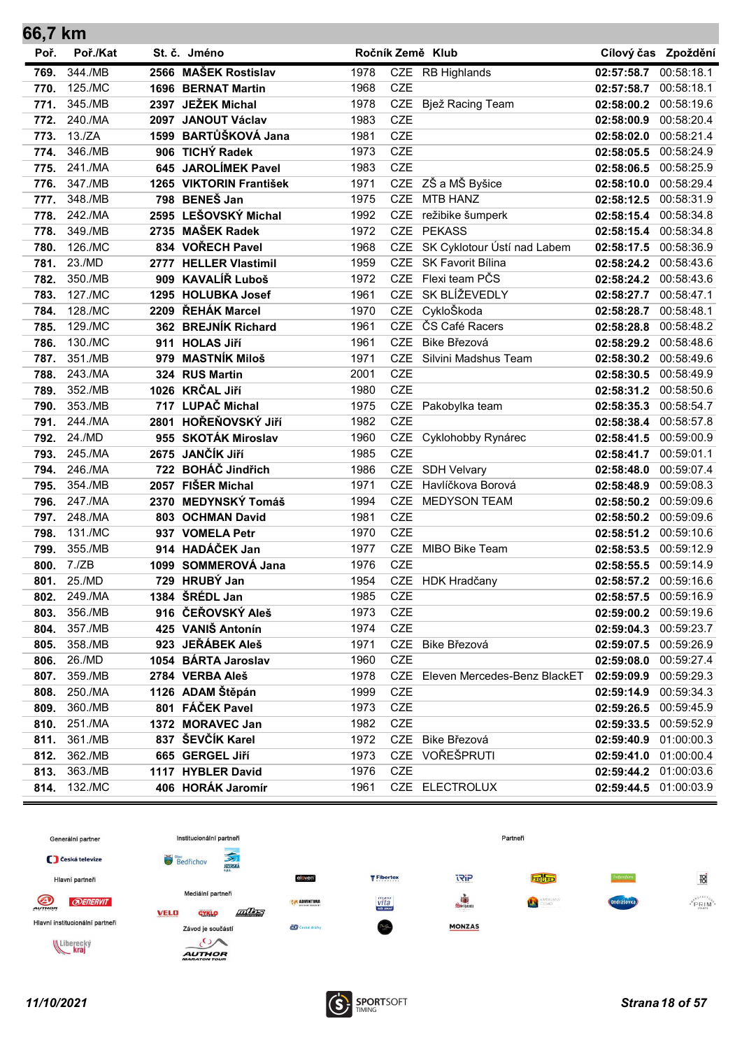## 66,7 km

| Poř. | Poř./Kat | St. č. | Jméno | Ročník | Země | Klub | Cílový čas | Zpoždění |
|---|---|---|---|---|---|---|---|---|
| 769. | 344./MB | 2566 | **MAŠEK Rostislav** | 1978 | CZE | RB Highlands | **02:57:58.7** | 00:58:18.1 |
| 770. | 125./MC | 1696 | **BERNAT Martin** | 1968 | CZE | | **02:57:58.7** | 00:58:18.1 |
| 771. | 345./MB | 2397 | **JEŽEK Michal** | 1978 | CZE | Bjež Racing Team | **02:58:00.2** | 00:58:19.6 |
| 772. | 240./MA | 2097 | **JANOUT Václav** | 1983 | CZE | | **02:58:00.9** | 00:58:20.4 |
| 773. | 13./ZA | 1599 | **BARTŮŠKOVÁ Jana** | 1981 | CZE | | **02:58:02.0** | 00:58:21.4 |
| 774. | 346./MB | 906 | **TICHÝ Radek** | 1973 | CZE | | **02:58:05.5** | 00:58:24.9 |
| 775. | 241./MA | 645 | **JAROLÍMEK Pavel** | 1983 | CZE | | **02:58:06.5** | 00:58:25.9 |
| 776. | 347./MB | 1265 | **VIKTORIN František** | 1971 | CZE | ZŠ a MŠ Byšice | **02:58:10.0** | 00:58:29.4 |
| 777. | 348./MB | 798 | **BENEŠ Jan** | 1975 | CZE | MTB HANZ | **02:58:12.5** | 00:58:31.9 |
| 778. | 242./MA | 2595 | **LEŠOVSKÝ Michal** | 1992 | CZE | režibike šumperk | **02:58:15.4** | 00:58:34.8 |
| 778. | 349./MB | 2735 | **MAŠEK Radek** | 1972 | CZE | PEKASS | **02:58:15.4** | 00:58:34.8 |
| 780. | 126./MC | 834 | **VOŘECH Pavel** | 1968 | CZE | SK Cyklotour Ústí nad Labem | **02:58:17.5** | 00:58:36.9 |
| 781. | 23./MD | 2777 | **HELLER Vlastimil** | 1959 | CZE | SK Favorit Bílina | **02:58:24.2** | 00:58:43.6 |
| 782. | 350./MB | 909 | **KAVALÍŘ Luboš** | 1972 | CZE | Flexi team PČS | **02:58:24.2** | 00:58:43.6 |
| 783. | 127./MC | 1295 | **HOLUBKA Josef** | 1961 | CZE | SK BLÍŽEVEDLY | **02:58:27.7** | 00:58:47.1 |
| 784. | 128./MC | 2209 | **ŘEHÁK Marcel** | 1970 | CZE | CykloŠkoda | **02:58:28.7** | 00:58:48.1 |
| 785. | 129./MC | 362 | **BREJNÍK Richard** | 1961 | CZE | ČS Café Racers | **02:58:28.8** | 00:58:48.2 |
| 786. | 130./MC | 911 | **HOLAS Jiří** | 1961 | CZE | Bike Březová | **02:58:29.2** | 00:58:48.6 |
| 787. | 351./MB | 979 | **MASTNÍK Miloš** | 1971 | CZE | Silvini Madshus Team | **02:58:30.2** | 00:58:49.6 |
| 788. | 243./MA | 324 | **RUS Martin** | 2001 | CZE | | **02:58:30.5** | 00:58:49.9 |
| 789. | 352./MB | 1026 | **KRČAL Jiří** | 1980 | CZE | | **02:58:31.2** | 00:58:50.6 |
| 790. | 353./MB | 717 | **LUPAČ Michal** | 1975 | CZE | Pakobylka team | **02:58:35.3** | 00:58:54.7 |
| 791. | 244./MA | 2801 | **HOŘEŇOVSKÝ Jiří** | 1982 | CZE | | **02:58:38.4** | 00:58:57.8 |
| 792. | 24./MD | 955 | **SKOTÁK Miroslav** | 1960 | CZE | Cyklohobby Rynárec | **02:58:41.5** | 00:59:00.9 |
| 793. | 245./MA | 2675 | **JANČÍK Jiří** | 1985 | CZE | | **02:58:41.7** | 00:59:01.1 |
| 794. | 246./MA | 722 | **BOHÁČ Jindřich** | 1986 | CZE | SDH Velvary | **02:58:48.0** | 00:59:07.4 |
| 795. | 354./MB | 2057 | **FIŠER Michal** | 1971 | CZE | Havlíčkova Borová | **02:58:48.9** | 00:59:08.3 |
| 796. | 247./MA | 2370 | **MEDYNSKÝ Tomáš** | 1994 | CZE | MEDYSON TEAM | **02:58:50.2** | 00:59:09.6 |
| 797. | 248./MA | 803 | **OCHMAN David** | 1981 | CZE | | **02:58:50.2** | 00:59:09.6 |
| 798. | 131./MC | 937 | **VOMELA Petr** | 1970 | CZE | | **02:58:51.2** | 00:59:10.6 |
| 799. | 355./MB | 914 | **HADÁČEK Jan** | 1977 | CZE | MIBO Bike Team | **02:58:53.5** | 00:59:12.9 |
| 800. | 7./ZB | 1099 | **SOMMEROVÁ Jana** | 1976 | CZE | | **02:58:55.5** | 00:59:14.9 |
| 801. | 25./MD | 729 | **HRUBÝ Jan** | 1954 | CZE | HDK Hradčany | **02:58:57.2** | 00:59:16.6 |
| 802. | 249./MA | 1384 | **ŠRÉDL Jan** | 1985 | CZE | | **02:58:57.5** | 00:59:16.9 |
| 803. | 356./MB | 916 | **ČEŘOVSKÝ Aleš** | 1973 | CZE | | **02:59:00.2** | 00:59:19.6 |
| 804. | 357./MB | 425 | **VANIŠ Antonín** | 1974 | CZE | | **02:59:04.3** | 00:59:23.7 |
| 805. | 358./MB | 923 | **JEŘÁBEK Aleš** | 1971 | CZE | Bike Březová | **02:59:07.5** | 00:59:26.9 |
| 806. | 26./MD | 1054 | **BÁRTA Jaroslav** | 1960 | CZE | | **02:59:08.0** | 00:59:27.4 |
| 807. | 359./MB | 2784 | **VERBA Aleš** | 1978 | CZE | Eleven Mercedes-Benz BlackET | **02:59:09.9** | 00:59:29.3 |
| 808. | 250./MA | 1126 | **ADAM Štěpán** | 1999 | CZE | | **02:59:14.9** | 00:59:34.3 |
| 809. | 360./MB | 801 | **FÁČEK Pavel** | 1973 | CZE | | **02:59:26.5** | 00:59:45.9 |
| 810. | 251./MA | 1372 | **MORAVEC Jan** | 1982 | CZE | | **02:59:33.5** | 00:59:52.9 |
| 811. | 361./MB | 837 | **ŠEVČÍK Karel** | 1972 | CZE | Bike Březová | **02:59:40.9** | 01:00:00.3 |
| 812. | 362./MB | 665 | **GERGEL Jiří** | 1973 | CZE | VOŘEŠPRUTI | **02:59:41.0** | 01:00:00.4 |
| 813. | 363./MB | 1117 | **HYBLER David** | 1976 | CZE | | **02:59:44.2** | 01:00:03.6 |
| 814. | 132./MC | 406 | **HORÁK Jaromír** | 1961 | CZE | ELECTROLUX | **02:59:44.5** | 01:00:03.9 |

Generální partner — Institucionální partneři — Partneři

Hlavní partneři — Mediální partneři

Hlavní institucionální partneři — Závod je součástí

*11/10/2021*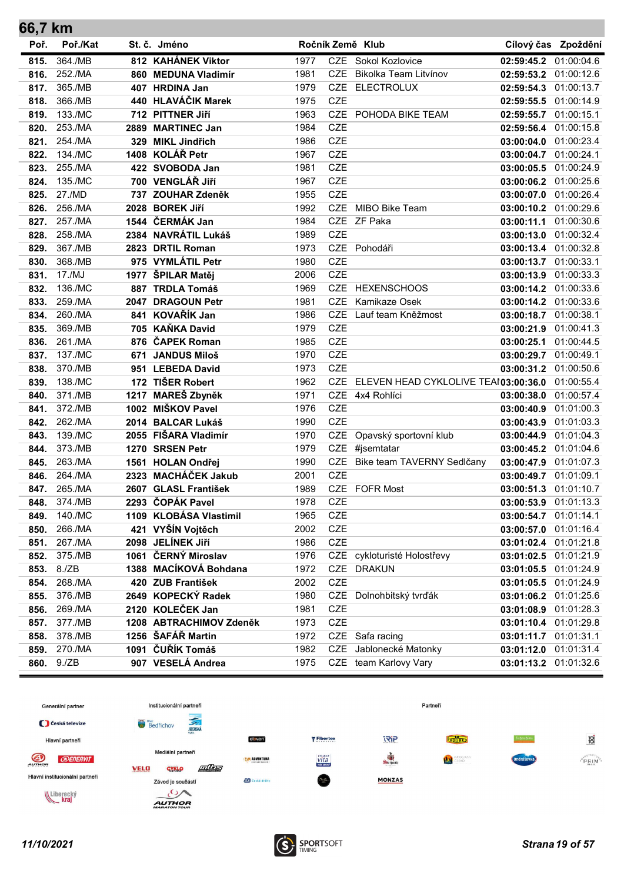# 66,7 km

| Poř. | Poř./Kat | St. č. | Jméno | Ročník | Země | Klub | Cílový čas | Zpoždění |
|---|---|---|---|---|---|---|---|---|
| 815. | 364./MB | 812 | KAHÁNEK Viktor | 1977 | CZE | Sokol Kozlovice | 02:59:45.2 | 01:00:04.6 |
| 816. | 252./MA | 860 | MEDUNA Vladimír | 1981 | CZE | Bikolka Team Litvínov | 02:59:53.2 | 01:00:12.6 |
| 817. | 365./MB | 407 | HRDINA Jan | 1979 | CZE | ELECTROLUX | 02:59:54.3 | 01:00:13.7 |
| 818. | 366./MB | 440 | HLAVÁČIK Marek | 1975 | CZE | | 02:59:55.5 | 01:00:14.9 |
| 819. | 133./MC | 712 | PITTNER Jiří | 1963 | CZE | POHODA BIKE TEAM | 02:59:55.7 | 01:00:15.1 |
| 820. | 253./MA | 2889 | MARTINEC Jan | 1984 | CZE | | 02:59:56.4 | 01:00:15.8 |
| 821. | 254./MA | 329 | MIKL Jindřich | 1986 | CZE | | 03:00:04.0 | 01:00:23.4 |
| 822. | 134./MC | 1408 | KOLÁŘ Petr | 1967 | CZE | | 03:00:04.7 | 01:00:24.1 |
| 823. | 255./MA | 422 | SVOBODA Jan | 1981 | CZE | | 03:00:05.5 | 01:00:24.9 |
| 824. | 135./MC | 700 | VENGLÁŘ Jiří | 1967 | CZE | | 03:00:06.2 | 01:00:25.6 |
| 825. | 27./MD | 737 | ZOUHAR Zdeněk | 1955 | CZE | | 03:00:07.0 | 01:00:26.4 |
| 826. | 256./MA | 2028 | BOREK Jiří | 1992 | CZE | MIBO Bike Team | 03:00:10.2 | 01:00:29.6 |
| 827. | 257./MA | 1544 | ČERMÁK Jan | 1984 | CZE | ZF Paka | 03:00:11.1 | 01:00:30.6 |
| 828. | 258./MA | 2384 | NAVRÁTIL Lukáš | 1989 | CZE | | 03:00:13.0 | 01:00:32.4 |
| 829. | 367./MB | 2823 | DRTIL Roman | 1973 | CZE | Pohodáři | 03:00:13.4 | 01:00:32.8 |
| 830. | 368./MB | 975 | VYMLÁTIL Petr | 1980 | CZE | | 03:00:13.7 | 01:00:33.1 |
| 831. | 17./MJ | 1977 | ŠPILAR Matěj | 2006 | CZE | | 03:00:13.9 | 01:00:33.3 |
| 832. | 136./MC | 887 | TRDLA Tomáš | 1969 | CZE | HEXENSCHOOS | 03:00:14.2 | 01:00:33.6 |
| 833. | 259./MA | 2047 | DRAGOUN Petr | 1981 | CZE | Kamikaze Osek | 03:00:14.2 | 01:00:33.6 |
| 834. | 260./MA | 841 | KOVAŘÍK Jan | 1986 | CZE | Lauf team Kněžmost | 03:00:18.7 | 01:00:38.1 |
| 835. | 369./MB | 705 | KAŇKA David | 1979 | CZE | | 03:00:21.9 | 01:00:41.3 |
| 836. | 261./MA | 876 | ČAPEK Roman | 1985 | CZE | | 03:00:25.1 | 01:00:44.5 |
| 837. | 137./MC | 671 | JANDUS Miloš | 1970 | CZE | | 03:00:29.7 | 01:00:49.1 |
| 838. | 370./MB | 951 | LEBEDA David | 1973 | CZE | | 03:00:31.2 | 01:00:50.6 |
| 839. | 138./MC | 172 | TIŠER Robert | 1962 | CZE | ELEVEN HEAD CYKLOLIVE TEAM | 03:00:36.0 | 01:00:55.4 |
| 840. | 371./MB | 1217 | MAREŠ Zbyněk | 1971 | CZE | 4x4 Rohlíci | 03:00:38.0 | 01:00:57.4 |
| 841. | 372./MB | 1002 | MIŠKOV Pavel | 1976 | CZE | | 03:00:40.9 | 01:01:00.3 |
| 842. | 262./MA | 2014 | BALCAR Lukáš | 1990 | CZE | | 03:00:43.9 | 01:01:03.3 |
| 843. | 139./MC | 2055 | FIŠARA Vladimír | 1970 | CZE | Opavský sportovní klub | 03:00:44.9 | 01:01:04.3 |
| 844. | 373./MB | 1270 | SRSEN Petr | 1979 | CZE | #jsemtatar | 03:00:45.2 | 01:01:04.6 |
| 845. | 263./MA | 1561 | HOLAN Ondřej | 1990 | CZE | Bike team TAVERNY Sedlčany | 03:00:47.9 | 01:01:07.3 |
| 846. | 264./MA | 2323 | MACHÁČEK Jakub | 2001 | CZE | | 03:00:49.7 | 01:01:09.1 |
| 847. | 265./MA | 2607 | GLASL František | 1989 | CZE | FOFR Most | 03:00:51.3 | 01:01:10.7 |
| 848. | 374./MB | 2293 | ČOPÁK Pavel | 1978 | CZE | | 03:00:53.9 | 01:01:13.3 |
| 849. | 140./MC | 1109 | KLOBÁSA Vlastimil | 1965 | CZE | | 03:00:54.7 | 01:01:14.1 |
| 850. | 266./MA | 421 | VYŠÍN Vojtěch | 2002 | CZE | | 03:00:57.0 | 01:01:16.4 |
| 851. | 267./MA | 2098 | JELÍNEK Jiří | 1986 | CZE | | 03:01:02.4 | 01:01:21.8 |
| 852. | 375./MB | 1061 | ČERNÝ Miroslav | 1976 | CZE | cykloturisté Holostřevy | 03:01:02.5 | 01:01:21.9 |
| 853. | 8./ZB | 1388 | MACÍKOVÁ Bohdana | 1972 | CZE | DRAKUN | 03:01:05.5 | 01:01:24.9 |
| 854. | 268./MA | 420 | ZUB František | 2002 | CZE | | 03:01:05.5 | 01:01:24.9 |
| 855. | 376./MB | 2649 | KOPECKÝ Radek | 1980 | CZE | Dolnohbitský tvrďák | 03:01:06.2 | 01:01:25.6 |
| 856. | 269./MA | 2120 | KOLEČEK Jan | 1981 | CZE | | 03:01:08.9 | 01:01:28.3 |
| 857. | 377./MB | 1208 | ABTRACHIMOV Zdeněk | 1973 | CZE | | 03:01:10.4 | 01:01:29.8 |
| 858. | 378./MB | 1256 | ŠAFÁŘ Martin | 1972 | CZE | Safa racing | 03:01:11.7 | 01:01:31.1 |
| 859. | 270./MA | 1091 | ČUŘÍK Tomáš | 1982 | CZE | Jablonecké Matonky | 03:01:12.0 | 01:01:31.4 |
| 860. | 9./ZB | 907 | VESELÁ Andrea | 1975 | CZE | team Karlovy Vary | 03:01:13.2 | 01:01:32.6 |

Generální partner · Institucionální partneři · Partneři · Hlavní partneři · Mediální partneři · Hlavní institucionální partneři · Závod je součástí

11/10/2021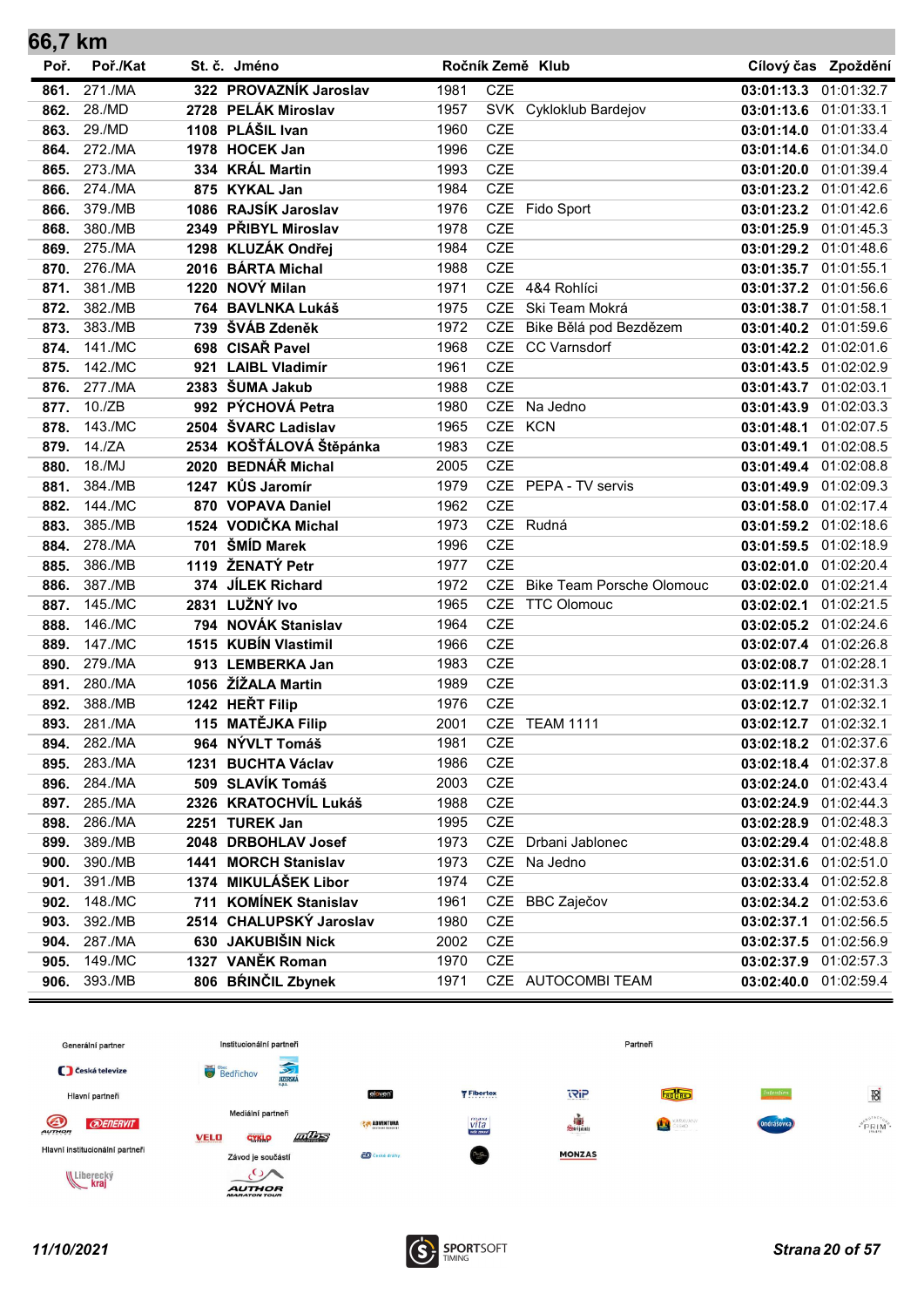## 66,7 km

| Poř. | Poř./Kat | St. č. | Jméno | Ročník | Země | Klub | Cílový čas | Zpoždění |
|---|---|---|---|---|---|---|---|---|
| 861. | 271./MA | 322 | PROVAZNÍK Jaroslav | 1981 | CZE | | 03:01:13.3 | 01:01:32.7 |
| 862. | 28./MD | 2728 | PELÁK Miroslav | 1957 | SVK | Cykloklub Bardejov | 03:01:13.6 | 01:01:33.1 |
| 863. | 29./MD | 1108 | PLÁŠIL Ivan | 1960 | CZE | | 03:01:14.0 | 01:01:33.4 |
| 864. | 272./MA | 1978 | HOCEK Jan | 1996 | CZE | | 03:01:14.6 | 01:01:34.0 |
| 865. | 273./MA | 334 | KRÁL Martin | 1993 | CZE | | 03:01:20.0 | 01:01:39.4 |
| 866. | 274./MA | 875 | KYKAL Jan | 1984 | CZE | | 03:01:23.2 | 01:01:42.6 |
| 866. | 379./MB | 1086 | RAJSÍK Jaroslav | 1976 | CZE | Fido Sport | 03:01:23.2 | 01:01:42.6 |
| 868. | 380./MB | 2349 | PŘIBYL Miroslav | 1978 | CZE | | 03:01:25.9 | 01:01:45.3 |
| 869. | 275./MA | 1298 | KLUZÁK Ondřej | 1984 | CZE | | 03:01:29.2 | 01:01:48.6 |
| 870. | 276./MA | 2016 | BÁRTA Michal | 1988 | CZE | | 03:01:35.7 | 01:01:55.1 |
| 871. | 381./MB | 1220 | NOVÝ Milan | 1971 | CZE | 4&4 Rohlíci | 03:01:37.2 | 01:01:56.6 |
| 872. | 382./MB | 764 | BAVLNKA Lukáš | 1975 | CZE | Ski Team Mokrá | 03:01:38.7 | 01:01:58.1 |
| 873. | 383./MB | 739 | ŠVÁB Zdeněk | 1972 | CZE | Bike Bělá pod Bezdězem | 03:01:40.2 | 01:01:59.6 |
| 874. | 141./MC | 698 | CISAŘ Pavel | 1968 | CZE | CC Varnsdorf | 03:01:42.2 | 01:02:01.6 |
| 875. | 142./MC | 921 | LAIBL Vladimír | 1961 | CZE | | 03:01:43.5 | 01:02:02.9 |
| 876. | 277./MA | 2383 | ŠUMA Jakub | 1988 | CZE | | 03:01:43.7 | 01:02:03.1 |
| 877. | 10./ZB | 992 | PÝCHOVÁ Petra | 1980 | CZE | Na Jedno | 03:01:43.9 | 01:02:03.3 |
| 878. | 143./MC | 2504 | ŠVARC Ladislav | 1965 | CZE | KCN | 03:01:48.1 | 01:02:07.5 |
| 879. | 14./ZA | 2534 | KOŠŤÁLOVÁ Štěpánka | 1983 | CZE | | 03:01:49.1 | 01:02:08.5 |
| 880. | 18./MJ | 2020 | BEDNÁŘ Michal | 2005 | CZE | | 03:01:49.4 | 01:02:08.8 |
| 881. | 384./MB | 1247 | KŮS Jaromír | 1979 | CZE | PEPA - TV servis | 03:01:49.9 | 01:02:09.3 |
| 882. | 144./MC | 870 | VOPAVA Daniel | 1962 | CZE | | 03:01:58.0 | 01:02:17.4 |
| 883. | 385./MB | 1524 | VODIČKA Michal | 1973 | CZE | Rudná | 03:01:59.2 | 01:02:18.6 |
| 884. | 278./MA | 701 | ŠMÍD Marek | 1996 | CZE | | 03:01:59.5 | 01:02:18.9 |
| 885. | 386./MB | 1119 | ŽENATÝ Petr | 1977 | CZE | | 03:02:01.0 | 01:02:20.4 |
| 886. | 387./MB | 374 | JÍLEK Richard | 1972 | CZE | Bike Team Porsche Olomouc | 03:02:02.0 | 01:02:21.4 |
| 887. | 145./MC | 2831 | LUŽNÝ Ivo | 1965 | CZE | TTC Olomouc | 03:02:02.1 | 01:02:21.5 |
| 888. | 146./MC | 794 | NOVÁK Stanislav | 1964 | CZE | | 03:02:05.2 | 01:02:24.6 |
| 889. | 147./MC | 1515 | KUBÍN Vlastimil | 1966 | CZE | | 03:02:07.4 | 01:02:26.8 |
| 890. | 279./MA | 913 | LEMBERKA Jan | 1983 | CZE | | 03:02:08.7 | 01:02:28.1 |
| 891. | 280./MA | 1056 | ŽÍŽALA Martin | 1989 | CZE | | 03:02:11.9 | 01:02:31.3 |
| 892. | 388./MB | 1242 | HEŘT Filip | 1976 | CZE | | 03:02:12.7 | 01:02:32.1 |
| 893. | 281./MA | 115 | MATĚJKA Filip | 2001 | CZE | TEAM 1111 | 03:02:12.7 | 01:02:32.1 |
| 894. | 282./MA | 964 | NÝVLT Tomáš | 1981 | CZE | | 03:02:18.2 | 01:02:37.6 |
| 895. | 283./MA | 1231 | BUCHTA Václav | 1986 | CZE | | 03:02:18.4 | 01:02:37.8 |
| 896. | 284./MA | 509 | SLAVÍK Tomáš | 2003 | CZE | | 03:02:24.0 | 01:02:43.4 |
| 897. | 285./MA | 2326 | KRATOCHVÍL Lukáš | 1988 | CZE | | 03:02:24.9 | 01:02:44.3 |
| 898. | 286./MA | 2251 | TUREK Jan | 1995 | CZE | | 03:02:28.9 | 01:02:48.3 |
| 899. | 389./MB | 2048 | DRBOHLAV Josef | 1973 | CZE | Drbani Jablonec | 03:02:29.4 | 01:02:48.8 |
| 900. | 390./MB | 1441 | MORCH Stanislav | 1973 | CZE | Na Jedno | 03:02:31.6 | 01:02:51.0 |
| 901. | 391./MB | 1374 | MIKULÁŠEK Libor | 1974 | CZE | | 03:02:33.4 | 01:02:52.8 |
| 902. | 148./MC | 711 | KOMÍNEK Stanislav | 1961 | CZE | BBC Zaječov | 03:02:34.2 | 01:02:53.6 |
| 903. | 392./MB | 2514 | CHALUPSKÝ Jaroslav | 1980 | CZE | | 03:02:37.1 | 01:02:56.5 |
| 904. | 287./MA | 630 | JAKUBIŠIN Nick | 2002 | CZE | | 03:02:37.5 | 01:02:56.9 |
| 905. | 149./MC | 1327 | VANĚK Roman | 1970 | CZE | | 03:02:37.9 | 01:02:57.3 |
| 906. | 393./MB | 806 | BŘINČIL Zbynek | 1971 | CZE | AUTOCOMBI TEAM | 03:02:40.0 | 01:02:59.4 |

Generální partner — Česká televize
Hlavní partneři
Hlavní institucionální partneři
Institucionální partneři
Mediální partneři
Závod je součástí
Partneři

11/10/2021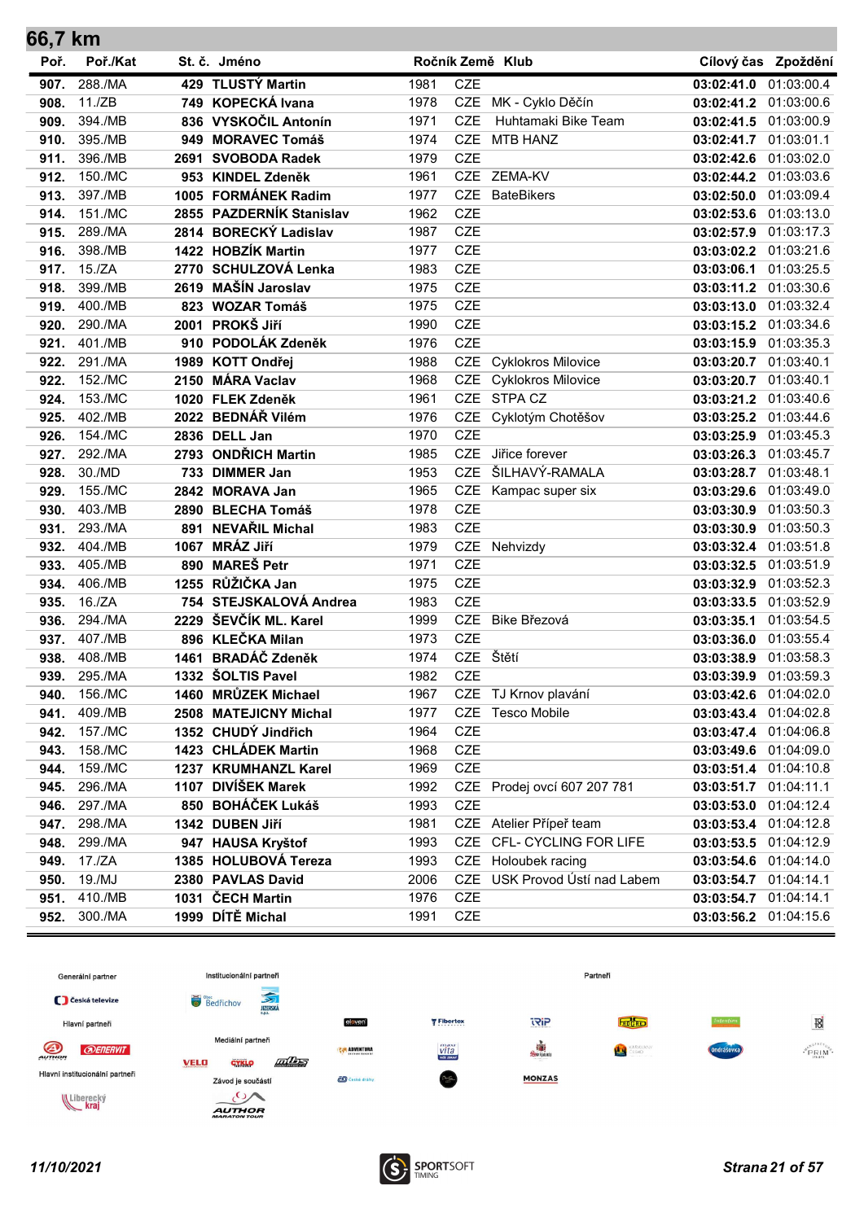## 66,7 km

| Poř. | Poř./Kat | St. č. | Jméno | Ročník | Země | Klub | Cílový čas | Zpoždění |
|---|---|---|---|---|---|---|---|---|
| 907. | 288./MA | 429 | TLUSTÝ Martin | 1981 | CZE | | 03:02:41.0 | 01:03:00.4 |
| 908. | 11./ZB | 749 | KOPECKÁ Ivana | 1978 | CZE | MK - Cyklo Děčín | 03:02:41.2 | 01:03:00.6 |
| 909. | 394./MB | 836 | VYSKOČIL Antonín | 1971 | CZE | Huhtamaki Bike Team | 03:02:41.5 | 01:03:00.9 |
| 910. | 395./MB | 949 | MORAVEC Tomáš | 1974 | CZE | MTB HANZ | 03:02:41.7 | 01:03:01.1 |
| 911. | 396./MB | 2691 | SVOBODA Radek | 1979 | CZE | | 03:02:42.6 | 01:03:02.0 |
| 912. | 150./MC | 953 | KINDEL Zdeněk | 1961 | CZE | ZEMA-KV | 03:02:44.2 | 01:03:03.6 |
| 913. | 397./MB | 1005 | FORMÁNEK Radim | 1977 | CZE | BateBikers | 03:02:50.0 | 01:03:09.4 |
| 914. | 151./MC | 2855 | PAZDERNÍK Stanislav | 1962 | CZE | | 03:02:53.6 | 01:03:13.0 |
| 915. | 289./MA | 2814 | BORECKÝ Ladislav | 1987 | CZE | | 03:02:57.9 | 01:03:17.3 |
| 916. | 398./MB | 1422 | HOBZÍK Martin | 1977 | CZE | | 03:03:02.2 | 01:03:21.6 |
| 917. | 15./ZA | 2770 | SCHULZOVÁ Lenka | 1983 | CZE | | 03:03:06.1 | 01:03:25.5 |
| 918. | 399./MB | 2619 | MAŠÍN Jaroslav | 1975 | CZE | | 03:03:11.2 | 01:03:30.6 |
| 919. | 400./MB | 823 | WOZAR Tomáš | 1975 | CZE | | 03:03:13.0 | 01:03:32.4 |
| 920. | 290./MA | 2001 | PROKŠ Jiří | 1990 | CZE | | 03:03:15.2 | 01:03:34.6 |
| 921. | 401./MB | 910 | PODOLÁK Zdeněk | 1976 | CZE | | 03:03:15.9 | 01:03:35.3 |
| 922. | 291./MA | 1989 | KOTT Ondřej | 1988 | CZE | Cyklokros Milovice | 03:03:20.7 | 01:03:40.1 |
| 922. | 152./MC | 2150 | MÁRA Vaclav | 1968 | CZE | Cyklokros Milovice | 03:03:20.7 | 01:03:40.1 |
| 924. | 153./MC | 1020 | FLEK Zdeněk | 1961 | CZE | STPA CZ | 03:03:21.2 | 01:03:40.6 |
| 925. | 402./MB | 2022 | BEDNÁŘ Vilém | 1976 | CZE | Cyklotým Chotěšov | 03:03:25.2 | 01:03:44.6 |
| 926. | 154./MC | 2836 | DELL Jan | 1970 | CZE | | 03:03:25.9 | 01:03:45.3 |
| 927. | 292./MA | 2793 | ONDŘICH Martin | 1985 | CZE | Jiřice forever | 03:03:26.3 | 01:03:45.7 |
| 928. | 30./MD | 733 | DIMMER Jan | 1953 | CZE | ŠILHAVÝ-RAMALA | 03:03:28.7 | 01:03:48.1 |
| 929. | 155./MC | 2842 | MORAVA Jan | 1965 | CZE | Kampac super six | 03:03:29.6 | 01:03:49.0 |
| 930. | 403./MB | 2890 | BLECHA Tomáš | 1978 | CZE | | 03:03:30.9 | 01:03:50.3 |
| 931. | 293./MA | 891 | NEVAŘIL Michal | 1983 | CZE | | 03:03:30.9 | 01:03:50.3 |
| 932. | 404./MB | 1067 | MRÁZ Jiří | 1979 | CZE | Nehvizdy | 03:03:32.4 | 01:03:51.8 |
| 933. | 405./MB | 890 | MAREŠ Petr | 1971 | CZE | | 03:03:32.5 | 01:03:51.9 |
| 934. | 406./MB | 1255 | RŮŽIČKA Jan | 1975 | CZE | | 03:03:32.9 | 01:03:52.3 |
| 935. | 16./ZA | 754 | STEJSKALOVÁ Andrea | 1983 | CZE | | 03:03:33.5 | 01:03:52.9 |
| 936. | 294./MA | 2229 | ŠEVČÍK ML. Karel | 1999 | CZE | Bike Březová | 03:03:35.1 | 01:03:54.5 |
| 937. | 407./MB | 896 | KLEČKA Milan | 1973 | CZE | | 03:03:36.0 | 01:03:55.4 |
| 938. | 408./MB | 1461 | BRADÁČ Zdeněk | 1974 | CZE | Štětí | 03:03:38.9 | 01:03:58.3 |
| 939. | 295./MA | 1332 | ŠOLTIS Pavel | 1982 | CZE | | 03:03:39.9 | 01:03:59.3 |
| 940. | 156./MC | 1460 | MRŮZEK Michael | 1967 | CZE | TJ Krnov plavání | 03:03:42.6 | 01:04:02.0 |
| 941. | 409./MB | 2508 | MATEJICNY Michal | 1977 | CZE | Tesco Mobile | 03:03:43.4 | 01:04:02.8 |
| 942. | 157./MC | 1352 | CHUDÝ Jindřich | 1964 | CZE | | 03:03:47.4 | 01:04:06.8 |
| 943. | 158./MC | 1423 | CHLÁDEK Martin | 1968 | CZE | | 03:03:49.6 | 01:04:09.0 |
| 944. | 159./MC | 1237 | KRUMHANZL Karel | 1969 | CZE | | 03:03:51.4 | 01:04:10.8 |
| 945. | 296./MA | 1107 | DIVÍŠEK Marek | 1992 | CZE | Prodej ovcí 607 207 781 | 03:03:51.7 | 01:04:11.1 |
| 946. | 297./MA | 850 | BOHÁČEK Lukáš | 1993 | CZE | | 03:03:53.0 | 01:04:12.4 |
| 947. | 298./MA | 1342 | DUBEN Jiří | 1981 | CZE | Atelier Přípeř team | 03:03:53.4 | 01:04:12.8 |
| 948. | 299./MA | 947 | HAUSA Kryštof | 1993 | CZE | CFL- CYCLING FOR LIFE | 03:03:53.5 | 01:04:12.9 |
| 949. | 17./ZA | 1385 | HOLUBOVÁ Tereza | 1993 | CZE | Holoubek racing | 03:03:54.6 | 01:04:14.0 |
| 950. | 19./MJ | 2380 | PAVLAS David | 2006 | CZE | USK Provod Ústí nad Labem | 03:03:54.7 | 01:04:14.1 |
| 951. | 410./MB | 1031 | ČECH Martin | 1976 | CZE | | 03:03:54.7 | 01:04:14.1 |
| 952. | 300./MA | 1999 | DÍTĚ Michal | 1991 | CZE | | 03:03:56.2 | 01:04:15.6 |

Generální partner · Institucionální partneři · Partneři · Hlavní partneři · Mediální partneři · Hlavní institucionální partneři · Závod je součástí

11/10/2021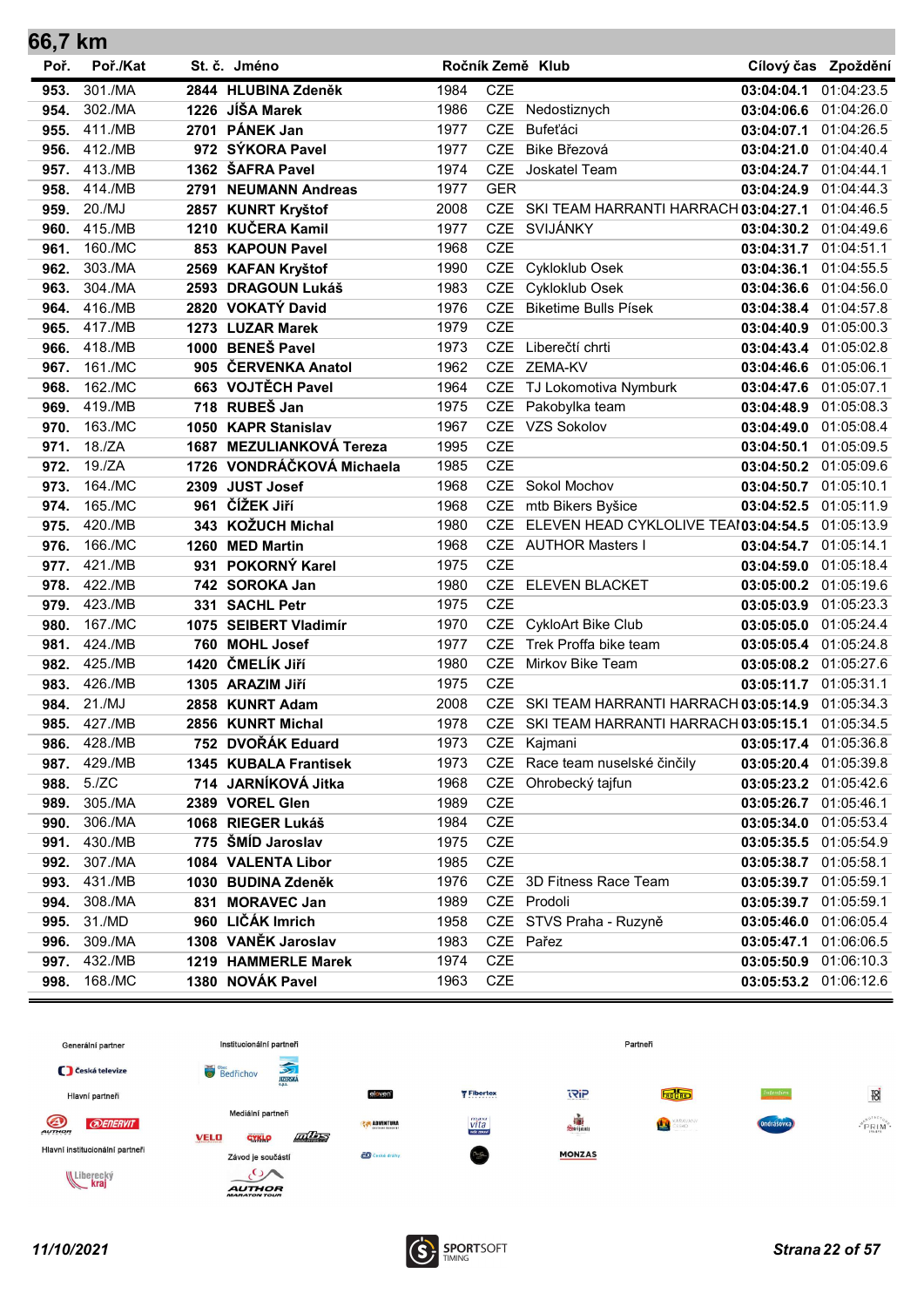## 66,7 km

| Poř. | Poř./Kat | St. č. | Jméno | Ročník | Země | Klub | Cílový čas | Zpoždění |
|---|---|---|---|---|---|---|---|---|
| 953. | 301./MA | 2844 | HLUBINA Zdeněk | 1984 | CZE | | 03:04:04.1 | 01:04:23.5 |
| 954. | 302./MA | 1226 | JÍŠA Marek | 1986 | CZE | Nedostiznych | 03:04:06.6 | 01:04:26.0 |
| 955. | 411./MB | 2701 | PÁNEK Jan | 1977 | CZE | Bufeťáci | 03:04:07.1 | 01:04:26.5 |
| 956. | 412./MB | 972 | SÝKORA Pavel | 1977 | CZE | Bike Březová | 03:04:21.0 | 01:04:40.4 |
| 957. | 413./MB | 1362 | ŠAFRA Pavel | 1974 | CZE | Joskatel Team | 03:04:24.7 | 01:04:44.1 |
| 958. | 414./MB | 2791 | NEUMANN Andreas | 1977 | GER | | 03:04:24.9 | 01:04:44.3 |
| 959. | 20./MJ | 2857 | KUNRT Kryštof | 2008 | CZE | SKI TEAM HARRANTI HARRACH | 03:04:27.1 | 01:04:46.5 |
| 960. | 415./MB | 1210 | KUČERA Kamil | 1977 | CZE | SVIJÁNKY | 03:04:30.2 | 01:04:49.6 |
| 961. | 160./MC | 853 | KAPOUN Pavel | 1968 | CZE | | 03:04:31.7 | 01:04:51.1 |
| 962. | 303./MA | 2569 | KAFAN Kryštof | 1990 | CZE | Cykloklub Osek | 03:04:36.1 | 01:04:55.5 |
| 963. | 304./MA | 2593 | DRAGOUN Lukáš | 1983 | CZE | Cykloklub Osek | 03:04:36.6 | 01:04:56.0 |
| 964. | 416./MB | 2820 | VOKATÝ David | 1976 | CZE | Biketime Bulls Písek | 03:04:38.4 | 01:04:57.8 |
| 965. | 417./MB | 1273 | LUZAR Marek | 1979 | CZE | | 03:04:40.9 | 01:05:00.3 |
| 966. | 418./MB | 1000 | BENEŠ Pavel | 1973 | CZE | Liberečtí chrti | 03:04:43.4 | 01:05:02.8 |
| 967. | 161./MC | 905 | ČERVENKA Anatol | 1962 | CZE | ZEMA-KV | 03:04:46.6 | 01:05:06.1 |
| 968. | 162./MC | 663 | VOJTĚCH Pavel | 1964 | CZE | TJ Lokomotiva Nymburk | 03:04:47.6 | 01:05:07.1 |
| 969. | 419./MB | 718 | RUBEŠ Jan | 1975 | CZE | Pakobylka team | 03:04:48.9 | 01:05:08.3 |
| 970. | 163./MC | 1050 | KAPR Stanislav | 1967 | CZE | VZS Sokolov | 03:04:49.0 | 01:05:08.4 |
| 971. | 18./ZA | 1687 | MEZULIANKOVÁ Tereza | 1995 | CZE | | 03:04:50.1 | 01:05:09.5 |
| 972. | 19./ZA | 1726 | VONDRÁČKOVÁ Michaela | 1985 | CZE | | 03:04:50.2 | 01:05:09.6 |
| 973. | 164./MC | 2309 | JUST Josef | 1968 | CZE | Sokol Mochov | 03:04:50.7 | 01:05:10.1 |
| 974. | 165./MC | 961 | ČÍŽEK Jiří | 1968 | CZE | mtb Bikers Byšice | 03:04:52.5 | 01:05:11.9 |
| 975. | 420./MB | 343 | KOŽUCH Michal | 1980 | CZE | ELEVEN HEAD CYKLOLIVE TEAI | 03:04:54.5 | 01:05:13.9 |
| 976. | 166./MC | 1260 | MED Martin | 1968 | CZE | AUTHOR Masters I | 03:04:54.7 | 01:05:14.1 |
| 977. | 421./MB | 931 | POKORNÝ Karel | 1975 | CZE | | 03:04:59.0 | 01:05:18.4 |
| 978. | 422./MB | 742 | SOROKA Jan | 1980 | CZE | ELEVEN BLACKET | 03:05:00.2 | 01:05:19.6 |
| 979. | 423./MB | 331 | SACHL Petr | 1975 | CZE | | 03:05:03.9 | 01:05:23.3 |
| 980. | 167./MC | 1075 | SEIBERT Vladimír | 1970 | CZE | CykloArt Bike Club | 03:05:05.0 | 01:05:24.4 |
| 981. | 424./MB | 760 | MOHL Josef | 1977 | CZE | Trek Proffa bike team | 03:05:05.4 | 01:05:24.8 |
| 982. | 425./MB | 1420 | ČMELÍK Jiří | 1980 | CZE | Mirkov Bike Team | 03:05:08.2 | 01:05:27.6 |
| 983. | 426./MB | 1305 | ARAZIM Jiří | 1975 | CZE | | 03:05:11.7 | 01:05:31.1 |
| 984. | 21./MJ | 2858 | KUNRT Adam | 2008 | CZE | SKI TEAM HARRANTI HARRACH | 03:05:14.9 | 01:05:34.3 |
| 985. | 427./MB | 2856 | KUNRT Michal | 1978 | CZE | SKI TEAM HARRANTI HARRACH | 03:05:15.1 | 01:05:34.5 |
| 986. | 428./MB | 752 | DVOŘÁK Eduard | 1973 | CZE | Kajmani | 03:05:17.4 | 01:05:36.8 |
| 987. | 429./MB | 1345 | KUBALA Frantisek | 1973 | CZE | Race team nuselské činčily | 03:05:20.4 | 01:05:39.8 |
| 988. | 5./ZC | 714 | JARNÍKOVÁ Jitka | 1968 | CZE | Ohrobecký tajfun | 03:05:23.2 | 01:05:42.6 |
| 989. | 305./MA | 2389 | VOREL Glen | 1989 | CZE | | 03:05:26.7 | 01:05:46.1 |
| 990. | 306./MA | 1068 | RIEGER Lukáš | 1984 | CZE | | 03:05:34.0 | 01:05:53.4 |
| 991. | 430./MB | 775 | ŠMÍD Jaroslav | 1975 | CZE | | 03:05:35.5 | 01:05:54.9 |
| 992. | 307./MA | 1084 | VALENTA Libor | 1985 | CZE | | 03:05:38.7 | 01:05:58.1 |
| 993. | 431./MB | 1030 | BUDINA Zdeněk | 1976 | CZE | 3D Fitness Race Team | 03:05:39.7 | 01:05:59.1 |
| 994. | 308./MA | 831 | MORAVEC Jan | 1989 | CZE | Prodoli | 03:05:39.7 | 01:05:59.1 |
| 995. | 31./MD | 960 | LIČÁK Imrich | 1958 | CZE | STVS Praha - Ruzyně | 03:05:46.0 | 01:06:05.4 |
| 996. | 309./MA | 1308 | VANĚK Jaroslav | 1983 | CZE | Pařez | 03:05:47.1 | 01:06:06.5 |
| 997. | 432./MB | 1219 | HAMMERLE Marek | 1974 | CZE | | 03:05:50.9 | 01:06:10.3 |
| 998. | 168./MC | 1380 | NOVÁK Pavel | 1963 | CZE | | 03:05:53.2 | 01:06:12.6 |

Generální partner · Hlavní partneři · Hlavní institucionální partneři · Institucionální partneři · Mediální partneři · Závod je součástí · Partneři

11/10/2021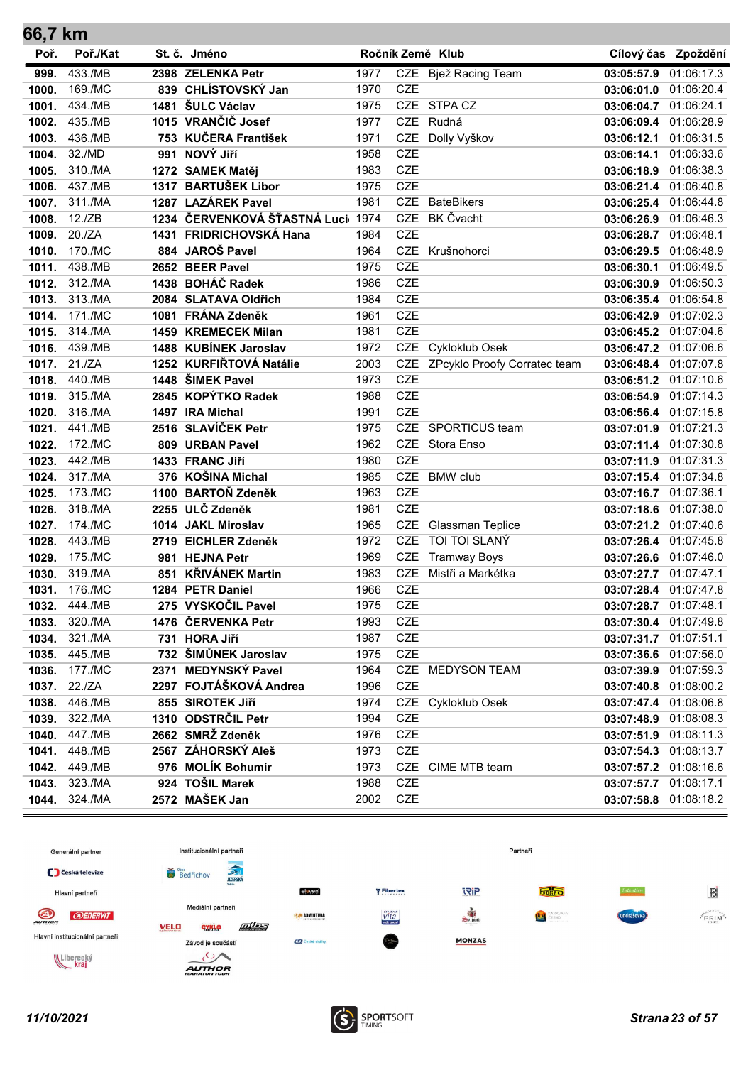## 66,7 km

| Poř. | Poř./Kat | St. č. | Jméno | Ročník | Země | Klub | Cílový čas | Zpoždění |
|---|---|---|---|---|---|---|---|---|
| 999. | 433./MB | 2398 | ZELENKA Petr | 1977 | CZE | Bjež Racing Team | 03:05:57.9 | 01:06:17.3 |
| 1000. | 169./MC | 839 | CHLÍSTOVSKÝ Jan | 1970 | CZE | | 03:06:01.0 | 01:06:20.4 |
| 1001. | 434./MB | 1481 | ŠULC Václav | 1975 | CZE | STPA CZ | 03:06:04.7 | 01:06:24.1 |
| 1002. | 435./MB | 1015 | VRANČIČ Josef | 1977 | CZE | Rudná | 03:06:09.4 | 01:06:28.9 |
| 1003. | 436./MB | 753 | KUČERA František | 1971 | CZE | Dolly Vyškov | 03:06:12.1 | 01:06:31.5 |
| 1004. | 32./MD | 991 | NOVÝ Jiří | 1958 | CZE | | 03:06:14.1 | 01:06:33.6 |
| 1005. | 310./MA | 1272 | SAMEK Matěj | 1983 | CZE | | 03:06:18.9 | 01:06:38.3 |
| 1006. | 437./MB | 1317 | BARTUŠEK Libor | 1975 | CZE | | 03:06:21.4 | 01:06:40.8 |
| 1007. | 311./MA | 1287 | LAZÁREK Pavel | 1981 | CZE | BateBikers | 03:06:25.4 | 01:06:44.8 |
| 1008. | 12./ZB | 1234 | ČERVENKOVÁ ŠŤASTNÁ Luci | 1974 | CZE | BK Čvacht | 03:06:26.9 | 01:06:46.3 |
| 1009. | 20./ZA | 1431 | FRIDRICHOVSKÁ Hana | 1984 | CZE | | 03:06:28.7 | 01:06:48.1 |
| 1010. | 170./MC | 884 | JAROŠ Pavel | 1964 | CZE | Krušnohorci | 03:06:29.5 | 01:06:48.9 |
| 1011. | 438./MB | 2652 | BEER Pavel | 1975 | CZE | | 03:06:30.1 | 01:06:49.5 |
| 1012. | 312./MA | 1438 | BOHÁČ Radek | 1986 | CZE | | 03:06:30.9 | 01:06:50.3 |
| 1013. | 313./MA | 2084 | SLATAVA Oldřich | 1984 | CZE | | 03:06:35.4 | 01:06:54.8 |
| 1014. | 171./MC | 1081 | FRÁNA Zdeněk | 1961 | CZE | | 03:06:42.9 | 01:07:02.3 |
| 1015. | 314./MA | 1459 | KREMECEK Milan | 1981 | CZE | | 03:06:45.2 | 01:07:04.6 |
| 1016. | 439./MB | 1488 | KUBÍNEK Jaroslav | 1972 | CZE | Cykloklub Osek | 03:06:47.2 | 01:07:06.6 |
| 1017. | 21./ZA | 1252 | KURFIŘTOVÁ Natálie | 2003 | CZE | ZPcyklo Proofy Corratec team | 03:06:48.4 | 01:07:07.8 |
| 1018. | 440./MB | 1448 | ŠIMEK Pavel | 1973 | CZE | | 03:06:51.2 | 01:07:10.6 |
| 1019. | 315./MA | 2845 | KOPÝTKO Radek | 1988 | CZE | | 03:06:54.9 | 01:07:14.3 |
| 1020. | 316./MA | 1497 | IRA Michal | 1991 | CZE | | 03:06:56.4 | 01:07:15.8 |
| 1021. | 441./MB | 2516 | SLAVÍČEK Petr | 1975 | CZE | SPORTICUS team | 03:07:01.9 | 01:07:21.3 |
| 1022. | 172./MC | 809 | URBAN Pavel | 1962 | CZE | Stora Enso | 03:07:11.4 | 01:07:30.8 |
| 1023. | 442./MB | 1433 | FRANC Jiří | 1980 | CZE | | 03:07:11.9 | 01:07:31.3 |
| 1024. | 317./MA | 376 | KOŠINA Michal | 1985 | CZE | BMW club | 03:07:15.4 | 01:07:34.8 |
| 1025. | 173./MC | 1100 | BARTOŇ Zdeněk | 1963 | CZE | | 03:07:16.7 | 01:07:36.1 |
| 1026. | 318./MA | 2255 | ULČ Zdeněk | 1981 | CZE | | 03:07:18.6 | 01:07:38.0 |
| 1027. | 174./MC | 1014 | JAKL Miroslav | 1965 | CZE | Glassman Teplice | 03:07:21.2 | 01:07:40.6 |
| 1028. | 443./MB | 2719 | EICHLER Zdeněk | 1972 | CZE | TOI TOI SLANÝ | 03:07:26.4 | 01:07:45.8 |
| 1029. | 175./MC | 981 | HEJNA Petr | 1969 | CZE | Tramway Boys | 03:07:26.6 | 01:07:46.0 |
| 1030. | 319./MA | 851 | KŘIVÁNEK Martin | 1983 | CZE | Mistři a Markétka | 03:07:27.7 | 01:07:47.1 |
| 1031. | 176./MC | 1284 | PETR Daniel | 1966 | CZE | | 03:07:28.4 | 01:07:47.8 |
| 1032. | 444./MB | 275 | VYSKOČIL Pavel | 1975 | CZE | | 03:07:28.7 | 01:07:48.1 |
| 1033. | 320./MA | 1476 | ČERVENKA Petr | 1993 | CZE | | 03:07:30.4 | 01:07:49.8 |
| 1034. | 321./MA | 731 | HORA Jiří | 1987 | CZE | | 03:07:31.7 | 01:07:51.1 |
| 1035. | 445./MB | 732 | ŠIMŮNEK Jaroslav | 1975 | CZE | | 03:07:36.6 | 01:07:56.0 |
| 1036. | 177./MC | 2371 | MEDYNSKÝ Pavel | 1964 | CZE | MEDYSON TEAM | 03:07:39.9 | 01:07:59.3 |
| 1037. | 22./ZA | 2297 | FOJTÁŠKOVÁ Andrea | 1996 | CZE | | 03:07:40.8 | 01:08:00.2 |
| 1038. | 446./MB | 855 | SIROTEK Jiří | 1974 | CZE | Cykloklub Osek | 03:07:47.4 | 01:08:06.8 |
| 1039. | 322./MA | 1310 | ODSTRČIL Petr | 1994 | CZE | | 03:07:48.9 | 01:08:08.3 |
| 1040. | 447./MB | 2662 | SMRŽ Zdeněk | 1976 | CZE | | 03:07:51.9 | 01:08:11.3 |
| 1041. | 448./MB | 2567 | ZÁHORSKÝ Aleš | 1973 | CZE | | 03:07:54.3 | 01:08:13.7 |
| 1042. | 449./MB | 976 | MOLÍK Bohumír | 1973 | CZE | CIME MTB team | 03:07:57.2 | 01:08:16.6 |
| 1043. | 323./MA | 924 | TOŠIL Marek | 1988 | CZE | | 03:07:57.7 | 01:08:17.1 |
| 1044. | 324./MA | 2572 | MAŠEK Jan | 2002 | CZE | | 03:07:58.8 | 01:08:18.2 |

Generální partner · Institucionální partneři · Partneři · Hlavní partneři · Mediální partneři · Hlavní institucionální partneři · Závod je součástí

11/10/2021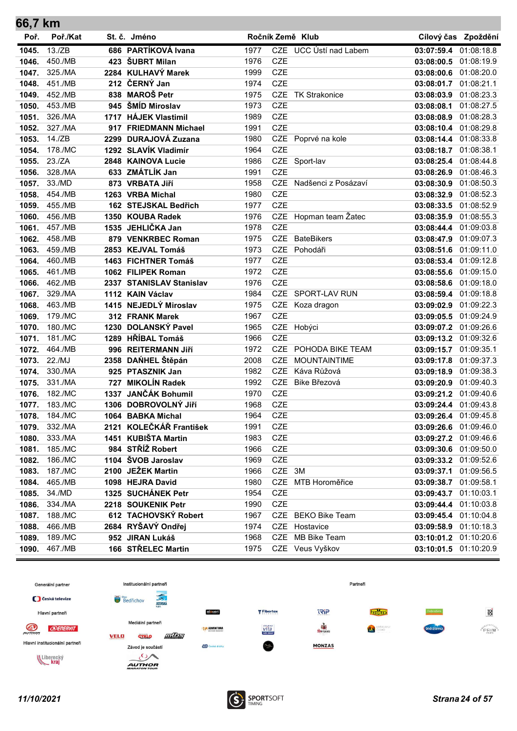## 66,7 km

| Poř. | Poř./Kat | St. č. | Jméno | Ročník | Země | Klub | Cílový čas | Zpoždění |
|---|---|---|---|---|---|---|---|---|
| 1045. | 13./ZB | 686 | PARTÍKOVÁ Ivana | 1977 | CZE | UCC Ústí nad Labem | 03:07:59.4 | 01:08:18.8 |
| 1046. | 450./MB | 423 | ŠUBRT Milan | 1976 | CZE | | 03:08:00.5 | 01:08:19.9 |
| 1047. | 325./MA | 2284 | KULHAVÝ Marek | 1999 | CZE | | 03:08:00.6 | 01:08:20.0 |
| 1048. | 451./MB | 212 | ČERNÝ Jan | 1974 | CZE | | 03:08:01.7 | 01:08:21.1 |
| 1049. | 452./MB | 838 | MAROŠ Petr | 1975 | CZE | TK Strakonice | 03:08:03.9 | 01:08:23.3 |
| 1050. | 453./MB | 945 | ŠMÍD Miroslav | 1973 | CZE | | 03:08:08.1 | 01:08:27.5 |
| 1051. | 326./MA | 1717 | HÁJEK Vlastimil | 1989 | CZE | | 03:08:08.9 | 01:08:28.3 |
| 1052. | 327./MA | 917 | FRIEDMANN Michael | 1991 | CZE | | 03:08:10.4 | 01:08:29.8 |
| 1053. | 14./ZB | 2299 | DURAJOVÁ Zuzana | 1980 | CZE | Poprvé na kole | 03:08:14.4 | 01:08:33.8 |
| 1054. | 178./MC | 1292 | SLAVÍK Vladimír | 1964 | CZE | | 03:08:18.7 | 01:08:38.1 |
| 1055. | 23./ZA | 2848 | KAINOVA Lucie | 1986 | CZE | Sport-lav | 03:08:25.4 | 01:08:44.8 |
| 1056. | 328./MA | 633 | ZMÁTLÍK Jan | 1991 | CZE | | 03:08:26.9 | 01:08:46.3 |
| 1057. | 33./MD | 873 | VRBATA Jiří | 1958 | CZE | Nadšenci z Posázaví | 03:08:30.9 | 01:08:50.3 |
| 1058. | 454./MB | 1263 | VRBA Michal | 1980 | CZE | | 03:08:32.9 | 01:08:52.3 |
| 1059. | 455./MB | 162 | STEJSKAL Bedřich | 1977 | CZE | | 03:08:33.5 | 01:08:52.9 |
| 1060. | 456./MB | 1350 | KOUBA Radek | 1976 | CZE | Hopman team Žatec | 03:08:35.9 | 01:08:55.3 |
| 1061. | 457./MB | 1535 | JEHLIČKA Jan | 1978 | CZE | | 03:08:44.4 | 01:09:03.8 |
| 1062. | 458./MB | 879 | VENKRBEC Roman | 1975 | CZE | BateBikers | 03:08:47.9 | 01:09:07.3 |
| 1063. | 459./MB | 2853 | KEJVAL Tomáš | 1973 | CZE | Pohodáři | 03:08:51.6 | 01:09:11.0 |
| 1064. | 460./MB | 1463 | FICHTNER Tomáš | 1977 | CZE | | 03:08:53.4 | 01:09:12.8 |
| 1065. | 461./MB | 1062 | FILIPEK Roman | 1972 | CZE | | 03:08:55.6 | 01:09:15.0 |
| 1066. | 462./MB | 2337 | STANISLAV Stanislav | 1976 | CZE | | 03:08:58.6 | 01:09:18.0 |
| 1067. | 329./MA | 1112 | KAIN Václav | 1984 | CZE | SPORT-LAV RUN | 03:08:59.4 | 01:09:18.8 |
| 1068. | 463./MB | 1415 | NEJEDLÝ Miroslav | 1975 | CZE | Koza dragon | 03:09:02.9 | 01:09:22.3 |
| 1069. | 179./MC | 312 | FRANK Marek | 1967 | CZE | | 03:09:05.5 | 01:09:24.9 |
| 1070. | 180./MC | 1230 | DOLANSKÝ Pavel | 1965 | CZE | Hobýci | 03:09:07.2 | 01:09:26.6 |
| 1071. | 181./MC | 1289 | HŘÍBAL Tomáš | 1966 | CZE | | 03:09:13.2 | 01:09:32.6 |
| 1072. | 464./MB | 996 | REITERMANN Jiří | 1972 | CZE | POHODA BIKE TEAM | 03:09:15.7 | 01:09:35.1 |
| 1073. | 22./MJ | 2358 | DAŇHEL Štěpán | 2008 | CZE | MOUNTAINTIME | 03:09:17.8 | 01:09:37.3 |
| 1074. | 330./MA | 925 | PTASZNIK Jan | 1982 | CZE | Káva Růžová | 03:09:18.9 | 01:09:38.3 |
| 1075. | 331./MA | 727 | MIKOLÍN Radek | 1992 | CZE | Bike Březová | 03:09:20.9 | 01:09:40.3 |
| 1076. | 182./MC | 1337 | JANČÁK Bohumil | 1970 | CZE | | 03:09:21.2 | 01:09:40.6 |
| 1077. | 183./MC | 1306 | DOBROVOLNÝ Jiří | 1968 | CZE | | 03:09:24.4 | 01:09:43.8 |
| 1078. | 184./MC | 1064 | BABKA Michal | 1964 | CZE | | 03:09:26.4 | 01:09:45.8 |
| 1079. | 332./MA | 2121 | KOLEČKÁŘ František | 1991 | CZE | | 03:09:26.6 | 01:09:46.0 |
| 1080. | 333./MA | 1451 | KUBIŠTA Martin | 1983 | CZE | | 03:09:27.2 | 01:09:46.6 |
| 1081. | 185./MC | 984 | STŘÍŽ Robert | 1966 | CZE | | 03:09:30.6 | 01:09:50.0 |
| 1082. | 186./MC | 1104 | ŠVOB Jaroslav | 1969 | CZE | | 03:09:33.2 | 01:09:52.6 |
| 1083. | 187./MC | 2100 | JEŽEK Martin | 1966 | CZE | 3M | 03:09:37.1 | 01:09:56.5 |
| 1084. | 465./MB | 1098 | HEJRA David | 1980 | CZE | MTB Horoměřice | 03:09:38.7 | 01:09:58.1 |
| 1085. | 34./MD | 1325 | SUCHÁNEK Petr | 1954 | CZE | | 03:09:43.7 | 01:10:03.1 |
| 1086. | 334./MA | 2218 | SOUKENIK Petr | 1990 | CZE | | 03:09:44.4 | 01:10:03.8 |
| 1087. | 188./MC | 612 | TACHOVSKÝ Robert | 1967 | CZE | BEKO Bike Team | 03:09:45.4 | 01:10:04.8 |
| 1088. | 466./MB | 2684 | RYŠAVÝ Ondřej | 1974 | CZE | Hostavice | 03:09:58.9 | 01:10:18.3 |
| 1089. | 189./MC | 952 | JIRAN Lukáš | 1968 | CZE | MB Bike Team | 03:10:01.2 | 01:10:20.6 |
| 1090. | 467./MB | 166 | STŘELEC Martin | 1975 | CZE | Veus Vyškov | 03:10:01.5 | 01:10:20.9 |

Generální partner · Česká televize
Hlavní partneři · AUTHOR · ENERVIT
Hlavní institucionální partneři · Liberecký kraj
Institucionální partneři · Bedřichov · Jizerská o.p.s.
Mediální partneři · VELO · Cyklo · MTBS
Závod je součástí · AUTHOR MARATON TOUR
Partneři

11/10/2021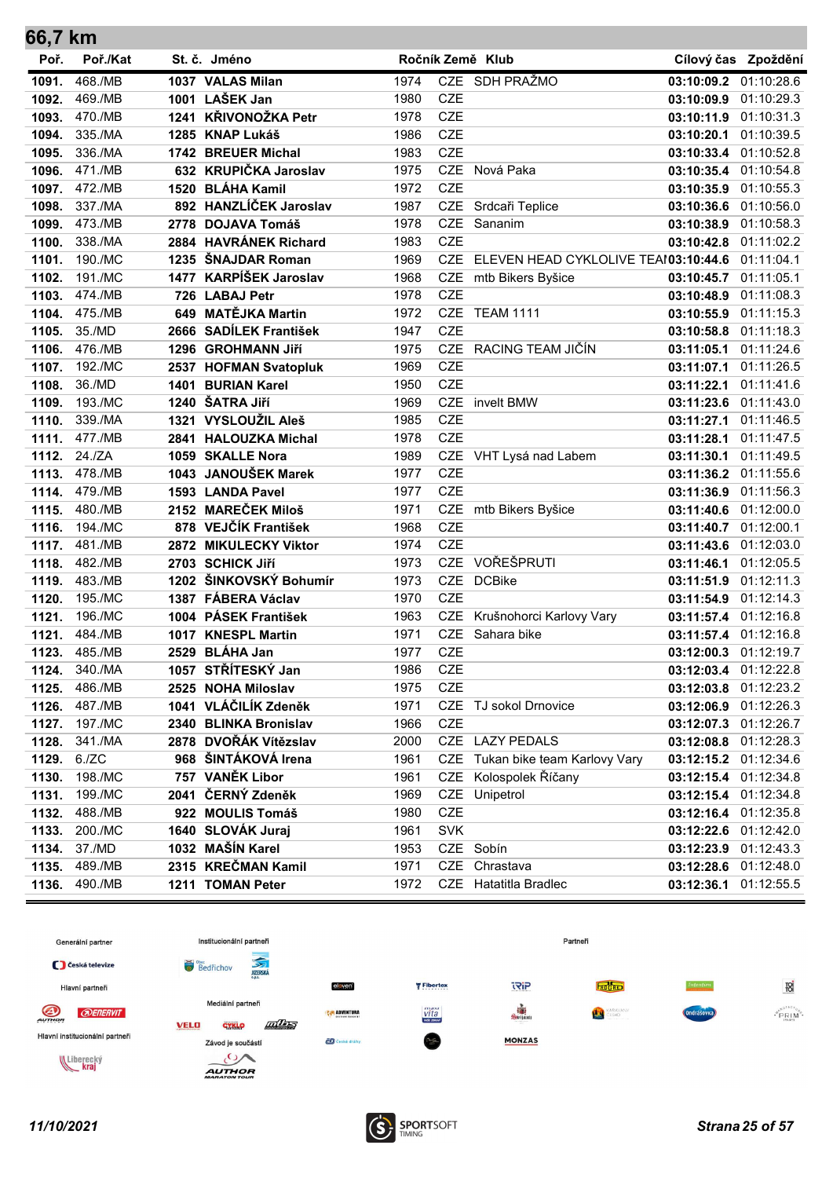## 66,7 km

| Poř. | Poř./Kat | St. č. | Jméno | Ročník | Země | Klub | Cílový čas | Zpoždění |
|---|---|---|---|---|---|---|---|---|
| 1091. | 468./MB | 1037 | VALAS Milan | 1974 | CZE | SDH PRAŽMO | 03:10:09.2 | 01:10:28.6 |
| 1092. | 469./MB | 1001 | LAŠEK Jan | 1980 | CZE | | 03:10:09.9 | 01:10:29.3 |
| 1093. | 470./MB | 1241 | KŘIVONOŽKA Petr | 1978 | CZE | | 03:10:11.9 | 01:10:31.3 |
| 1094. | 335./MA | 1285 | KNAP Lukáš | 1986 | CZE | | 03:10:20.1 | 01:10:39.5 |
| 1095. | 336./MA | 1742 | BREUER Michal | 1983 | CZE | | 03:10:33.4 | 01:10:52.8 |
| 1096. | 471./MB | 632 | KRUPIČKA Jaroslav | 1975 | CZE | Nová Paka | 03:10:35.4 | 01:10:54.8 |
| 1097. | 472./MB | 1520 | BLÁHA Kamil | 1972 | CZE | | 03:10:35.9 | 01:10:55.3 |
| 1098. | 337./MA | 892 | HANZLÍČEK Jaroslav | 1987 | CZE | Srdcaři Teplice | 03:10:36.6 | 01:10:56.0 |
| 1099. | 473./MB | 2778 | DOJAVA Tomáš | 1978 | CZE | Sananim | 03:10:38.9 | 01:10:58.3 |
| 1100. | 338./MA | 2884 | HAVRÁNEK Richard | 1983 | CZE | | 03:10:42.8 | 01:11:02.2 |
| 1101. | 190./MC | 1235 | ŠNAJDAR Roman | 1969 | CZE | ELEVEN HEAD CYKLOLIVE TEA | 03:10:44.6 | 01:11:04.1 |
| 1102. | 191./MC | 1477 | KARPÍŠEK Jaroslav | 1968 | CZE | mtb Bikers Byšice | 03:10:45.7 | 01:11:05.1 |
| 1103. | 474./MB | 726 | LABAJ Petr | 1978 | CZE | | 03:10:48.9 | 01:11:08.3 |
| 1104. | 475./MB | 649 | MATĚJKA Martin | 1972 | CZE | TEAM 1111 | 03:10:55.9 | 01:11:15.3 |
| 1105. | 35./MD | 2666 | SADÍLEK František | 1947 | CZE | | 03:10:58.8 | 01:11:18.3 |
| 1106. | 476./MB | 1296 | GROHMANN Jiří | 1975 | CZE | RACING TEAM JIČÍN | 03:11:05.1 | 01:11:24.6 |
| 1107. | 192./MC | 2537 | HOFMAN Svatopluk | 1969 | CZE | | 03:11:07.1 | 01:11:26.5 |
| 1108. | 36./MD | 1401 | BURIAN Karel | 1950 | CZE | | 03:11:22.1 | 01:11:41.6 |
| 1109. | 193./MC | 1240 | ŠATRA Jiří | 1969 | CZE | invelt BMW | 03:11:23.6 | 01:11:43.0 |
| 1110. | 339./MA | 1321 | VYSLOUŽIL Aleš | 1985 | CZE | | 03:11:27.1 | 01:11:46.5 |
| 1111. | 477./MB | 2841 | HALOUZKA Michal | 1978 | CZE | | 03:11:28.1 | 01:11:47.5 |
| 1112. | 24./ZA | 1059 | SKALLE Nora | 1989 | CZE | VHT Lysá nad Labem | 03:11:30.1 | 01:11:49.5 |
| 1113. | 478./MB | 1043 | JANOUŠEK Marek | 1977 | CZE | | 03:11:36.2 | 01:11:55.6 |
| 1114. | 479./MB | 1593 | LANDA Pavel | 1977 | CZE | | 03:11:36.9 | 01:11:56.3 |
| 1115. | 480./MB | 2152 | MAREČEK Miloš | 1971 | CZE | mtb Bikers Byšice | 03:11:40.6 | 01:12:00.0 |
| 1116. | 194./MC | 878 | VEJČÍK František | 1968 | CZE | | 03:11:40.7 | 01:12:00.1 |
| 1117. | 481./MB | 2872 | MIKULECKY Viktor | 1974 | CZE | | 03:11:43.6 | 01:12:03.0 |
| 1118. | 482./MB | 2703 | SCHICK Jiří | 1973 | CZE | VOŘEŠPRUTI | 03:11:46.1 | 01:12:05.5 |
| 1119. | 483./MB | 1202 | ŠINKOVSKÝ Bohumír | 1973 | CZE | DCBike | 03:11:51.9 | 01:12:11.3 |
| 1120. | 195./MC | 1387 | FÁBERA Václav | 1970 | CZE | | 03:11:54.9 | 01:12:14.3 |
| 1121. | 196./MC | 1004 | PÁSEK František | 1963 | CZE | Krušnohorci Karlovy Vary | 03:11:57.4 | 01:12:16.8 |
| 1121. | 484./MB | 1017 | KNESPL Martin | 1971 | CZE | Sahara bike | 03:11:57.4 | 01:12:16.8 |
| 1123. | 485./MB | 2529 | BLÁHA Jan | 1977 | CZE | | 03:12:00.3 | 01:12:19.7 |
| 1124. | 340./MA | 1057 | STŘÍTESKÝ Jan | 1986 | CZE | | 03:12:03.4 | 01:12:22.8 |
| 1125. | 486./MB | 2525 | NOHA Miloslav | 1975 | CZE | | 03:12:03.8 | 01:12:23.2 |
| 1126. | 487./MB | 1041 | VLÁČILÍK Zdeněk | 1971 | CZE | TJ sokol Drnovice | 03:12:06.9 | 01:12:26.3 |
| 1127. | 197./MC | 2340 | BLINKA Bronislav | 1966 | CZE | | 03:12:07.3 | 01:12:26.7 |
| 1128. | 341./MA | 2878 | DVOŘÁK Vítězslav | 2000 | CZE | LAZY PEDALS | 03:12:08.8 | 01:12:28.3 |
| 1129. | 6./ZC | 968 | ŠINTÁKOVÁ Irena | 1961 | CZE | Tukan bike team Karlovy Vary | 03:12:15.2 | 01:12:34.6 |
| 1130. | 198./MC | 757 | VANĚK Libor | 1961 | CZE | Kolospolek Říčany | 03:12:15.4 | 01:12:34.8 |
| 1131. | 199./MC | 2041 | ČERNÝ Zdeněk | 1969 | CZE | Unipetrol | 03:12:15.4 | 01:12:34.8 |
| 1132. | 488./MB | 922 | MOULIS Tomáš | 1980 | CZE | | 03:12:16.4 | 01:12:35.8 |
| 1133. | 200./MC | 1640 | SLOVÁK Juraj | 1961 | SVK | | 03:12:22.6 | 01:12:42.0 |
| 1134. | 37./MD | 1032 | MAŠÍN Karel | 1953 | CZE | Sobín | 03:12:23.9 | 01:12:43.3 |
| 1135. | 489./MB | 2315 | KREČMAN Kamil | 1971 | CZE | Chrastava | 03:12:28.6 | 01:12:48.0 |
| 1136. | 490./MB | 1211 | TOMAN Peter | 1972 | CZE | Hatatitla Bradlec | 03:12:36.1 | 01:12:55.5 |

Generální partner · Institucionální partneři · Partneři · Hlavní partneři · Mediální partneři · Hlavní institucionální partneři · Závod je součástí

*11/10/2021*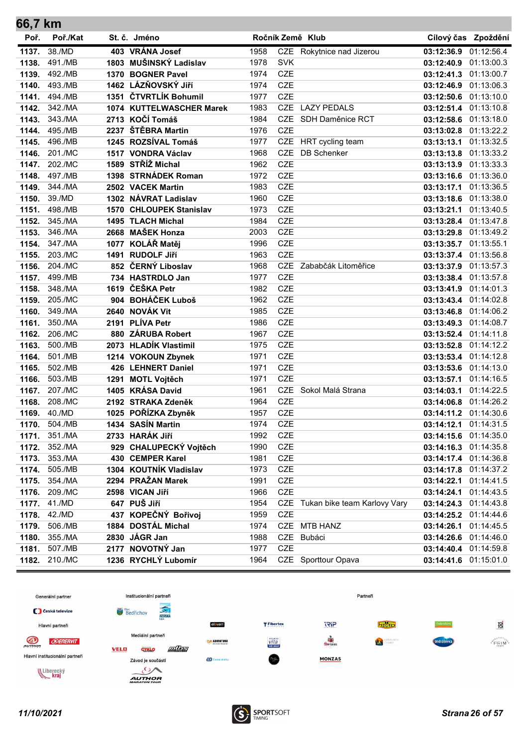## 66,7 km

| Poř. | Poř./Kat | St. č. | Jméno | Ročník | Země | Klub | Cílový čas | Zpoždění |
|---|---|---|---|---|---|---|---|---|
| 1137. | 38./MD | 403 | VRÁNA Josef | 1958 | CZE | Rokytnice nad Jizerou | 03:12:36.9 | 01:12:56.4 |
| 1138. | 491./MB | 1803 | MUŠINSKÝ Ladislav | 1978 | SVK | | 03:12:40.9 | 01:13:00.3 |
| 1139. | 492./MB | 1370 | BOGNER Pavel | 1974 | CZE | | 03:12:41.3 | 01:13:00.7 |
| 1140. | 493./MB | 1462 | LÁZŇOVSKÝ Jiří | 1974 | CZE | | 03:12:46.9 | 01:13:06.3 |
| 1141. | 494./MB | 1351 | ČTVRTLÍK Bohumil | 1977 | CZE | | 03:12:50.6 | 01:13:10.0 |
| 1142. | 342./MA | 1074 | KUTTELWASCHER Marek | 1983 | CZE | LAZY PEDALS | 03:12:51.4 | 01:13:10.8 |
| 1143. | 343./MA | 2713 | KOČÍ Tomáš | 1984 | CZE | SDH Daměnice RCT | 03:12:58.6 | 01:13:18.0 |
| 1144. | 495./MB | 2237 | ŠTĚBRA Martin | 1976 | CZE | | 03:13:02.8 | 01:13:22.2 |
| 1145. | 496./MB | 1245 | ROZSÍVAL Tomáš | 1977 | CZE | HRT cycling team | 03:13:13.1 | 01:13:32.5 |
| 1146. | 201./MC | 1517 | VONDRA Václav | 1968 | CZE | DB Schenker | 03:13:13.8 | 01:13:33.2 |
| 1147. | 202./MC | 1589 | STŘÍŽ Michal | 1962 | CZE | | 03:13:13.9 | 01:13:33.3 |
| 1148. | 497./MB | 1398 | STRNÁDEK Roman | 1972 | CZE | | 03:13:16.6 | 01:13:36.0 |
| 1149. | 344./MA | 2502 | VACEK Martin | 1983 | CZE | | 03:13:17.1 | 01:13:36.5 |
| 1150. | 39./MD | 1302 | NÁVRAT Ladislav | 1960 | CZE | | 03:13:18.6 | 01:13:38.0 |
| 1151. | 498./MB | 1570 | CHLOUPEK Stanislav | 1973 | CZE | | 03:13:21.1 | 01:13:40.5 |
| 1152. | 345./MA | 1495 | TLACH Michal | 1984 | CZE | | 03:13:28.4 | 01:13:47.8 |
| 1153. | 346./MA | 2668 | MAŠEK Honza | 2003 | CZE | | 03:13:29.8 | 01:13:49.2 |
| 1154. | 347./MA | 1077 | KOLÁŘ Matěj | 1996 | CZE | | 03:13:35.7 | 01:13:55.1 |
| 1155. | 203./MC | 1491 | RUDOLF Jiří | 1963 | CZE | | 03:13:37.4 | 01:13:56.8 |
| 1156. | 204./MC | 852 | ČERNÝ Liboslav | 1968 | CZE | Zababčák Litoměřice | 03:13:37.9 | 01:13:57.3 |
| 1157. | 499./MB | 734 | HASTRDLO Jan | 1977 | CZE | | 03:13:38.4 | 01:13:57.8 |
| 1158. | 348./MA | 1619 | ČEŠKA Petr | 1982 | CZE | | 03:13:41.9 | 01:14:01.3 |
| 1159. | 205./MC | 904 | BOHÁČEK Luboš | 1962 | CZE | | 03:13:43.4 | 01:14:02.8 |
| 1160. | 349./MA | 2640 | NOVÁK Vit | 1985 | CZE | | 03:13:46.8 | 01:14:06.2 |
| 1161. | 350./MA | 2191 | PLÍVA Petr | 1986 | CZE | | 03:13:49.3 | 01:14:08.7 |
| 1162. | 206./MC | 880 | ZÁRUBA Robert | 1967 | CZE | | 03:13:52.4 | 01:14:11.8 |
| 1163. | 500./MB | 2073 | HLADÍK Vlastimil | 1975 | CZE | | 03:13:52.8 | 01:14:12.2 |
| 1164. | 501./MB | 1214 | VOKOUN Zbynek | 1971 | CZE | | 03:13:53.4 | 01:14:12.8 |
| 1165. | 502./MB | 426 | LEHNERT Daniel | 1971 | CZE | | 03:13:53.6 | 01:14:13.0 |
| 1166. | 503./MB | 1291 | MOTL Vojtěch | 1971 | CZE | | 03:13:57.1 | 01:14:16.5 |
| 1167. | 207./MC | 1405 | KRÁSA David | 1961 | CZE | Sokol Malá Strana | 03:14:03.1 | 01:14:22.5 |
| 1168. | 208./MC | 2192 | STRAKA Zdeněk | 1964 | CZE | | 03:14:06.8 | 01:14:26.2 |
| 1169. | 40./MD | 1025 | POŘÍZKA Zbyněk | 1957 | CZE | | 03:14:11.2 | 01:14:30.6 |
| 1170. | 504./MB | 1434 | SASÍN Martin | 1974 | CZE | | 03:14:12.1 | 01:14:31.5 |
| 1171. | 351./MA | 2733 | HARÁK Jiří | 1992 | CZE | | 03:14:15.6 | 01:14:35.0 |
| 1172. | 352./MA | 929 | CHALUPECKÝ Vojtěch | 1990 | CZE | | 03:14:16.3 | 01:14:35.8 |
| 1173. | 353./MA | 430 | CEMPER Karel | 1981 | CZE | | 03:14:17.4 | 01:14:36.8 |
| 1174. | 505./MB | 1304 | KOUTNÍK Vladislav | 1973 | CZE | | 03:14:17.8 | 01:14:37.2 |
| 1175. | 354./MA | 2294 | PRAŽAN Marek | 1991 | CZE | | 03:14:22.1 | 01:14:41.5 |
| 1176. | 209./MC | 2598 | VICAN Jiří | 1966 | CZE | | 03:14:24.1 | 01:14:43.5 |
| 1177. | 41./MD | 647 | PUŠ Jiří | 1954 | CZE | Tukan bike team Karlovy Vary | 03:14:24.3 | 01:14:43.8 |
| 1178. | 42./MD | 437 | KOPEČNÝ Bořivoj | 1959 | CZE | | 03:14:25.2 | 01:14:44.6 |
| 1179. | 506./MB | 1884 | DOSTÁL Michal | 1974 | CZE | MTB HANZ | 03:14:26.1 | 01:14:45.5 |
| 1180. | 355./MA | 2830 | JÁGR Jan | 1988 | CZE | Bubáci | 03:14:26.6 | 01:14:46.0 |
| 1181. | 507./MB | 2177 | NOVOTNÝ Jan | 1977 | CZE | | 03:14:40.4 | 01:14:59.8 |
| 1182. | 210./MC | 1236 | RYCHLÝ Lubomír | 1964 | CZE | Sporttour Opava | 03:14:41.6 | 01:15:01.0 |

Generální partner · Institucionální partneři · Partneři · Hlavní partneři · Mediální partneři · Hlavní institucionální partneři · Závod je součástí

11/10/2021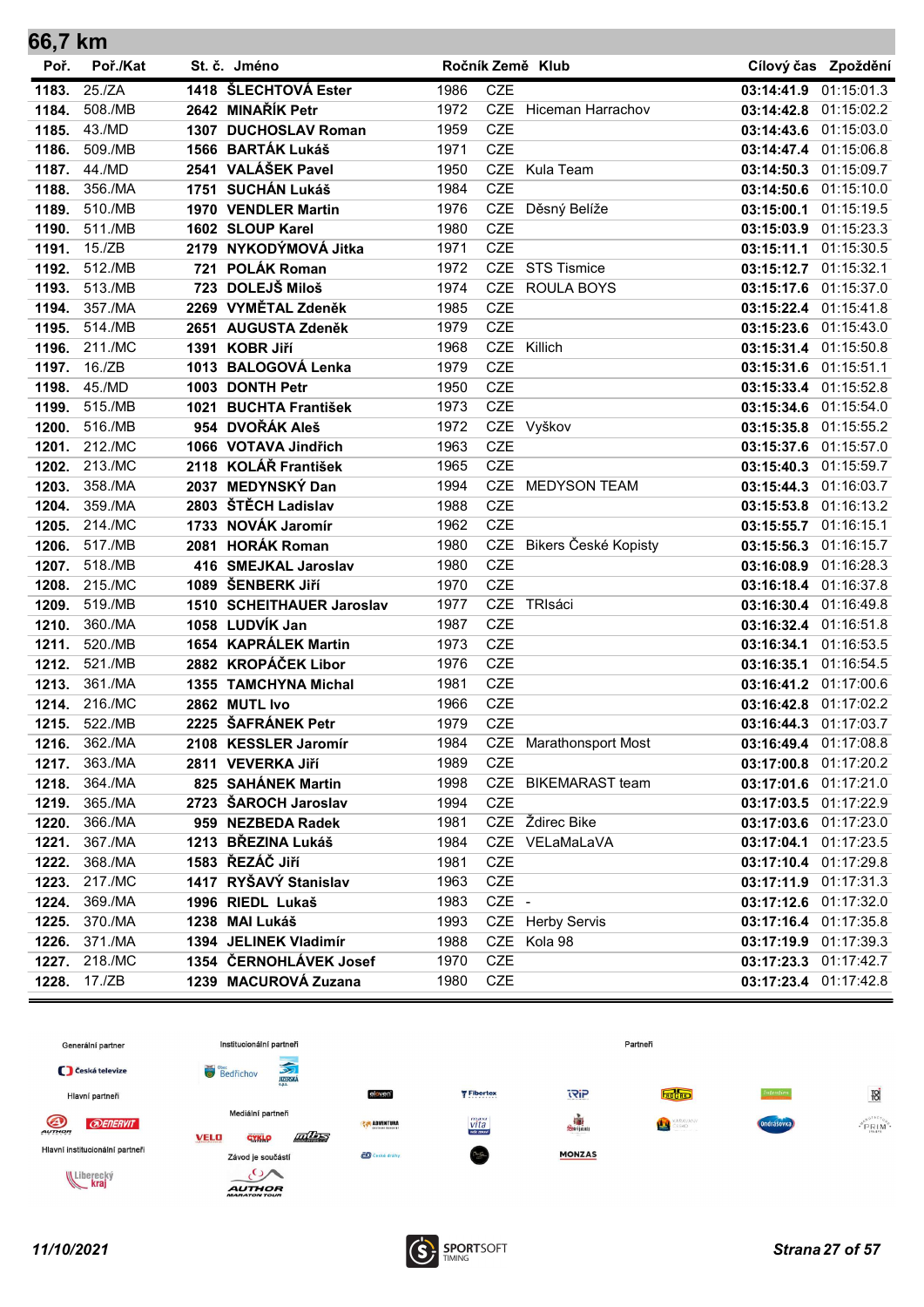## 66,7 km

| Poř. | Poř./Kat | St. č. | Jméno | Ročník | Země | Klub | Cílový čas | Zpoždění |
|---|---|---|---|---|---|---|---|---|
| 1183. | 25./ZA | 1418 | **ŠLECHTOVÁ Ester** | 1986 | CZE | | **03:14:41.9** | 01:15:01.3 |
| 1184. | 508./MB | 2642 | **MINAŘÍK Petr** | 1972 | CZE | Hiceman Harrachov | **03:14:42.8** | 01:15:02.2 |
| 1185. | 43./MD | 1307 | **DUCHOSLAV Roman** | 1959 | CZE | | **03:14:43.6** | 01:15:03.0 |
| 1186. | 509./MB | 1566 | **BARTÁK Lukáš** | 1971 | CZE | | **03:14:47.4** | 01:15:06.8 |
| 1187. | 44./MD | 2541 | **VALÁŠEK Pavel** | 1950 | CZE | Kula Team | **03:14:50.3** | 01:15:09.7 |
| 1188. | 356./MA | 1751 | **SUCHÁN Lukáš** | 1984 | CZE | | **03:14:50.6** | 01:15:10.0 |
| 1189. | 510./MB | 1970 | **VENDLER Martin** | 1976 | CZE | Děsný Belíže | **03:15:00.1** | 01:15:19.5 |
| 1190. | 511./MB | 1602 | **SLOUP Karel** | 1980 | CZE | | **03:15:03.9** | 01:15:23.3 |
| 1191. | 15./ZB | 2179 | **NYKODÝMOVÁ Jitka** | 1971 | CZE | | **03:15:11.1** | 01:15:30.5 |
| 1192. | 512./MB | 721 | **POLÁK Roman** | 1972 | CZE | STS Tismice | **03:15:12.7** | 01:15:32.1 |
| 1193. | 513./MB | 723 | **DOLEJŠ Miloš** | 1974 | CZE | ROULA BOYS | **03:15:17.6** | 01:15:37.0 |
| 1194. | 357./MA | 2269 | **VYMĚTAL Zdeněk** | 1985 | CZE | | **03:15:22.4** | 01:15:41.8 |
| 1195. | 514./MB | 2651 | **AUGUSTA Zdeněk** | 1979 | CZE | | **03:15:23.6** | 01:15:43.0 |
| 1196. | 211./MC | 1391 | **KOBR Jiří** | 1968 | CZE | Killich | **03:15:31.4** | 01:15:50.8 |
| 1197. | 16./ZB | 1013 | **BALOGOVÁ Lenka** | 1979 | CZE | | **03:15:31.6** | 01:15:51.1 |
| 1198. | 45./MD | 1003 | **DONTH Petr** | 1950 | CZE | | **03:15:33.4** | 01:15:52.8 |
| 1199. | 515./MB | 1021 | **BUCHTA František** | 1973 | CZE | | **03:15:34.6** | 01:15:54.0 |
| 1200. | 516./MB | 954 | **DVOŘÁK Aleš** | 1972 | CZE | Vyškov | **03:15:35.8** | 01:15:55.2 |
| 1201. | 212./MC | 1066 | **VOTAVA Jindřich** | 1963 | CZE | | **03:15:37.6** | 01:15:57.0 |
| 1202. | 213./MC | 2118 | **KOLÁŘ František** | 1965 | CZE | | **03:15:40.3** | 01:15:59.7 |
| 1203. | 358./MA | 2037 | **MEDYNSKÝ Dan** | 1994 | CZE | MEDYSON TEAM | **03:15:44.3** | 01:16:03.7 |
| 1204. | 359./MA | 2803 | **ŠTĚCH Ladislav** | 1988 | CZE | | **03:15:53.8** | 01:16:13.2 |
| 1205. | 214./MC | 1733 | **NOVÁK Jaromír** | 1962 | CZE | | **03:15:55.7** | 01:16:15.1 |
| 1206. | 517./MB | 2081 | **HORÁK Roman** | 1980 | CZE | Bikers České Kopisty | **03:15:56.3** | 01:16:15.7 |
| 1207. | 518./MB | 416 | **SMEJKAL Jaroslav** | 1980 | CZE | | **03:16:08.9** | 01:16:28.3 |
| 1208. | 215./MC | 1089 | **ŠENBERK Jiří** | 1970 | CZE | | **03:16:18.4** | 01:16:37.8 |
| 1209. | 519./MB | 1510 | **SCHEITHAUER Jaroslav** | 1977 | CZE | TRIsáci | **03:16:30.4** | 01:16:49.8 |
| 1210. | 360./MA | 1058 | **LUDVÍK Jan** | 1987 | CZE | | **03:16:32.4** | 01:16:51.8 |
| 1211. | 520./MB | 1654 | **KAPRÁLEK Martin** | 1973 | CZE | | **03:16:34.1** | 01:16:53.5 |
| 1212. | 521./MB | 2882 | **KROPÁČEK Libor** | 1976 | CZE | | **03:16:35.1** | 01:16:54.5 |
| 1213. | 361./MA | 1355 | **TAMCHYNA Michal** | 1981 | CZE | | **03:16:41.2** | 01:17:00.6 |
| 1214. | 216./MC | 2862 | **MUTL Ivo** | 1966 | CZE | | **03:16:42.8** | 01:17:02.2 |
| 1215. | 522./MB | 2225 | **ŠAFRÁNEK Petr** | 1979 | CZE | | **03:16:44.3** | 01:17:03.7 |
| 1216. | 362./MA | 2108 | **KESSLER Jaromír** | 1984 | CZE | Marathonsport Most | **03:16:49.4** | 01:17:08.8 |
| 1217. | 363./MA | 2811 | **VEVERKA Jiří** | 1989 | CZE | | **03:17:00.8** | 01:17:20.2 |
| 1218. | 364./MA | 825 | **SAHÁNEK Martin** | 1998 | CZE | BIKEMARAST team | **03:17:01.6** | 01:17:21.0 |
| 1219. | 365./MA | 2723 | **ŠAROCH Jaroslav** | 1994 | CZE | | **03:17:03.5** | 01:17:22.9 |
| 1220. | 366./MA | 959 | **NEZBEDA Radek** | 1981 | CZE | Ždirec Bike | **03:17:03.6** | 01:17:23.0 |
| 1221. | 367./MA | 1213 | **BŘEZINA Lukáš** | 1984 | CZE | VELaMaLaVA | **03:17:04.1** | 01:17:23.5 |
| 1222. | 368./MA | 1583 | **ŘEZÁČ Jiří** | 1981 | CZE | | **03:17:10.4** | 01:17:29.8 |
| 1223. | 217./MC | 1417 | **RYŠAVÝ Stanislav** | 1963 | CZE | | **03:17:11.9** | 01:17:31.3 |
| 1224. | 369./MA | 1996 | **RIEDL Lukaš** | 1983 | CZE | - | **03:17:12.6** | 01:17:32.0 |
| 1225. | 370./MA | 1238 | **MAI Lukáš** | 1993 | CZE | Herby Servis | **03:17:16.4** | 01:17:35.8 |
| 1226. | 371./MA | 1394 | **JELINEK Vladimír** | 1988 | CZE | Kola 98 | **03:17:19.9** | 01:17:39.3 |
| 1227. | 218./MC | 1354 | **ČERNOHLÁVEK Josef** | 1970 | CZE | | **03:17:23.3** | 01:17:42.7 |
| 1228. | 17./ZB | 1239 | **MACUROVÁ Zuzana** | 1980 | CZE | | **03:17:23.4** | 01:17:42.8 |

Generální partner · Institucionální partneři · Partneři · Hlavní partneři · Mediální partneři · Hlavní institucionální partneři · Závod je součástí

*11/10/2021*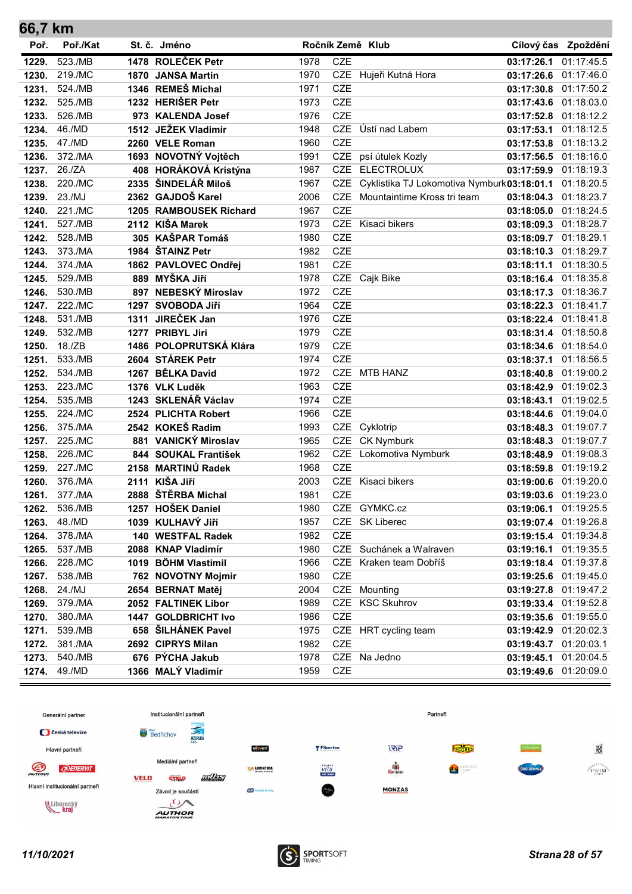## 66,7 km

| Poř. | Poř./Kat | St. č. | Jméno | Ročník | Země | Klub | Cílový čas | Zpoždění |
|---|---|---|---|---|---|---|---|---|
| 1229. | 523./MB | 1478 | ROLEČEK Petr | 1978 | CZE | | 03:17:26.1 | 01:17:45.5 |
| 1230. | 219./MC | 1870 | JANSA Martin | 1970 | CZE | Hujeři Kutná Hora | 03:17:26.6 | 01:17:46.0 |
| 1231. | 524./MB | 1346 | REMEŠ Michal | 1971 | CZE | | 03:17:30.8 | 01:17:50.2 |
| 1232. | 525./MB | 1232 | HERIŠER Petr | 1973 | CZE | | 03:17:43.6 | 01:18:03.0 |
| 1233. | 526./MB | 973 | KALENDA Josef | 1976 | CZE | | 03:17:52.8 | 01:18:12.2 |
| 1234. | 46./MD | 1512 | JEŽEK Vladimír | 1948 | CZE | Ústí nad Labem | 03:17:53.1 | 01:18:12.5 |
| 1235. | 47./MD | 2260 | VELE Roman | 1960 | CZE | | 03:17:53.8 | 01:18:13.2 |
| 1236. | 372./MA | 1693 | NOVOTNÝ Vojtěch | 1991 | CZE | psí útulek Kozly | 03:17:56.5 | 01:18:16.0 |
| 1237. | 26./ZA | 408 | HORÁKOVÁ Kristýna | 1987 | CZE | ELECTROLUX | 03:17:59.9 | 01:18:19.3 |
| 1238. | 220./MC | 2335 | ŠINDELÁŘ Miloš | 1967 | CZE | Cyklistika TJ Lokomotiva Nymburk | 03:18:01.1 | 01:18:20.5 |
| 1239. | 23./MJ | 2362 | GAJDOŠ Karel | 2006 | CZE | Mountaintime Kross tri team | 03:18:04.3 | 01:18:23.7 |
| 1240. | 221./MC | 1205 | RAMBOUSEK Richard | 1967 | CZE | | 03:18:05.0 | 01:18:24.5 |
| 1241. | 527./MB | 2112 | KIŠA Marek | 1973 | CZE | Kisaci bikers | 03:18:09.3 | 01:18:28.7 |
| 1242. | 528./MB | 305 | KAŠPAR Tomáš | 1980 | CZE | | 03:18:09.7 | 01:18:29.1 |
| 1243. | 373./MA | 1984 | ŠTAINZ Petr | 1982 | CZE | | 03:18:10.3 | 01:18:29.7 |
| 1244. | 374./MA | 1862 | PAVLOVEC Ondřej | 1981 | CZE | | 03:18:11.1 | 01:18:30.5 |
| 1245. | 529./MB | 889 | MYŠKA Jiří | 1978 | CZE | Cajk Bike | 03:18:16.4 | 01:18:35.8 |
| 1246. | 530./MB | 897 | NEBESKÝ Miroslav | 1972 | CZE | | 03:18:17.3 | 01:18:36.7 |
| 1247. | 222./MC | 1297 | SVOBODA Jiří | 1964 | CZE | | 03:18:22.3 | 01:18:41.7 |
| 1248. | 531./MB | 1311 | JIREČEK Jan | 1976 | CZE | | 03:18:22.4 | 01:18:41.8 |
| 1249. | 532./MB | 1277 | PRIBYL Jiri | 1979 | CZE | | 03:18:31.4 | 01:18:50.8 |
| 1250. | 18./ZB | 1486 | POLOPRUTSKÁ Klára | 1979 | CZE | | 03:18:34.6 | 01:18:54.0 |
| 1251. | 533./MB | 2604 | STÁREK Petr | 1974 | CZE | | 03:18:37.1 | 01:18:56.5 |
| 1252. | 534./MB | 1267 | BĚLKA David | 1972 | CZE | MTB HANZ | 03:18:40.8 | 01:19:00.2 |
| 1253. | 223./MC | 1376 | VLK Luděk | 1963 | CZE | | 03:18:42.9 | 01:19:02.3 |
| 1254. | 535./MB | 1243 | SKLENÁŘ Václav | 1974 | CZE | | 03:18:43.1 | 01:19:02.5 |
| 1255. | 224./MC | 2524 | PLICHTA Robert | 1966 | CZE | | 03:18:44.6 | 01:19:04.0 |
| 1256. | 375./MA | 2542 | KOKEŠ Radim | 1993 | CZE | Cyklotrip | 03:18:48.3 | 01:19:07.7 |
| 1257. | 225./MC | 881 | VANICKÝ Miroslav | 1965 | CZE | CK Nymburk | 03:18:48.3 | 01:19:07.7 |
| 1258. | 226./MC | 844 | SOUKAL František | 1962 | CZE | Lokomotiva Nymburk | 03:18:48.9 | 01:19:08.3 |
| 1259. | 227./MC | 2158 | MARTINŮ Radek | 1968 | CZE | | 03:18:59.8 | 01:19:19.2 |
| 1260. | 376./MA | 2111 | KIŠA Jiří | 2003 | CZE | Kisaci bikers | 03:19:00.6 | 01:19:20.0 |
| 1261. | 377./MA | 2888 | ŠTĚRBA Michal | 1981 | CZE | | 03:19:03.6 | 01:19:23.0 |
| 1262. | 536./MB | 1257 | HOŠEK Daniel | 1980 | CZE | GYMKC.cz | 03:19:06.1 | 01:19:25.5 |
| 1263. | 48./MD | 1039 | KULHAVÝ Jiří | 1957 | CZE | SK Liberec | 03:19:07.4 | 01:19:26.8 |
| 1264. | 378./MA | 140 | WESTFAL Radek | 1982 | CZE | | 03:19:15.4 | 01:19:34.8 |
| 1265. | 537./MB | 2088 | KNAP Vladimír | 1980 | CZE | Suchánek a Walraven | 03:19:16.1 | 01:19:35.5 |
| 1266. | 228./MC | 1019 | BÖHM Vlastimil | 1966 | CZE | Kraken team Dobříš | 03:19:18.4 | 01:19:37.8 |
| 1267. | 538./MB | 762 | NOVOTNY Mojmir | 1980 | CZE | | 03:19:25.6 | 01:19:45.0 |
| 1268. | 24./MJ | 2654 | BERNAT Matěj | 2004 | CZE | Mounting | 03:19:27.8 | 01:19:47.2 |
| 1269. | 379./MA | 2052 | FALTINEK Libor | 1989 | CZE | KSC Skuhrov | 03:19:33.4 | 01:19:52.8 |
| 1270. | 380./MA | 1447 | GOLDBRICHT Ivo | 1986 | CZE | | 03:19:35.6 | 01:19:55.0 |
| 1271. | 539./MB | 658 | ŠILHÁNEK Pavel | 1975 | CZE | HRT cycling team | 03:19:42.9 | 01:20:02.3 |
| 1272. | 381./MA | 2692 | CIPRYS Milan | 1982 | CZE | | 03:19:43.7 | 01:20:03.1 |
| 1273. | 540./MB | 676 | PÝCHA Jakub | 1978 | CZE | Na Jedno | 03:19:45.1 | 01:20:04.5 |
| 1274. | 49./MD | 1366 | MALÝ Vladimír | 1959 | CZE | | 03:19:49.6 | 01:20:09.0 |

Generální partner — Česká televize
Hlavní partneři — AUTHOR, ENERVIT
Hlavní institucionální partneři — Liberecký kraj
Institucionální partneři — Bedřichov, Jizerská o.p.s.
Mediální partneři — VELO, CYKLO, MTBS
Závod je součástí — AUTHOR MARATON TOUR
Partneři

11/10/2021

SPORTSOFT TIMING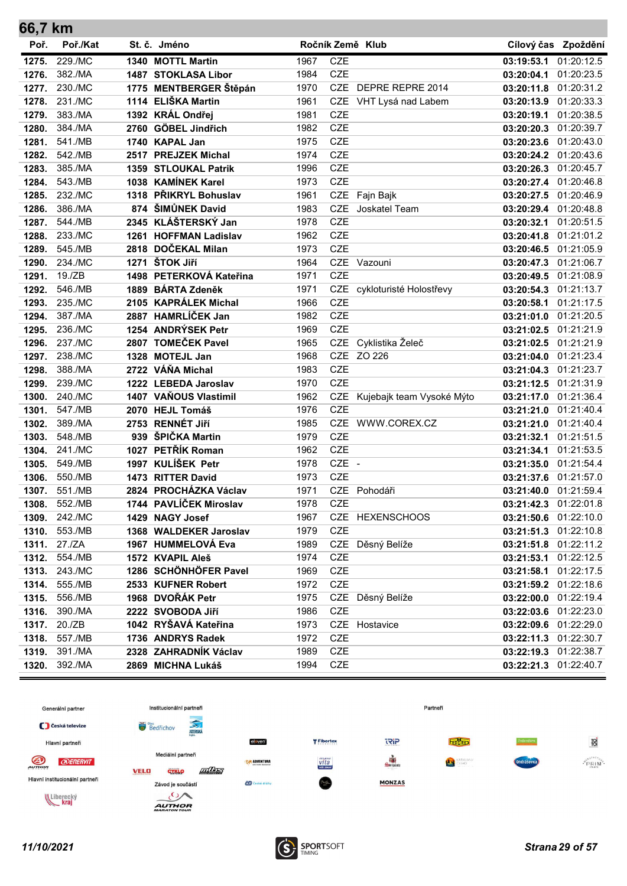## 66,7 km

| Poř. | Poř./Kat | St. č. | Jméno | Ročník | Země | Klub | Cílový čas | Zpoždění |
|---|---|---|---|---|---|---|---|---|
| 1275. | 229./MC | 1340 | MOTTL Martin | 1967 | CZE | | 03:19:53.1 | 01:20:12.5 |
| 1276. | 382./MA | 1487 | STOKLASA Libor | 1984 | CZE | | 03:20:04.1 | 01:20:23.5 |
| 1277. | 230./MC | 1775 | MENTBERGER Štěpán | 1970 | CZE | DEPRE REPRE 2014 | 03:20:11.8 | 01:20:31.2 |
| 1278. | 231./MC | 1114 | ELIŠKA Martin | 1961 | CZE | VHT Lysá nad Labem | 03:20:13.9 | 01:20:33.3 |
| 1279. | 383./MA | 1392 | KRÁL Ondřej | 1981 | CZE | | 03:20:19.1 | 01:20:38.5 |
| 1280. | 384./MA | 2760 | GÖBEL Jindřich | 1982 | CZE | | 03:20:20.3 | 01:20:39.7 |
| 1281. | 541./MB | 1740 | KAPAL Jan | 1975 | CZE | | 03:20:23.6 | 01:20:43.0 |
| 1282. | 542./MB | 2517 | PREJZEK Michal | 1974 | CZE | | 03:20:24.2 | 01:20:43.6 |
| 1283. | 385./MA | 1359 | STLOUKAL Patrik | 1996 | CZE | | 03:20:26.3 | 01:20:45.7 |
| 1284. | 543./MB | 1038 | KAMÍNEK Karel | 1973 | CZE | | 03:20:27.4 | 01:20:46.8 |
| 1285. | 232./MC | 1318 | PŘIKRYL Bohuslav | 1961 | CZE | Fajn Bajk | 03:20:27.5 | 01:20:46.9 |
| 1286. | 386./MA | 874 | ŠIMŮNEK David | 1983 | CZE | Joskatel Team | 03:20:29.4 | 01:20:48.8 |
| 1287. | 544./MB | 2345 | KLÁŠTERSKÝ Jan | 1978 | CZE | | 03:20:32.1 | 01:20:51.5 |
| 1288. | 233./MC | 1261 | HOFFMAN Ladislav | 1962 | CZE | | 03:20:41.8 | 01:21:01.2 |
| 1289. | 545./MB | 2818 | DOČEKAL Milan | 1973 | CZE | | 03:20:46.5 | 01:21:05.9 |
| 1290. | 234./MC | 1271 | ŠTOK Jiří | 1964 | CZE | Vazouni | 03:20:47.3 | 01:21:06.7 |
| 1291. | 19./ZB | 1498 | PETERKOVÁ Kateřina | 1971 | CZE | | 03:20:49.5 | 01:21:08.9 |
| 1292. | 546./MB | 1889 | BÁRTA Zdeněk | 1971 | CZE | cykloturisté Holostřevy | 03:20:54.3 | 01:21:13.7 |
| 1293. | 235./MC | 2105 | KAPRÁLEK Michal | 1966 | CZE | | 03:20:58.1 | 01:21:17.5 |
| 1294. | 387./MA | 2887 | HAMRLÍČEK Jan | 1982 | CZE | | 03:21:01.0 | 01:21:20.5 |
| 1295. | 236./MC | 1254 | ANDRÝSEK Petr | 1969 | CZE | | 03:21:02.5 | 01:21:21.9 |
| 1296. | 237./MC | 2807 | TOMEČEK Pavel | 1965 | CZE | Cyklistika Želeč | 03:21:02.5 | 01:21:21.9 |
| 1297. | 238./MC | 1328 | MOTEJL Jan | 1968 | CZE | ZO 226 | 03:21:04.0 | 01:21:23.4 |
| 1298. | 388./MA | 2722 | VÁŇA Michal | 1983 | CZE | | 03:21:04.3 | 01:21:23.7 |
| 1299. | 239./MC | 1222 | LEBEDA Jaroslav | 1970 | CZE | | 03:21:12.5 | 01:21:31.9 |
| 1300. | 240./MC | 1407 | VAŇOUS Vlastimil | 1962 | CZE | Kujebajk team Vysoké Mýto | 03:21:17.0 | 01:21:36.4 |
| 1301. | 547./MB | 2070 | HEJL Tomáš | 1976 | CZE | | 03:21:21.0 | 01:21:40.4 |
| 1302. | 389./MA | 2753 | RENNÉT Jiří | 1985 | CZE | WWW.COREX.CZ | 03:21:21.0 | 01:21:40.4 |
| 1303. | 548./MB | 939 | ŠPIČKA Martin | 1979 | CZE | | 03:21:32.1 | 01:21:51.5 |
| 1304. | 241./MC | 1027 | PETŘÍK Roman | 1962 | CZE | | 03:21:34.1 | 01:21:53.5 |
| 1305. | 549./MB | 1997 | KULÍŠEK Petr | 1978 | CZE | - | 03:21:35.0 | 01:21:54.4 |
| 1306. | 550./MB | 1473 | RITTER David | 1973 | CZE | | 03:21:37.6 | 01:21:57.0 |
| 1307. | 551./MB | 2824 | PROCHÁZKA Václav | 1971 | CZE | Pohodáři | 03:21:40.0 | 01:21:59.4 |
| 1308. | 552./MB | 1744 | PAVLÍČEK Miroslav | 1978 | CZE | | 03:21:42.3 | 01:22:01.8 |
| 1309. | 242./MC | 1429 | NAGY Josef | 1967 | CZE | HEXENSCHOOS | 03:21:50.6 | 01:22:10.0 |
| 1310. | 553./MB | 1368 | WALDEKER Jaroslav | 1979 | CZE | | 03:21:51.3 | 01:22:10.8 |
| 1311. | 27./ZA | 1967 | HUMMELOVÁ Eva | 1989 | CZE | Děsný Belíže | 03:21:51.8 | 01:22:11.2 |
| 1312. | 554./MB | 1572 | KVAPIL Aleš | 1974 | CZE | | 03:21:53.1 | 01:22:12.5 |
| 1313. | 243./MC | 1286 | SCHÖNHÖFER Pavel | 1969 | CZE | | 03:21:58.1 | 01:22:17.5 |
| 1314. | 555./MB | 2533 | KUFNER Robert | 1972 | CZE | | 03:21:59.2 | 01:22:18.6 |
| 1315. | 556./MB | 1968 | DVOŘÁK Petr | 1975 | CZE | Děsný Belíže | 03:22:00.0 | 01:22:19.4 |
| 1316. | 390./MA | 2222 | SVOBODA Jiří | 1986 | CZE | | 03:22:03.6 | 01:22:23.0 |
| 1317. | 20./ZB | 1042 | RYŠAVÁ Kateřina | 1973 | CZE | Hostavice | 03:22:09.6 | 01:22:29.0 |
| 1318. | 557./MB | 1736 | ANDRYS Radek | 1972 | CZE | | 03:22:11.3 | 01:22:30.7 |
| 1319. | 391./MA | 2328 | ZAHRADNÍK Václav | 1989 | CZE | | 03:22:19.3 | 01:22:38.7 |
| 1320. | 392./MA | 2869 | MICHNA Lukáš | 1994 | CZE | | 03:22:21.3 | 01:22:40.7 |

Generální partner · Institucionální partneři · Partneři · Hlavní partneři · Mediální partneři · Hlavní institucionální partneři · Závod je součástí

11/10/2021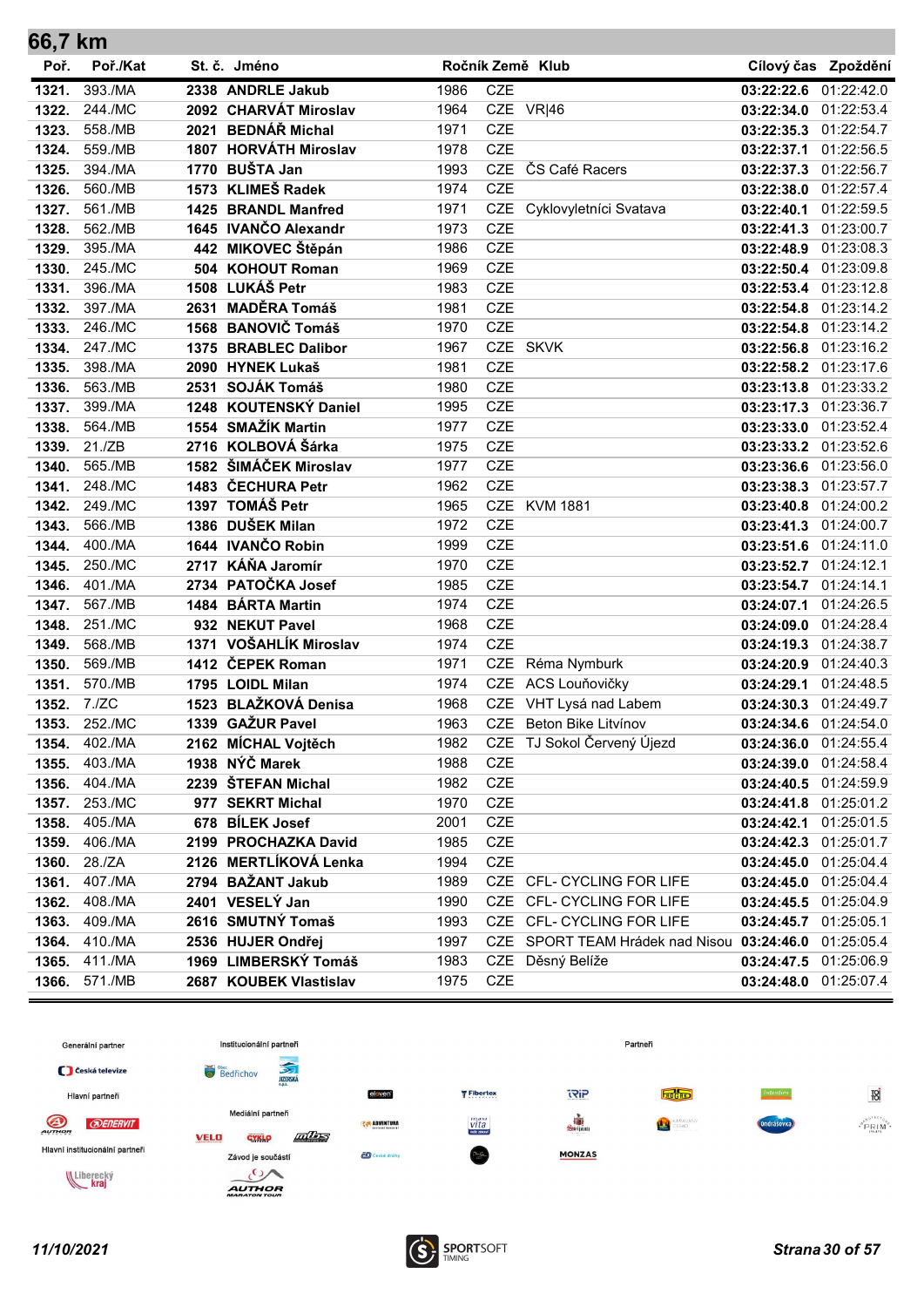## 66,7 km

| Poř. | Poř./Kat | St. č. | Jméno | Ročník | Země | Klub | Cílový čas | Zpoždění |
|---|---|---|---|---|---|---|---|---|
| 1321. | 393./MA | 2338 | ANDRLE Jakub | 1986 | CZE | | 03:22:22.6 | 01:22:42.0 |
| 1322. | 244./MC | 2092 | CHARVÁT Miroslav | 1964 | CZE | VR\|46 | 03:22:34.0 | 01:22:53.4 |
| 1323. | 558./MB | 2021 | BEDNÁŘ Michal | 1971 | CZE | | 03:22:35.3 | 01:22:54.7 |
| 1324. | 559./MB | 1807 | HORVÁTH Miroslav | 1978 | CZE | | 03:22:37.1 | 01:22:56.5 |
| 1325. | 394./MA | 1770 | BUŠTA Jan | 1993 | CZE | ČS Café Racers | 03:22:37.3 | 01:22:56.7 |
| 1326. | 560./MB | 1573 | KLIMEŠ Radek | 1974 | CZE | | 03:22:38.0 | 01:22:57.4 |
| 1327. | 561./MB | 1425 | BRANDL Manfred | 1971 | CZE | Cyklovyletníci Svatava | 03:22:40.1 | 01:22:59.5 |
| 1328. | 562./MB | 1645 | IVANČO Alexandr | 1973 | CZE | | 03:22:41.3 | 01:23:00.7 |
| 1329. | 395./MA | 442 | MIKOVEC Štěpán | 1986 | CZE | | 03:22:48.9 | 01:23:08.3 |
| 1330. | 245./MC | 504 | KOHOUT Roman | 1969 | CZE | | 03:22:50.4 | 01:23:09.8 |
| 1331. | 396./MA | 1508 | LUKÁŠ Petr | 1983 | CZE | | 03:22:53.4 | 01:23:12.8 |
| 1332. | 397./MA | 2631 | MADĚRA Tomáš | 1981 | CZE | | 03:22:54.8 | 01:23:14.2 |
| 1333. | 246./MC | 1568 | BANOVIČ Tomáš | 1970 | CZE | | 03:22:54.8 | 01:23:14.2 |
| 1334. | 247./MC | 1375 | BRABLEC Dalibor | 1967 | CZE | SKVK | 03:22:56.8 | 01:23:16.2 |
| 1335. | 398./MA | 2090 | HYNEK Lukaš | 1981 | CZE | | 03:22:58.2 | 01:23:17.6 |
| 1336. | 563./MB | 2531 | SOJÁK Tomáš | 1980 | CZE | | 03:23:13.8 | 01:23:33.2 |
| 1337. | 399./MA | 1248 | KOUTENSKÝ Daniel | 1995 | CZE | | 03:23:17.3 | 01:23:36.7 |
| 1338. | 564./MB | 1554 | SMAŽÍK Martin | 1977 | CZE | | 03:23:33.0 | 01:23:52.4 |
| 1339. | 21./ZB | 2716 | KOLBOVÁ Šárka | 1975 | CZE | | 03:23:33.2 | 01:23:52.6 |
| 1340. | 565./MB | 1582 | ŠIMÁČEK Miroslav | 1977 | CZE | | 03:23:36.6 | 01:23:56.0 |
| 1341. | 248./MC | 1483 | ČECHURA Petr | 1962 | CZE | | 03:23:38.3 | 01:23:57.7 |
| 1342. | 249./MC | 1397 | TOMÁŠ Petr | 1965 | CZE | KVM 1881 | 03:23:40.8 | 01:24:00.2 |
| 1343. | 566./MB | 1386 | DUŠEK Milan | 1972 | CZE | | 03:23:41.3 | 01:24:00.7 |
| 1344. | 400./MA | 1644 | IVANČO Robin | 1999 | CZE | | 03:23:51.6 | 01:24:11.0 |
| 1345. | 250./MC | 2717 | KÁŇA Jaromír | 1970 | CZE | | 03:23:52.7 | 01:24:12.1 |
| 1346. | 401./MA | 2734 | PATOČKA Josef | 1985 | CZE | | 03:23:54.7 | 01:24:14.1 |
| 1347. | 567./MB | 1484 | BÁRTA Martin | 1974 | CZE | | 03:24:07.1 | 01:24:26.5 |
| 1348. | 251./MC | 932 | NEKUT Pavel | 1968 | CZE | | 03:24:09.0 | 01:24:28.4 |
| 1349. | 568./MB | 1371 | VOŠAHLÍK Miroslav | 1974 | CZE | | 03:24:19.3 | 01:24:38.7 |
| 1350. | 569./MB | 1412 | ČEPEK Roman | 1971 | CZE | Réma Nymburk | 03:24:20.9 | 01:24:40.3 |
| 1351. | 570./MB | 1795 | LOIDL Milan | 1974 | CZE | ACS Louňovičky | 03:24:29.1 | 01:24:48.5 |
| 1352. | 7./ZC | 1523 | BLAŽKOVÁ Denisa | 1968 | CZE | VHT Lysá nad Labem | 03:24:30.3 | 01:24:49.7 |
| 1353. | 252./MC | 1339 | GAŽUR Pavel | 1963 | CZE | Beton Bike Litvínov | 03:24:34.6 | 01:24:54.0 |
| 1354. | 402./MA | 2162 | MÍCHAL Vojtěch | 1982 | CZE | TJ Sokol Červený Újezd | 03:24:36.0 | 01:24:55.4 |
| 1355. | 403./MA | 1938 | NÝČ Marek | 1988 | CZE | | 03:24:39.0 | 01:24:58.4 |
| 1356. | 404./MA | 2239 | ŠTEFAN Michal | 1982 | CZE | | 03:24:40.5 | 01:24:59.9 |
| 1357. | 253./MC | 977 | SEKRT Michal | 1970 | CZE | | 03:24:41.8 | 01:25:01.2 |
| 1358. | 405./MA | 678 | BÍLEK Josef | 2001 | CZE | | 03:24:42.1 | 01:25:01.5 |
| 1359. | 406./MA | 2199 | PROCHAZKA David | 1985 | CZE | | 03:24:42.3 | 01:25:01.7 |
| 1360. | 28./ZA | 2126 | MERTLÍKOVÁ Lenka | 1994 | CZE | | 03:24:45.0 | 01:25:04.4 |
| 1361. | 407./MA | 2794 | BAŽANT Jakub | 1989 | CZE | CFL- CYCLING FOR LIFE | 03:24:45.0 | 01:25:04.4 |
| 1362. | 408./MA | 2401 | VESELÝ Jan | 1990 | CZE | CFL- CYCLING FOR LIFE | 03:24:45.5 | 01:25:04.9 |
| 1363. | 409./MA | 2616 | SMUTNÝ Tomaš | 1993 | CZE | CFL- CYCLING FOR LIFE | 03:24:45.7 | 01:25:05.1 |
| 1364. | 410./MA | 2536 | HUJER Ondřej | 1997 | CZE | SPORT TEAM Hrádek nad Nisou | 03:24:46.0 | 01:25:05.4 |
| 1365. | 411./MA | 1969 | LIMBERSKÝ Tomáš | 1983 | CZE | Děsný Belíže | 03:24:47.5 | 01:25:06.9 |
| 1366. | 571./MB | 2687 | KOUBEK Vlastislav | 1975 | CZE | | 03:24:48.0 | 01:25:07.4 |

11/10/2021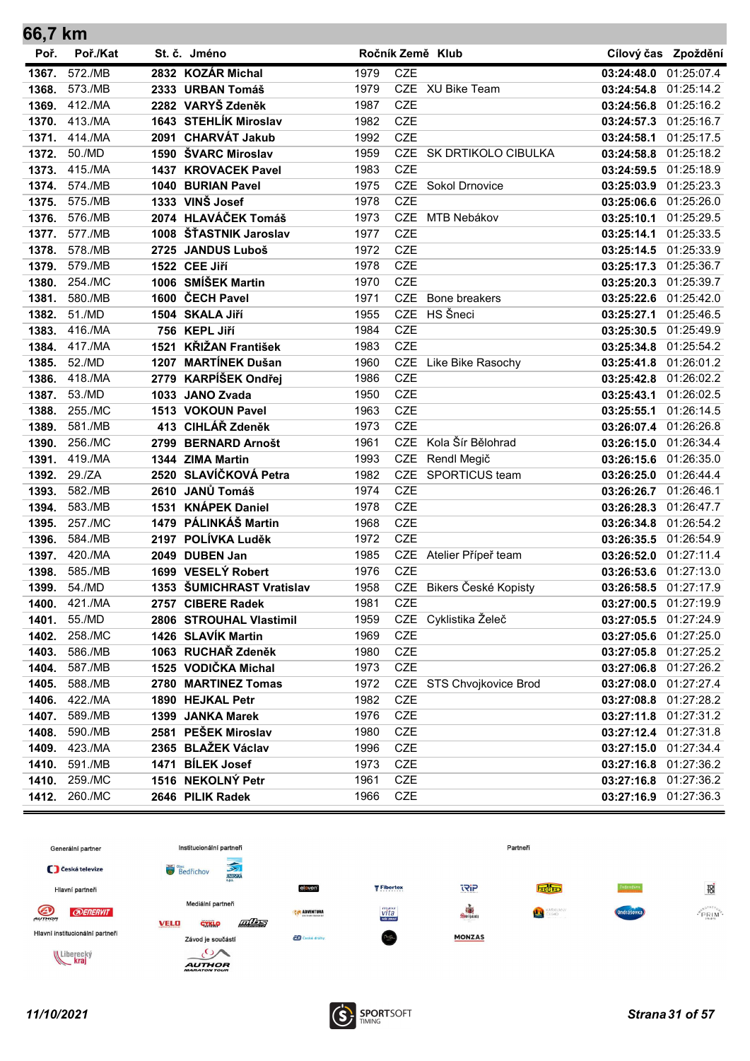## 66,7 km

| Poř. | Poř./Kat | St. č. | Jméno | Ročník | Země | Klub | Cílový čas | Zpoždění |
|---|---|---|---|---|---|---|---|---|
| 1367. | 572./MB | 2832 | KOZÁR Michal | 1979 | CZE | | 03:24:48.0 | 01:25:07.4 |
| 1368. | 573./MB | 2333 | URBAN Tomáš | 1979 | CZE | XU Bike Team | 03:24:54.8 | 01:25:14.2 |
| 1369. | 412./MA | 2282 | VARYŠ Zdeněk | 1987 | CZE | | 03:24:56.8 | 01:25:16.2 |
| 1370. | 413./MA | 1643 | STEHLÍK Miroslav | 1982 | CZE | | 03:24:57.3 | 01:25:16.7 |
| 1371. | 414./MA | 2091 | CHARVÁT Jakub | 1992 | CZE | | 03:24:58.1 | 01:25:17.5 |
| 1372. | 50./MD | 1590 | ŠVARC Miroslav | 1959 | CZE | SK DRTIKOLO CIBULKA | 03:24:58.8 | 01:25:18.2 |
| 1373. | 415./MA | 1437 | KROVACEK Pavel | 1983 | CZE | | 03:24:59.5 | 01:25:18.9 |
| 1374. | 574./MB | 1040 | BURIAN Pavel | 1975 | CZE | Sokol Drnovice | 03:25:03.9 | 01:25:23.3 |
| 1375. | 575./MB | 1333 | VINŠ Josef | 1978 | CZE | | 03:25:06.6 | 01:25:26.0 |
| 1376. | 576./MB | 2074 | HLAVÁČEK Tomáš | 1973 | CZE | MTB Nebákov | 03:25:10.1 | 01:25:29.5 |
| 1377. | 577./MB | 1008 | ŠŤASTNIK Jaroslav | 1977 | CZE | | 03:25:14.1 | 01:25:33.5 |
| 1378. | 578./MB | 2725 | JANDUS Luboš | 1972 | CZE | | 03:25:14.5 | 01:25:33.9 |
| 1379. | 579./MB | 1522 | CEE Jiří | 1978 | CZE | | 03:25:17.3 | 01:25:36.7 |
| 1380. | 254./MC | 1006 | SMÍŠEK Martin | 1970 | CZE | | 03:25:20.3 | 01:25:39.7 |
| 1381. | 580./MB | 1600 | ČECH Pavel | 1971 | CZE | Bone breakers | 03:25:22.6 | 01:25:42.0 |
| 1382. | 51./MD | 1504 | SKALA Jiří | 1955 | CZE | HS Šneci | 03:25:27.1 | 01:25:46.5 |
| 1383. | 416./MA | 756 | KEPL Jiří | 1984 | CZE | | 03:25:30.5 | 01:25:49.9 |
| 1384. | 417./MA | 1521 | KŘIŽAN František | 1983 | CZE | | 03:25:34.8 | 01:25:54.2 |
| 1385. | 52./MD | 1207 | MARTÍNEK Dušan | 1960 | CZE | Like Bike Rasochy | 03:25:41.8 | 01:26:01.2 |
| 1386. | 418./MA | 2779 | KARPÍŠEK Ondřej | 1986 | CZE | | 03:25:42.8 | 01:26:02.2 |
| 1387. | 53./MD | 1033 | JANO Zvada | 1950 | CZE | | 03:25:43.1 | 01:26:02.5 |
| 1388. | 255./MC | 1513 | VOKOUN Pavel | 1963 | CZE | | 03:25:55.1 | 01:26:14.5 |
| 1389. | 581./MB | 413 | CIHLÁŘ Zdeněk | 1973 | CZE | | 03:26:07.4 | 01:26:26.8 |
| 1390. | 256./MC | 2799 | BERNARD Arnošt | 1961 | CZE | Kola Šír Bělohrad | 03:26:15.0 | 01:26:34.4 |
| 1391. | 419./MA | 1344 | ZIMA Martin | 1993 | CZE | Rendl Megič | 03:26:15.6 | 01:26:35.0 |
| 1392. | 29./ZA | 2520 | SLAVÍČKOVÁ Petra | 1982 | CZE | SPORTICUS team | 03:26:25.0 | 01:26:44.4 |
| 1393. | 582./MB | 2610 | JANŮ Tomáš | 1974 | CZE | | 03:26:26.7 | 01:26:46.1 |
| 1394. | 583./MB | 1531 | KNÁPEK Daniel | 1978 | CZE | | 03:26:28.3 | 01:26:47.7 |
| 1395. | 257./MC | 1479 | PÁLINKÁŠ Martin | 1968 | CZE | | 03:26:34.8 | 01:26:54.2 |
| 1396. | 584./MB | 2197 | POLÍVKA Luděk | 1972 | CZE | | 03:26:35.5 | 01:26:54.9 |
| 1397. | 420./MA | 2049 | DUBEN Jan | 1985 | CZE | Atelier Připeř team | 03:26:52.0 | 01:27:11.4 |
| 1398. | 585./MB | 1699 | VESELÝ Robert | 1976 | CZE | | 03:26:53.6 | 01:27:13.0 |
| 1399. | 54./MD | 1353 | ŠUMICHRAST Vratislav | 1958 | CZE | Bikers České Kopisty | 03:26:58.5 | 01:27:17.9 |
| 1400. | 421./MA | 2757 | CIBERE Radek | 1981 | CZE | | 03:27:00.5 | 01:27:19.9 |
| 1401. | 55./MD | 2806 | STROUHAL Vlastimil | 1959 | CZE | Cyklistika Želeč | 03:27:05.5 | 01:27:24.9 |
| 1402. | 258./MC | 1426 | SLAVÍK Martin | 1969 | CZE | | 03:27:05.6 | 01:27:25.0 |
| 1403. | 586./MB | 1063 | RUCHAŘ Zdeněk | 1980 | CZE | | 03:27:05.8 | 01:27:25.2 |
| 1404. | 587./MB | 1525 | VODIČKA Michal | 1973 | CZE | | 03:27:06.8 | 01:27:26.2 |
| 1405. | 588./MB | 2780 | MARTINEZ Tomas | 1972 | CZE | STS Chvojkovice Brod | 03:27:08.0 | 01:27:27.4 |
| 1406. | 422./MA | 1890 | HEJKAL Petr | 1982 | CZE | | 03:27:08.8 | 01:27:28.2 |
| 1407. | 589./MB | 1399 | JANKA Marek | 1976 | CZE | | 03:27:11.8 | 01:27:31.2 |
| 1408. | 590./MB | 2581 | PEŠEK Miroslav | 1980 | CZE | | 03:27:12.4 | 01:27:31.8 |
| 1409. | 423./MA | 2365 | BLAŽEK Václav | 1996 | CZE | | 03:27:15.0 | 01:27:34.4 |
| 1410. | 591./MB | 1471 | BÍLEK Josef | 1973 | CZE | | 03:27:16.8 | 01:27:36.2 |
| 1410. | 259./MC | 1516 | NEKOLNÝ Petr | 1961 | CZE | | 03:27:16.8 | 01:27:36.2 |
| 1412. | 260./MC | 2646 | PILIK Radek | 1966 | CZE | | 03:27:16.9 | 01:27:36.3 |

Generální partner — Česká televize
Hlavní partneři — AUTHOR, ENERVIT
Hlavní institucionální partneři — Liberecký kraj
Institucionální partneři — Bedřichov, Jizerská o.p.s.
Mediální partneři — VELO, CYKLO, MTB
Závod je součástí — AUTHOR MARATON TOUR
Partneři — MONZAS

11/10/2021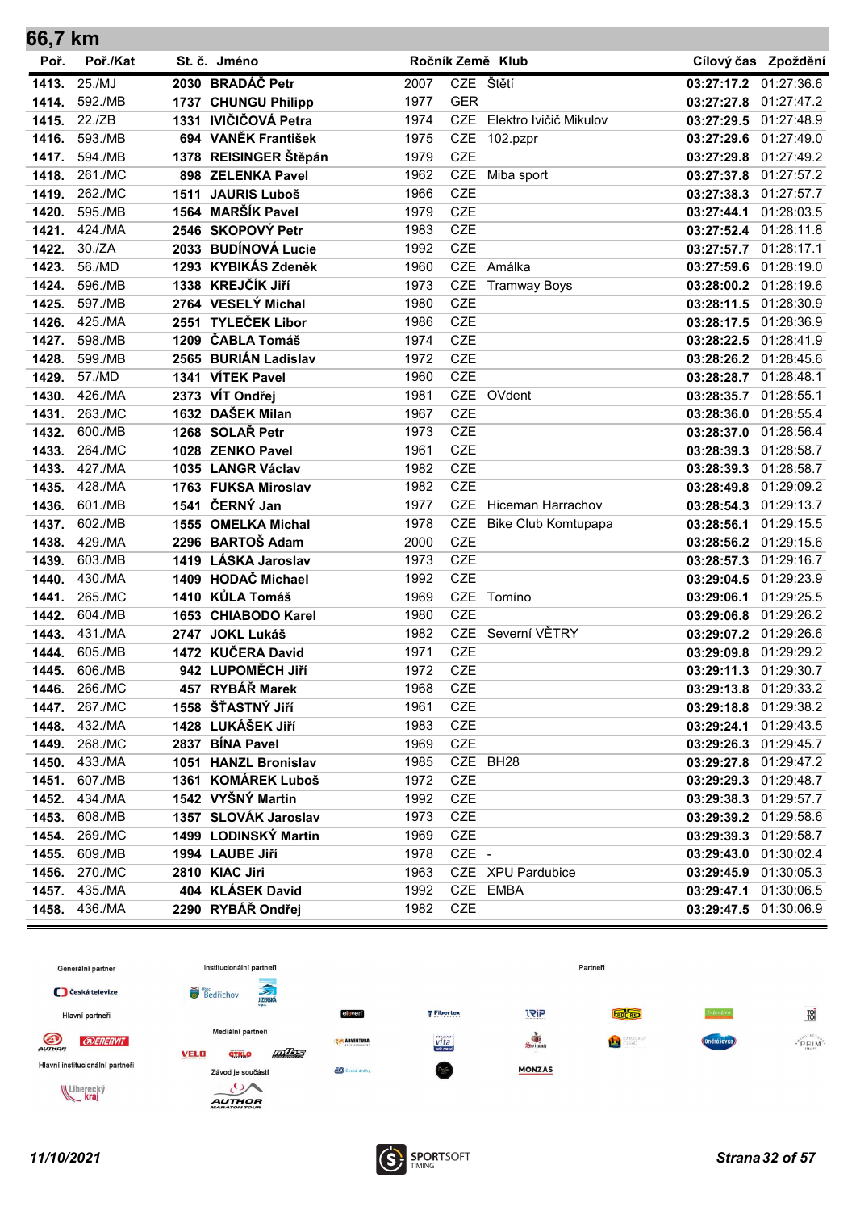## 66,7 km

| Poř. | Poř./Kat | St. č. | Jméno | Ročník | Země | Klub | Cílový čas | Zpoždění |
|---|---|---|---|---|---|---|---|---|
| 1413. | 25./MJ | 2030 | **BRADÁČ Petr** | 2007 | CZE | Štětí | **03:27:17.2** | 01:27:36.6 |
| 1414. | 592./MB | 1737 | **CHUNGU Philipp** | 1977 | GER | | **03:27:27.8** | 01:27:47.2 |
| 1415. | 22./ZB | 1331 | **IVIČIČOVÁ Petra** | 1974 | CZE | Elektro Ivičič Mikulov | **03:27:29.5** | 01:27:48.9 |
| 1416. | 593./MB | 694 | **VANĚK František** | 1975 | CZE | 102.pzpr | **03:27:29.6** | 01:27:49.0 |
| 1417. | 594./MB | 1378 | **REISINGER Štěpán** | 1979 | CZE | | **03:27:29.8** | 01:27:49.2 |
| 1418. | 261./MC | 898 | **ZELENKA Pavel** | 1962 | CZE | Miba sport | **03:27:37.8** | 01:27:57.2 |
| 1419. | 262./MC | 1511 | **JAURIS Luboš** | 1966 | CZE | | **03:27:38.3** | 01:27:57.7 |
| 1420. | 595./MB | 1564 | **MARŠÍK Pavel** | 1979 | CZE | | **03:27:44.1** | 01:28:03.5 |
| 1421. | 424./MA | 2546 | **SKOPOVÝ Petr** | 1983 | CZE | | **03:27:52.4** | 01:28:11.8 |
| 1422. | 30./ZA | 2033 | **BUDÍNOVÁ Lucie** | 1992 | CZE | | **03:27:57.7** | 01:28:17.1 |
| 1423. | 56./MD | 1293 | **KYBIKÁS Zdeněk** | 1960 | CZE | Amálka | **03:27:59.6** | 01:28:19.0 |
| 1424. | 596./MB | 1338 | **KREJČÍK Jiří** | 1973 | CZE | Tramway Boys | **03:28:00.2** | 01:28:19.6 |
| 1425. | 597./MB | 2764 | **VESELÝ Michal** | 1980 | CZE | | **03:28:11.5** | 01:28:30.9 |
| 1426. | 425./MA | 2551 | **TYLEČEK Libor** | 1986 | CZE | | **03:28:17.5** | 01:28:36.9 |
| 1427. | 598./MB | 1209 | **ČABLA Tomáš** | 1974 | CZE | | **03:28:22.5** | 01:28:41.9 |
| 1428. | 599./MB | 2565 | **BURIÁN Ladislav** | 1972 | CZE | | **03:28:26.2** | 01:28:45.6 |
| 1429. | 57./MD | 1341 | **VÍTEK Pavel** | 1960 | CZE | | **03:28:28.7** | 01:28:48.1 |
| 1430. | 426./MA | 2373 | **VÍT Ondřej** | 1981 | CZE | OVdent | **03:28:35.7** | 01:28:55.1 |
| 1431. | 263./MC | 1632 | **DAŠEK Milan** | 1967 | CZE | | **03:28:36.0** | 01:28:55.4 |
| 1432. | 600./MB | 1268 | **SOLAŘ Petr** | 1973 | CZE | | **03:28:37.0** | 01:28:56.4 |
| 1433. | 264./MC | 1028 | **ZENKO Pavel** | 1961 | CZE | | **03:28:39.3** | 01:28:58.7 |
| 1433. | 427./MA | 1035 | **LANGR Václav** | 1982 | CZE | | **03:28:39.3** | 01:28:58.7 |
| 1435. | 428./MA | 1763 | **FUKSA Miroslav** | 1982 | CZE | | **03:28:49.8** | 01:29:09.2 |
| 1436. | 601./MB | 1541 | **ČERNÝ Jan** | 1977 | CZE | Hiceman Harrachov | **03:28:54.3** | 01:29:13.7 |
| 1437. | 602./MB | 1555 | **OMELKA Michal** | 1978 | CZE | Bike Club Komtupapa | **03:28:56.1** | 01:29:15.5 |
| 1438. | 429./MA | 2296 | **BARTOŠ Adam** | 2000 | CZE | | **03:28:56.2** | 01:29:15.6 |
| 1439. | 603./MB | 1419 | **LÁSKA Jaroslav** | 1973 | CZE | | **03:28:57.3** | 01:29:16.7 |
| 1440. | 430./MA | 1409 | **HODAČ Michael** | 1992 | CZE | | **03:29:04.5** | 01:29:23.9 |
| 1441. | 265./MC | 1410 | **KŮLA Tomáš** | 1969 | CZE | Tomíno | **03:29:06.1** | 01:29:25.5 |
| 1442. | 604./MB | 1653 | **CHIABODO Karel** | 1980 | CZE | | **03:29:06.8** | 01:29:26.2 |
| 1443. | 431./MA | 2747 | **JOKL Lukáš** | 1982 | CZE | Severní VĚTRY | **03:29:07.2** | 01:29:26.6 |
| 1444. | 605./MB | 1472 | **KUČERA David** | 1971 | CZE | | **03:29:09.8** | 01:29:29.2 |
| 1445. | 606./MB | 942 | **LUPOMĚCH Jiří** | 1972 | CZE | | **03:29:11.3** | 01:29:30.7 |
| 1446. | 266./MC | 457 | **RYBÁŘ Marek** | 1968 | CZE | | **03:29:13.8** | 01:29:33.2 |
| 1447. | 267./MC | 1558 | **ŠŤASTNÝ Jiří** | 1961 | CZE | | **03:29:18.8** | 01:29:38.2 |
| 1448. | 432./MA | 1428 | **LUKÁŠEK Jiří** | 1983 | CZE | | **03:29:24.1** | 01:29:43.5 |
| 1449. | 268./MC | 2837 | **BÍNA Pavel** | 1969 | CZE | | **03:29:26.3** | 01:29:45.7 |
| 1450. | 433./MA | 1051 | **HANZL Bronislav** | 1985 | CZE | BH28 | **03:29:27.8** | 01:29:47.2 |
| 1451. | 607./MB | 1361 | **KOMÁREK Luboš** | 1972 | CZE | | **03:29:29.3** | 01:29:48.7 |
| 1452. | 434./MA | 1542 | **VYŠNÝ Martin** | 1992 | CZE | | **03:29:38.3** | 01:29:57.7 |
| 1453. | 608./MB | 1357 | **SLOVÁK Jaroslav** | 1973 | CZE | | **03:29:39.2** | 01:29:58.6 |
| 1454. | 269./MC | 1499 | **LODINSKÝ Martin** | 1969 | CZE | | **03:29:39.3** | 01:29:58.7 |
| 1455. | 609./MB | 1994 | **LAUBE Jiří** | 1978 | CZE | - | **03:29:43.0** | 01:30:02.4 |
| 1456. | 270./MC | 2810 | **KIAC Jiri** | 1963 | CZE | XPU Pardubice | **03:29:45.9** | 01:30:05.3 |
| 1457. | 435./MA | 404 | **KLÁSEK David** | 1992 | CZE | EMBA | **03:29:47.1** | 01:30:06.5 |
| 1458. | 436./MA | 2290 | **RYBÁŘ Ondřej** | 1982 | CZE | | **03:29:47.5** | 01:30:06.9 |

Generální partner · Institucionální partneři · Partneři · Hlavní partneři · Mediální partneři · Hlavní institucionální partneři · Závod je součástí

*11/10/2021*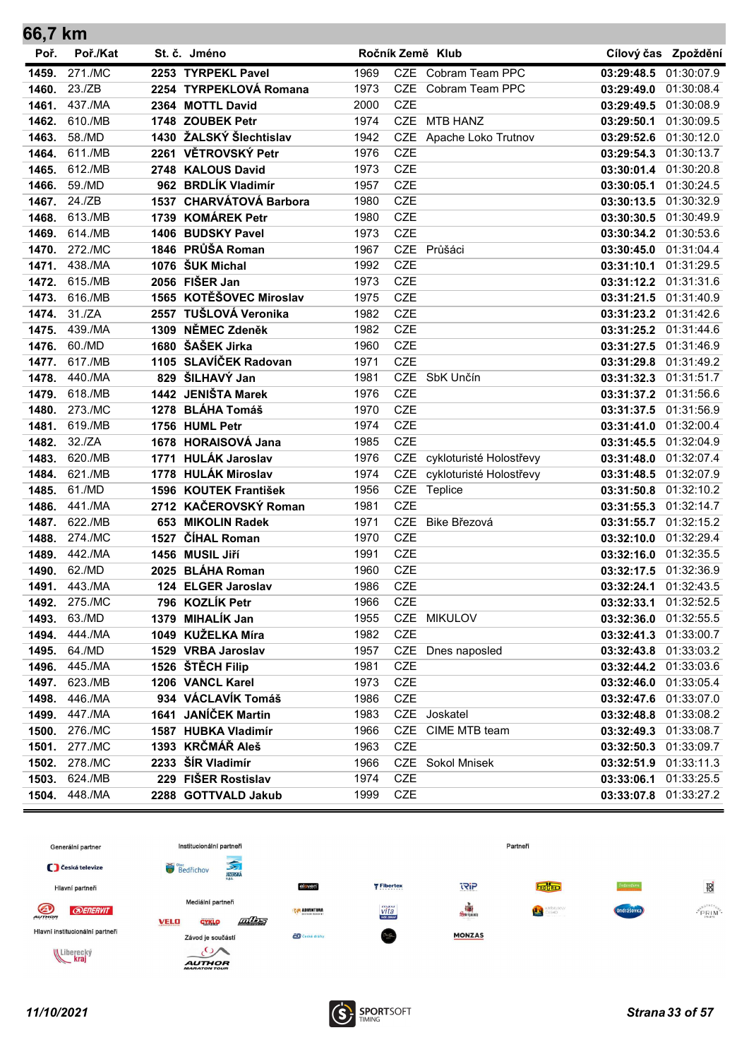## 66,7 km

| Poř. | Poř./Kat | St. č. | Jméno | Ročník | Země | Klub | Cílový čas | Zpoždění |
|---|---|---|---|---|---|---|---|---|
| 1459. | 271./MC | 2253 | **TYRPEKL Pavel** | 1969 | CZE | Cobram Team PPC | **03:29:48.5** | 01:30:07.9 |
| 1460. | 23./ZB | 2254 | **TYRPEKLOVÁ Romana** | 1973 | CZE | Cobram Team PPC | **03:29:49.0** | 01:30:08.4 |
| 1461. | 437./MA | 2364 | **MOTTL David** | 2000 | CZE | | **03:29:49.5** | 01:30:08.9 |
| 1462. | 610./MB | 1748 | **ZOUBEK Petr** | 1974 | CZE | MTB HANZ | **03:29:50.1** | 01:30:09.5 |
| 1463. | 58./MD | 1430 | **ŽALSKÝ Šlechtislav** | 1942 | CZE | Apache Loko Trutnov | **03:29:52.6** | 01:30:12.0 |
| 1464. | 611./MB | 2261 | **VĚTROVSKÝ Petr** | 1976 | CZE | | **03:29:54.3** | 01:30:13.7 |
| 1465. | 612./MB | 2748 | **KALOUS David** | 1973 | CZE | | **03:30:01.4** | 01:30:20.8 |
| 1466. | 59./MD | 962 | **BRDLÍK Vladimír** | 1957 | CZE | | **03:30:05.1** | 01:30:24.5 |
| 1467. | 24./ZB | 1537 | **CHARVÁTOVÁ Barbora** | 1980 | CZE | | **03:30:13.5** | 01:30:32.9 |
| 1468. | 613./MB | 1739 | **KOMÁREK Petr** | 1980 | CZE | | **03:30:30.5** | 01:30:49.9 |
| 1469. | 614./MB | 1406 | **BUDSKY Pavel** | 1973 | CZE | | **03:30:34.2** | 01:30:53.6 |
| 1470. | 272./MC | 1846 | **PRŮŠA Roman** | 1967 | CZE | Průšáci | **03:30:45.0** | 01:31:04.4 |
| 1471. | 438./MA | 1076 | **ŠUK Michal** | 1992 | CZE | | **03:31:10.1** | 01:31:29.5 |
| 1472. | 615./MB | 2056 | **FIŠER Jan** | 1973 | CZE | | **03:31:12.2** | 01:31:31.6 |
| 1473. | 616./MB | 1565 | **KOTĚŠOVEC Miroslav** | 1975 | CZE | | **03:31:21.5** | 01:31:40.9 |
| 1474. | 31./ZA | 2557 | **TUŠLOVÁ Veronika** | 1982 | CZE | | **03:31:23.2** | 01:31:42.6 |
| 1475. | 439./MA | 1309 | **NĚMEC Zdeněk** | 1982 | CZE | | **03:31:25.2** | 01:31:44.6 |
| 1476. | 60./MD | 1680 | **ŠAŠEK Jirka** | 1960 | CZE | | **03:31:27.5** | 01:31:46.9 |
| 1477. | 617./MB | 1105 | **SLAVÍČEK Radovan** | 1971 | CZE | | **03:31:29.8** | 01:31:49.2 |
| 1478. | 440./MA | 829 | **ŠILHAVÝ Jan** | 1981 | CZE | SbK Unčín | **03:31:32.3** | 01:31:51.7 |
| 1479. | 618./MB | 1442 | **JENIŠTA Marek** | 1976 | CZE | | **03:31:37.2** | 01:31:56.6 |
| 1480. | 273./MC | 1278 | **BLÁHA Tomáš** | 1970 | CZE | | **03:31:37.5** | 01:31:56.9 |
| 1481. | 619./MB | 1756 | **HUML Petr** | 1974 | CZE | | **03:31:41.0** | 01:32:00.4 |
| 1482. | 32./ZA | 1678 | **HORAISOVÁ Jana** | 1985 | CZE | | **03:31:45.5** | 01:32:04.9 |
| 1483. | 620./MB | 1771 | **HULÁK Jaroslav** | 1976 | CZE | cykloturisté Holostřevy | **03:31:48.0** | 01:32:07.4 |
| 1484. | 621./MB | 1778 | **HULÁK Miroslav** | 1974 | CZE | cykloturisté Holostřevy | **03:31:48.5** | 01:32:07.9 |
| 1485. | 61./MD | 1596 | **KOUTEK František** | 1956 | CZE | Teplice | **03:31:50.8** | 01:32:10.2 |
| 1486. | 441./MA | 2712 | **KAČEROVSKÝ Roman** | 1981 | CZE | | **03:31:55.3** | 01:32:14.7 |
| 1487. | 622./MB | 653 | **MIKOLIN Radek** | 1971 | CZE | Bike Březová | **03:31:55.7** | 01:32:15.2 |
| 1488. | 274./MC | 1527 | **ČÍHAL Roman** | 1970 | CZE | | **03:32:10.0** | 01:32:29.4 |
| 1489. | 442./MA | 1456 | **MUSIL Jiří** | 1991 | CZE | | **03:32:16.0** | 01:32:35.5 |
| 1490. | 62./MD | 2025 | **BLÁHA Roman** | 1960 | CZE | | **03:32:17.5** | 01:32:36.9 |
| 1491. | 443./MA | 124 | **ELGER Jaroslav** | 1986 | CZE | | **03:32:24.1** | 01:32:43.5 |
| 1492. | 275./MC | 796 | **KOZLÍK Petr** | 1966 | CZE | | **03:32:33.1** | 01:32:52.5 |
| 1493. | 63./MD | 1379 | **MIHALÍK Jan** | 1955 | CZE | MIKULOV | **03:32:36.0** | 01:32:55.5 |
| 1494. | 444./MA | 1049 | **KUŽELKA Míra** | 1982 | CZE | | **03:32:41.3** | 01:33:00.7 |
| 1495. | 64./MD | 1529 | **VRBA Jaroslav** | 1957 | CZE | Dnes naposled | **03:32:43.8** | 01:33:03.2 |
| 1496. | 445./MA | 1526 | **ŠTĚCH Filip** | 1981 | CZE | | **03:32:44.2** | 01:33:03.6 |
| 1497. | 623./MB | 1206 | **VANCL Karel** | 1973 | CZE | | **03:32:46.0** | 01:33:05.4 |
| 1498. | 446./MA | 934 | **VÁCLAVÍK Tomáš** | 1986 | CZE | | **03:32:47.6** | 01:33:07.0 |
| 1499. | 447./MA | 1641 | **JANÍČEK Martin** | 1983 | CZE | Joskatel | **03:32:48.8** | 01:33:08.2 |
| 1500. | 276./MC | 1587 | **HUBKA Vladimír** | 1966 | CZE | CIME MTB team | **03:32:49.3** | 01:33:08.7 |
| 1501. | 277./MC | 1393 | **KRČMÁŘ Aleš** | 1963 | CZE | | **03:32:50.3** | 01:33:09.7 |
| 1502. | 278./MC | 2233 | **ŠÍR Vladimír** | 1966 | CZE | Sokol Mnisek | **03:32:51.9** | 01:33:11.3 |
| 1503. | 624./MB | 229 | **FIŠER Rostislav** | 1974 | CZE | | **03:33:06.1** | 01:33:25.5 |
| 1504. | 448./MA | 2288 | **GOTTVALD Jakub** | 1999 | CZE | | **03:33:07.8** | 01:33:27.2 |

Generální partner · Institucionální partneři · Partneři · Hlavní partneři · Mediální partneři · Hlavní institucionální partneři · Závod je součástí

*11/10/2021*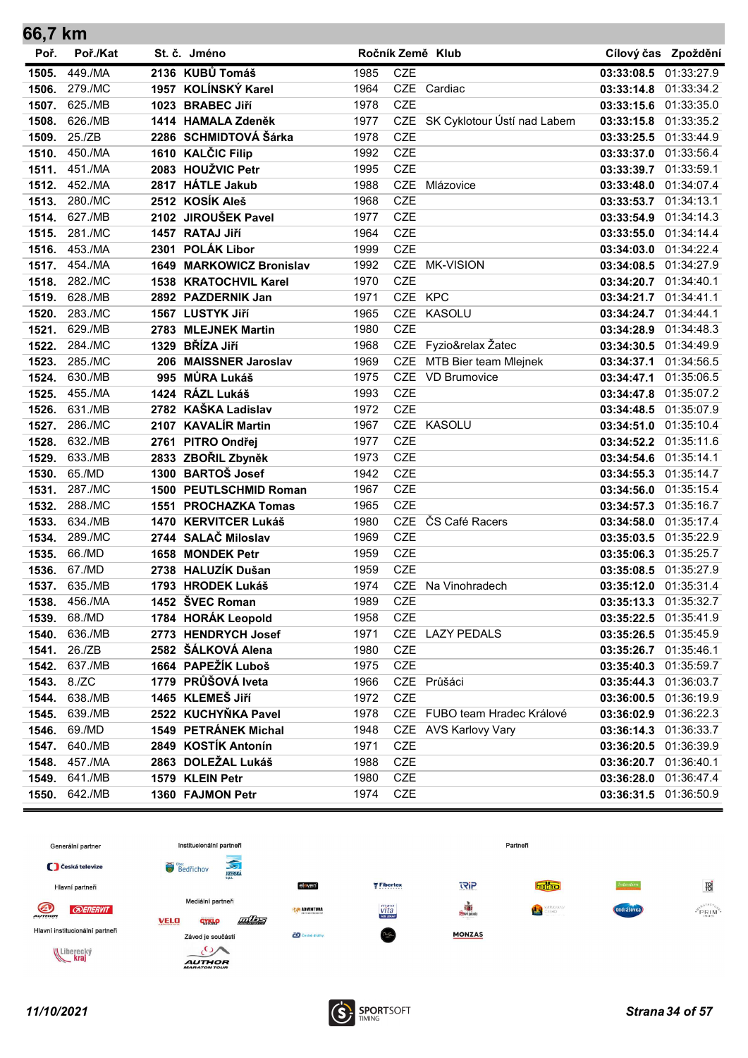## 66,7 km

| Poř. | Poř./Kat | St. č. | Jméno | Ročník | Země | Klub | Cílový čas | Zpoždění |
|---|---|---|---|---|---|---|---|---|
| 1505. | 449./MA | 2136 | KUBŮ Tomáš | 1985 | CZE | | 03:33:08.5 | 01:33:27.9 |
| 1506. | 279./MC | 1957 | KOLÍNSKÝ Karel | 1964 | CZE | Cardiac | 03:33:14.8 | 01:33:34.2 |
| 1507. | 625./MB | 1023 | BRABEC Jiří | 1978 | CZE | | 03:33:15.6 | 01:33:35.0 |
| 1508. | 626./MB | 1414 | HAMALA Zdeněk | 1977 | CZE | SK Cyklotour Ústí nad Labem | 03:33:15.8 | 01:33:35.2 |
| 1509. | 25./ZB | 2286 | SCHMIDTOVÁ Šárka | 1978 | CZE | | 03:33:25.5 | 01:33:44.9 |
| 1510. | 450./MA | 1610 | KALČIC Filip | 1992 | CZE | | 03:33:37.0 | 01:33:56.4 |
| 1511. | 451./MA | 2083 | HOUŽVIC Petr | 1995 | CZE | | 03:33:39.7 | 01:33:59.1 |
| 1512. | 452./MA | 2817 | HÁTLE Jakub | 1988 | CZE | Mlázovice | 03:33:48.0 | 01:34:07.4 |
| 1513. | 280./MC | 2512 | KOSÍK Aleš | 1968 | CZE | | 03:33:53.7 | 01:34:13.1 |
| 1514. | 627./MB | 2102 | JIROUŠEK Pavel | 1977 | CZE | | 03:33:54.9 | 01:34:14.3 |
| 1515. | 281./MC | 1457 | RATAJ Jiří | 1964 | CZE | | 03:33:55.0 | 01:34:14.4 |
| 1516. | 453./MA | 2301 | POLÁK Libor | 1999 | CZE | | 03:34:03.0 | 01:34:22.4 |
| 1517. | 454./MA | 1649 | MARKOWICZ Bronislav | 1992 | CZE | MK-VISION | 03:34:08.5 | 01:34:27.9 |
| 1518. | 282./MC | 1538 | KRATOCHVIL Karel | 1970 | CZE | | 03:34:20.7 | 01:34:40.1 |
| 1519. | 628./MB | 2892 | PAZDERNIK Jan | 1971 | CZE | KPC | 03:34:21.7 | 01:34:41.1 |
| 1520. | 283./MC | 1567 | LUSTYK Jiří | 1965 | CZE | KASOLU | 03:34:24.7 | 01:34:44.1 |
| 1521. | 629./MB | 2783 | MLEJNEK Martin | 1980 | CZE | | 03:34:28.9 | 01:34:48.3 |
| 1522. | 284./MC | 1329 | BŘÍZA Jiří | 1968 | CZE | Fyzio&relax Žatec | 03:34:30.5 | 01:34:49.9 |
| 1523. | 285./MC | 206 | MAISSNER Jaroslav | 1969 | CZE | MTB Bier team Mlejnek | 03:34:37.1 | 01:34:56.5 |
| 1524. | 630./MB | 995 | MŮRA Lukáš | 1975 | CZE | VD Brumovice | 03:34:47.1 | 01:35:06.5 |
| 1525. | 455./MA | 1424 | RÁZL Lukáš | 1993 | CZE | | 03:34:47.8 | 01:35:07.2 |
| 1526. | 631./MB | 2782 | KAŠKA Ladislav | 1972 | CZE | | 03:34:48.5 | 01:35:07.9 |
| 1527. | 286./MC | 2107 | KAVALÍR Martin | 1967 | CZE | KASOLU | 03:34:51.0 | 01:35:10.4 |
| 1528. | 632./MB | 2761 | PITRO Ondřej | 1977 | CZE | | 03:34:52.2 | 01:35:11.6 |
| 1529. | 633./MB | 2833 | ZBOŘIL Zbyněk | 1973 | CZE | | 03:34:54.6 | 01:35:14.1 |
| 1530. | 65./MD | 1300 | BARTOŠ Josef | 1942 | CZE | | 03:34:55.3 | 01:35:14.7 |
| 1531. | 287./MC | 1500 | PEUTLSCHMID Roman | 1967 | CZE | | 03:34:56.0 | 01:35:15.4 |
| 1532. | 288./MC | 1551 | PROCHAZKA Tomas | 1965 | CZE | | 03:34:57.3 | 01:35:16.7 |
| 1533. | 634./MB | 1470 | KERVITCER Lukáš | 1980 | CZE | ČS Café Racers | 03:34:58.0 | 01:35:17.4 |
| 1534. | 289./MC | 2744 | SALAČ Miloslav | 1969 | CZE | | 03:35:03.5 | 01:35:22.9 |
| 1535. | 66./MD | 1658 | MONDEK Petr | 1959 | CZE | | 03:35:06.3 | 01:35:25.7 |
| 1536. | 67./MD | 2738 | HALUZÍK Dušan | 1959 | CZE | | 03:35:08.5 | 01:35:27.9 |
| 1537. | 635./MB | 1793 | HRODEK Lukáš | 1974 | CZE | Na Vinohradech | 03:35:12.0 | 01:35:31.4 |
| 1538. | 456./MA | 1452 | ŠVEC Roman | 1989 | CZE | | 03:35:13.3 | 01:35:32.7 |
| 1539. | 68./MD | 1784 | HORÁK Leopold | 1958 | CZE | | 03:35:22.5 | 01:35:41.9 |
| 1540. | 636./MB | 2773 | HENDRYCH Josef | 1971 | CZE | LAZY PEDALS | 03:35:26.5 | 01:35:45.9 |
| 1541. | 26./ZB | 2582 | ŠÁLKOVÁ Alena | 1980 | CZE | | 03:35:26.7 | 01:35:46.1 |
| 1542. | 637./MB | 1664 | PAPEŽÍK Luboš | 1975 | CZE | | 03:35:40.3 | 01:35:59.7 |
| 1543. | 8./ZC | 1779 | PRŮŠOVÁ Iveta | 1966 | CZE | Průšáci | 03:35:44.3 | 01:36:03.7 |
| 1544. | 638./MB | 1465 | KLEMEŠ Jiří | 1972 | CZE | | 03:36:00.5 | 01:36:19.9 |
| 1545. | 639./MB | 2522 | KUCHYŇKA Pavel | 1978 | CZE | FUBO team Hradec Králové | 03:36:02.9 | 01:36:22.3 |
| 1546. | 69./MD | 1549 | PETRÁNEK Michal | 1948 | CZE | AVS Karlovy Vary | 03:36:14.3 | 01:36:33.7 |
| 1547. | 640./MB | 2849 | KOSTÍK Antonín | 1971 | CZE | | 03:36:20.5 | 01:36:39.9 |
| 1548. | 457./MA | 2863 | DOLEŽAL Lukáš | 1988 | CZE | | 03:36:20.7 | 01:36:40.1 |
| 1549. | 641./MB | 1579 | KLEIN Petr | 1980 | CZE | | 03:36:28.0 | 01:36:47.4 |
| 1550. | 642./MB | 1360 | FAJMON Petr | 1974 | CZE | | 03:36:31.5 | 01:36:50.9 |

Generální partner · Institucionální partneři · Partneři · Hlavní partneři · Mediální partneři · Hlavní institucionální partneři · Závod je součástí

11/10/2021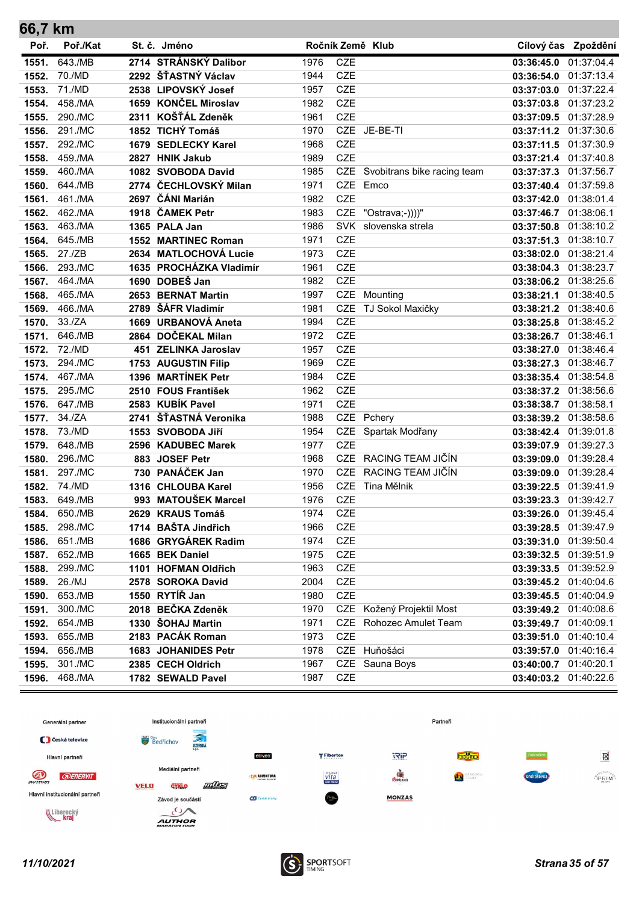## 66,7 km

| Poř. | Poř./Kat | St. č. | Jméno | Ročník | Země | Klub | Cílový čas | Zpoždění |
|---|---|---|---|---|---|---|---|---|
| 1551. | 643./MB | 2714 | STRÁNSKÝ Dalibor | 1976 | CZE | | 03:36:45.0 | 01:37:04.4 |
| 1552. | 70./MD | 2292 | ŠŤASTNÝ Václav | 1944 | CZE | | 03:36:54.0 | 01:37:13.4 |
| 1553. | 71./MD | 2538 | LIPOVSKÝ Josef | 1957 | CZE | | 03:37:03.0 | 01:37:22.4 |
| 1554. | 458./MA | 1659 | KONČEL Miroslav | 1982 | CZE | | 03:37:03.8 | 01:37:23.2 |
| 1555. | 290./MC | 2311 | KOŠŤÁL Zdeněk | 1961 | CZE | | 03:37:09.5 | 01:37:28.9 |
| 1556. | 291./MC | 1852 | TICHÝ Tomáš | 1970 | CZE | JE-BE-TI | 03:37:11.2 | 01:37:30.6 |
| 1557. | 292./MC | 1679 | SEDLECKY Karel | 1968 | CZE | | 03:37:11.5 | 01:37:30.9 |
| 1558. | 459./MA | 2827 | HNIK Jakub | 1989 | CZE | | 03:37:21.4 | 01:37:40.8 |
| 1559. | 460./MA | 1082 | SVOBODA David | 1985 | CZE | Svobitrans bike racing team | 03:37:37.3 | 01:37:56.7 |
| 1560. | 644./MB | 2774 | ČECHLOVSKÝ Milan | 1971 | CZE | Emco | 03:37:40.4 | 01:37:59.8 |
| 1561. | 461./MA | 2697 | ČÁNI Marián | 1982 | CZE | | 03:37:42.0 | 01:38:01.4 |
| 1562. | 462./MA | 1918 | ČAMEK Petr | 1983 | CZE | "Ostrava;-))))" | 03:37:46.7 | 01:38:06.1 |
| 1563. | 463./MA | 1365 | PALA Jan | 1986 | SVK | slovenska strela | 03:37:50.8 | 01:38:10.2 |
| 1564. | 645./MB | 1552 | MARTINEC Roman | 1971 | CZE | | 03:37:51.3 | 01:38:10.7 |
| 1565. | 27./ZB | 2634 | MATLOCHOVÁ Lucie | 1973 | CZE | | 03:38:02.0 | 01:38:21.4 |
| 1566. | 293./MC | 1635 | PROCHÁZKA Vladimír | 1961 | CZE | | 03:38:04.3 | 01:38:23.7 |
| 1567. | 464./MA | 1690 | DOBEŠ Jan | 1982 | CZE | | 03:38:06.2 | 01:38:25.6 |
| 1568. | 465./MA | 2653 | BERNAT Martin | 1997 | CZE | Mounting | 03:38:21.1 | 01:38:40.5 |
| 1569. | 466./MA | 2789 | ŠÁFR Vladimír | 1981 | CZE | TJ Sokol Maxičky | 03:38:21.2 | 01:38:40.6 |
| 1570. | 33./ZA | 1669 | URBANOVÁ Aneta | 1994 | CZE | | 03:38:25.8 | 01:38:45.2 |
| 1571. | 646./MB | 2864 | DOČEKAL Milan | 1972 | CZE | | 03:38:26.7 | 01:38:46.1 |
| 1572. | 72./MD | 451 | ZELINKA Jaroslav | 1957 | CZE | | 03:38:27.0 | 01:38:46.4 |
| 1573. | 294./MC | 1753 | AUGUSTIN Filip | 1969 | CZE | | 03:38:27.3 | 01:38:46.7 |
| 1574. | 467./MA | 1396 | MARTÍNEK Petr | 1984 | CZE | | 03:38:35.4 | 01:38:54.8 |
| 1575. | 295./MC | 2510 | FOUS František | 1962 | CZE | | 03:38:37.2 | 01:38:56.6 |
| 1576. | 647./MB | 2583 | KUBÍK Pavel | 1971 | CZE | | 03:38:38.7 | 01:38:58.1 |
| 1577. | 34./ZA | 2741 | ŠŤASTNÁ Veronika | 1988 | CZE | Pchery | 03:38:39.2 | 01:38:58.6 |
| 1578. | 73./MD | 1553 | SVOBODA Jiří | 1954 | CZE | Spartak Modřany | 03:38:42.4 | 01:39:01.8 |
| 1579. | 648./MB | 2596 | KADUBEC Marek | 1977 | CZE | | 03:39:07.9 | 01:39:27.3 |
| 1580. | 296./MC | 883 | JOSEF Petr | 1968 | CZE | RACING TEAM JIČÍN | 03:39:09.0 | 01:39:28.4 |
| 1581. | 297./MC | 730 | PANÁČEK Jan | 1970 | CZE | RACING TEAM JIČÍN | 03:39:09.0 | 01:39:28.4 |
| 1582. | 74./MD | 1316 | CHLOUBA Karel | 1956 | CZE | Tina Mělnik | 03:39:22.5 | 01:39:41.9 |
| 1583. | 649./MB | 993 | MATOUŠEK Marcel | 1976 | CZE | | 03:39:23.3 | 01:39:42.7 |
| 1584. | 650./MB | 2629 | KRAUS Tomáš | 1974 | CZE | | 03:39:26.0 | 01:39:45.4 |
| 1585. | 298./MC | 1714 | BAŠTA Jindřich | 1966 | CZE | | 03:39:28.5 | 01:39:47.9 |
| 1586. | 651./MB | 1686 | GRYGÁREK Radim | 1974 | CZE | | 03:39:31.0 | 01:39:50.4 |
| 1587. | 652./MB | 1665 | BEK Daniel | 1975 | CZE | | 03:39:32.5 | 01:39:51.9 |
| 1588. | 299./MC | 1101 | HOFMAN Oldřich | 1963 | CZE | | 03:39:33.5 | 01:39:52.9 |
| 1589. | 26./MJ | 2578 | SOROKA David | 2004 | CZE | | 03:39:45.2 | 01:40:04.6 |
| 1590. | 653./MB | 1550 | RYTÍŘ Jan | 1980 | CZE | | 03:39:45.5 | 01:40:04.9 |
| 1591. | 300./MC | 2018 | BEČKA Zdeněk | 1970 | CZE | Kožený Projektil Most | 03:39:49.2 | 01:40:08.6 |
| 1592. | 654./MB | 1330 | ŠOHAJ Martin | 1971 | CZE | Rohozec Amulet Team | 03:39:49.7 | 01:40:09.1 |
| 1593. | 655./MB | 2183 | PACÁK Roman | 1973 | CZE | | 03:39:51.0 | 01:40:10.4 |
| 1594. | 656./MB | 1683 | JOHANIDES Petr | 1978 | CZE | Huňošáci | 03:39:57.0 | 01:40:16.4 |
| 1595. | 301./MC | 2385 | CECH Oldrich | 1967 | CZE | Sauna Boys | 03:40:00.7 | 01:40:20.1 |
| 1596. | 468./MA | 1782 | SEWALD Pavel | 1987 | CZE | | 03:40:03.2 | 01:40:22.6 |

Generální partner — Česká televize
Hlavní partneři — AUTHOR, ENERVIT
Hlavní institucionální partneři — Liberecký kraj
Institucionální partneři — Bedřichov, Jizerská o.p.s.
Mediální partneři — VELO, CYKLO, mtbs
Závod je součástí — AUTHOR MARATON TOUR
Partneři

11/10/2021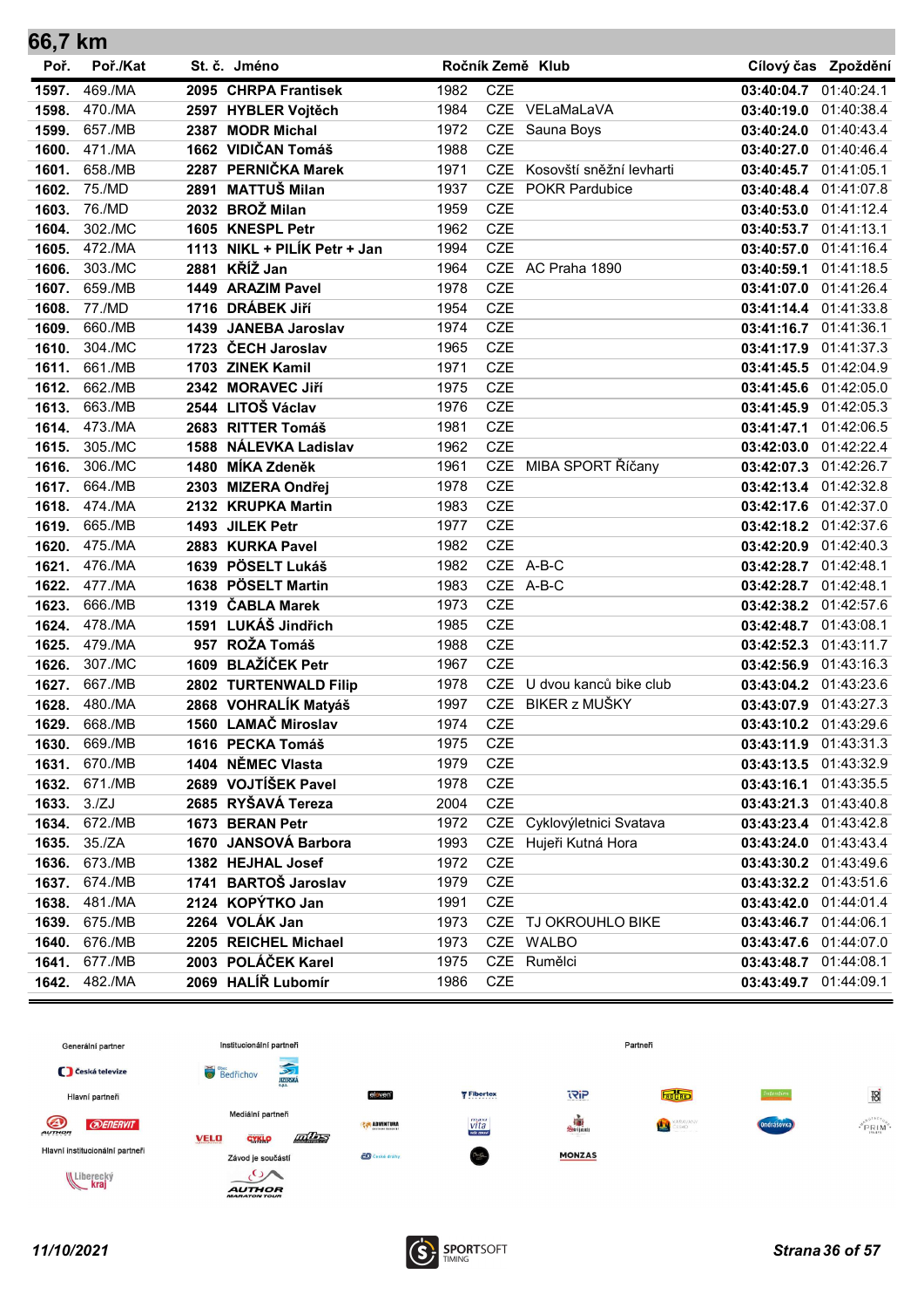## 66,7 km

| Poř. | Poř./Kat | St. č. | Jméno | Ročník | Země | Klub | Cílový čas | Zpoždění |
|---|---|---|---|---|---|---|---|---|
| 1597. | 469./MA | 2095 | CHRPA Frantisek | 1982 | CZE | | 03:40:04.7 | 01:40:24.1 |
| 1598. | 470./MA | 2597 | HYBLER Vojtěch | 1984 | CZE | VELaMaLaVA | 03:40:19.0 | 01:40:38.4 |
| 1599. | 657./MB | 2387 | MODR Michal | 1972 | CZE | Sauna Boys | 03:40:24.0 | 01:40:43.4 |
| 1600. | 471./MA | 1662 | VIDIČAN Tomáš | 1988 | CZE | | 03:40:27.0 | 01:40:46.4 |
| 1601. | 658./MB | 2287 | PERNIČKA Marek | 1971 | CZE | Kosovští sněžní levharti | 03:40:45.7 | 01:41:05.1 |
| 1602. | 75./MD | 2891 | MATTUŠ Milan | 1937 | CZE | POKR Pardubice | 03:40:48.4 | 01:41:07.8 |
| 1603. | 76./MD | 2032 | BROŽ Milan | 1959 | CZE | | 03:40:53.0 | 01:41:12.4 |
| 1604. | 302./MC | 1605 | KNESPL Petr | 1962 | CZE | | 03:40:53.7 | 01:41:13.1 |
| 1605. | 472./MA | 1113 | NIKL + PILÍK Petr + Jan | 1994 | CZE | | 03:40:57.0 | 01:41:16.4 |
| 1606. | 303./MC | 2881 | KŘÍŽ Jan | 1964 | CZE | AC Praha 1890 | 03:40:59.1 | 01:41:18.5 |
| 1607. | 659./MB | 1449 | ARAZIM Pavel | 1978 | CZE | | 03:41:07.0 | 01:41:26.4 |
| 1608. | 77./MD | 1716 | DRÁBEK Jiří | 1954 | CZE | | 03:41:14.4 | 01:41:33.8 |
| 1609. | 660./MB | 1439 | JANEBA Jaroslav | 1974 | CZE | | 03:41:16.7 | 01:41:36.1 |
| 1610. | 304./MC | 1723 | ČECH Jaroslav | 1965 | CZE | | 03:41:17.9 | 01:41:37.3 |
| 1611. | 661./MB | 1703 | ZINEK Kamil | 1971 | CZE | | 03:41:45.5 | 01:42:04.9 |
| 1612. | 662./MB | 2342 | MORAVEC Jiří | 1975 | CZE | | 03:41:45.6 | 01:42:05.0 |
| 1613. | 663./MB | 2544 | LITOŠ Václav | 1976 | CZE | | 03:41:45.9 | 01:42:05.3 |
| 1614. | 473./MA | 2683 | RITTER Tomáš | 1981 | CZE | | 03:41:47.1 | 01:42:06.5 |
| 1615. | 305./MC | 1588 | NÁLEVKA Ladislav | 1962 | CZE | | 03:42:03.0 | 01:42:22.4 |
| 1616. | 306./MC | 1480 | MÍKA Zdeněk | 1961 | CZE | MIBA SPORT Říčany | 03:42:07.3 | 01:42:26.7 |
| 1617. | 664./MB | 2303 | MIZERA Ondřej | 1978 | CZE | | 03:42:13.4 | 01:42:32.8 |
| 1618. | 474./MA | 2132 | KRUPKA Martin | 1983 | CZE | | 03:42:17.6 | 01:42:37.0 |
| 1619. | 665./MB | 1493 | JILEK Petr | 1977 | CZE | | 03:42:18.2 | 01:42:37.6 |
| 1620. | 475./MA | 2883 | KURKA Pavel | 1982 | CZE | | 03:42:20.9 | 01:42:40.3 |
| 1621. | 476./MA | 1639 | PÖSELT Lukáš | 1982 | CZE | A-B-C | 03:42:28.7 | 01:42:48.1 |
| 1622. | 477./MA | 1638 | PÖSELT Martin | 1983 | CZE | A-B-C | 03:42:28.7 | 01:42:48.1 |
| 1623. | 666./MB | 1319 | ČABLA Marek | 1973 | CZE | | 03:42:38.2 | 01:42:57.6 |
| 1624. | 478./MA | 1591 | LUKÁŠ Jindřich | 1985 | CZE | | 03:42:48.7 | 01:43:08.1 |
| 1625. | 479./MA | 957 | ROŽA Tomáš | 1988 | CZE | | 03:42:52.3 | 01:43:11.7 |
| 1626. | 307./MC | 1609 | BLAŽÍČEK Petr | 1967 | CZE | | 03:42:56.9 | 01:43:16.3 |
| 1627. | 667./MB | 2802 | TURTENWALD Filip | 1978 | CZE | U dvou kanců bike club | 03:43:04.2 | 01:43:23.6 |
| 1628. | 480./MA | 2868 | VOHRALÍK Matyáš | 1997 | CZE | BIKER z MUŠKY | 03:43:07.9 | 01:43:27.3 |
| 1629. | 668./MB | 1560 | LAMAČ Miroslav | 1974 | CZE | | 03:43:10.2 | 01:43:29.6 |
| 1630. | 669./MB | 1616 | PECKA Tomáš | 1975 | CZE | | 03:43:11.9 | 01:43:31.3 |
| 1631. | 670./MB | 1404 | NĚMEC Vlasta | 1979 | CZE | | 03:43:13.5 | 01:43:32.9 |
| 1632. | 671./MB | 2689 | VOJTÍŠEK Pavel | 1978 | CZE | | 03:43:16.1 | 01:43:35.5 |
| 1633. | 3./ZJ | 2685 | RYŠAVÁ Tereza | 2004 | CZE | | 03:43:21.3 | 01:43:40.8 |
| 1634. | 672./MB | 1673 | BERAN Petr | 1972 | CZE | Cyklovýletnici Svatava | 03:43:23.4 | 01:43:42.8 |
| 1635. | 35./ZA | 1670 | JANSOVÁ Barbora | 1993 | CZE | Hujeři Kutná Hora | 03:43:24.0 | 01:43:43.4 |
| 1636. | 673./MB | 1382 | HEJHAL Josef | 1972 | CZE | | 03:43:30.2 | 01:43:49.6 |
| 1637. | 674./MB | 1741 | BARTOŠ Jaroslav | 1979 | CZE | | 03:43:32.2 | 01:43:51.6 |
| 1638. | 481./MA | 2124 | KOPÝTKO Jan | 1991 | CZE | | 03:43:42.0 | 01:44:01.4 |
| 1639. | 675./MB | 2264 | VOLÁK Jan | 1973 | CZE | TJ OKROUHLO BIKE | 03:43:46.7 | 01:44:06.1 |
| 1640. | 676./MB | 2205 | REICHEL Michael | 1973 | CZE | WALBO | 03:43:47.6 | 01:44:07.0 |
| 1641. | 677./MB | 2003 | POLÁČEK Karel | 1975 | CZE | Rumělci | 03:43:48.7 | 01:44:08.1 |
| 1642. | 482./MA | 2069 | HALÍŘ Lubomír | 1986 | CZE | | 03:43:49.7 | 01:44:09.1 |

Generální partner · Institucionální partneři · Partneři · Hlavní partneři · Mediální partneři · Hlavní institucionální partneři · Závod je součástí

*11/10/2021*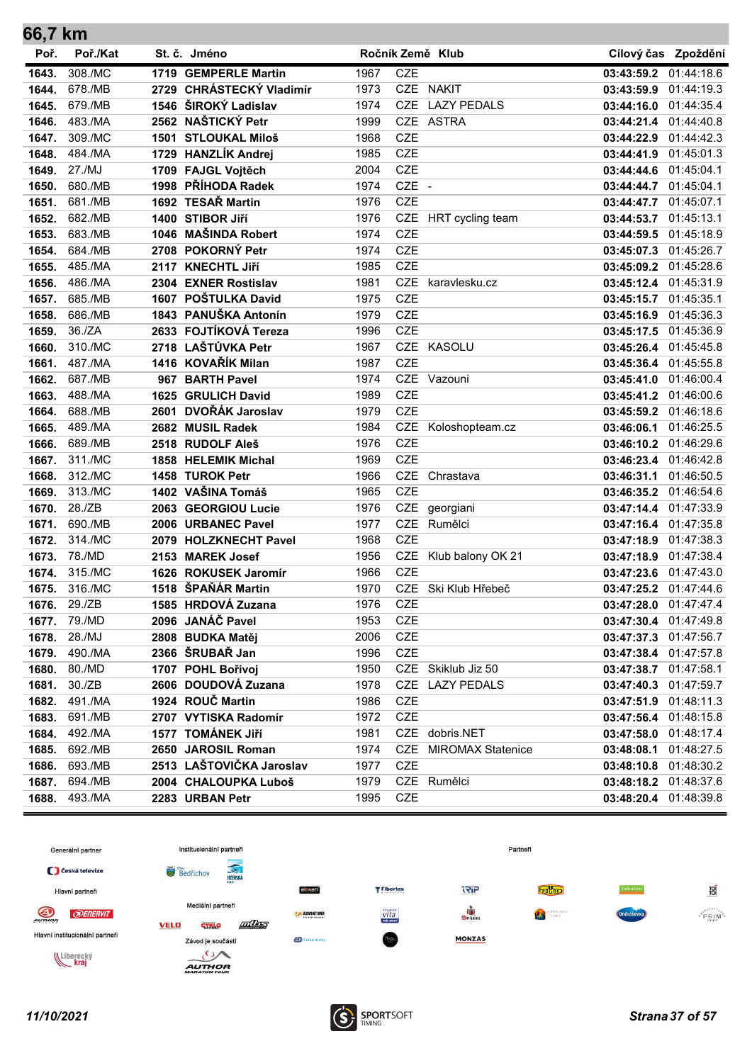## 66,7 km

| Poř. | Poř./Kat | St. č. | Jméno | Ročník | Země | Klub | Cílový čas | Zpoždění |
|---|---|---|---|---|---|---|---|---|
| 1643. | 308./MC | 1719 | GEMPERLE Martin | 1967 | CZE | | 03:43:59.2 | 01:44:18.6 |
| 1644. | 678./MB | 2729 | CHRÁSTECKÝ Vladimír | 1973 | CZE | NAKIT | 03:43:59.9 | 01:44:19.3 |
| 1645. | 679./MB | 1546 | ŠIROKÝ Ladislav | 1974 | CZE | LAZY PEDALS | 03:44:16.0 | 01:44:35.4 |
| 1646. | 483./MA | 2562 | NAŠTICKÝ Petr | 1999 | CZE | ASTRA | 03:44:21.4 | 01:44:40.8 |
| 1647. | 309./MC | 1501 | STLOUKAL Miloš | 1968 | CZE | | 03:44:22.9 | 01:44:42.3 |
| 1648. | 484./MA | 1729 | HANZLÍK Andrej | 1985 | CZE | | 03:44:41.9 | 01:45:01.3 |
| 1649. | 27./MJ | 1709 | FAJGL Vojtěch | 2004 | CZE | | 03:44:44.6 | 01:45:04.1 |
| 1650. | 680./MB | 1998 | PŘÍHODA Radek | 1974 | CZE | - | 03:44:44.7 | 01:45:04.1 |
| 1651. | 681./MB | 1692 | TESAŘ Martin | 1976 | CZE | | 03:44:47.7 | 01:45:07.1 |
| 1652. | 682./MB | 1400 | STIBOR Jiří | 1976 | CZE | HRT cycling team | 03:44:53.7 | 01:45:13.1 |
| 1653. | 683./MB | 1046 | MAŠINDA Robert | 1974 | CZE | | 03:44:59.5 | 01:45:18.9 |
| 1654. | 684./MB | 2708 | POKORNÝ Petr | 1974 | CZE | | 03:45:07.3 | 01:45:26.7 |
| 1655. | 485./MA | 2117 | KNECHTL Jiří | 1985 | CZE | | 03:45:09.2 | 01:45:28.6 |
| 1656. | 486./MA | 2304 | EXNER Rostislav | 1981 | CZE | karavlesku.cz | 03:45:12.4 | 01:45:31.9 |
| 1657. | 685./MB | 1607 | POŠTULKA David | 1975 | CZE | | 03:45:15.7 | 01:45:35.1 |
| 1658. | 686./MB | 1843 | PANUŠKA Antonín | 1979 | CZE | | 03:45:16.9 | 01:45:36.3 |
| 1659. | 36./ZA | 2633 | FOJTÍKOVÁ Tereza | 1996 | CZE | | 03:45:17.5 | 01:45:36.9 |
| 1660. | 310./MC | 2718 | LAŠTŮVKA Petr | 1967 | CZE | KASOLU | 03:45:26.4 | 01:45:45.8 |
| 1661. | 487./MA | 1416 | KOVAŘÍK Milan | 1987 | CZE | | 03:45:36.4 | 01:45:55.8 |
| 1662. | 687./MB | 967 | BARTH Pavel | 1974 | CZE | Vazouni | 03:45:41.0 | 01:46:00.4 |
| 1663. | 488./MA | 1625 | GRULICH David | 1989 | CZE | | 03:45:41.2 | 01:46:00.6 |
| 1664. | 688./MB | 2601 | DVOŘÁK Jaroslav | 1979 | CZE | | 03:45:59.2 | 01:46:18.6 |
| 1665. | 489./MA | 2682 | MUSIL Radek | 1984 | CZE | Koloshopteam.cz | 03:46:06.1 | 01:46:25.5 |
| 1666. | 689./MB | 2518 | RUDOLF Aleš | 1976 | CZE | | 03:46:10.2 | 01:46:29.6 |
| 1667. | 311./MC | 1858 | HELEMIK Michal | 1969 | CZE | | 03:46:23.4 | 01:46:42.8 |
| 1668. | 312./MC | 1458 | TUROK Petr | 1966 | CZE | Chrastava | 03:46:31.1 | 01:46:50.5 |
| 1669. | 313./MC | 1402 | VAŠINA Tomáš | 1965 | CZE | | 03:46:35.2 | 01:46:54.6 |
| 1670. | 28./ZB | 2063 | GEORGIOU Lucie | 1976 | CZE | georgiani | 03:47:14.4 | 01:47:33.9 |
| 1671. | 690./MB | 2006 | URBANEC Pavel | 1977 | CZE | Rumělci | 03:47:16.4 | 01:47:35.8 |
| 1672. | 314./MC | 2079 | HOLZKNECHT Pavel | 1968 | CZE | | 03:47:18.9 | 01:47:38.3 |
| 1673. | 78./MD | 2153 | MAREK Josef | 1956 | CZE | Klub balony OK 21 | 03:47:18.9 | 01:47:38.4 |
| 1674. | 315./MC | 1626 | ROKUSEK Jaromír | 1966 | CZE | | 03:47:23.6 | 01:47:43.0 |
| 1675. | 316./MC | 1518 | ŠPAŇÁR Martin | 1970 | CZE | Ski Klub Hřebeč | 03:47:25.2 | 01:47:44.6 |
| 1676. | 29./ZB | 1585 | HRDOVÁ Zuzana | 1976 | CZE | | 03:47:28.0 | 01:47:47.4 |
| 1677. | 79./MD | 2096 | JANÁČ Pavel | 1953 | CZE | | 03:47:30.4 | 01:47:49.8 |
| 1678. | 28./MJ | 2808 | BUDKA Matěj | 2006 | CZE | | 03:47:37.3 | 01:47:56.7 |
| 1679. | 490./MA | 2366 | ŠRUBAŘ Jan | 1996 | CZE | | 03:47:38.4 | 01:47:57.8 |
| 1680. | 80./MD | 1707 | POHL Bořivoj | 1950 | CZE | Skiklub Jiz 50 | 03:47:38.7 | 01:47:58.1 |
| 1681. | 30./ZB | 2606 | DOUDOVÁ Zuzana | 1978 | CZE | LAZY PEDALS | 03:47:40.3 | 01:47:59.7 |
| 1682. | 491./MA | 1924 | ROUČ Martin | 1986 | CZE | | 03:47:51.9 | 01:48:11.3 |
| 1683. | 691./MB | 2707 | VYTISKA Radomír | 1972 | CZE | | 03:47:56.4 | 01:48:15.8 |
| 1684. | 492./MA | 1577 | TOMÁNEK Jiří | 1981 | CZE | dobris.NET | 03:47:58.0 | 01:48:17.4 |
| 1685. | 692./MB | 2650 | JAROSIL Roman | 1974 | CZE | MIROMAX Statenice | 03:48:08.1 | 01:48:27.5 |
| 1686. | 693./MB | 2513 | LAŠTOVIČKA Jaroslav | 1977 | CZE | | 03:48:10.8 | 01:48:30.2 |
| 1687. | 694./MB | 2004 | CHALOUPKA Luboš | 1979 | CZE | Rumělci | 03:48:18.2 | 01:48:37.6 |
| 1688. | 493./MA | 2283 | URBAN Petr | 1995 | CZE | | 03:48:20.4 | 01:48:39.8 |

Generální partner | Institucionální partneři | Partneři

Hlavní partneři | Mediální partneři

Hlavní institucionální partneři | Závod je součástí

11/10/2021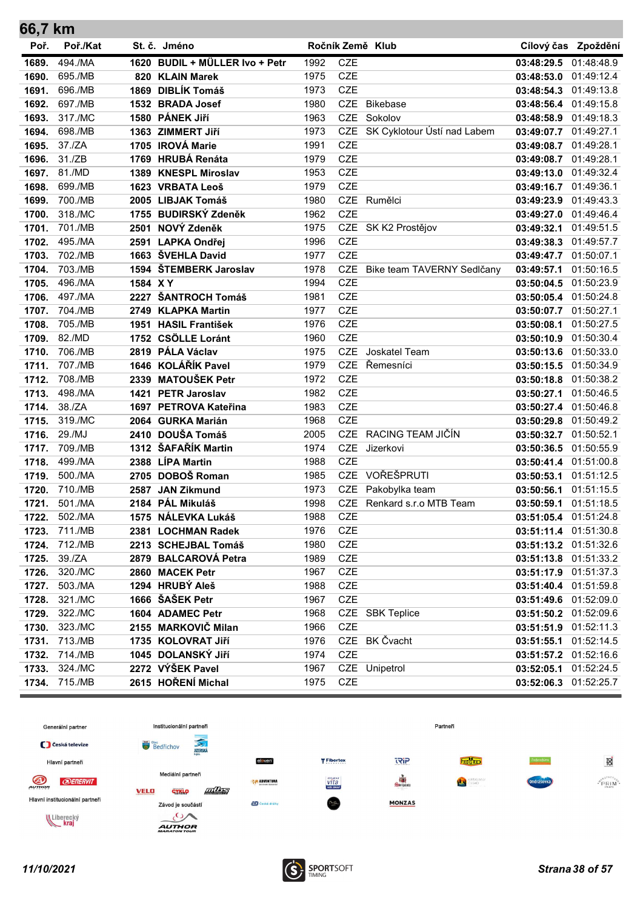## 66,7 km

| Poř. | Poř./Kat | St. č. | Jméno | Ročník | Země | Klub | Cílový čas | Zpoždění |
|---|---|---|---|---|---|---|---|---|
| 1689. | 494./MA | 1620 | BUDIL + MÜLLER Ivo + Petr | 1992 | CZE | | 03:48:29.5 | 01:48:48.9 |
| 1690. | 695./MB | 820 | KLAIN Marek | 1975 | CZE | | 03:48:53.0 | 01:49:12.4 |
| 1691. | 696./MB | 1869 | DIBLÍK Tomáš | 1973 | CZE | | 03:48:54.3 | 01:49:13.8 |
| 1692. | 697./MB | 1532 | BRADA Josef | 1980 | CZE | Bikebase | 03:48:56.4 | 01:49:15.8 |
| 1693. | 317./MC | 1580 | PÁNEK Jiří | 1963 | CZE | Sokolov | 03:48:58.9 | 01:49:18.3 |
| 1694. | 698./MB | 1363 | ZIMMERT Jiří | 1973 | CZE | SK Cyklotour Ústí nad Labem | 03:49:07.7 | 01:49:27.1 |
| 1695. | 37./ZA | 1705 | IROVÁ Marie | 1991 | CZE | | 03:49:08.7 | 01:49:28.1 |
| 1696. | 31./ZB | 1769 | HRUBÁ Renáta | 1979 | CZE | | 03:49:08.7 | 01:49:28.1 |
| 1697. | 81./MD | 1389 | KNESPL Miroslav | 1953 | CZE | | 03:49:13.0 | 01:49:32.4 |
| 1698. | 699./MB | 1623 | VRBATA Leoš | 1979 | CZE | | 03:49:16.7 | 01:49:36.1 |
| 1699. | 700./MB | 2005 | LIBJAK Tomáš | 1980 | CZE | Rumělci | 03:49:23.9 | 01:49:43.3 |
| 1700. | 318./MC | 1755 | BUDIRSKÝ Zdeněk | 1962 | CZE | | 03:49:27.0 | 01:49:46.4 |
| 1701. | 701./MB | 2501 | NOVÝ Zdeněk | 1975 | CZE | SK K2 Prostějov | 03:49:32.1 | 01:49:51.5 |
| 1702. | 495./MA | 2591 | LAPKA Ondřej | 1996 | CZE | | 03:49:38.3 | 01:49:57.7 |
| 1703. | 702./MB | 1663 | ŠVEHLA David | 1977 | CZE | | 03:49:47.7 | 01:50:07.1 |
| 1704. | 703./MB | 1594 | ŠTEMBERK Jaroslav | 1978 | CZE | Bike team TAVERNY Sedlčany | 03:49:57.1 | 01:50:16.5 |
| 1705. | 496./MA | 1584 | X Y | 1994 | CZE | | 03:50:04.5 | 01:50:23.9 |
| 1706. | 497./MA | 2227 | ŠANTROCH Tomáš | 1981 | CZE | | 03:50:05.4 | 01:50:24.8 |
| 1707. | 704./MB | 2749 | KLAPKA Martin | 1977 | CZE | | 03:50:07.7 | 01:50:27.1 |
| 1708. | 705./MB | 1951 | HASIL František | 1976 | CZE | | 03:50:08.1 | 01:50:27.5 |
| 1709. | 82./MD | 1752 | CSÖLLE Lóránt | 1960 | CZE | | 03:50:10.9 | 01:50:30.4 |
| 1710. | 706./MB | 2819 | PÁLA Václav | 1975 | CZE | Joskatel Team | 03:50:13.6 | 01:50:33.0 |
| 1711. | 707./MB | 1646 | KOLÁŘÍK Pavel | 1979 | CZE | Řemesníci | 03:50:15.5 | 01:50:34.9 |
| 1712. | 708./MB | 2339 | MATOUŠEK Petr | 1972 | CZE | | 03:50:18.8 | 01:50:38.2 |
| 1713. | 498./MA | 1421 | PETR Jaroslav | 1982 | CZE | | 03:50:27.1 | 01:50:46.5 |
| 1714. | 38./ZA | 1697 | PETROVA Kateřina | 1983 | CZE | | 03:50:27.4 | 01:50:46.8 |
| 1715. | 319./MC | 2064 | GURKA Marián | 1968 | CZE | | 03:50:29.8 | 01:50:49.2 |
| 1716. | 29./MJ | 2410 | DOUŠA Tomáš | 2005 | CZE | RACING TEAM JIČÍN | 03:50:32.7 | 01:50:52.1 |
| 1717. | 709./MB | 1312 | ŠAFAŘÍK Martin | 1974 | CZE | Jizerkovi | 03:50:36.5 | 01:50:55.9 |
| 1718. | 499./MA | 2388 | LÍPA Martin | 1988 | CZE | | 03:50:41.4 | 01:51:00.8 |
| 1719. | 500./MA | 2705 | DOBOŠ Roman | 1985 | CZE | VOŘEŠPRUTI | 03:50:53.1 | 01:51:12.5 |
| 1720. | 710./MB | 2587 | JAN Zikmund | 1973 | CZE | Pakobylka team | 03:50:56.1 | 01:51:15.5 |
| 1721. | 501./MA | 2184 | PÁL Mikuláš | 1998 | CZE | Renkard s.r.o MTB Team | 03:50:59.1 | 01:51:18.5 |
| 1722. | 502./MA | 1575 | NÁLEVKA Lukáš | 1988 | CZE | | 03:51:05.4 | 01:51:24.8 |
| 1723. | 711./MB | 2381 | LOCHMAN Radek | 1976 | CZE | | 03:51:11.4 | 01:51:30.8 |
| 1724. | 712./MB | 2213 | SCHEJBAL Tomáš | 1980 | CZE | | 03:51:13.2 | 01:51:32.6 |
| 1725. | 39./ZA | 2879 | BALCAROVÁ Petra | 1989 | CZE | | 03:51:13.8 | 01:51:33.2 |
| 1726. | 320./MC | 2860 | MACEK Petr | 1967 | CZE | | 03:51:17.9 | 01:51:37.3 |
| 1727. | 503./MA | 1294 | HRUBÝ Aleš | 1988 | CZE | | 03:51:40.4 | 01:51:59.8 |
| 1728. | 321./MC | 1666 | ŠAŠEK Petr | 1967 | CZE | | 03:51:49.6 | 01:52:09.0 |
| 1729. | 322./MC | 1604 | ADAMEC Petr | 1968 | CZE | SBK Teplice | 03:51:50.2 | 01:52:09.6 |
| 1730. | 323./MC | 2155 | MARKOVIČ Milan | 1966 | CZE | | 03:51:51.9 | 01:52:11.3 |
| 1731. | 713./MB | 1735 | KOLOVRAT Jiří | 1976 | CZE | BK Čvacht | 03:51:55.1 | 01:52:14.5 |
| 1732. | 714./MB | 1045 | DOLANSKÝ Jiří | 1974 | CZE | | 03:51:57.2 | 01:52:16.6 |
| 1733. | 324./MC | 2272 | VÝŠEK Pavel | 1967 | CZE | Unipetrol | 03:52:05.1 | 01:52:24.5 |
| 1734. | 715./MB | 2615 | HOŘENÍ Michal | 1975 | CZE | | 03:52:06.3 | 01:52:25.7 |

Generální partner · Institucionální partneři · Partneři · Hlavní partneři · Mediální partneři · Hlavní institucionální partneři · Závod je součástí

11/10/2021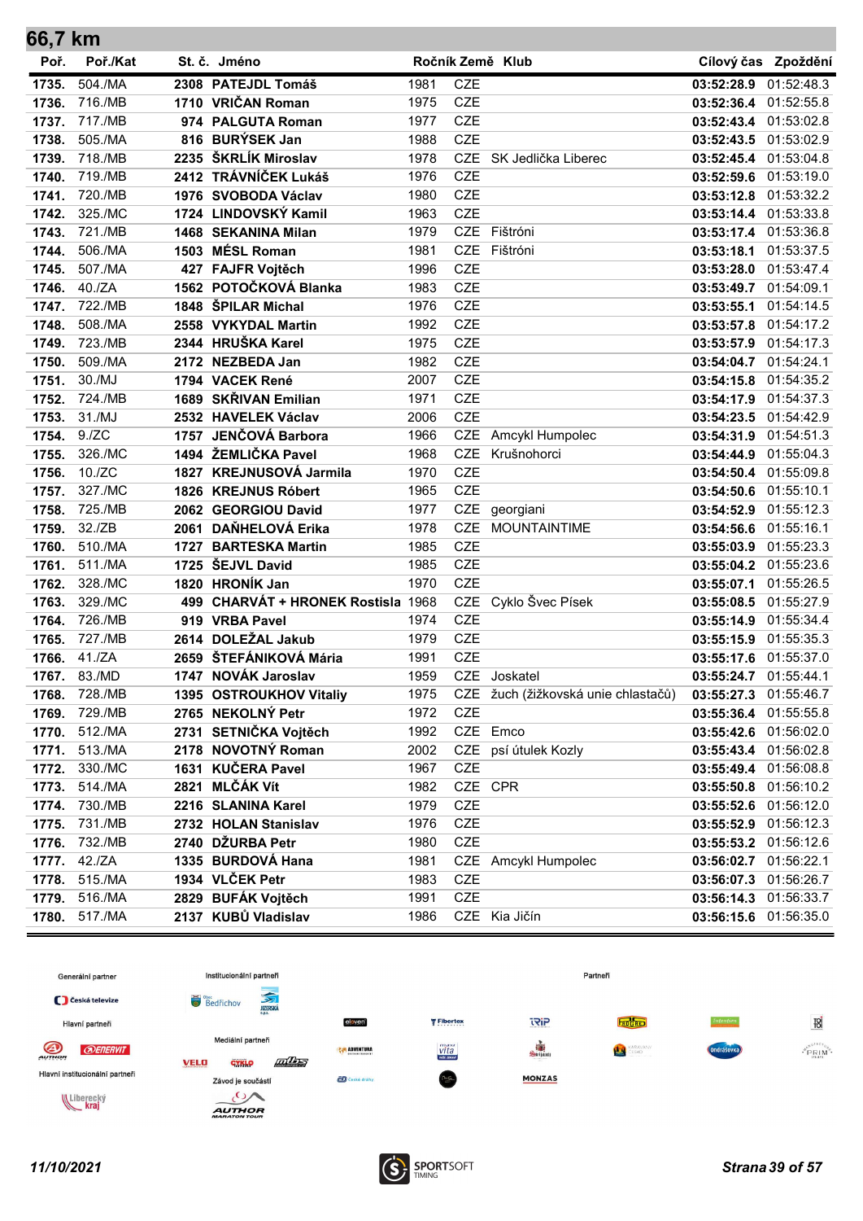## 66,7 km

| Poř. | Poř./Kat | St. č. | Jméno | Ročník | Země | Klub | Cílový čas | Zpoždění |
|---|---|---|---|---|---|---|---|---|
| 1735. | 504./MA | 2308 | PATEJDL Tomáš | 1981 | CZE | | 03:52:28.9 | 01:52:48.3 |
| 1736. | 716./MB | 1710 | VRIČAN Roman | 1975 | CZE | | 03:52:36.4 | 01:52:55.8 |
| 1737. | 717./MB | 974 | PALGUTA Roman | 1977 | CZE | | 03:52:43.4 | 01:53:02.8 |
| 1738. | 505./MA | 816 | BURÝSEK Jan | 1988 | CZE | | 03:52:43.5 | 01:53:02.9 |
| 1739. | 718./MB | 2235 | ŠKRLÍK Miroslav | 1978 | CZE | SK Jedlička Liberec | 03:52:45.4 | 01:53:04.8 |
| 1740. | 719./MB | 2412 | TRÁVNÍČEK Lukáš | 1976 | CZE | | 03:52:59.6 | 01:53:19.0 |
| 1741. | 720./MB | 1976 | SVOBODA Václav | 1980 | CZE | | 03:53:12.8 | 01:53:32.2 |
| 1742. | 325./MC | 1724 | LINDOVSKÝ Kamil | 1963 | CZE | | 03:53:14.4 | 01:53:33.8 |
| 1743. | 721./MB | 1468 | SEKANINA Milan | 1979 | CZE | Fištróni | 03:53:17.4 | 01:53:36.8 |
| 1744. | 506./MA | 1503 | MÉSL Roman | 1981 | CZE | Fištróni | 03:53:18.1 | 01:53:37.5 |
| 1745. | 507./MA | 427 | FAJFR Vojtěch | 1996 | CZE | | 03:53:28.0 | 01:53:47.4 |
| 1746. | 40./ZA | 1562 | POTOČKOVÁ Blanka | 1983 | CZE | | 03:53:49.7 | 01:54:09.1 |
| 1747. | 722./MB | 1848 | ŠPILAR Michal | 1976 | CZE | | 03:53:55.1 | 01:54:14.5 |
| 1748. | 508./MA | 2558 | VYKYDAL Martin | 1992 | CZE | | 03:53:57.8 | 01:54:17.2 |
| 1749. | 723./MB | 2344 | HRUŠKA Karel | 1975 | CZE | | 03:53:57.9 | 01:54:17.3 |
| 1750. | 509./MA | 2172 | NEZBEDA Jan | 1982 | CZE | | 03:54:04.7 | 01:54:24.1 |
| 1751. | 30./MJ | 1794 | VACEK René | 2007 | CZE | | 03:54:15.8 | 01:54:35.2 |
| 1752. | 724./MB | 1689 | SKŘIVAN Emilian | 1971 | CZE | | 03:54:17.9 | 01:54:37.3 |
| 1753. | 31./MJ | 2532 | HAVELEK Václav | 2006 | CZE | | 03:54:23.5 | 01:54:42.9 |
| 1754. | 9./ZC | 1757 | JENČOVÁ Barbora | 1966 | CZE | Amcykl Humpolec | 03:54:31.9 | 01:54:51.3 |
| 1755. | 326./MC | 1494 | ŽEMLIČKA Pavel | 1968 | CZE | Krušnohorci | 03:54:44.9 | 01:55:04.3 |
| 1756. | 10./ZC | 1827 | KREJNUSOVÁ Jarmila | 1970 | CZE | | 03:54:50.4 | 01:55:09.8 |
| 1757. | 327./MC | 1826 | KREJNUS Róbert | 1965 | CZE | | 03:54:50.6 | 01:55:10.1 |
| 1758. | 725./MB | 2062 | GEORGIOU David | 1977 | CZE | georgiani | 03:54:52.9 | 01:55:12.3 |
| 1759. | 32./ZB | 2061 | DAŇHELOVÁ Erika | 1978 | CZE | MOUNTAINTIME | 03:54:56.6 | 01:55:16.1 |
| 1760. | 510./MA | 1727 | BARTESKA Martin | 1985 | CZE | | 03:55:03.9 | 01:55:23.3 |
| 1761. | 511./MA | 1725 | ŠEJVL David | 1985 | CZE | | 03:55:04.2 | 01:55:23.6 |
| 1762. | 328./MC | 1820 | HRONÍK Jan | 1970 | CZE | | 03:55:07.1 | 01:55:26.5 |
| 1763. | 329./MC | 499 | CHARVÁT + HRONEK Rostisla | 1968 | CZE | Cyklo Švec Písek | 03:55:08.5 | 01:55:27.9 |
| 1764. | 726./MB | 919 | VRBA Pavel | 1974 | CZE | | 03:55:14.9 | 01:55:34.4 |
| 1765. | 727./MB | 2614 | DOLEŽAL Jakub | 1979 | CZE | | 03:55:15.9 | 01:55:35.3 |
| 1766. | 41./ZA | 2659 | ŠTEFÁNIKOVÁ Mária | 1991 | CZE | | 03:55:17.6 | 01:55:37.0 |
| 1767. | 83./MD | 1747 | NOVÁK Jaroslav | 1959 | CZE | Joskatel | 03:55:24.7 | 01:55:44.1 |
| 1768. | 728./MB | 1395 | OSTROUKHOV Vitaliy | 1975 | CZE | žuch (žižkovská unie chlastačů) | 03:55:27.3 | 01:55:46.7 |
| 1769. | 729./MB | 2765 | NEKOLNÝ Petr | 1972 | CZE | | 03:55:36.4 | 01:55:55.8 |
| 1770. | 512./MA | 2731 | SETNIČKA Vojtěch | 1992 | CZE | Emco | 03:55:42.6 | 01:56:02.0 |
| 1771. | 513./MA | 2178 | NOVOTNÝ Roman | 2002 | CZE | psí útulek Kozly | 03:55:43.4 | 01:56:02.8 |
| 1772. | 330./MC | 1631 | KUČERA Pavel | 1967 | CZE | | 03:55:49.4 | 01:56:08.8 |
| 1773. | 514./MA | 2821 | MLČÁK Vít | 1982 | CZE | CPR | 03:55:50.8 | 01:56:10.2 |
| 1774. | 730./MB | 2216 | SLANINA Karel | 1979 | CZE | | 03:55:52.6 | 01:56:12.0 |
| 1775. | 731./MB | 2732 | HOLAN Stanislav | 1976 | CZE | | 03:55:52.9 | 01:56:12.3 |
| 1776. | 732./MB | 2740 | DŽURBA Petr | 1980 | CZE | | 03:55:53.2 | 01:56:12.6 |
| 1777. | 42./ZA | 1335 | BURDOVÁ Hana | 1981 | CZE | Amcykl Humpolec | 03:56:02.7 | 01:56:22.1 |
| 1778. | 515./MA | 1934 | VLČEK Petr | 1983 | CZE | | 03:56:07.3 | 01:56:26.7 |
| 1779. | 516./MA | 2829 | BUFÁK Vojtěch | 1991 | CZE | | 03:56:14.3 | 01:56:33.7 |
| 1780. | 517./MA | 2137 | KUBŮ Vladislav | 1986 | CZE | Kia Jičín | 03:56:15.6 | 01:56:35.0 |

Generální partner · Institucionální partneři · Partneři · Hlavní partneři · Mediální partneři · Hlavní institucionální partneři · Závod je součástí

*11/10/2021*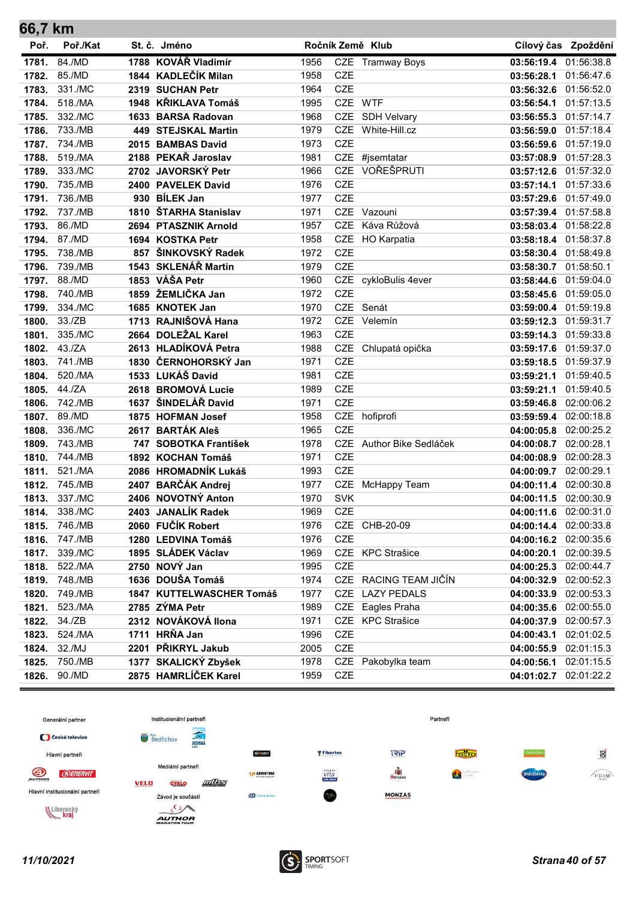## 66,7 km

| Poř. | Poř./Kat | St. č. | Jméno | Ročník | Země | Klub | Cílový čas | Zpoždění |
|---|---|---|---|---|---|---|---|---|
| 1781. | 84./MD | 1788 | KOVÁŘ Vladimír | 1956 | CZE | Tramway Boys | 03:56:19.4 | 01:56:38.8 |
| 1782. | 85./MD | 1844 | KADLEČÍK Milan | 1958 | CZE | | 03:56:28.1 | 01:56:47.6 |
| 1783. | 331./MC | 2319 | SUCHAN Petr | 1964 | CZE | | 03:56:32.6 | 01:56:52.0 |
| 1784. | 518./MA | 1948 | KŘIKLAVA Tomáš | 1995 | CZE | WTF | 03:56:54.1 | 01:57:13.5 |
| 1785. | 332./MC | 1633 | BARSA Radovan | 1968 | CZE | SDH Velvary | 03:56:55.3 | 01:57:14.7 |
| 1786. | 733./MB | 449 | STEJSKAL Martin | 1979 | CZE | White-Hill.cz | 03:56:59.0 | 01:57:18.4 |
| 1787. | 734./MB | 2015 | BAMBAS David | 1973 | CZE | | 03:56:59.6 | 01:57:19.0 |
| 1788. | 519./MA | 2188 | PEKAŘ Jaroslav | 1981 | CZE | #jsemtatar | 03:57:08.9 | 01:57:28.3 |
| 1789. | 333./MC | 2702 | JAVORSKÝ Petr | 1966 | CZE | VOŘEŠPRUTI | 03:57:12.6 | 01:57:32.0 |
| 1790. | 735./MB | 2400 | PAVELEK David | 1976 | CZE | | 03:57:14.1 | 01:57:33.6 |
| 1791. | 736./MB | 930 | BÍLEK Jan | 1977 | CZE | | 03:57:29.6 | 01:57:49.0 |
| 1792. | 737./MB | 1810 | ŠTARHA Stanislav | 1971 | CZE | Vazouni | 03:57:39.4 | 01:57:58.8 |
| 1793. | 86./MD | 2694 | PTASZNIK Arnold | 1957 | CZE | Káva Růžová | 03:58:03.4 | 01:58:22.8 |
| 1794. | 87./MD | 1694 | KOSTKA Petr | 1958 | CZE | HO Karpatia | 03:58:18.4 | 01:58:37.8 |
| 1795. | 738./MB | 857 | ŠINKOVSKÝ Radek | 1972 | CZE | | 03:58:30.4 | 01:58:49.8 |
| 1796. | 739./MB | 1543 | SKLENÁŘ Martin | 1979 | CZE | | 03:58:30.7 | 01:58:50.1 |
| 1797. | 88./MD | 1853 | VÁŠA Petr | 1960 | CZE | cykloBulis 4ever | 03:58:44.6 | 01:59:04.0 |
| 1798. | 740./MB | 1859 | ŽEMLIČKA Jan | 1972 | CZE | | 03:58:45.6 | 01:59:05.0 |
| 1799. | 334./MC | 1685 | KNOTEK Jan | 1970 | CZE | Senát | 03:59:00.4 | 01:59:19.8 |
| 1800. | 33./ZB | 1713 | RAJNIŠOVÁ Hana | 1972 | CZE | Velemín | 03:59:12.3 | 01:59:31.7 |
| 1801. | 335./MC | 2664 | DOLEŽAL Karel | 1963 | CZE | | 03:59:14.3 | 01:59:33.8 |
| 1802. | 43./ZA | 2613 | HLADÍKOVÁ Petra | 1988 | CZE | Chlupatá opička | 03:59:17.6 | 01:59:37.0 |
| 1803. | 741./MB | 1830 | ČERNOHORSKÝ Jan | 1971 | CZE | | 03:59:18.5 | 01:59:37.9 |
| 1804. | 520./MA | 1533 | LUKÁŠ David | 1981 | CZE | | 03:59:21.1 | 01:59:40.5 |
| 1805. | 44./ZA | 2618 | BROMOVÁ Lucie | 1989 | CZE | | 03:59:21.1 | 01:59:40.5 |
| 1806. | 742./MB | 1637 | ŠINDELÁŘ David | 1971 | CZE | | 03:59:46.8 | 02:00:06.2 |
| 1807. | 89./MD | 1875 | HOFMAN Josef | 1958 | CZE | hofiprofi | 03:59:59.4 | 02:00:18.8 |
| 1808. | 336./MC | 2617 | BARTÁK Aleš | 1965 | CZE | | 04:00:05.8 | 02:00:25.2 |
| 1809. | 743./MB | 747 | SOBOTKA František | 1978 | CZE | Author Bike Sedláček | 04:00:08.7 | 02:00:28.1 |
| 1810. | 744./MB | 1892 | KOCHAN Tomáš | 1971 | CZE | | 04:00:08.9 | 02:00:28.3 |
| 1811. | 521./MA | 2086 | HROMADNÍK Lukáš | 1993 | CZE | | 04:00:09.7 | 02:00:29.1 |
| 1812. | 745./MB | 2407 | BARČÁK Andrej | 1977 | CZE | McHappy Team | 04:00:11.4 | 02:00:30.8 |
| 1813. | 337./MC | 2406 | NOVOTNÝ Anton | 1970 | SVK | | 04:00:11.5 | 02:00:30.9 |
| 1814. | 338./MC | 2403 | JANALÍK Radek | 1969 | CZE | | 04:00:11.6 | 02:00:31.0 |
| 1815. | 746./MB | 2060 | FUČÍK Robert | 1976 | CZE | CHB-20-09 | 04:00:14.4 | 02:00:33.8 |
| 1816. | 747./MB | 1280 | LEDVINA Tomáš | 1976 | CZE | | 04:00:16.2 | 02:00:35.6 |
| 1817. | 339./MC | 1895 | SLÁDEK Václav | 1969 | CZE | KPC Strašice | 04:00:20.1 | 02:00:39.5 |
| 1818. | 522./MA | 2750 | NOVÝ Jan | 1995 | CZE | | 04:00:25.3 | 02:00:44.7 |
| 1819. | 748./MB | 1636 | DOUŠA Tomáš | 1974 | CZE | RACING TEAM JIČÍN | 04:00:32.9 | 02:00:52.3 |
| 1820. | 749./MB | 1847 | KUTTELWASCHER Tomáš | 1977 | CZE | LAZY PEDALS | 04:00:33.9 | 02:00:53.3 |
| 1821. | 523./MA | 2785 | ZÝMA Petr | 1989 | CZE | Eagles Praha | 04:00:35.6 | 02:00:55.0 |
| 1822. | 34./ZB | 2312 | NOVÁKOVÁ Ilona | 1971 | CZE | KPC Strašice | 04:00:37.9 | 02:00:57.3 |
| 1823. | 524./MA | 1711 | HRŇA Jan | 1996 | CZE | | 04:00:43.1 | 02:01:02.5 |
| 1824. | 32./MJ | 2201 | PŘIKRYL Jakub | 2005 | CZE | | 04:00:55.9 | 02:01:15.3 |
| 1825. | 750./MB | 1377 | SKALICKÝ Zbyšek | 1978 | CZE | Pakobylka team | 04:00:56.1 | 02:01:15.5 |
| 1826. | 90./MD | 2875 | HAMRLÍČEK Karel | 1959 | CZE | | 04:01:02.7 | 02:01:22.2 |

Generální partner · Institucionální partneři · Partneři · Hlavní partneři · Mediální partneři · Hlavní institucionální partneři · Závod je součástí

*11/10/2021*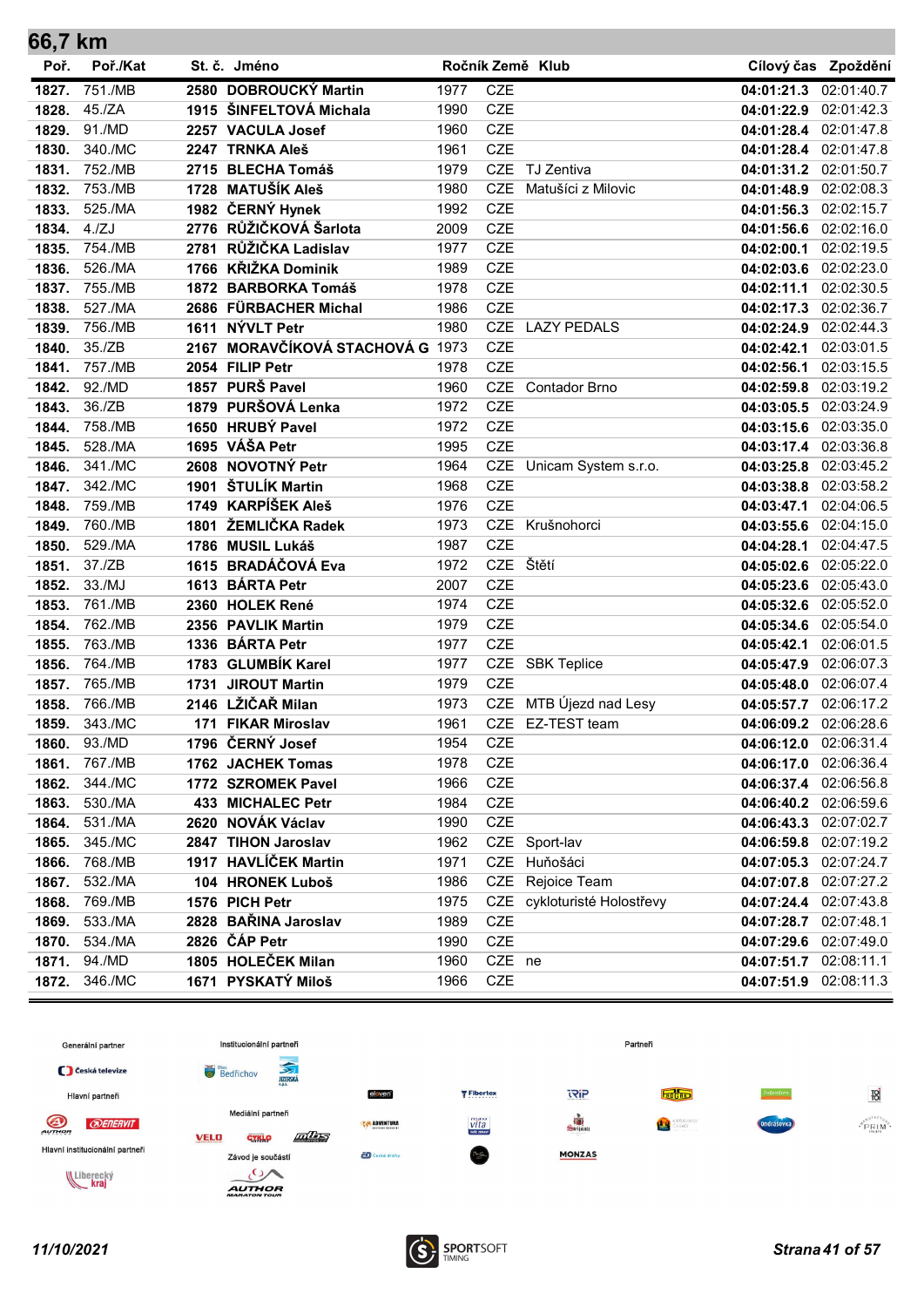## 66,7 km

| Poř. | Poř./Kat | St. č. | Jméno | Ročník | Země | Klub | Cílový čas | Zpoždění |
|---|---|---|---|---|---|---|---|---|
| 1827. | 751./MB | 2580 | DOBROUCKÝ Martin | 1977 | CZE | | 04:01:21.3 | 02:01:40.7 |
| 1828. | 45./ZA | 1915 | ŠINFELTOVÁ Michala | 1990 | CZE | | 04:01:22.9 | 02:01:42.3 |
| 1829. | 91./MD | 2257 | VACULA Josef | 1960 | CZE | | 04:01:28.4 | 02:01:47.8 |
| 1830. | 340./MC | 2247 | TRNKA Aleš | 1961 | CZE | | 04:01:28.4 | 02:01:47.8 |
| 1831. | 752./MB | 2715 | BLECHA Tomáš | 1979 | CZE | TJ Zentiva | 04:01:31.2 | 02:01:50.7 |
| 1832. | 753./MB | 1728 | MATUŠÍK Aleš | 1980 | CZE | Matušíci z Milovic | 04:01:48.9 | 02:02:08.3 |
| 1833. | 525./MA | 1982 | ČERNÝ Hynek | 1992 | CZE | | 04:01:56.3 | 02:02:15.7 |
| 1834. | 4./ZJ | 2776 | RŮŽIČKOVÁ Šarlota | 2009 | CZE | | 04:01:56.6 | 02:02:16.0 |
| 1835. | 754./MB | 2781 | RŮŽIČKA Ladislav | 1977 | CZE | | 04:02:00.1 | 02:02:19.5 |
| 1836. | 526./MA | 1766 | KŘIŽKA Dominik | 1989 | CZE | | 04:02:03.6 | 02:02:23.0 |
| 1837. | 755./MB | 1872 | BARBORKA Tomáš | 1978 | CZE | | 04:02:11.1 | 02:02:30.5 |
| 1838. | 527./MA | 2686 | FÜRBACHER Michal | 1986 | CZE | | 04:02:17.3 | 02:02:36.7 |
| 1839. | 756./MB | 1611 | NÝVLT Petr | 1980 | CZE | LAZY PEDALS | 04:02:24.9 | 02:02:44.3 |
| 1840. | 35./ZB | 2167 | MORAVČÍKOVÁ STACHOVÁ G | 1973 | CZE | | 04:02:42.1 | 02:03:01.5 |
| 1841. | 757./MB | 2054 | FILIP Petr | 1978 | CZE | | 04:02:56.1 | 02:03:15.5 |
| 1842. | 92./MD | 1857 | PURŠ Pavel | 1960 | CZE | Contador Brno | 04:02:59.8 | 02:03:19.2 |
| 1843. | 36./ZB | 1879 | PURŠOVÁ Lenka | 1972 | CZE | | 04:03:05.5 | 02:03:24.9 |
| 1844. | 758./MB | 1650 | HRUBÝ Pavel | 1972 | CZE | | 04:03:15.6 | 02:03:35.0 |
| 1845. | 528./MA | 1695 | VÁŠA Petr | 1995 | CZE | | 04:03:17.4 | 02:03:36.8 |
| 1846. | 341./MC | 2608 | NOVOTNÝ Petr | 1964 | CZE | Unicam System s.r.o. | 04:03:25.8 | 02:03:45.2 |
| 1847. | 342./MC | 1901 | ŠTULÍK Martin | 1968 | CZE | | 04:03:38.8 | 02:03:58.2 |
| 1848. | 759./MB | 1749 | KARPÍŠEK Aleš | 1976 | CZE | | 04:03:47.1 | 02:04:06.5 |
| 1849. | 760./MB | 1801 | ŽEMLIČKA Radek | 1973 | CZE | Krušnohorci | 04:03:55.6 | 02:04:15.0 |
| 1850. | 529./MA | 1786 | MUSIL Lukáš | 1987 | CZE | | 04:04:28.1 | 02:04:47.5 |
| 1851. | 37./ZB | 1615 | BRADÁČOVÁ Eva | 1972 | CZE | Štětí | 04:05:02.6 | 02:05:22.0 |
| 1852. | 33./MJ | 1613 | BÁRTA Petr | 2007 | CZE | | 04:05:23.6 | 02:05:43.0 |
| 1853. | 761./MB | 2360 | HOLEK René | 1974 | CZE | | 04:05:32.6 | 02:05:52.0 |
| 1854. | 762./MB | 2356 | PAVLIK Martin | 1979 | CZE | | 04:05:34.6 | 02:05:54.0 |
| 1855. | 763./MB | 1336 | BÁRTA Petr | 1977 | CZE | | 04:05:42.1 | 02:06:01.5 |
| 1856. | 764./MB | 1783 | GLUMBÍK Karel | 1977 | CZE | SBK Teplice | 04:05:47.9 | 02:06:07.3 |
| 1857. | 765./MB | 1731 | JIROUT Martin | 1979 | CZE | | 04:05:48.0 | 02:06:07.4 |
| 1858. | 766./MB | 2146 | LŽIČAŘ Milan | 1973 | CZE | MTB Újezd nad Lesy | 04:05:57.7 | 02:06:17.2 |
| 1859. | 343./MC | 171 | FIKAR Miroslav | 1961 | CZE | EZ-TEST team | 04:06:09.2 | 02:06:28.6 |
| 1860. | 93./MD | 1796 | ČERNÝ Josef | 1954 | CZE | | 04:06:12.0 | 02:06:31.4 |
| 1861. | 767./MB | 1762 | JACHEK Tomas | 1978 | CZE | | 04:06:17.0 | 02:06:36.4 |
| 1862. | 344./MC | 1772 | SZROMEK Pavel | 1966 | CZE | | 04:06:37.4 | 02:06:56.8 |
| 1863. | 530./MA | 433 | MICHALEC Petr | 1984 | CZE | | 04:06:40.2 | 02:06:59.6 |
| 1864. | 531./MA | 2620 | NOVÁK Václav | 1990 | CZE | | 04:06:43.3 | 02:07:02.7 |
| 1865. | 345./MC | 2847 | TIHON Jaroslav | 1962 | CZE | Sport-lav | 04:06:59.8 | 02:07:19.2 |
| 1866. | 768./MB | 1917 | HAVLÍČEK Martin | 1971 | CZE | Huňošáci | 04:07:05.3 | 02:07:24.7 |
| 1867. | 532./MA | 104 | HRONEK Luboš | 1986 | CZE | Rejoice Team | 04:07:07.8 | 02:07:27.2 |
| 1868. | 769./MB | 1576 | PICH Petr | 1975 | CZE | cykloturisté Holostřevy | 04:07:24.4 | 02:07:43.8 |
| 1869. | 533./MA | 2828 | BAŘINA Jaroslav | 1989 | CZE | | 04:07:28.7 | 02:07:48.1 |
| 1870. | 534./MA | 2826 | ČÁP Petr | 1990 | CZE | | 04:07:29.6 | 02:07:49.0 |
| 1871. | 94./MD | 1805 | HOLEČEK Milan | 1960 | CZE | ne | 04:07:51.7 | 02:08:11.1 |
| 1872. | 346./MC | 1671 | PYSKATÝ Miloš | 1966 | CZE | | 04:07:51.9 | 02:08:11.3 |

Generální partner | Institucionální partneři | Partneři | Hlavní partneři | Mediální partneři | Hlavní institucionální partneři | Závod je součástí

11/10/2021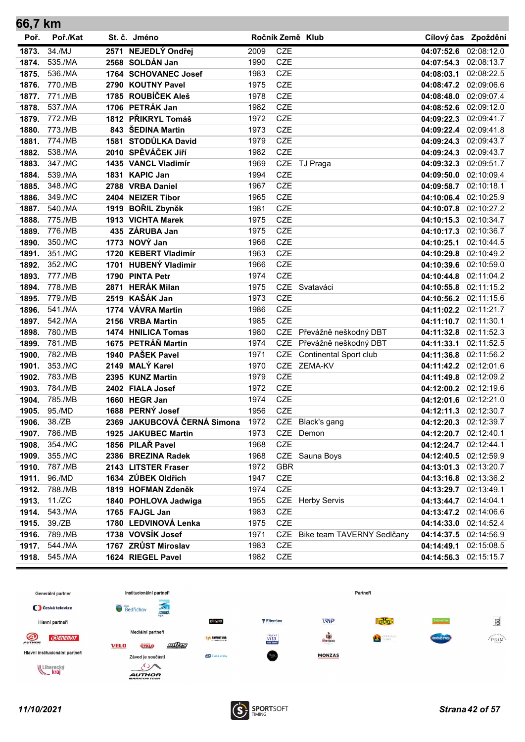## 66,7 km

| Poř. | Poř./Kat | St. č. | Jméno | Ročník | Země | Klub | Cílový čas | Zpoždění |
|---|---|---|---|---|---|---|---|---|
| 1873. | 34./MJ | 2571 | NEJEDLÝ Ondřej | 2009 | CZE | | 04:07:52.6 | 02:08:12.0 |
| 1874. | 535./MA | 2568 | SOLDÁN Jan | 1990 | CZE | | 04:07:54.3 | 02:08:13.7 |
| 1875. | 536./MA | 1764 | SCHOVANEC Josef | 1983 | CZE | | 04:08:03.1 | 02:08:22.5 |
| 1876. | 770./MB | 2790 | KOUTNY Pavel | 1975 | CZE | | 04:08:47.2 | 02:09:06.6 |
| 1877. | 771./MB | 1785 | ROUBÍČEK Aleš | 1978 | CZE | | 04:08:48.0 | 02:09:07.4 |
| 1878. | 537./MA | 1706 | PETRÁK Jan | 1982 | CZE | | 04:08:52.6 | 02:09:12.0 |
| 1879. | 772./MB | 1812 | PŘIKRYL Tomáš | 1972 | CZE | | 04:09:22.3 | 02:09:41.7 |
| 1880. | 773./MB | 843 | ŠEDINA Martin | 1973 | CZE | | 04:09:22.4 | 02:09:41.8 |
| 1881. | 774./MB | 1581 | STODŮLKA David | 1979 | CZE | | 04:09:24.3 | 02:09:43.7 |
| 1882. | 538./MA | 2010 | SPĚVÁČEK Jiří | 1982 | CZE | | 04:09:24.3 | 02:09:43.7 |
| 1883. | 347./MC | 1435 | VANCL Vladimír | 1969 | CZE | TJ Praga | 04:09:32.3 | 02:09:51.7 |
| 1884. | 539./MA | 1831 | KAPIC Jan | 1994 | CZE | | 04:09:50.0 | 02:10:09.4 |
| 1885. | 348./MC | 2788 | VRBA Daniel | 1967 | CZE | | 04:09:58.7 | 02:10:18.1 |
| 1886. | 349./MC | 2404 | NEIZER Tibor | 1965 | CZE | | 04:10:06.4 | 02:10:25.9 |
| 1887. | 540./MA | 1919 | BOŘIL Zbyněk | 1981 | CZE | | 04:10:07.8 | 02:10:27.2 |
| 1888. | 775./MB | 1913 | VICHTA Marek | 1975 | CZE | | 04:10:15.3 | 02:10:34.7 |
| 1889. | 776./MB | 435 | ZÁRUBA Jan | 1975 | CZE | | 04:10:17.3 | 02:10:36.7 |
| 1890. | 350./MC | 1773 | NOVÝ Jan | 1966 | CZE | | 04:10:25.1 | 02:10:44.5 |
| 1891. | 351./MC | 1720 | KEBERT Vladimír | 1963 | CZE | | 04:10:29.8 | 02:10:49.2 |
| 1892. | 352./MC | 1701 | HUBENÝ Vladimír | 1966 | CZE | | 04:10:39.6 | 02:10:59.0 |
| 1893. | 777./MB | 1790 | PINTA Petr | 1974 | CZE | | 04:10:44.8 | 02:11:04.2 |
| 1894. | 778./MB | 2871 | HERÁK Milan | 1975 | CZE | Svataváci | 04:10:55.8 | 02:11:15.2 |
| 1895. | 779./MB | 2519 | KAŠÁK Jan | 1973 | CZE | | 04:10:56.2 | 02:11:15.6 |
| 1896. | 541./MA | 1774 | VÁVRA Martin | 1986 | CZE | | 04:11:02.2 | 02:11:21.7 |
| 1897. | 542./MA | 2156 | VRBA Martin | 1985 | CZE | | 04:11:10.7 | 02:11:30.1 |
| 1898. | 780./MB | 1474 | HNILICA Tomas | 1980 | CZE | Převážně neškodný DBT | 04:11:32.8 | 02:11:52.3 |
| 1899. | 781./MB | 1675 | PETRÁŇ Martin | 1974 | CZE | Převážně neškodný DBT | 04:11:33.1 | 02:11:52.5 |
| 1900. | 782./MB | 1940 | PAŠEK Pavel | 1971 | CZE | Continental Sport club | 04:11:36.8 | 02:11:56.2 |
| 1901. | 353./MC | 2149 | MALÝ Karel | 1970 | CZE | ZEMA-KV | 04:11:42.2 | 02:12:01.6 |
| 1902. | 783./MB | 2395 | KUNZ Martin | 1979 | CZE | | 04:11:49.8 | 02:12:09.2 |
| 1903. | 784./MB | 2402 | FIALA Josef | 1972 | CZE | | 04:12:00.2 | 02:12:19.6 |
| 1904. | 785./MB | 1660 | HEGR Jan | 1974 | CZE | | 04:12:01.6 | 02:12:21.0 |
| 1905. | 95./MD | 1688 | PERNÝ Josef | 1956 | CZE | | 04:12:11.3 | 02:12:30.7 |
| 1906. | 38./ZB | 2369 | JAKUBCOVÁ ČERNÁ Simona | 1972 | CZE | Black's gang | 04:12:20.3 | 02:12:39.7 |
| 1907. | 786./MB | 1925 | JAKUBEC Martin | 1973 | CZE | Demon | 04:12:20.7 | 02:12:40.1 |
| 1908. | 354./MC | 1856 | PILAŘ Pavel | 1968 | CZE | | 04:12:24.7 | 02:12:44.1 |
| 1909. | 355./MC | 2386 | BREZINA Radek | 1968 | CZE | Sauna Boys | 04:12:40.5 | 02:12:59.9 |
| 1910. | 787./MB | 2143 | LITSTER Fraser | 1972 | GBR | | 04:13:01.3 | 02:13:20.7 |
| 1911. | 96./MD | 1634 | ZÚBEK Oldřich | 1947 | CZE | | 04:13:16.8 | 02:13:36.2 |
| 1912. | 788./MB | 1819 | HOFMAN Zdeněk | 1974 | CZE | | 04:13:29.7 | 02:13:49.1 |
| 1913. | 11./ZC | 1840 | POHLOVA Jadwiga | 1955 | CZE | Herby Servis | 04:13:44.7 | 02:14:04.1 |
| 1914. | 543./MA | 1765 | FAJGL Jan | 1983 | CZE | | 04:13:47.2 | 02:14:06.6 |
| 1915. | 39./ZB | 1780 | LEDVINOVÁ Lenka | 1975 | CZE | | 04:14:33.0 | 02:14:52.4 |
| 1916. | 789./MB | 1738 | VOVSÍK Josef | 1971 | CZE | Bike team TAVERNY Sedlčany | 04:14:37.5 | 02:14:56.9 |
| 1917. | 544./MA | 1767 | ZRŮST Miroslav | 1983 | CZE | | 04:14:49.1 | 02:15:08.5 |
| 1918. | 545./MA | 1624 | RIEGEL Pavel | 1982 | CZE | | 04:14:56.3 | 02:15:15.7 |

Generální partner — Česká televize
Hlavní partneři
Hlavní institucionální partneři
Institucionální partneři
Mediální partneři
Závod je součástí
Partneři

*11/10/2021*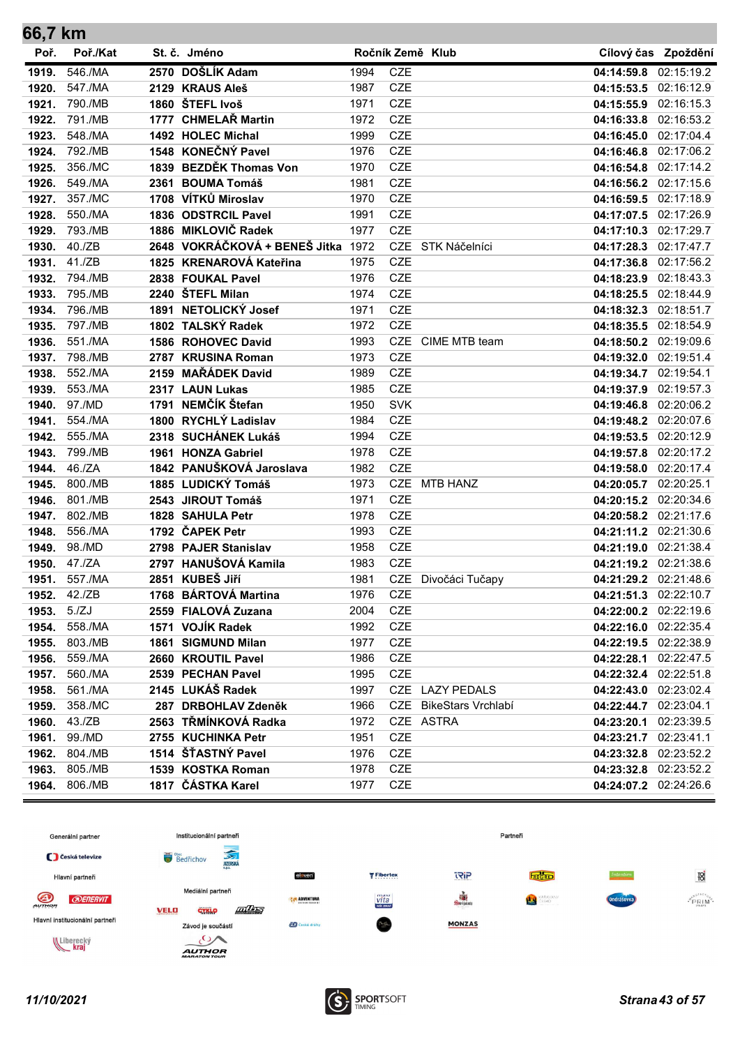# 66,7 km

| Poř. | Poř./Kat | St. č. | Jméno | Ročník | Země | Klub | Cílový čas | Zpoždění |
|---|---|---|---|---|---|---|---|---|
| 1919. | 546./MA | 2570 | DOŠLÍK Adam | 1994 | CZE | | 04:14:59.8 | 02:15:19.2 |
| 1920. | 547./MA | 2129 | KRAUS Aleš | 1987 | CZE | | 04:15:53.5 | 02:16:12.9 |
| 1921. | 790./MB | 1860 | ŠTEFL Ivoš | 1971 | CZE | | 04:15:55.9 | 02:16:15.3 |
| 1922. | 791./MB | 1777 | CHMELAŘ Martin | 1972 | CZE | | 04:16:33.8 | 02:16:53.2 |
| 1923. | 548./MA | 1492 | HOLEC Michal | 1999 | CZE | | 04:16:45.0 | 02:17:04.4 |
| 1924. | 792./MB | 1548 | KONEČNÝ Pavel | 1976 | CZE | | 04:16:46.8 | 02:17:06.2 |
| 1925. | 356./MC | 1839 | BEZDĚK Thomas Von | 1970 | CZE | | 04:16:54.8 | 02:17:14.2 |
| 1926. | 549./MA | 2361 | BOUMA Tomáš | 1981 | CZE | | 04:16:56.2 | 02:17:15.6 |
| 1927. | 357./MC | 1708 | VÍTKŮ Miroslav | 1970 | CZE | | 04:16:59.5 | 02:17:18.9 |
| 1928. | 550./MA | 1836 | ODSTRCIL Pavel | 1991 | CZE | | 04:17:07.5 | 02:17:26.9 |
| 1929. | 793./MB | 1886 | MIKLOVIČ Radek | 1977 | CZE | | 04:17:10.3 | 02:17:29.7 |
| 1930. | 40./ZB | 2648 | VOKRÁČKOVÁ + BENEŠ Jitka | 1972 | CZE | STK Náčelníci | 04:17:28.3 | 02:17:47.7 |
| 1931. | 41./ZB | 1825 | KRENAROVÁ Kateřina | 1975 | CZE | | 04:17:36.8 | 02:17:56.2 |
| 1932. | 794./MB | 2838 | FOUKAL Pavel | 1976 | CZE | | 04:18:23.9 | 02:18:43.3 |
| 1933. | 795./MB | 2240 | ŠTEFL Milan | 1974 | CZE | | 04:18:25.5 | 02:18:44.9 |
| 1934. | 796./MB | 1891 | NETOLICKÝ Josef | 1971 | CZE | | 04:18:32.3 | 02:18:51.7 |
| 1935. | 797./MB | 1802 | TALSKÝ Radek | 1972 | CZE | | 04:18:35.5 | 02:18:54.9 |
| 1936. | 551./MA | 1586 | ROHOVEC David | 1993 | CZE | CIME MTB team | 04:18:50.2 | 02:19:09.6 |
| 1937. | 798./MB | 2787 | KRUSINA Roman | 1973 | CZE | | 04:19:32.0 | 02:19:51.4 |
| 1938. | 552./MA | 2159 | MAŘÁDEK David | 1989 | CZE | | 04:19:34.7 | 02:19:54.1 |
| 1939. | 553./MA | 2317 | LAUN Lukas | 1985 | CZE | | 04:19:37.9 | 02:19:57.3 |
| 1940. | 97./MD | 1791 | NEMČÍK Štefan | 1950 | SVK | | 04:19:46.8 | 02:20:06.2 |
| 1941. | 554./MA | 1800 | RYCHLÝ Ladislav | 1984 | CZE | | 04:19:48.2 | 02:20:07.6 |
| 1942. | 555./MA | 2318 | SUCHÁNEK Lukáš | 1994 | CZE | | 04:19:53.5 | 02:20:12.9 |
| 1943. | 799./MB | 1961 | HONZA Gabriel | 1978 | CZE | | 04:19:57.8 | 02:20:17.2 |
| 1944. | 46./ZA | 1842 | PANUŠKOVÁ Jaroslava | 1982 | CZE | | 04:19:58.0 | 02:20:17.4 |
| 1945. | 800./MB | 1885 | LUDICKÝ Tomáš | 1973 | CZE | MTB HANZ | 04:20:05.7 | 02:20:25.1 |
| 1946. | 801./MB | 2543 | JIROUT Tomáš | 1971 | CZE | | 04:20:15.2 | 02:20:34.6 |
| 1947. | 802./MB | 1828 | SAHULA Petr | 1978 | CZE | | 04:20:58.2 | 02:21:17.6 |
| 1948. | 556./MA | 1792 | ČAPEK Petr | 1993 | CZE | | 04:21:11.2 | 02:21:30.6 |
| 1949. | 98./MD | 2798 | PAJER Stanislav | 1958 | CZE | | 04:21:19.0 | 02:21:38.4 |
| 1950. | 47./ZA | 2797 | HANUŠOVÁ Kamila | 1983 | CZE | | 04:21:19.2 | 02:21:38.6 |
| 1951. | 557./MA | 2851 | KUBEŠ Jiří | 1981 | CZE | Divočáci Tučapy | 04:21:29.2 | 02:21:48.6 |
| 1952. | 42./ZB | 1768 | BÁRTOVÁ Martina | 1976 | CZE | | 04:21:51.3 | 02:22:10.7 |
| 1953. | 5./ZJ | 2559 | FIALOVÁ Zuzana | 2004 | CZE | | 04:22:00.2 | 02:22:19.6 |
| 1954. | 558./MA | 1571 | VOJÍK Radek | 1992 | CZE | | 04:22:16.0 | 02:22:35.4 |
| 1955. | 803./MB | 1861 | SIGMUND Milan | 1977 | CZE | | 04:22:19.5 | 02:22:38.9 |
| 1956. | 559./MA | 2660 | KROUTIL Pavel | 1986 | CZE | | 04:22:28.1 | 02:22:47.5 |
| 1957. | 560./MA | 2539 | PECHAN Pavel | 1995 | CZE | | 04:22:32.4 | 02:22:51.8 |
| 1958. | 561./MA | 2145 | LUKÁŠ Radek | 1997 | CZE | LAZY PEDALS | 04:22:43.0 | 02:23:02.4 |
| 1959. | 358./MC | 287 | DRBOHLAV Zdeněk | 1966 | CZE | BikeStars Vrchlabí | 04:22:44.7 | 02:23:04.1 |
| 1960. | 43./ZB | 2563 | TRMÍNKOVÁ Radka | 1972 | CZE | ASTRA | 04:23:20.1 | 02:23:39.5 |
| 1961. | 99./MD | 2755 | KUCHINKA Petr | 1951 | CZE | | 04:23:21.7 | 02:23:41.1 |
| 1962. | 804./MB | 1514 | ŠŤASTNÝ Pavel | 1976 | CZE | | 04:23:32.8 | 02:23:52.2 |
| 1963. | 805./MB | 1539 | KOSTKA Roman | 1978 | CZE | | 04:23:32.8 | 02:23:52.2 |
| 1964. | 806./MB | 1817 | ČÁSTKA Karel | 1977 | CZE | | 04:24:07.2 | 02:24:26.6 |

Generální partner · Hlavní partneři · Hlavní institucionální partneři · Institucionální partneři · Mediální partneři · Závod je součástí · Partneři

11/10/2021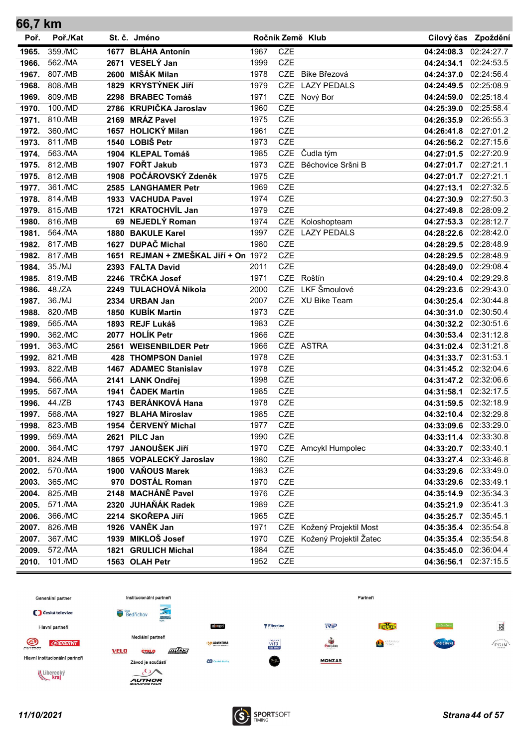## 66,7 km

| Poř. | Poř./Kat | St. č. | Jméno | Ročník | Země | Klub | Cílový čas | Zpoždění |
|---|---|---|---|---|---|---|---|---|
| 1965. | 359./MC | 1677 | BLÁHA Antonín | 1967 | CZE | | 04:24:08.3 | 02:24:27.7 |
| 1966. | 562./MA | 2671 | VESELÝ Jan | 1999 | CZE | | 04:24:34.1 | 02:24:53.5 |
| 1967. | 807./MB | 2600 | MIŠÁK Milan | 1978 | CZE | Bike Březová | 04:24:37.0 | 02:24:56.4 |
| 1968. | 808./MB | 1829 | KRYSTÝNEK Jiří | 1979 | CZE | LAZY PEDALS | 04:24:49.5 | 02:25:08.9 |
| 1969. | 809./MB | 2298 | BRABEC Tomáš | 1971 | CZE | Nový Bor | 04:24:59.0 | 02:25:18.4 |
| 1970. | 100./MD | 2786 | KRUPIČKA Jaroslav | 1960 | CZE | | 04:25:39.0 | 02:25:58.4 |
| 1971. | 810./MB | 2169 | MRÁZ Pavel | 1975 | CZE | | 04:26:35.9 | 02:26:55.3 |
| 1972. | 360./MC | 1657 | HOLICKÝ Milan | 1961 | CZE | | 04:26:41.8 | 02:27:01.2 |
| 1973. | 811./MB | 1540 | LOBIŠ Petr | 1973 | CZE | | 04:26:56.2 | 02:27:15.6 |
| 1974. | 563./MA | 1904 | KLEPAL Tomáš | 1985 | CZE | Čudla tým | 04:27:01.5 | 02:27:20.9 |
| 1975. | 812./MB | 1907 | FOŘT Jakub | 1973 | CZE | Běchovice Sršni B | 04:27:01.7 | 02:27:21.1 |
| 1975. | 812./MB | 1908 | POČÁROVSKÝ Zdeněk | 1975 | CZE | | 04:27:01.7 | 02:27:21.1 |
| 1977. | 361./MC | 2585 | LANGHAMER Petr | 1969 | CZE | | 04:27:13.1 | 02:27:32.5 |
| 1978. | 814./MB | 1933 | VACHUDA Pavel | 1974 | CZE | | 04:27:30.9 | 02:27:50.3 |
| 1979. | 815./MB | 1721 | KRATOCHVÍL Jan | 1979 | CZE | | 04:27:49.8 | 02:28:09.2 |
| 1980. | 816./MB | 69 | NEJEDLÝ Roman | 1974 | CZE | Koloshopteam | 04:27:53.3 | 02:28:12.7 |
| 1981. | 564./MA | 1880 | BAKULE Karel | 1997 | CZE | LAZY PEDALS | 04:28:22.6 | 02:28:42.0 |
| 1982. | 817./MB | 1627 | DUPAČ Michal | 1980 | CZE | | 04:28:29.5 | 02:28:48.9 |
| 1982. | 817./MB | 1651 | REJMAN + ZMEŠKAL Jiří + On | 1972 | CZE | | 04:28:29.5 | 02:28:48.9 |
| 1984. | 35./MJ | 2393 | FALTA David | 2011 | CZE | | 04:28:49.0 | 02:29:08.4 |
| 1985. | 819./MB | 2246 | TRČKA Josef | 1971 | CZE | Roštín | 04:29:10.4 | 02:29:29.8 |
| 1986. | 48./ZA | 2249 | TULACHOVÁ Nikola | 2000 | CZE | LKF Šmoulové | 04:29:23.6 | 02:29:43.0 |
| 1987. | 36./MJ | 2334 | URBAN Jan | 2007 | CZE | XU Bike Team | 04:30:25.4 | 02:30:44.8 |
| 1988. | 820./MB | 1850 | KUBÍK Martin | 1973 | CZE | | 04:30:31.0 | 02:30:50.4 |
| 1989. | 565./MA | 1893 | REJF Lukáš | 1983 | CZE | | 04:30:32.2 | 02:30:51.6 |
| 1990. | 362./MC | 2077 | HOLÍK Petr | 1966 | CZE | | 04:30:53.4 | 02:31:12.8 |
| 1991. | 363./MC | 2561 | WEISENBILDER Petr | 1966 | CZE | ASTRA | 04:31:02.4 | 02:31:21.8 |
| 1992. | 821./MB | 428 | THOMPSON Daniel | 1978 | CZE | | 04:31:33.7 | 02:31:53.1 |
| 1993. | 822./MB | 1467 | ADAMEC Stanislav | 1978 | CZE | | 04:31:45.2 | 02:32:04.6 |
| 1994. | 566./MA | 2141 | LANK Ondřej | 1998 | CZE | | 04:31:47.2 | 02:32:06.6 |
| 1995. | 567./MA | 1941 | ČADEK Martin | 1985 | CZE | | 04:31:58.1 | 02:32:17.5 |
| 1996. | 44./ZB | 1743 | BERÁNKOVÁ Hana | 1978 | CZE | | 04:31:59.5 | 02:32:18.9 |
| 1997. | 568./MA | 1927 | BLAHA Miroslav | 1985 | CZE | | 04:32:10.4 | 02:32:29.8 |
| 1998. | 823./MB | 1954 | ČERVENÝ Michal | 1977 | CZE | | 04:33:09.6 | 02:33:29.0 |
| 1999. | 569./MA | 2621 | PILC Jan | 1990 | CZE | | 04:33:11.4 | 02:33:30.8 |
| 2000. | 364./MC | 1797 | JANOUŠEK Jiří | 1970 | CZE | Amcykl Humpolec | 04:33:20.7 | 02:33:40.1 |
| 2001. | 824./MB | 1865 | VOPALECKÝ Jaroslav | 1980 | CZE | | 04:33:27.4 | 02:33:46.8 |
| 2002. | 570./MA | 1900 | VAŇOUS Marek | 1983 | CZE | | 04:33:29.6 | 02:33:49.0 |
| 2003. | 365./MC | 970 | DOSTÁL Roman | 1970 | CZE | | 04:33:29.6 | 02:33:49.1 |
| 2004. | 825./MB | 2148 | MACHÁNĚ Pavel | 1976 | CZE | | 04:35:14.9 | 02:35:34.3 |
| 2005. | 571./MA | 2320 | JUHAŇÁK Radek | 1989 | CZE | | 04:35:21.9 | 02:35:41.3 |
| 2006. | 366./MC | 2214 | SKOŘEPA Jiří | 1965 | CZE | | 04:35:25.7 | 02:35:45.1 |
| 2007. | 826./MB | 1926 | VANĚK Jan | 1971 | CZE | Kožený Projektil Most | 04:35:35.4 | 02:35:54.8 |
| 2007. | 367./MC | 1939 | MIKLOŠ Josef | 1970 | CZE | Kožený Projektil Žatec | 04:35:35.4 | 02:35:54.8 |
| 2009. | 572./MA | 1821 | GRULICH Michal | 1984 | CZE | | 04:35:45.0 | 02:36:04.4 |
| 2010. | 101./MD | 1563 | OLAH Petr | 1952 | CZE | | 04:36:56.1 | 02:37:15.5 |

Generální partner | Institucionální partneři | Partneři | Hlavní partneři | Mediální partneři | Hlavní institucionální partneři | Závod je součástí

11/10/2021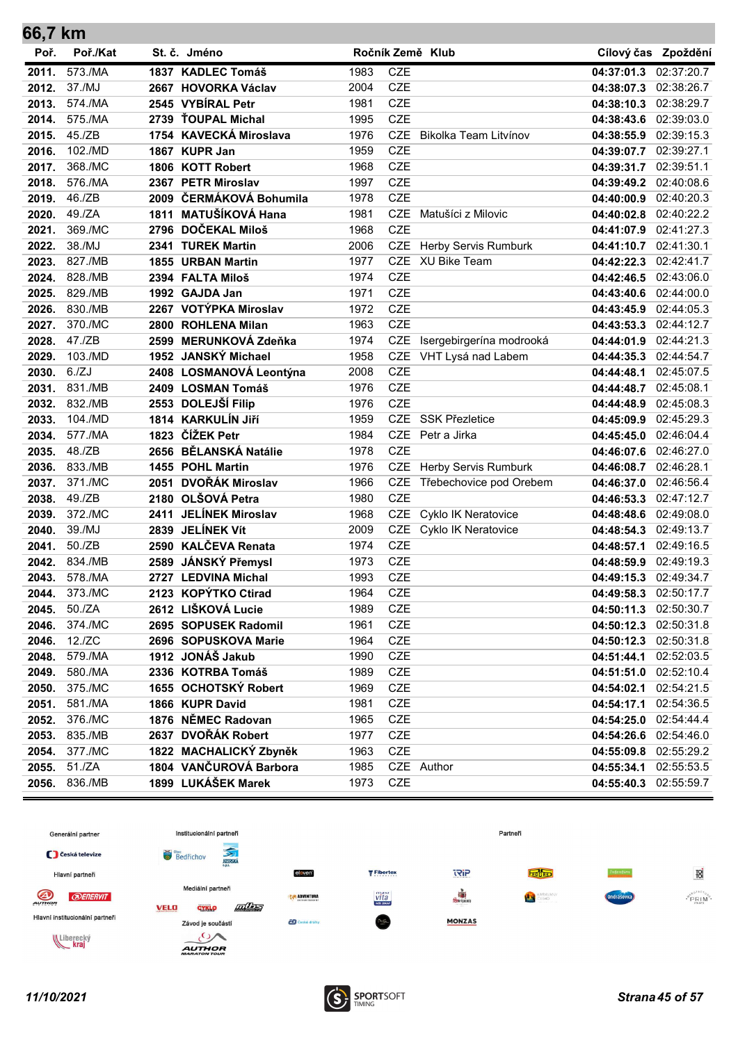## 66,7 km

| Poř. | Poř./Kat | St. č. | Jméno | Ročník | Země | Klub | Cílový čas | Zpoždění |
|---|---|---|---|---|---|---|---|---|
| 2011. | 573./MA | 1837 | KADLEC Tomáš | 1983 | CZE | | 04:37:01.3 | 02:37:20.7 |
| 2012. | 37./MJ | 2667 | HOVORKA Václav | 2004 | CZE | | 04:38:07.3 | 02:38:26.7 |
| 2013. | 574./MA | 2545 | VYBÍRAL Petr | 1981 | CZE | | 04:38:10.3 | 02:38:29.7 |
| 2014. | 575./MA | 2739 | ŤOUPAL Michal | 1995 | CZE | | 04:38:43.6 | 02:39:03.0 |
| 2015. | 45./ZB | 1754 | KAVECKÁ Miroslava | 1976 | CZE | Bikolka Team Litvínov | 04:38:55.9 | 02:39:15.3 |
| 2016. | 102./MD | 1867 | KUPR Jan | 1959 | CZE | | 04:39:07.7 | 02:39:27.1 |
| 2017. | 368./MC | 1806 | KOTT Robert | 1968 | CZE | | 04:39:31.7 | 02:39:51.1 |
| 2018. | 576./MA | 2367 | PETR Miroslav | 1997 | CZE | | 04:39:49.2 | 02:40:08.6 |
| 2019. | 46./ZB | 2009 | ČERMÁKOVÁ Bohumila | 1978 | CZE | | 04:40:00.9 | 02:40:20.3 |
| 2020. | 49./ZA | 1811 | MATUŠÍKOVÁ Hana | 1981 | CZE | Matušíci z Milovic | 04:40:02.8 | 02:40:22.2 |
| 2021. | 369./MC | 2796 | DOČEKAL Miloš | 1968 | CZE | | 04:41:07.9 | 02:41:27.3 |
| 2022. | 38./MJ | 2341 | TUREK Martin | 2006 | CZE | Herby Servis Rumburk | 04:41:10.7 | 02:41:30.1 |
| 2023. | 827./MB | 1855 | URBAN Martin | 1977 | CZE | XU Bike Team | 04:42:22.3 | 02:42:41.7 |
| 2024. | 828./MB | 2394 | FALTA Miloš | 1974 | CZE | | 04:42:46.5 | 02:43:06.0 |
| 2025. | 829./MB | 1992 | GAJDA Jan | 1971 | CZE | | 04:43:40.6 | 02:44:00.0 |
| 2026. | 830./MB | 2267 | VOTÝPKA Miroslav | 1972 | CZE | | 04:43:45.9 | 02:44:05.3 |
| 2027. | 370./MC | 2800 | ROHLENA Milan | 1963 | CZE | | 04:43:53.3 | 02:44:12.7 |
| 2028. | 47./ZB | 2599 | MERUNKOVÁ Zdeňka | 1974 | CZE | Isergebirgerína modrooká | 04:44:01.9 | 02:44:21.3 |
| 2029. | 103./MD | 1952 | JANSKÝ Michael | 1958 | CZE | VHT Lysá nad Labem | 04:44:35.3 | 02:44:54.7 |
| 2030. | 6./ZJ | 2408 | LOSMANOVÁ Leontýna | 2008 | CZE | | 04:44:48.1 | 02:45:07.5 |
| 2031. | 831./MB | 2409 | LOSMAN Tomáš | 1976 | CZE | | 04:44:48.7 | 02:45:08.1 |
| 2032. | 832./MB | 2553 | DOLEJŠÍ Filip | 1976 | CZE | | 04:44:48.9 | 02:45:08.3 |
| 2033. | 104./MD | 1814 | KARKULÍN Jiří | 1959 | CZE | SSK Přezletice | 04:45:09.9 | 02:45:29.3 |
| 2034. | 577./MA | 1823 | ČÍŽEK Petr | 1984 | CZE | Petr a Jirka | 04:45:45.0 | 02:46:04.4 |
| 2035. | 48./ZB | 2656 | BĚLANSKÁ Natálie | 1978 | CZE | | 04:46:07.6 | 02:46:27.0 |
| 2036. | 833./MB | 1455 | POHL Martin | 1976 | CZE | Herby Servis Rumburk | 04:46:08.7 | 02:46:28.1 |
| 2037. | 371./MC | 2051 | DVOŘÁK Miroslav | 1966 | CZE | Třebechovice pod Orebem | 04:46:37.0 | 02:46:56.4 |
| 2038. | 49./ZB | 2180 | OLŠOVÁ Petra | 1980 | CZE | | 04:46:53.3 | 02:47:12.7 |
| 2039. | 372./MC | 2411 | JELÍNEK Miroslav | 1968 | CZE | Cyklo IK Neratovice | 04:48:48.6 | 02:49:08.0 |
| 2040. | 39./MJ | 2839 | JELÍNEK Vít | 2009 | CZE | Cyklo IK Neratovice | 04:48:54.3 | 02:49:13.7 |
| 2041. | 50./ZB | 2590 | KALČEVA Renata | 1974 | CZE | | 04:48:57.1 | 02:49:16.5 |
| 2042. | 834./MB | 2589 | JÁNSKÝ Přemysl | 1973 | CZE | | 04:48:59.9 | 02:49:19.3 |
| 2043. | 578./MA | 2727 | LEDVINA Michal | 1993 | CZE | | 04:49:15.3 | 02:49:34.7 |
| 2044. | 373./MC | 2123 | KOPÝTKO Ctirad | 1964 | CZE | | 04:49:58.3 | 02:50:17.7 |
| 2045. | 50./ZA | 2612 | LIŠKOVÁ Lucie | 1989 | CZE | | 04:50:11.3 | 02:50:30.7 |
| 2046. | 374./MC | 2695 | SOPUSEK Radomil | 1961 | CZE | | 04:50:12.3 | 02:50:31.8 |
| 2046. | 12./ZC | 2696 | SOPUSKOVA Marie | 1964 | CZE | | 04:50:12.3 | 02:50:31.8 |
| 2048. | 579./MA | 1912 | JONÁŠ Jakub | 1990 | CZE | | 04:51:44.1 | 02:52:03.5 |
| 2049. | 580./MA | 2336 | KOTRBA Tomáš | 1989 | CZE | | 04:51:51.0 | 02:52:10.4 |
| 2050. | 375./MC | 1655 | OCHOTSKÝ Robert | 1969 | CZE | | 04:54:02.1 | 02:54:21.5 |
| 2051. | 581./MA | 1866 | KUPR David | 1981 | CZE | | 04:54:17.1 | 02:54:36.5 |
| 2052. | 376./MC | 1876 | NĚMEC Radovan | 1965 | CZE | | 04:54:25.0 | 02:54:44.4 |
| 2053. | 835./MB | 2637 | DVOŘÁK Robert | 1977 | CZE | | 04:54:26.6 | 02:54:46.0 |
| 2054. | 377./MC | 1822 | MACHALICKÝ Zbyněk | 1963 | CZE | | 04:55:09.8 | 02:55:29.2 |
| 2055. | 51./ZA | 1804 | VANČUROVÁ Barbora | 1985 | CZE | Author | 04:55:34.1 | 02:55:53.5 |
| 2056. | 836./MB | 1899 | LUKÁŠEK Marek | 1973 | CZE | | 04:55:40.3 | 02:55:59.7 |

Generální partner · Institucionální partneři · Partneři · Hlavní partneři · Mediální partneři · Hlavní institucionální partneři · Závod je součástí

11/10/2021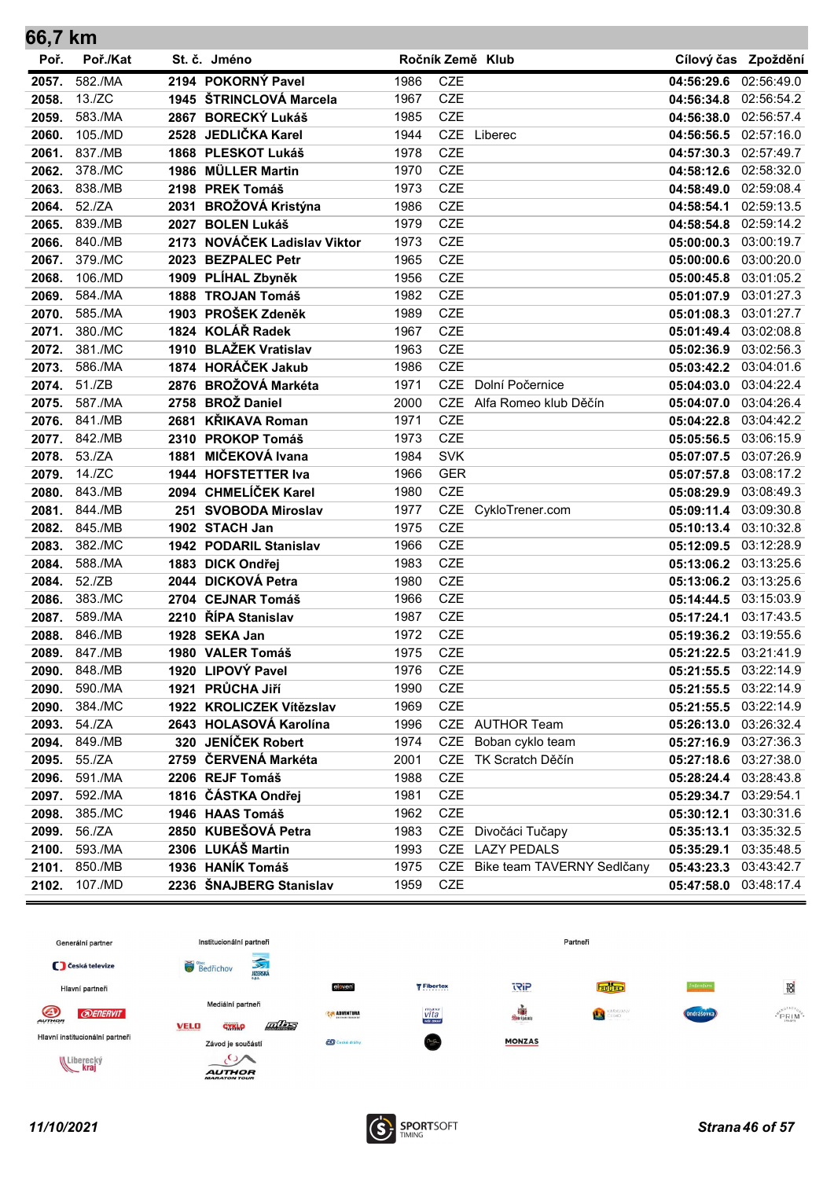## 66,7 km

| Poř. | Poř./Kat | St. č. | Jméno | Ročník | Země | Klub | Cílový čas | Zpoždění |
|---|---|---|---|---|---|---|---|---|
| 2057. | 582./MA | 2194 | POKORNÝ Pavel | 1986 | CZE | | 04:56:29.6 | 02:56:49.0 |
| 2058. | 13./ZC | 1945 | ŠTRINCLOVÁ Marcela | 1967 | CZE | | 04:56:34.8 | 02:56:54.2 |
| 2059. | 583./MA | 2867 | BORECKÝ Lukáš | 1985 | CZE | | 04:56:38.0 | 02:56:57.4 |
| 2060. | 105./MD | 2528 | JEDLIČKA Karel | 1944 | CZE | Liberec | 04:56:56.5 | 02:57:16.0 |
| 2061. | 837./MB | 1868 | PLESKOT Lukáš | 1978 | CZE | | 04:57:30.3 | 02:57:49.7 |
| 2062. | 378./MC | 1986 | MÜLLER Martin | 1970 | CZE | | 04:58:12.6 | 02:58:32.0 |
| 2063. | 838./MB | 2198 | PREK Tomáš | 1973 | CZE | | 04:58:49.0 | 02:59:08.4 |
| 2064. | 52./ZA | 2031 | BROŽOVÁ Kristýna | 1986 | CZE | | 04:58:54.1 | 02:59:13.5 |
| 2065. | 839./MB | 2027 | BOLEN Lukáš | 1979 | CZE | | 04:58:54.8 | 02:59:14.2 |
| 2066. | 840./MB | 2173 | NOVÁČEK Ladislav Viktor | 1973 | CZE | | 05:00:00.3 | 03:00:19.7 |
| 2067. | 379./MC | 2023 | BEZPALEC Petr | 1965 | CZE | | 05:00:00.6 | 03:00:20.0 |
| 2068. | 106./MD | 1909 | PLÍHAL Zbyněk | 1956 | CZE | | 05:00:45.8 | 03:01:05.2 |
| 2069. | 584./MA | 1888 | TROJAN Tomáš | 1982 | CZE | | 05:01:07.9 | 03:01:27.3 |
| 2070. | 585./MA | 1903 | PROŠEK Zdeněk | 1989 | CZE | | 05:01:08.3 | 03:01:27.7 |
| 2071. | 380./MC | 1824 | KOLÁŘ Radek | 1967 | CZE | | 05:01:49.4 | 03:02:08.8 |
| 2072. | 381./MC | 1910 | BLAŽEK Vratislav | 1963 | CZE | | 05:02:36.9 | 03:02:56.3 |
| 2073. | 586./MA | 1874 | HORÁČEK Jakub | 1986 | CZE | | 05:03:42.2 | 03:04:01.6 |
| 2074. | 51./ZB | 2876 | BROŽOVÁ Markéta | 1971 | CZE | Dolní Počernice | 05:04:03.0 | 03:04:22.4 |
| 2075. | 587./MA | 2758 | BROŽ Daniel | 2000 | CZE | Alfa Romeo klub Děčín | 05:04:07.0 | 03:04:26.4 |
| 2076. | 841./MB | 2681 | KŘIKAVA Roman | 1971 | CZE | | 05:04:22.8 | 03:04:42.2 |
| 2077. | 842./MB | 2310 | PROKOP Tomáš | 1973 | CZE | | 05:05:56.5 | 03:06:15.9 |
| 2078. | 53./ZA | 1881 | MIČEKOVÁ Ivana | 1984 | SVK | | 05:07:07.5 | 03:07:26.9 |
| 2079. | 14./ZC | 1944 | HOFSTETTER Iva | 1966 | GER | | 05:07:57.8 | 03:08:17.2 |
| 2080. | 843./MB | 2094 | CHMELÍČEK Karel | 1980 | CZE | | 05:08:29.9 | 03:08:49.3 |
| 2081. | 844./MB | 251 | SVOBODA Miroslav | 1977 | CZE | CykloTrener.com | 05:09:11.4 | 03:09:30.8 |
| 2082. | 845./MB | 1902 | STACH Jan | 1975 | CZE | | 05:10:13.4 | 03:10:32.8 |
| 2083. | 382./MC | 1942 | PODARIL Stanislav | 1966 | CZE | | 05:12:09.5 | 03:12:28.9 |
| 2084. | 588./MA | 1883 | DICK Ondřej | 1983 | CZE | | 05:13:06.2 | 03:13:25.6 |
| 2084. | 52./ZB | 2044 | DICKOVÁ Petra | 1980 | CZE | | 05:13:06.2 | 03:13:25.6 |
| 2086. | 383./MC | 2704 | CEJNAR Tomáš | 1966 | CZE | | 05:14:44.5 | 03:15:03.9 |
| 2087. | 589./MA | 2210 | ŘÍPA Stanislav | 1987 | CZE | | 05:17:24.1 | 03:17:43.5 |
| 2088. | 846./MB | 1928 | SEKA Jan | 1972 | CZE | | 05:19:36.2 | 03:19:55.6 |
| 2089. | 847./MB | 1980 | VALER Tomáš | 1975 | CZE | | 05:21:22.5 | 03:21:41.9 |
| 2090. | 848./MB | 1920 | LIPOVÝ Pavel | 1976 | CZE | | 05:21:55.5 | 03:22:14.9 |
| 2090. | 590./MA | 1921 | PRŮCHA Jiří | 1990 | CZE | | 05:21:55.5 | 03:22:14.9 |
| 2090. | 384./MC | 1922 | KROLICZEK Vítězslav | 1969 | CZE | | 05:21:55.5 | 03:22:14.9 |
| 2093. | 54./ZA | 2643 | HOLASOVÁ Karolína | 1996 | CZE | AUTHOR Team | 05:26:13.0 | 03:26:32.4 |
| 2094. | 849./MB | 320 | JENÍČEK Robert | 1974 | CZE | Boban cyklo team | 05:27:16.9 | 03:27:36.3 |
| 2095. | 55./ZA | 2759 | ČERVENÁ Markéta | 2001 | CZE | TK Scratch Děčín | 05:27:18.6 | 03:27:38.0 |
| 2096. | 591./MA | 2206 | REJF Tomáš | 1988 | CZE | | 05:28:24.4 | 03:28:43.8 |
| 2097. | 592./MA | 1816 | ČÁSTKA Ondřej | 1981 | CZE | | 05:29:34.7 | 03:29:54.1 |
| 2098. | 385./MC | 1946 | HAAS Tomáš | 1962 | CZE | | 05:30:12.1 | 03:30:31.6 |
| 2099. | 56./ZA | 2850 | KUBEŠOVÁ Petra | 1983 | CZE | Divočáci Tučapy | 05:35:13.1 | 03:35:32.5 |
| 2100. | 593./MA | 2306 | LUKÁŠ Martin | 1993 | CZE | LAZY PEDALS | 05:35:29.1 | 03:35:48.5 |
| 2101. | 850./MB | 1936 | HANÍK Tomáš | 1975 | CZE | Bike team TAVERNY Sedlčany | 05:43:23.3 | 03:43:42.7 |
| 2102. | 107./MD | 2236 | ŠNAJBERG Stanislav | 1959 | CZE | | 05:47:58.0 | 03:48:17.4 |

Generální partner · Institucionální partneři · Partneři · Hlavní partneři · Mediální partneři · Hlavní institucionální partneři · Závod je součástí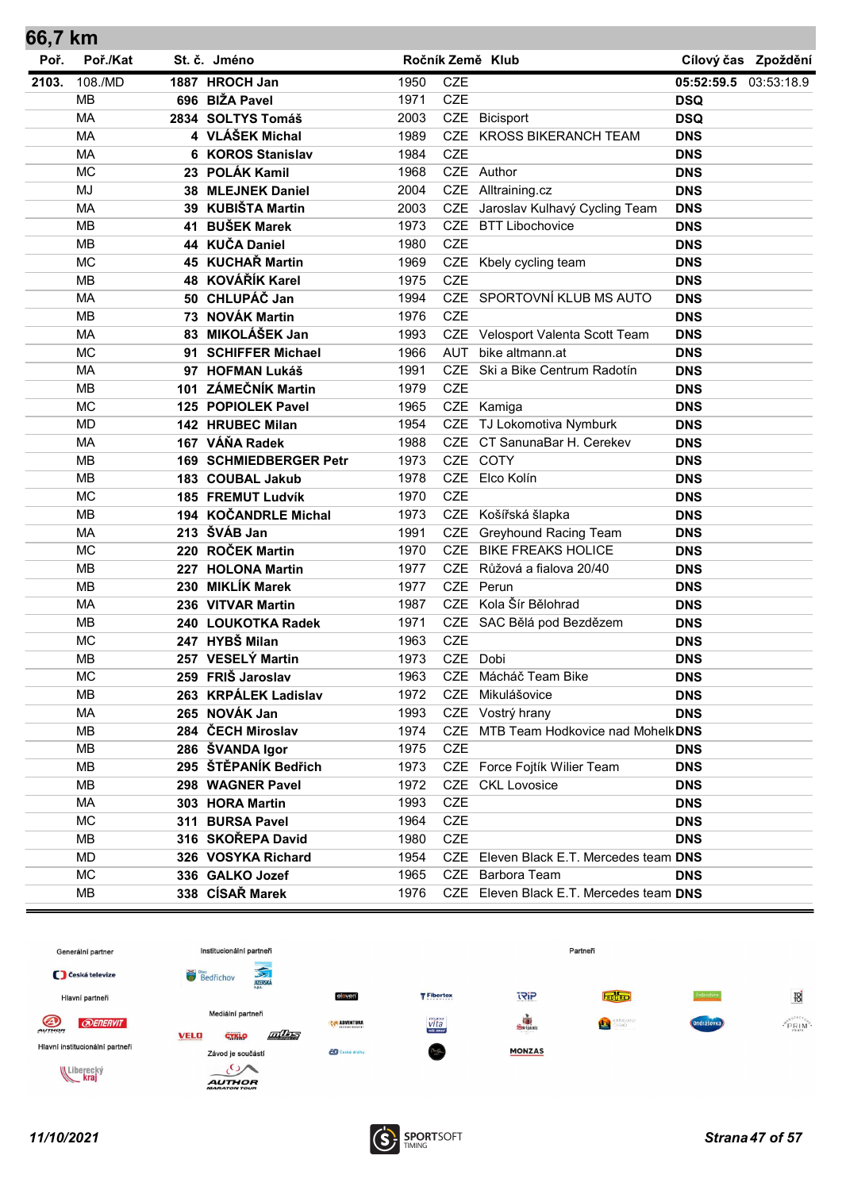## 66,7 km

| Poř. | Poř./Kat | St. č. | Jméno | Ročník | Země | Klub | Cílový čas | Zpoždění |
|---|---|---|---|---|---|---|---|---|
| 2103. | 108./MD | 1887 | HROCH Jan | 1950 | CZE | | 05:52:59.5 | 03:53:18.9 |
| | MB | 696 | BIŽA Pavel | 1971 | CZE | | DSQ | |
| | MA | 2834 | SOLTYS Tomáš | 2003 | CZE | Bicisport | DSQ | |
| | MA | 4 | VLÁŠEK Michal | 1989 | CZE | KROSS BIKERANCH TEAM | DNS | |
| | MA | 6 | KOROS Stanislav | 1984 | CZE | | DNS | |
| | MC | 23 | POLÁK Kamil | 1968 | CZE | Author | DNS | |
| | MJ | 38 | MLEJNEK Daniel | 2004 | CZE | Alltraining.cz | DNS | |
| | MA | 39 | KUBIŠTA Martin | 2003 | CZE | Jaroslav Kulhavý Cycling Team | DNS | |
| | MB | 41 | BUŠEK Marek | 1973 | CZE | BTT Libochovice | DNS | |
| | MB | 44 | KUČA Daniel | 1980 | CZE | | DNS | |
| | MC | 45 | KUCHAŘ Martin | 1969 | CZE | Kbely cycling team | DNS | |
| | MB | 48 | KOVÁŘÍK Karel | 1975 | CZE | | DNS | |
| | MA | 50 | CHLUPÁČ Jan | 1994 | CZE | SPORTOVNÍ KLUB MS AUTO | DNS | |
| | MB | 73 | NOVÁK Martin | 1976 | CZE | | DNS | |
| | MA | 83 | MIKOLÁŠEK Jan | 1993 | CZE | Velosport Valenta Scott Team | DNS | |
| | MC | 91 | SCHIFFER Michael | 1966 | AUT | bike altmann.at | DNS | |
| | MA | 97 | HOFMAN Lukáš | 1991 | CZE | Ski a Bike Centrum Radotín | DNS | |
| | MB | 101 | ZÁMEČNÍK Martin | 1979 | CZE | | DNS | |
| | MC | 125 | POPIOLEK Pavel | 1965 | CZE | Kamiga | DNS | |
| | MD | 142 | HRUBEC Milan | 1954 | CZE | TJ Lokomotiva Nymburk | DNS | |
| | MA | 167 | VÁŇA Radek | 1988 | CZE | CT SanunaBar H. Cerekev | DNS | |
| | MB | 169 | SCHMIEDBERGER Petr | 1973 | CZE | COTY | DNS | |
| | MB | 183 | COUBAL Jakub | 1978 | CZE | Elco Kolín | DNS | |
| | MC | 185 | FREMUT Ludvík | 1970 | CZE | | DNS | |
| | MB | 194 | KOČANDRLE Michal | 1973 | CZE | Košířská šlapka | DNS | |
| | MA | 213 | ŠVÁB Jan | 1991 | CZE | Greyhound Racing Team | DNS | |
| | MC | 220 | ROČEK Martin | 1970 | CZE | BIKE FREAKS HOLICE | DNS | |
| | MB | 227 | HOLONA Martin | 1977 | CZE | Růžová a fialova 20/40 | DNS | |
| | MB | 230 | MIKLÍK Marek | 1977 | CZE | Perun | DNS | |
| | MA | 236 | VITVAR Martin | 1987 | CZE | Kola Šír Bělohrad | DNS | |
| | MB | 240 | LOUKOTKA Radek | 1971 | CZE | SAC Bělá pod Bezdězem | DNS | |
| | MC | 247 | HYBŠ Milan | 1963 | CZE | | DNS | |
| | MB | 257 | VESELÝ Martin | 1973 | CZE | Dobi | DNS | |
| | MC | 259 | FRIŠ Jaroslav | 1963 | CZE | Mácháč Team Bike | DNS | |
| | MB | 263 | KRPÁLEK Ladislav | 1972 | CZE | Mikulášovice | DNS | |
| | MA | 265 | NOVÁK Jan | 1993 | CZE | Vostrý hrany | DNS | |
| | MB | 284 | ČECH Miroslav | 1974 | CZE | MTB Team Hodkovice nad Mohelk | DNS | |
| | MB | 286 | ŠVANDA Igor | 1975 | CZE | | DNS | |
| | MB | 295 | ŠTĚPANÍK Bedřich | 1973 | CZE | Force Fojtík Wilier Team | DNS | |
| | MB | 298 | WAGNER Pavel | 1972 | CZE | CKL Lovosice | DNS | |
| | MA | 303 | HORA Martin | 1993 | CZE | | DNS | |
| | MC | 311 | BURSA Pavel | 1964 | CZE | | DNS | |
| | MB | 316 | SKOŘEPA David | 1980 | CZE | | DNS | |
| | MD | 326 | VOSYKA Richard | 1954 | CZE | Eleven Black E.T. Mercedes team | DNS | |
| | MC | 336 | GALKO Jozef | 1965 | CZE | Barbora Team | DNS | |
| | MB | 338 | CÍSAŘ Marek | 1976 | CZE | Eleven Black E.T. Mercedes team | DNS | |

Generální partner · Institucionální partneři · Partneři · Hlavní partneři · Mediální partneři · Hlavní institucionální partneři · Závod je součástí

*11/10/2021*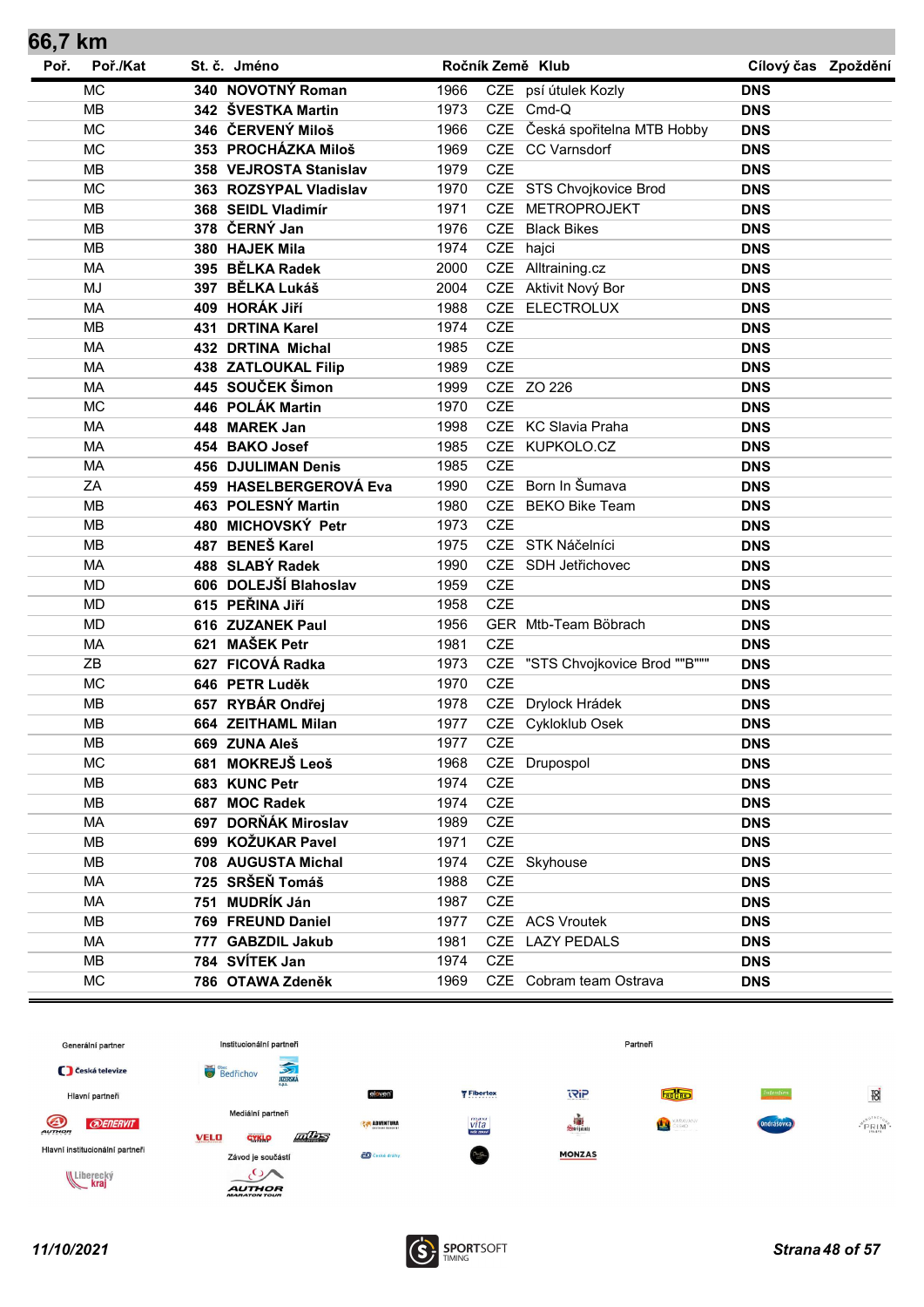## 66,7 km

| Poř. | Poř./Kat | St. č. | Jméno | Ročník | Země | Klub | Cílový čas | Zpoždění |
|---|---|---|---|---|---|---|---|---|
| | MC | 340 | NOVOTNÝ Roman | 1966 | CZE | psí útulek Kozly | DNS | |
| | MB | 342 | ŠVESTKA Martin | 1973 | CZE | Cmd-Q | DNS | |
| | MC | 346 | ČERVENÝ Miloš | 1966 | CZE | Česká spořitelna MTB Hobby | DNS | |
| | MC | 353 | PROCHÁZKA Miloš | 1969 | CZE | CC Varnsdorf | DNS | |
| | MB | 358 | VEJROSTA Stanislav | 1979 | CZE | | DNS | |
| | MC | 363 | ROZSYPAL Vladislav | 1970 | CZE | STS Chvojkovice Brod | DNS | |
| | MB | 368 | SEIDL Vladimír | 1971 | CZE | METROPROJEKT | DNS | |
| | MB | 378 | ČERNÝ Jan | 1976 | CZE | Black Bikes | DNS | |
| | MB | 380 | HAJEK Mila | 1974 | CZE | hajci | DNS | |
| | MA | 395 | BĚLKA Radek | 2000 | CZE | Alltraining.cz | DNS | |
| | MJ | 397 | BĚLKA Lukáš | 2004 | CZE | Aktivit Nový Bor | DNS | |
| | MA | 409 | HORÁK Jiří | 1988 | CZE | ELECTROLUX | DNS | |
| | MB | 431 | DRTINA Karel | 1974 | CZE | | DNS | |
| | MA | 432 | DRTINA Michal | 1985 | CZE | | DNS | |
| | MA | 438 | ZATLOUKAL Filip | 1989 | CZE | | DNS | |
| | MA | 445 | SOUČEK Šimon | 1999 | CZE | ZO 226 | DNS | |
| | MC | 446 | POLÁK Martin | 1970 | CZE | | DNS | |
| | MA | 448 | MAREK Jan | 1998 | CZE | KC Slavia Praha | DNS | |
| | MA | 454 | BAKO Josef | 1985 | CZE | KUPKOLO.CZ | DNS | |
| | MA | 456 | DJULIMAN Denis | 1985 | CZE | | DNS | |
| | ZA | 459 | HASELBERGEROVÁ Eva | 1990 | CZE | Born In Šumava | DNS | |
| | MB | 463 | POLESNÝ Martin | 1980 | CZE | BEKO Bike Team | DNS | |
| | MB | 480 | MICHOVSKÝ Petr | 1973 | CZE | | DNS | |
| | MB | 487 | BENEŠ Karel | 1975 | CZE | STK Náčelníci | DNS | |
| | MA | 488 | SLABÝ Radek | 1990 | CZE | SDH Jetřichovec | DNS | |
| | MD | 606 | DOLEJŠÍ Blahoslav | 1959 | CZE | | DNS | |
| | MD | 615 | PEŘINA Jiří | 1958 | CZE | | DNS | |
| | MD | 616 | ZUZANEK Paul | 1956 | GER | Mtb-Team Böbrach | DNS | |
| | MA | 621 | MAŠEK Petr | 1981 | CZE | | DNS | |
| | ZB | 627 | FICOVÁ Radka | 1973 | CZE | "STS Chvojkovice Brod ""B""" | DNS | |
| | MC | 646 | PETR Luděk | 1970 | CZE | | DNS | |
| | MB | 657 | RYBÁR Ondřej | 1978 | CZE | Drylock Hrádek | DNS | |
| | MB | 664 | ZEITHAML Milan | 1977 | CZE | Cykloklub Osek | DNS | |
| | MB | 669 | ZUNA Aleš | 1977 | CZE | | DNS | |
| | MC | 681 | MOKREJŠ Leoš | 1968 | CZE | Drupospol | DNS | |
| | MB | 683 | KUNC Petr | 1974 | CZE | | DNS | |
| | MB | 687 | MOC Radek | 1974 | CZE | | DNS | |
| | MA | 697 | DORŇÁK Miroslav | 1989 | CZE | | DNS | |
| | MB | 699 | KOŽUKAR Pavel | 1971 | CZE | | DNS | |
| | MB | 708 | AUGUSTA Michal | 1974 | CZE | Skyhouse | DNS | |
| | MA | 725 | SRŠEŇ Tomáš | 1988 | CZE | | DNS | |
| | MA | 751 | MUDRÍK Ján | 1987 | CZE | | DNS | |
| | MB | 769 | FREUND Daniel | 1977 | CZE | ACS Vroutek | DNS | |
| | MA | 777 | GABZDIL Jakub | 1981 | CZE | LAZY PEDALS | DNS | |
| | MB | 784 | SVÍTEK Jan | 1974 | CZE | | DNS | |
| | MC | 786 | OTAWA Zdeněk | 1969 | CZE | Cobram team Ostrava | DNS | |

Generální partner | Institucionální partneři | Partneři

Hlavní partneři

Mediální partneři

Hlavní institucionální partneři

Závod je součástí

11/10/2021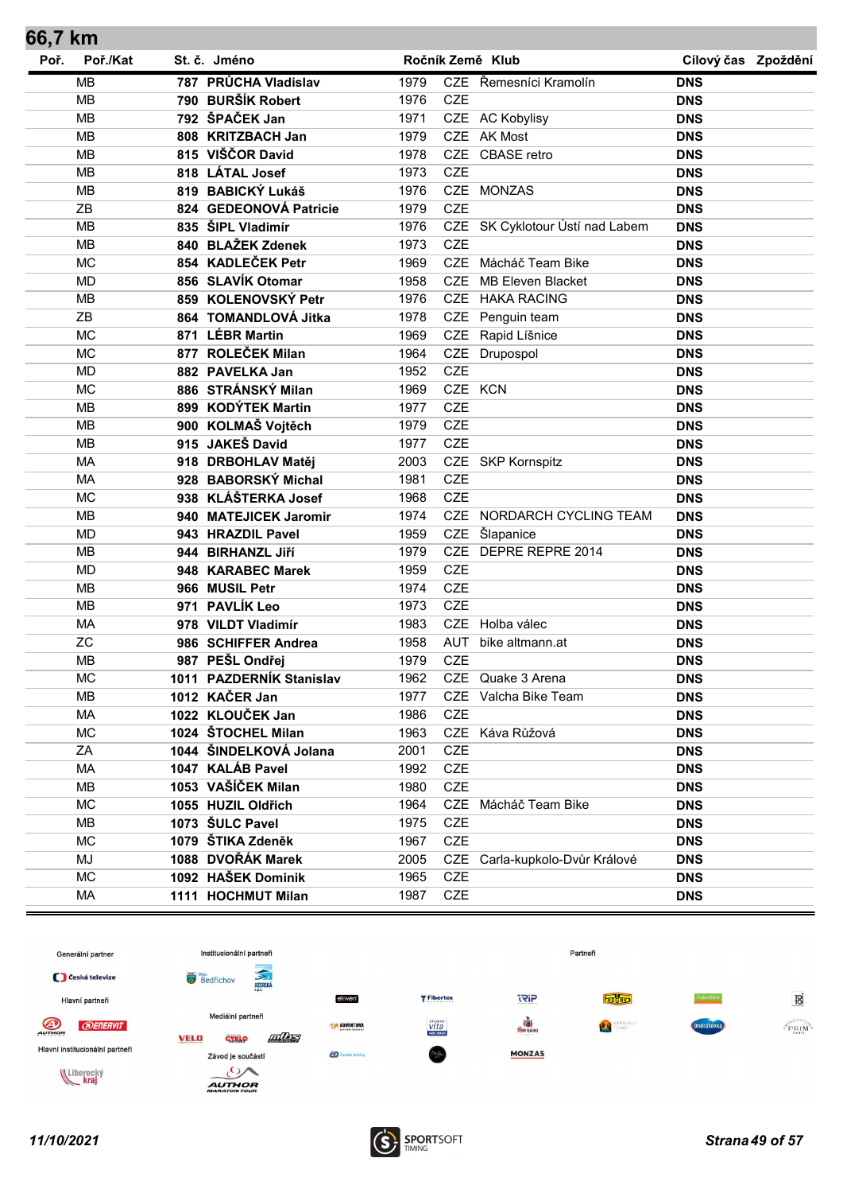## 66,7 km

| Poř. | Poř./Kat | St. č. | Jméno | Ročník | Země | Klub | Cílový čas | Zpoždění |
|---|---|---|---|---|---|---|---|---|
| | MB | 787 | **PRŮCHA Vladislav** | 1979 | CZE | Řemesníci Kramolín | **DNS** | |
| | MB | 790 | **BURŠÍK Robert** | 1976 | CZE | | **DNS** | |
| | MB | 792 | **ŠPAČEK Jan** | 1971 | CZE | AC Kobylisy | **DNS** | |
| | MB | 808 | **KRITZBACH Jan** | 1979 | CZE | AK Most | **DNS** | |
| | MB | 815 | **VIŠČOR David** | 1978 | CZE | CBASE retro | **DNS** | |
| | MB | 818 | **LÁTAL Josef** | 1973 | CZE | | **DNS** | |
| | MB | 819 | **BABICKÝ Lukáš** | 1976 | CZE | MONZAS | **DNS** | |
| | ZB | 824 | **GEDEONOVÁ Patricie** | 1979 | CZE | | **DNS** | |
| | MB | 835 | **ŠIPL Vladimír** | 1976 | CZE | SK Cyklotour Ústí nad Labem | **DNS** | |
| | MB | 840 | **BLAŽEK Zdenek** | 1973 | CZE | | **DNS** | |
| | MC | 854 | **KADLEČEK Petr** | 1969 | CZE | Mácháč Team Bike | **DNS** | |
| | MD | 856 | **SLAVÍK Otomar** | 1958 | CZE | MB Eleven Blacket | **DNS** | |
| | MB | 859 | **KOLENOVSKÝ Petr** | 1976 | CZE | HAKA RACING | **DNS** | |
| | ZB | 864 | **TOMANDLOVÁ Jitka** | 1978 | CZE | Penguin team | **DNS** | |
| | MC | 871 | **LÉBR Martin** | 1969 | CZE | Rapid Líšnice | **DNS** | |
| | MC | 877 | **ROLEČEK Milan** | 1964 | CZE | Drupospol | **DNS** | |
| | MD | 882 | **PAVELKA Jan** | 1952 | CZE | | **DNS** | |
| | MC | 886 | **STRÁNSKÝ Milan** | 1969 | CZE | KCN | **DNS** | |
| | MB | 899 | **KODÝTEK Martin** | 1977 | CZE | | **DNS** | |
| | MB | 900 | **KOLMAŠ Vojtěch** | 1979 | CZE | | **DNS** | |
| | MB | 915 | **JAKEŠ David** | 1977 | CZE | | **DNS** | |
| | MA | 918 | **DRBOHLAV Matěj** | 2003 | CZE | SKP Kornspitz | **DNS** | |
| | MA | 928 | **BABORSKÝ Michal** | 1981 | CZE | | **DNS** | |
| | MC | 938 | **KLÁŠTERKA Josef** | 1968 | CZE | | **DNS** | |
| | MB | 940 | **MATEJICEK Jaromir** | 1974 | CZE | NORDARCH CYCLING TEAM | **DNS** | |
| | MD | 943 | **HRAZDIL Pavel** | 1959 | CZE | Šlapanice | **DNS** | |
| | MB | 944 | **BIRHANZL Jiří** | 1979 | CZE | DEPRE REPRE 2014 | **DNS** | |
| | MD | 948 | **KARABEC Marek** | 1959 | CZE | | **DNS** | |
| | MB | 966 | **MUSIL Petr** | 1974 | CZE | | **DNS** | |
| | MB | 971 | **PAVLÍK Leo** | 1973 | CZE | | **DNS** | |
| | MA | 978 | **VILDT Vladimír** | 1983 | CZE | Holba válec | **DNS** | |
| | ZC | 986 | **SCHIFFER Andrea** | 1958 | AUT | bike altmann.at | **DNS** | |
| | MB | 987 | **PEŠL Ondřej** | 1979 | CZE | | **DNS** | |
| | MC | 1011 | **PAZDERNÍK Stanislav** | 1962 | CZE | Quake 3 Arena | **DNS** | |
| | MB | 1012 | **KAČER Jan** | 1977 | CZE | Valcha Bike Team | **DNS** | |
| | MA | 1022 | **KLOUČEK Jan** | 1986 | CZE | | **DNS** | |
| | MC | 1024 | **ŠTOCHEL Milan** | 1963 | CZE | Káva Růžová | **DNS** | |
| | ZA | 1044 | **ŠINDELKOVÁ Jolana** | 2001 | CZE | | **DNS** | |
| | MA | 1047 | **KALÁB Pavel** | 1992 | CZE | | **DNS** | |
| | MB | 1053 | **VAŠÍČEK Milan** | 1980 | CZE | | **DNS** | |
| | MC | 1055 | **HUZIL Oldřich** | 1964 | CZE | Mácháč Team Bike | **DNS** | |
| | MB | 1073 | **ŠULC Pavel** | 1975 | CZE | | **DNS** | |
| | MC | 1079 | **ŠTIKA Zdeněk** | 1967 | CZE | | **DNS** | |
| | MJ | 1088 | **DVOŘÁK Marek** | 2005 | CZE | Carla-kupkolo-Dvůr Králové | **DNS** | |
| | MC | 1092 | **HAŠEK Dominik** | 1965 | CZE | | **DNS** | |
| | MA | 1111 | **HOCHMUT Milan** | 1987 | CZE | | **DNS** | |

Generální partner · Institucionální partneři · Partneři · Hlavní partneři · Mediální partneři · Hlavní institucionální partneři · Závod je součástí

*11/10/2021*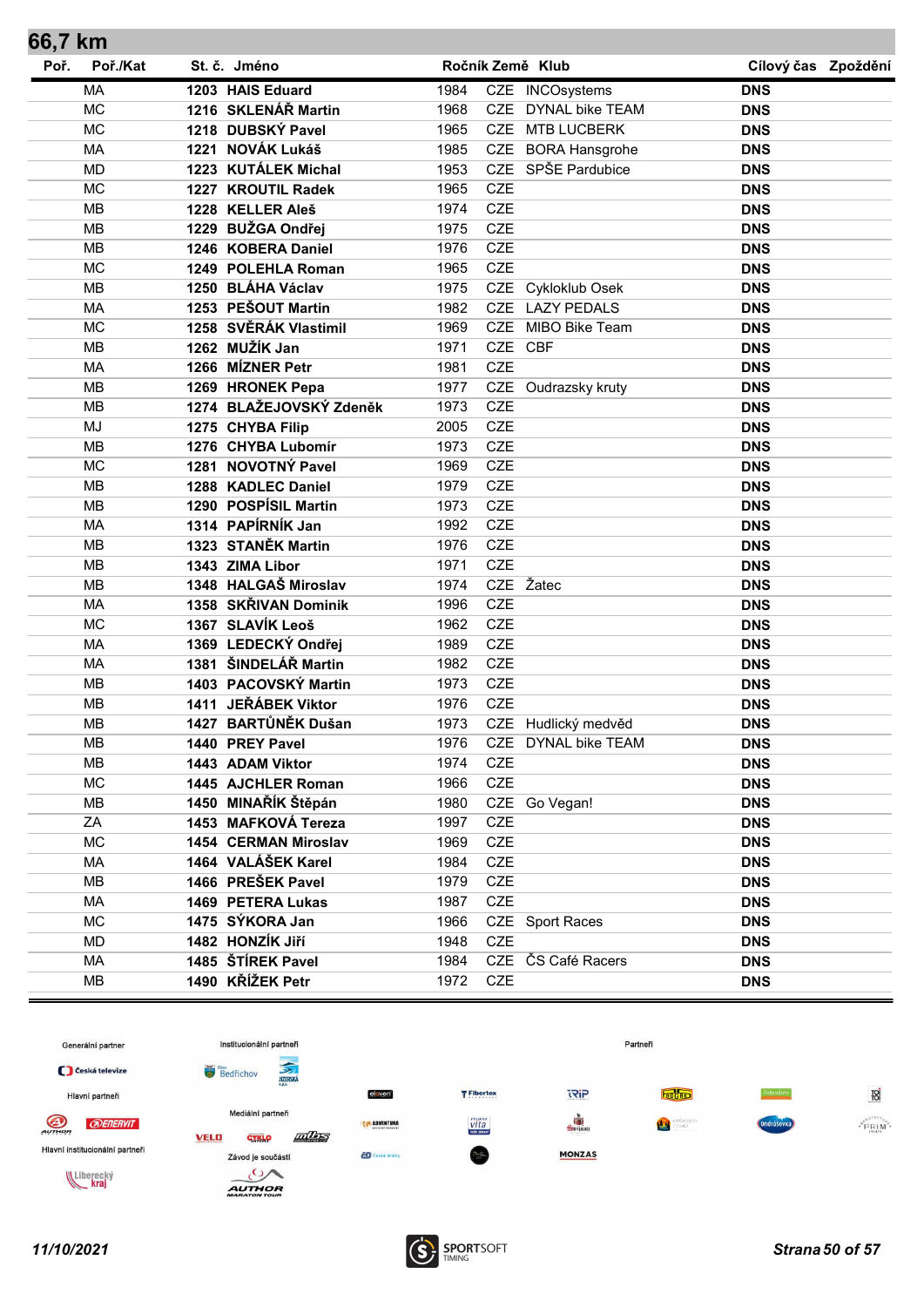## 66,7 km

| Poř. | Poř./Kat | St. č. | Jméno | Ročník | Země | Klub | Cílový čas | Zpoždění |
|---|---|---|---|---|---|---|---|---|
| | MA | 1203 | HAIS Eduard | 1984 | CZE | INCOsystems | DNS | |
| | MC | 1216 | SKLENÁŘ Martin | 1968 | CZE | DYNAL bike TEAM | DNS | |
| | MC | 1218 | DUBSKÝ Pavel | 1965 | CZE | MTB LUCBERK | DNS | |
| | MA | 1221 | NOVÁK Lukáš | 1985 | CZE | BORA Hansgrohe | DNS | |
| | MD | 1223 | KUTÁLEK Michal | 1953 | CZE | SPŠE Pardubice | DNS | |
| | MC | 1227 | KROUTIL Radek | 1965 | CZE | | DNS | |
| | MB | 1228 | KELLER Aleš | 1974 | CZE | | DNS | |
| | MB | 1229 | BUŽGA Ondřej | 1975 | CZE | | DNS | |
| | MB | 1246 | KOBERA Daniel | 1976 | CZE | | DNS | |
| | MC | 1249 | POLEHLA Roman | 1965 | CZE | | DNS | |
| | MB | 1250 | BLÁHA Václav | 1975 | CZE | Cykloklub Osek | DNS | |
| | MA | 1253 | PEŠOUT Martin | 1982 | CZE | LAZY PEDALS | DNS | |
| | MC | 1258 | SVĚRÁK Vlastimil | 1969 | CZE | MIBO Bike Team | DNS | |
| | MB | 1262 | MUŽÍK Jan | 1971 | CZE | CBF | DNS | |
| | MA | 1266 | MÍZNER Petr | 1981 | CZE | | DNS | |
| | MB | 1269 | HRONEK Pepa | 1977 | CZE | Oudrazsky kruty | DNS | |
| | MB | 1274 | BLAŽEJOVSKÝ Zdeněk | 1973 | CZE | | DNS | |
| | MJ | 1275 | CHYBA Filip | 2005 | CZE | | DNS | |
| | MB | 1276 | CHYBA Lubomír | 1973 | CZE | | DNS | |
| | MC | 1281 | NOVOTNÝ Pavel | 1969 | CZE | | DNS | |
| | MB | 1288 | KADLEC Daniel | 1979 | CZE | | DNS | |
| | MB | 1290 | POSPÍSIL Martin | 1973 | CZE | | DNS | |
| | MA | 1314 | PAPÍRNÍK Jan | 1992 | CZE | | DNS | |
| | MB | 1323 | STANĚK Martin | 1976 | CZE | | DNS | |
| | MB | 1343 | ZIMA Libor | 1971 | CZE | | DNS | |
| | MB | 1348 | HALGAŠ Miroslav | 1974 | CZE | Žatec | DNS | |
| | MA | 1358 | SKŘIVAN Dominik | 1996 | CZE | | DNS | |
| | MC | 1367 | SLAVÍK Leoš | 1962 | CZE | | DNS | |
| | MA | 1369 | LEDECKÝ Ondřej | 1989 | CZE | | DNS | |
| | MA | 1381 | ŠINDELÁŘ Martin | 1982 | CZE | | DNS | |
| | MB | 1403 | PACOVSKÝ Martin | 1973 | CZE | | DNS | |
| | MB | 1411 | JEŘÁBEK Viktor | 1976 | CZE | | DNS | |
| | MB | 1427 | BARTŮNĚK Dušan | 1973 | CZE | Hudlický medvěd | DNS | |
| | MB | 1440 | PREY Pavel | 1976 | CZE | DYNAL bike TEAM | DNS | |
| | MB | 1443 | ADAM Viktor | 1974 | CZE | | DNS | |
| | MC | 1445 | AJCHLER Roman | 1966 | CZE | | DNS | |
| | MB | 1450 | MINAŘÍK Štěpán | 1980 | CZE | Go Vegan! | DNS | |
| | ZA | 1453 | MAFKOVÁ Tereza | 1997 | CZE | | DNS | |
| | MC | 1454 | CERMAN Miroslav | 1969 | CZE | | DNS | |
| | MA | 1464 | VALÁŠEK Karel | 1984 | CZE | | DNS | |
| | MB | 1466 | PREŠEK Pavel | 1979 | CZE | | DNS | |
| | MA | 1469 | PETERA Lukas | 1987 | CZE | | DNS | |
| | MC | 1475 | SÝKORA Jan | 1966 | CZE | Sport Races | DNS | |
| | MD | 1482 | HONZÍK Jiří | 1948 | CZE | | DNS | |
| | MA | 1485 | ŠTÍREK Pavel | 1984 | CZE | ČS Café Racers | DNS | |
| | MB | 1490 | KŘÍŽEK Petr | 1972 | CZE | | DNS | |

Generální partner · Institucionální partneři · Partneři · Hlavní partneři · Mediální partneři · Hlavní institucionální partneři · Závod je součástí

11/10/2021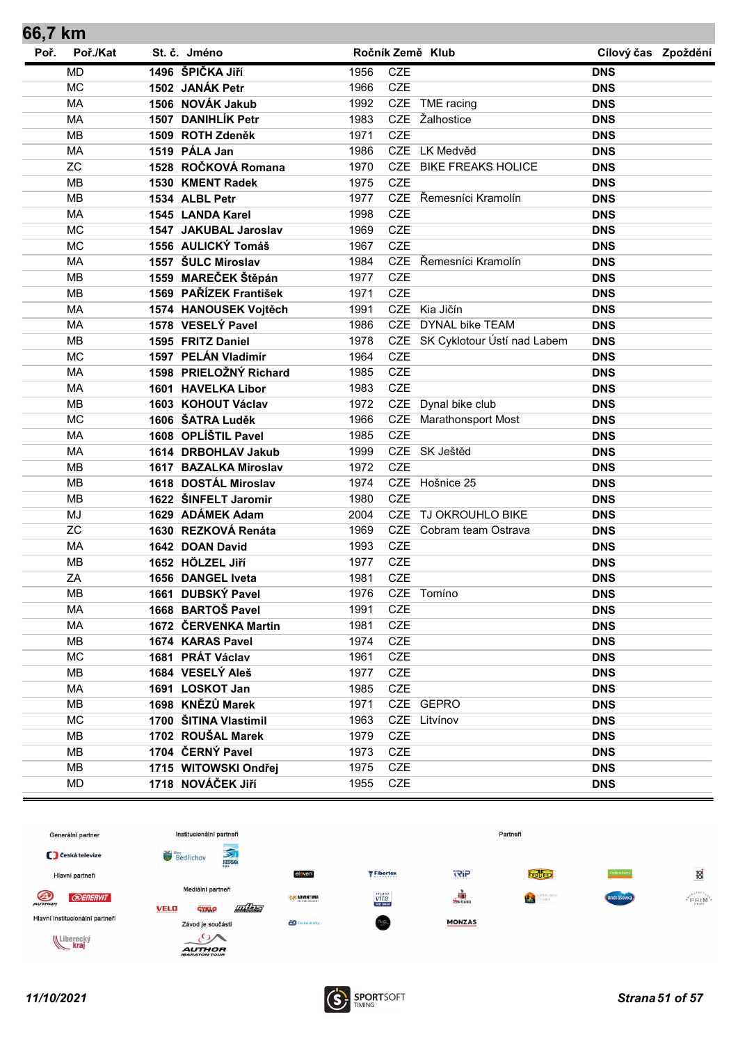## 66,7 km

| Poř. | Poř./Kat | St. č. | Jméno | Ročník | Země | Klub | Cílový čas | Zpoždění |
|---|---|---|---|---|---|---|---|---|
| | MD | 1496 | **ŠPIČKA Jiří** | 1956 | CZE | | **DNS** | |
| | MC | 1502 | **JANÁK Petr** | 1966 | CZE | | **DNS** | |
| | MA | 1506 | **NOVÁK Jakub** | 1992 | CZE | TME racing | **DNS** | |
| | MA | 1507 | **DANIHLÍK Petr** | 1983 | CZE | Žalhostice | **DNS** | |
| | MB | 1509 | **ROTH Zdeněk** | 1971 | CZE | | **DNS** | |
| | MA | 1519 | **PÁLA Jan** | 1986 | CZE | LK Medvěd | **DNS** | |
| | ZC | 1528 | **ROČKOVÁ Romana** | 1970 | CZE | BIKE FREAKS HOLICE | **DNS** | |
| | MB | 1530 | **KMENT Radek** | 1975 | CZE | | **DNS** | |
| | MB | 1534 | **ALBL Petr** | 1977 | CZE | Řemesníci Kramolín | **DNS** | |
| | MA | 1545 | **LANDA Karel** | 1998 | CZE | | **DNS** | |
| | MC | 1547 | **JAKUBAL Jaroslav** | 1969 | CZE | | **DNS** | |
| | MC | 1556 | **AULICKÝ Tomáš** | 1967 | CZE | | **DNS** | |
| | MA | 1557 | **ŠULC Miroslav** | 1984 | CZE | Řemesníci Kramolín | **DNS** | |
| | MB | 1559 | **MAREČEK Štěpán** | 1977 | CZE | | **DNS** | |
| | MB | 1569 | **PAŘÍZEK František** | 1971 | CZE | | **DNS** | |
| | MA | 1574 | **HANOUSEK Vojtěch** | 1991 | CZE | Kia Jičín | **DNS** | |
| | MA | 1578 | **VESELÝ Pavel** | 1986 | CZE | DYNAL bike TEAM | **DNS** | |
| | MB | 1595 | **FRITZ Daniel** | 1978 | CZE | SK Cyklotour Ústí nad Labem | **DNS** | |
| | MC | 1597 | **PELÁN Vladimír** | 1964 | CZE | | **DNS** | |
| | MA | 1598 | **PRIELOŽNÝ Richard** | 1985 | CZE | | **DNS** | |
| | MA | 1601 | **HAVELKA Libor** | 1983 | CZE | | **DNS** | |
| | MB | 1603 | **KOHOUT Václav** | 1972 | CZE | Dynal bike club | **DNS** | |
| | MC | 1606 | **ŠATRA Luděk** | 1966 | CZE | Marathonsport Most | **DNS** | |
| | MA | 1608 | **OPLÍŠTIL Pavel** | 1985 | CZE | | **DNS** | |
| | MA | 1614 | **DRBOHLAV Jakub** | 1999 | CZE | SK Ještěd | **DNS** | |
| | MB | 1617 | **BAZALKA Miroslav** | 1972 | CZE | | **DNS** | |
| | MB | 1618 | **DOSTÁL Miroslav** | 1974 | CZE | Hošnice 25 | **DNS** | |
| | MB | 1622 | **ŠINFELT Jaromir** | 1980 | CZE | | **DNS** | |
| | MJ | 1629 | **ADÁMEK Adam** | 2004 | CZE | TJ OKROUHLO BIKE | **DNS** | |
| | ZC | 1630 | **REZKOVÁ Renáta** | 1969 | CZE | Cobram team Ostrava | **DNS** | |
| | MA | 1642 | **DOAN David** | 1993 | CZE | | **DNS** | |
| | MB | 1652 | **HÖLZEL Jiří** | 1977 | CZE | | **DNS** | |
| | ZA | 1656 | **DANGEL Iveta** | 1981 | CZE | | **DNS** | |
| | MB | 1661 | **DUBSKÝ Pavel** | 1976 | CZE | Tomíno | **DNS** | |
| | MA | 1668 | **BARTOŠ Pavel** | 1991 | CZE | | **DNS** | |
| | MA | 1672 | **ČERVENKA Martin** | 1981 | CZE | | **DNS** | |
| | MB | 1674 | **KARAS Pavel** | 1974 | CZE | | **DNS** | |
| | MC | 1681 | **PRÁT Václav** | 1961 | CZE | | **DNS** | |
| | MB | 1684 | **VESELÝ Aleš** | 1977 | CZE | | **DNS** | |
| | MA | 1691 | **LOSKOT Jan** | 1985 | CZE | | **DNS** | |
| | MB | 1698 | **KNĚZŮ Marek** | 1971 | CZE | GEPRO | **DNS** | |
| | MC | 1700 | **ŠITINA Vlastimil** | 1963 | CZE | Litvínov | **DNS** | |
| | MB | 1702 | **ROUŠAL Marek** | 1979 | CZE | | **DNS** | |
| | MB | 1704 | **ČERNÝ Pavel** | 1973 | CZE | | **DNS** | |
| | MB | 1715 | **WITOWSKI Ondřej** | 1975 | CZE | | **DNS** | |
| | MD | 1718 | **NOVÁČEK Jiří** | 1955 | CZE | | **DNS** | |

Generální partner · Institucionální partneři · Partneři · Hlavní partneři · Mediální partneři · Hlavní institucionální partneři · Závod je součástí

*11/10/2021*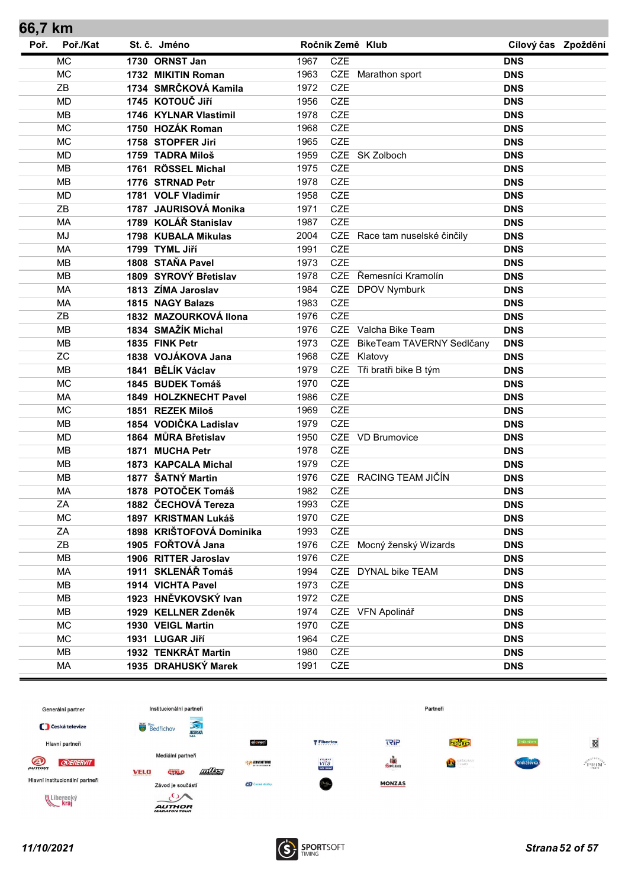## 66,7 km

| Poř. | Poř./Kat | St. č. | Jméno | Ročník | Země | Klub | Cílový čas | Zpoždění |
|---|---|---|---|---|---|---|---|---|
| | MC | 1730 | **ORNST Jan** | 1967 | CZE | | **DNS** | |
| | MC | 1732 | **MIKITIN Roman** | 1963 | CZE | Marathon sport | **DNS** | |
| | ZB | 1734 | **SMRČKOVÁ Kamila** | 1972 | CZE | | **DNS** | |
| | MD | 1745 | **KOTOUČ Jiří** | 1956 | CZE | | **DNS** | |
| | MB | 1746 | **KYLNAR Vlastimil** | 1978 | CZE | | **DNS** | |
| | MC | 1750 | **HOZÁK Roman** | 1968 | CZE | | **DNS** | |
| | MC | 1758 | **STOPFER Jiri** | 1965 | CZE | | **DNS** | |
| | MD | 1759 | **TADRA Miloš** | 1959 | CZE | SK Zolboch | **DNS** | |
| | MB | 1761 | **RÖSSEL Michal** | 1975 | CZE | | **DNS** | |
| | MB | 1776 | **STRNAD Petr** | 1978 | CZE | | **DNS** | |
| | MD | 1781 | **VOLF Vladimír** | 1958 | CZE | | **DNS** | |
| | ZB | 1787 | **JAURISOVÁ Monika** | 1971 | CZE | | **DNS** | |
| | MA | 1789 | **KOLÁŘ Stanislav** | 1987 | CZE | | **DNS** | |
| | MJ | 1798 | **KUBALA Mikulas** | 2004 | CZE | Race tam nuselské činčily | **DNS** | |
| | MA | 1799 | **TYML Jiří** | 1991 | CZE | | **DNS** | |
| | MB | 1808 | **STAŇA Pavel** | 1973 | CZE | | **DNS** | |
| | MB | 1809 | **SYROVÝ Břetislav** | 1978 | CZE | Řemesníci Kramolín | **DNS** | |
| | MA | 1813 | **ZÍMA Jaroslav** | 1984 | CZE | DPOV Nymburk | **DNS** | |
| | MA | 1815 | **NAGY Balazs** | 1983 | CZE | | **DNS** | |
| | ZB | 1832 | **MAZOURKOVÁ Ilona** | 1976 | CZE | | **DNS** | |
| | MB | 1834 | **SMAŽÍK Michal** | 1976 | CZE | Valcha Bike Team | **DNS** | |
| | MB | 1835 | **FINK Petr** | 1973 | CZE | BikeTeam TAVERNY Sedlčany | **DNS** | |
| | ZC | 1838 | **VOJÁKOVA Jana** | 1968 | CZE | Klatovy | **DNS** | |
| | MB | 1841 | **BĚLÍK Václav** | 1979 | CZE | Tři bratři bike B tým | **DNS** | |
| | MC | 1845 | **BUDEK Tomáš** | 1970 | CZE | | **DNS** | |
| | MA | 1849 | **HOLZKNECHT Pavel** | 1986 | CZE | | **DNS** | |
| | MC | 1851 | **REZEK Miloš** | 1969 | CZE | | **DNS** | |
| | MB | 1854 | **VODIČKA Ladislav** | 1979 | CZE | | **DNS** | |
| | MD | 1864 | **MŮRA Břetislav** | 1950 | CZE | VD Brumovice | **DNS** | |
| | MB | 1871 | **MUCHA Petr** | 1978 | CZE | | **DNS** | |
| | MB | 1873 | **KAPCALA Michal** | 1979 | CZE | | **DNS** | |
| | MB | 1877 | **ŠATNÝ Martin** | 1976 | CZE | RACING TEAM JIČÍN | **DNS** | |
| | MA | 1878 | **POTOČEK Tomáš** | 1982 | CZE | | **DNS** | |
| | ZA | 1882 | **ČECHOVÁ Tereza** | 1993 | CZE | | **DNS** | |
| | MC | 1897 | **KRISTMAN Lukáš** | 1970 | CZE | | **DNS** | |
| | ZA | 1898 | **KRIŠTOFOVÁ Dominika** | 1993 | CZE | | **DNS** | |
| | ZB | 1905 | **FOŘTOVÁ Jana** | 1976 | CZE | Mocný ženský Wizards | **DNS** | |
| | MB | 1906 | **RITTER Jaroslav** | 1976 | CZE | | **DNS** | |
| | MA | 1911 | **SKLENÁŘ Tomáš** | 1994 | CZE | DYNAL bike TEAM | **DNS** | |
| | MB | 1914 | **VICHTA Pavel** | 1973 | CZE | | **DNS** | |
| | MB | 1923 | **HNĚVKOVSKÝ Ivan** | 1972 | CZE | | **DNS** | |
| | MB | 1929 | **KELLNER Zdeněk** | 1974 | CZE | VFN Apolinář | **DNS** | |
| | MC | 1930 | **VEIGL Martin** | 1970 | CZE | | **DNS** | |
| | MC | 1931 | **LUGAR Jiří** | 1964 | CZE | | **DNS** | |
| | MB | 1932 | **TENKRÁT Martin** | 1980 | CZE | | **DNS** | |
| | MA | 1935 | **DRAHUSKÝ Marek** | 1991 | CZE | | **DNS** | |

Generální partner — Česká televize
Hlavní partneři — AUTHOR, ENERVIT
Hlavní institucionální partneři — Liberecký kraj
Institucionální partneři — Obec Bedřichov, Jizerská o.p.s.
Mediální partneři — VELO, CYKLO, mtbs
Závod je součástí — AUTHOR MARATON TOUR
Partneři — eleven, Fibertex, TRIP, ADVENTURA, vita, České dráhy, MONZAS, Ondrášovka, PRIM

*11/10/2021*

SPORTSOFT TIMING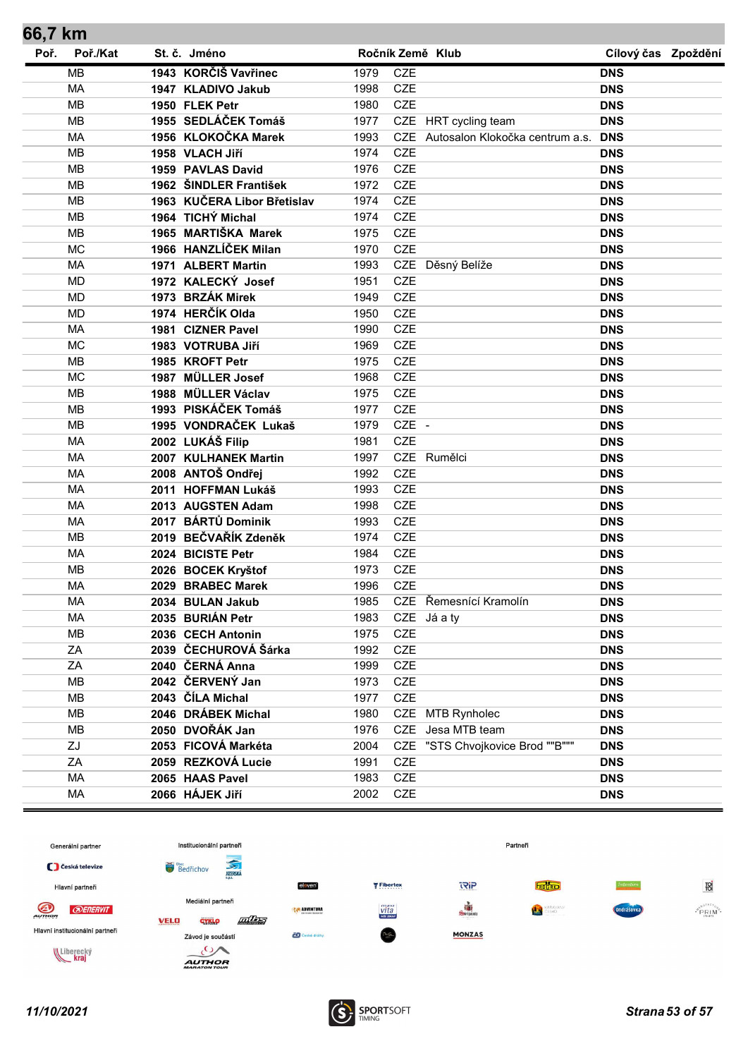## 66,7 km

| Poř. | Poř./Kat | St. č. | Jméno | Ročník | Země | Klub | Cílový čas | Zpoždění |
|---|---|---|---|---|---|---|---|---|
| | MB | 1943 | KORČIŠ Vavřinec | 1979 | CZE | | DNS | |
| | MA | 1947 | KLADIVO Jakub | 1998 | CZE | | DNS | |
| | MB | 1950 | FLEK Petr | 1980 | CZE | | DNS | |
| | MB | 1955 | SEDLÁČEK Tomáš | 1977 | CZE | HRT cycling team | DNS | |
| | MA | 1956 | KLOKOČKA Marek | 1993 | CZE | Autosalon Klokočka centrum a.s. | DNS | |
| | MB | 1958 | VLACH Jiří | 1974 | CZE | | DNS | |
| | MB | 1959 | PAVLAS David | 1976 | CZE | | DNS | |
| | MB | 1962 | ŠINDLER František | 1972 | CZE | | DNS | |
| | MB | 1963 | KUČERA Libor Břetislav | 1974 | CZE | | DNS | |
| | MB | 1964 | TICHÝ Michal | 1974 | CZE | | DNS | |
| | MB | 1965 | MARTIŠKA Marek | 1975 | CZE | | DNS | |
| | MC | 1966 | HANZLÍČEK Milan | 1970 | CZE | | DNS | |
| | MA | 1971 | ALBERT Martin | 1993 | CZE | Děsný Belíže | DNS | |
| | MD | 1972 | KALECKÝ Josef | 1951 | CZE | | DNS | |
| | MD | 1973 | BRZÁK Mirek | 1949 | CZE | | DNS | |
| | MD | 1974 | HERČÍK Olda | 1950 | CZE | | DNS | |
| | MA | 1981 | CIZNER Pavel | 1990 | CZE | | DNS | |
| | MC | 1983 | VOTRUBA Jiří | 1969 | CZE | | DNS | |
| | MB | 1985 | KROFT Petr | 1975 | CZE | | DNS | |
| | MC | 1987 | MÜLLER Josef | 1968 | CZE | | DNS | |
| | MB | 1988 | MÜLLER Václav | 1975 | CZE | | DNS | |
| | MB | 1993 | PISKÁČEK Tomáš | 1977 | CZE | | DNS | |
| | MB | 1995 | VONDRAČEK Lukaš | 1979 | CZE | - | DNS | |
| | MA | 2002 | LUKÁŠ Filip | 1981 | CZE | | DNS | |
| | MA | 2007 | KULHANEK Martin | 1997 | CZE | Rumělci | DNS | |
| | MA | 2008 | ANTOŠ Ondřej | 1992 | CZE | | DNS | |
| | MA | 2011 | HOFFMAN Lukáš | 1993 | CZE | | DNS | |
| | MA | 2013 | AUGSTEN Adam | 1998 | CZE | | DNS | |
| | MA | 2017 | BÁRTŮ Dominik | 1993 | CZE | | DNS | |
| | MB | 2019 | BEČVAŘÍK Zdeněk | 1974 | CZE | | DNS | |
| | MA | 2024 | BICISTE Petr | 1984 | CZE | | DNS | |
| | MB | 2026 | BOCEK Kryštof | 1973 | CZE | | DNS | |
| | MA | 2029 | BRABEC Marek | 1996 | CZE | | DNS | |
| | MA | 2034 | BULAN Jakub | 1985 | CZE | Řemesnící Kramolín | DNS | |
| | MA | 2035 | BURIÁN Petr | 1983 | CZE | Já a ty | DNS | |
| | MB | 2036 | CECH Antonin | 1975 | CZE | | DNS | |
| | ZA | 2039 | ČECHUROVÁ Šárka | 1992 | CZE | | DNS | |
| | ZA | 2040 | ČERNÁ Anna | 1999 | CZE | | DNS | |
| | MB | 2042 | ČERVENÝ Jan | 1973 | CZE | | DNS | |
| | MB | 2043 | ČÍLA Michal | 1977 | CZE | | DNS | |
| | MB | 2046 | DRÁBEK Michal | 1980 | CZE | MTB Rynholec | DNS | |
| | MB | 2050 | DVOŘÁK Jan | 1976 | CZE | Jesa MTB team | DNS | |
| | ZJ | 2053 | FICOVÁ Markéta | 2004 | CZE | "STS Chvojkovice Brod ""B""" | DNS | |
| | ZA | 2059 | REZKOVÁ Lucie | 1991 | CZE | | DNS | |
| | MA | 2065 | HAAS Pavel | 1983 | CZE | | DNS | |
| | MA | 2066 | HÁJEK Jiří | 2002 | CZE | | DNS | |

Generální partner — Česká televize
Hlavní partneři — Author, Enervit
Hlavní institucionální partneři — Liberecký kraj
Institucionální partneři — Obec Bedřichov, Jizerská o.p.s.
Mediální partneři — Velo, Cykloturistika, MTBS
Závod je součástí — Author Maraton Tour
Partneři

11/10/2021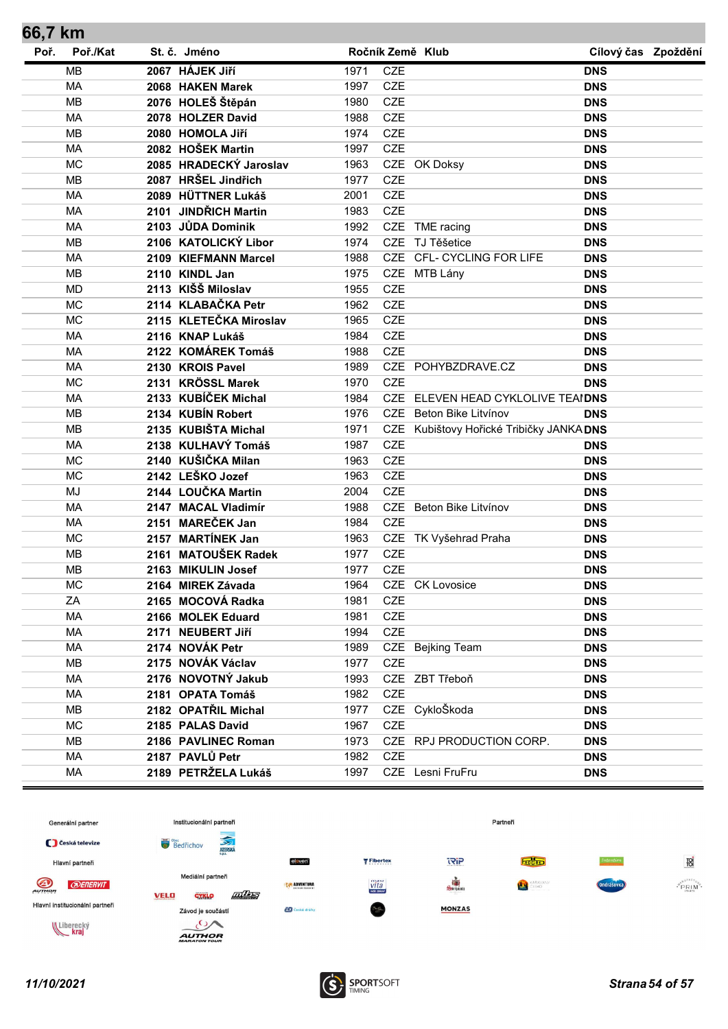## 66,7 km

| Poř. | Poř./Kat | St. č. | Jméno | Ročník | Země | Klub | Cílový čas | Zpoždění |
|---|---|---|---|---|---|---|---|---|
| | MB | 2067 | HÁJEK Jiří | 1971 | CZE | | DNS | |
| | MA | 2068 | HAKEN Marek | 1997 | CZE | | DNS | |
| | MB | 2076 | HOLEŠ Štěpán | 1980 | CZE | | DNS | |
| | MA | 2078 | HOLZER David | 1988 | CZE | | DNS | |
| | MB | 2080 | HOMOLA Jiří | 1974 | CZE | | DNS | |
| | MA | 2082 | HOŠEK Martin | 1997 | CZE | | DNS | |
| | MC | 2085 | HRADECKÝ Jaroslav | 1963 | CZE | OK Doksy | DNS | |
| | MB | 2087 | HRŠEL Jindřich | 1977 | CZE | | DNS | |
| | MA | 2089 | HÜTTNER Lukáš | 2001 | CZE | | DNS | |
| | MA | 2101 | JINDŘICH Martin | 1983 | CZE | | DNS | |
| | MA | 2103 | JŮDA Dominik | 1992 | CZE | TME racing | DNS | |
| | MB | 2106 | KATOLICKÝ Libor | 1974 | CZE | TJ Těšetice | DNS | |
| | MA | 2109 | KIEFMANN Marcel | 1988 | CZE | CFL- CYCLING FOR LIFE | DNS | |
| | MB | 2110 | KINDL Jan | 1975 | CZE | MTB Lány | DNS | |
| | MD | 2113 | KIŠŠ Miloslav | 1955 | CZE | | DNS | |
| | MC | 2114 | KLABAČKA Petr | 1962 | CZE | | DNS | |
| | MC | 2115 | KLETEČKA Miroslav | 1965 | CZE | | DNS | |
| | MA | 2116 | KNAP Lukáš | 1984 | CZE | | DNS | |
| | MA | 2122 | KOMÁREK Tomáš | 1988 | CZE | | DNS | |
| | MA | 2130 | KROIS Pavel | 1989 | CZE | POHYBZDRAVE.CZ | DNS | |
| | MC | 2131 | KRÖSSL Marek | 1970 | CZE | | DNS | |
| | MA | 2133 | KUBÍČEK Michal | 1984 | CZE | ELEVEN HEAD CYKLOLIVE TEAM | DNS | |
| | MB | 2134 | KUBÍN Robert | 1976 | CZE | Beton Bike Litvínov | DNS | |
| | MB | 2135 | KUBIŠTA Michal | 1971 | CZE | Kubištovy Hořické Tribičky JANKA | DNS | |
| | MA | 2138 | KULHAVÝ Tomáš | 1987 | CZE | | DNS | |
| | MC | 2140 | KUŠIČKA Milan | 1963 | CZE | | DNS | |
| | MC | 2142 | LEŠKO Jozef | 1963 | CZE | | DNS | |
| | MJ | 2144 | LOUČKA Martin | 2004 | CZE | | DNS | |
| | MA | 2147 | MACAL Vladimír | 1988 | CZE | Beton Bike Litvínov | DNS | |
| | MA | 2151 | MAREČEK Jan | 1984 | CZE | | DNS | |
| | MC | 2157 | MARTÍNEK Jan | 1963 | CZE | TK Vyšehrad Praha | DNS | |
| | MB | 2161 | MATOUŠEK Radek | 1977 | CZE | | DNS | |
| | MB | 2163 | MIKULIN Josef | 1977 | CZE | | DNS | |
| | MC | 2164 | MIREK Závada | 1964 | CZE | CK Lovosice | DNS | |
| | ZA | 2165 | MOCOVÁ Radka | 1981 | CZE | | DNS | |
| | MA | 2166 | MOLEK Eduard | 1981 | CZE | | DNS | |
| | MA | 2171 | NEUBERT Jiří | 1994 | CZE | | DNS | |
| | MA | 2174 | NOVÁK Petr | 1989 | CZE | Bejking Team | DNS | |
| | MB | 2175 | NOVÁK Václav | 1977 | CZE | | DNS | |
| | MA | 2176 | NOVOTNÝ Jakub | 1993 | CZE | ZBT Třeboň | DNS | |
| | MA | 2181 | OPATA Tomáš | 1982 | CZE | | DNS | |
| | MB | 2182 | OPATŘIL Michal | 1977 | CZE | CykloŠkoda | DNS | |
| | MC | 2185 | PALAS David | 1967 | CZE | | DNS | |
| | MB | 2186 | PAVLINEC Roman | 1973 | CZE | RPJ PRODUCTION CORP. | DNS | |
| | MA | 2187 | PAVLŮ Petr | 1982 | CZE | | DNS | |
| | MA | 2189 | PETRŽELA Lukáš | 1997 | CZE | Lesni FruFru | DNS | |

Generální partner · Česká televize

Hlavní partneři · AUTHOR · ENERVIT

Hlavní institucionální partneři · Liberecký kraj

Institucionální partneři · Bedřichov · JIZERSKÁ o.p.s.

Mediální partneři · VELO · CYKLO · mtbs

Závod je součástí · AUTHOR MARATON TOUR

Partneři · eleven · Fibertex · TRIP · ADVENTURA · vita · České dráhy · MONZAS · Ondrášovka · PRIM

11/10/2021

SPORTSOFT TIMING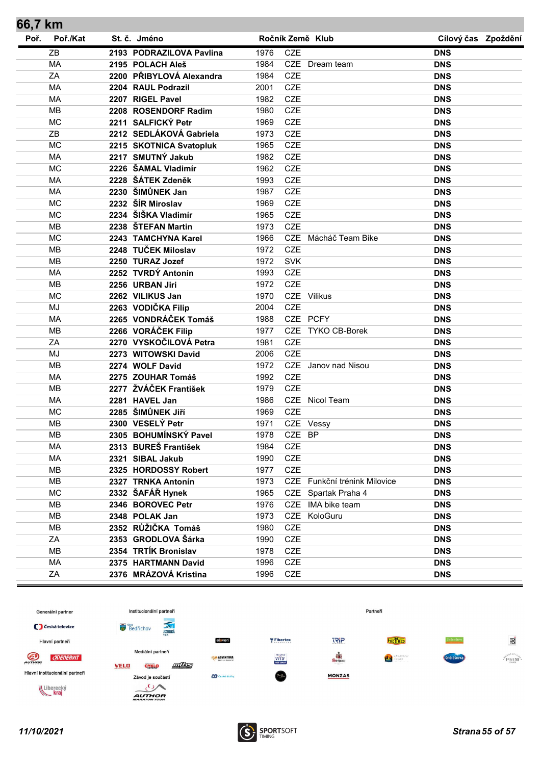## 66,7 km

| Poř. | Poř./Kat | St. č. | Jméno | Ročník | Země | Klub | Cílový čas | Zpoždění |
|---|---|---|---|---|---|---|---|---|
| | ZB | 2193 | PODRAZILOVA Pavlina | 1976 | CZE | | DNS | |
| | MA | 2195 | POLACH Aleš | 1984 | CZE | Dream team | DNS | |
| | ZA | 2200 | PŘIBYLOVÁ Alexandra | 1984 | CZE | | DNS | |
| | MA | 2204 | RAUL Podrazil | 2001 | CZE | | DNS | |
| | MA | 2207 | RIGEL Pavel | 1982 | CZE | | DNS | |
| | MB | 2208 | ROSENDORF Radim | 1980 | CZE | | DNS | |
| | MC | 2211 | SALFICKÝ Petr | 1969 | CZE | | DNS | |
| | ZB | 2212 | SEDLÁKOVÁ Gabriela | 1973 | CZE | | DNS | |
| | MC | 2215 | SKOTNICA Svatopluk | 1965 | CZE | | DNS | |
| | MA | 2217 | SMUTNÝ Jakub | 1982 | CZE | | DNS | |
| | MC | 2226 | ŠAMAL Vladimír | 1962 | CZE | | DNS | |
| | MA | 2228 | ŠÁTEK Zdeněk | 1993 | CZE | | DNS | |
| | MA | 2230 | ŠIMŮNEK Jan | 1987 | CZE | | DNS | |
| | MC | 2232 | ŠÍR Miroslav | 1969 | CZE | | DNS | |
| | MC | 2234 | ŠIŠKA Vladimír | 1965 | CZE | | DNS | |
| | MB | 2238 | ŠTEFAN Martin | 1973 | CZE | | DNS | |
| | MC | 2243 | TAMCHYNA Karel | 1966 | CZE | Mácháč Team Bike | DNS | |
| | MB | 2248 | TUČEK Miloslav | 1972 | CZE | | DNS | |
| | MB | 2250 | TURAZ Jozef | 1972 | SVK | | DNS | |
| | MA | 2252 | TVRDÝ Antonín | 1993 | CZE | | DNS | |
| | MB | 2256 | URBAN Jiri | 1972 | CZE | | DNS | |
| | MC | 2262 | VILIKUS Jan | 1970 | CZE | Vilikus | DNS | |
| | MJ | 2263 | VODIČKA Filip | 2004 | CZE | | DNS | |
| | MA | 2265 | VONDRÁČEK Tomáš | 1988 | CZE | PCFY | DNS | |
| | MB | 2266 | VORÁČEK Filip | 1977 | CZE | TYKO CB-Borek | DNS | |
| | ZA | 2270 | VYSKOČILOVÁ Petra | 1981 | CZE | | DNS | |
| | MJ | 2273 | WITOWSKI David | 2006 | CZE | | DNS | |
| | MB | 2274 | WOLF David | 1972 | CZE | Janov nad Nisou | DNS | |
| | MA | 2275 | ZOUHAR Tomáš | 1992 | CZE | | DNS | |
| | MB | 2277 | ŽVÁČEK František | 1979 | CZE | | DNS | |
| | MA | 2281 | HAVEL Jan | 1986 | CZE | Nicol Team | DNS | |
| | MC | 2285 | ŠIMŮNEK Jiří | 1969 | CZE | | DNS | |
| | MB | 2300 | VESELÝ Petr | 1971 | CZE | Vessy | DNS | |
| | MB | 2305 | BOHUMÍNSKÝ Pavel | 1978 | CZE | BP | DNS | |
| | MA | 2313 | BUREŠ František | 1984 | CZE | | DNS | |
| | MA | 2321 | SIBAL Jakub | 1990 | CZE | | DNS | |
| | MB | 2325 | HORDOSSY Robert | 1977 | CZE | | DNS | |
| | MB | 2327 | TRNKA Antonín | 1973 | CZE | Funkční trénink Milovice | DNS | |
| | MC | 2332 | ŠAFÁŘ Hynek | 1965 | CZE | Spartak Praha 4 | DNS | |
| | MB | 2346 | BOROVEC Petr | 1976 | CZE | IMA bike team | DNS | |
| | MB | 2348 | POLAK Jan | 1973 | CZE | KoloGuru | DNS | |
| | MB | 2352 | RŮŽIČKA Tomáš | 1980 | CZE | | DNS | |
| | ZA | 2353 | GRODLOVA Šárka | 1990 | CZE | | DNS | |
| | MB | 2354 | TRTÍK Bronislav | 1978 | CZE | | DNS | |
| | MA | 2375 | HARTMANN David | 1996 | CZE | | DNS | |
| | ZA | 2376 | MRÁZOVÁ Kristina | 1996 | CZE | | DNS | |

Generální partner — Česká televize
Hlavní partneři — AUTHOR, ENERVIT
Hlavní institucionální partneři — Liberecký kraj
Institucionální partneři — Bedřichov, Jizerská o.p.s.
Mediální partneři — VELO, CYKLO, MTBS
Závod je součástí — AUTHOR Maraton Tour
Partneři

11/10/2021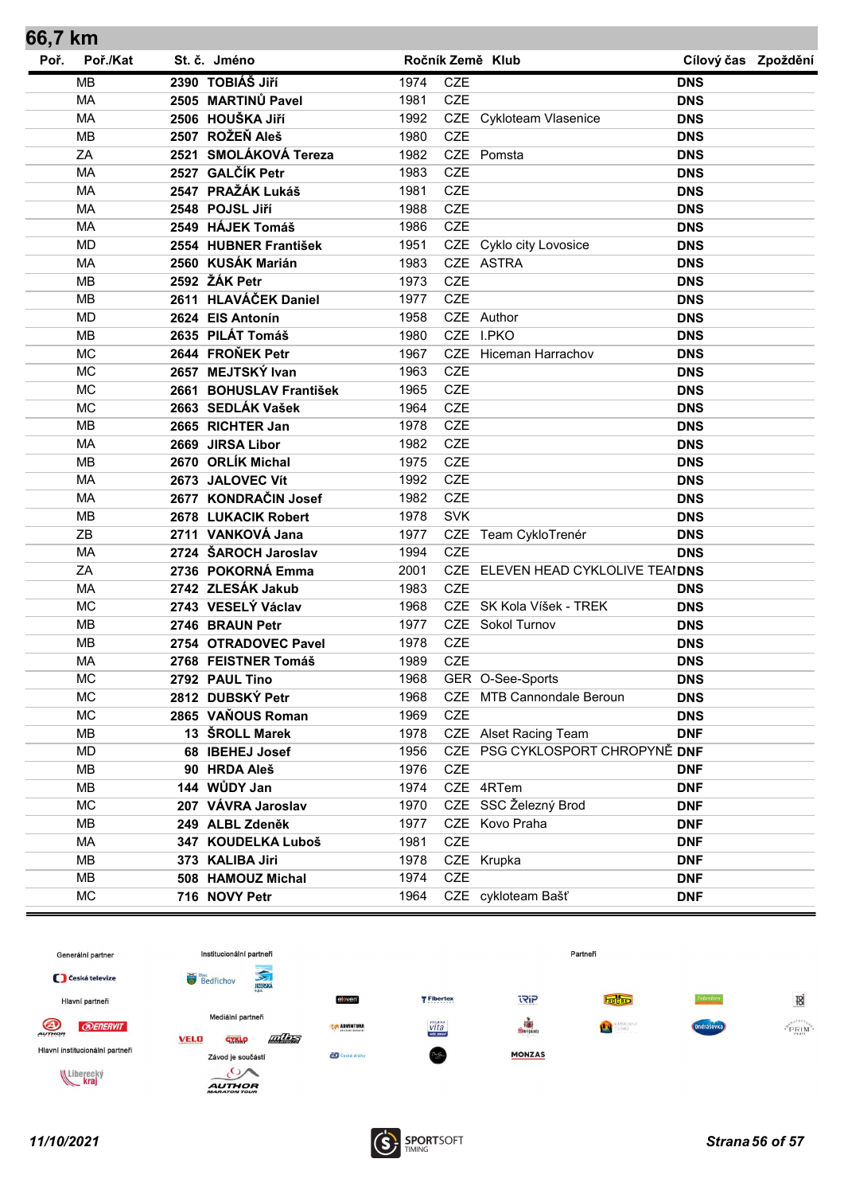## 66,7 km

| Poř. | Poř./Kat | St. č. | Jméno | Ročník | Země | Klub | Cílový čas | Zpoždění |
|---|---|---|---|---|---|---|---|---|
| | MB | 2390 | TOBIÁŠ Jiří | 1974 | CZE | | DNS | |
| | MA | 2505 | MARTINŮ Pavel | 1981 | CZE | | DNS | |
| | MA | 2506 | HOUŠKA Jiří | 1992 | CZE | Cykloteam Vlasenice | DNS | |
| | MB | 2507 | ROŽEŇ Aleš | 1980 | CZE | | DNS | |
| | ZA | 2521 | SMOLÁKOVÁ Tereza | 1982 | CZE | Pomsta | DNS | |
| | MA | 2527 | GALČÍK Petr | 1983 | CZE | | DNS | |
| | MA | 2547 | PRAŽÁK Lukáš | 1981 | CZE | | DNS | |
| | MA | 2548 | POJSL Jiří | 1988 | CZE | | DNS | |
| | MA | 2549 | HÁJEK Tomáš | 1986 | CZE | | DNS | |
| | MD | 2554 | HUBNER František | 1951 | CZE | Cyklo city Lovosice | DNS | |
| | MA | 2560 | KUSÁK Marián | 1983 | CZE | ASTRA | DNS | |
| | MB | 2592 | ŽÁK Petr | 1973 | CZE | | DNS | |
| | MB | 2611 | HLAVÁČEK Daniel | 1977 | CZE | | DNS | |
| | MD | 2624 | EIS Antonín | 1958 | CZE | Author | DNS | |
| | MB | 2635 | PILÁT Tomáš | 1980 | CZE | I.PKO | DNS | |
| | MC | 2644 | FROŇEK Petr | 1967 | CZE | Hiceman Harrachov | DNS | |
| | MC | 2657 | MEJTSKÝ Ivan | 1963 | CZE | | DNS | |
| | MC | 2661 | BOHUSLAV František | 1965 | CZE | | DNS | |
| | MC | 2663 | SEDLÁK Vašek | 1964 | CZE | | DNS | |
| | MB | 2665 | RICHTER Jan | 1978 | CZE | | DNS | |
| | MA | 2669 | JIRSA Libor | 1982 | CZE | | DNS | |
| | MB | 2670 | ORLÍK Michal | 1975 | CZE | | DNS | |
| | MA | 2673 | JALOVEC Vít | 1992 | CZE | | DNS | |
| | MA | 2677 | KONDRAČIN Josef | 1982 | CZE | | DNS | |
| | MB | 2678 | LUKACIK Robert | 1978 | SVK | | DNS | |
| | ZB | 2711 | VANKOVÁ Jana | 1977 | CZE | Team CykloTrenér | DNS | |
| | MA | 2724 | ŠAROCH Jaroslav | 1994 | CZE | | DNS | |
| | ZA | 2736 | POKORNÁ Emma | 2001 | CZE | ELEVEN HEAD CYKLOLIVE TEAI | DNS | |
| | MA | 2742 | ZLESÁK Jakub | 1983 | CZE | | DNS | |
| | MC | 2743 | VESELÝ Václav | 1968 | CZE | SK Kola Víšek - TREK | DNS | |
| | MB | 2746 | BRAUN Petr | 1977 | CZE | Sokol Turnov | DNS | |
| | MB | 2754 | OTRADOVEC Pavel | 1978 | CZE | | DNS | |
| | MA | 2768 | FEISTNER Tomáš | 1989 | CZE | | DNS | |
| | MC | 2792 | PAUL Tino | 1968 | GER | O-See-Sports | DNS | |
| | MC | 2812 | DUBSKÝ Petr | 1968 | CZE | MTB Cannondale Beroun | DNS | |
| | MC | 2865 | VAŇOUS Roman | 1969 | CZE | | DNS | |
| | MB | 13 | ŠROLL Marek | 1978 | CZE | Alset Racing Team | DNF | |
| | MD | 68 | IBEHEJ Josef | 1956 | CZE | PSG CYKLOSPORT CHROPYNĚ | DNF | |
| | MB | 90 | HRDA Aleš | 1976 | CZE | | DNF | |
| | MB | 144 | WŮDY Jan | 1974 | CZE | 4RTem | DNF | |
| | MC | 207 | VÁVRA Jaroslav | 1970 | CZE | SSC Železný Brod | DNF | |
| | MB | 249 | ALBL Zdeněk | 1977 | CZE | Kovo Praha | DNF | |
| | MA | 347 | KOUDELKA Luboš | 1981 | CZE | | DNF | |
| | MB | 373 | KALIBA Jiri | 1978 | CZE | Krupka | DNF | |
| | MB | 508 | HAMOUZ Michal | 1974 | CZE | | DNF | |
| | MC | 716 | NOVY Petr | 1964 | CZE | cykloteam Bašť | DNF | |

Generální partner · Institucionální partneři · Partneři · Hlavní partneři · Mediální partneři · Hlavní institucionální partneři · Závod je součástí

11/10/2021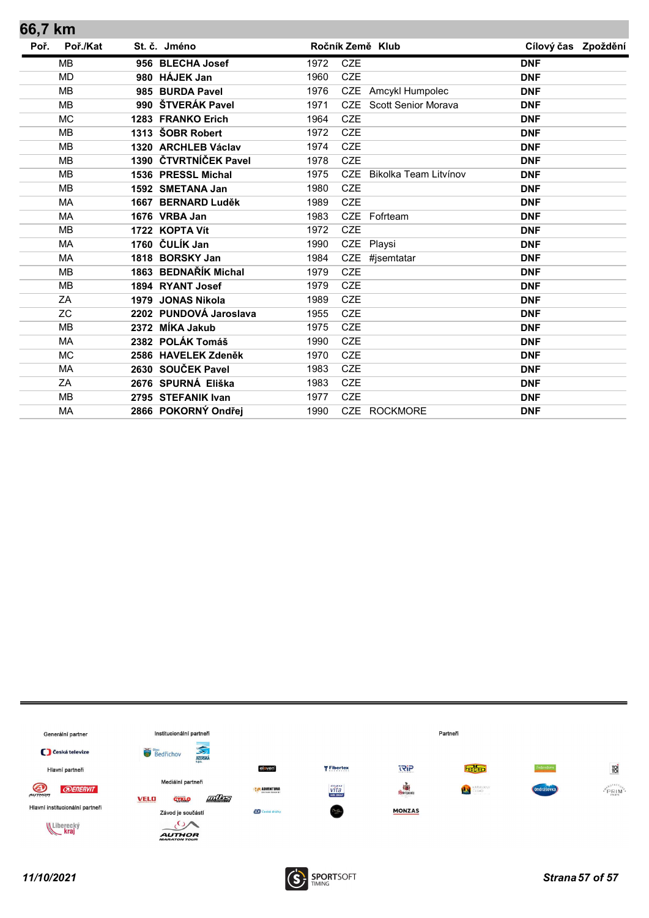## 66,7 km

| Poř. | Poř./Kat | St. č. | Jméno | Ročník | Země | Klub | Cílový čas | Zpoždění |
|---|---|---|---|---|---|---|---|---|
| | MB | 956 | **BLECHA Josef** | 1972 | CZE | | **DNF** | |
| | MD | 980 | **HÁJEK Jan** | 1960 | CZE | | **DNF** | |
| | MB | 985 | **BURDA Pavel** | 1976 | CZE | Amcykl Humpolec | **DNF** | |
| | MB | 990 | **ŠTVERÁK Pavel** | 1971 | CZE | Scott Senior Morava | **DNF** | |
| | MC | 1283 | **FRANKO Erich** | 1964 | CZE | | **DNF** | |
| | MB | 1313 | **ŠOBR Robert** | 1972 | CZE | | **DNF** | |
| | MB | 1320 | **ARCHLEB Václav** | 1974 | CZE | | **DNF** | |
| | MB | 1390 | **ČTVRTNÍČEK Pavel** | 1978 | CZE | | **DNF** | |
| | MB | 1536 | **PRESSL Michal** | 1975 | CZE | Bikolka Team Litvínov | **DNF** | |
| | MB | 1592 | **SMETANA Jan** | 1980 | CZE | | **DNF** | |
| | MA | 1667 | **BERNARD Luděk** | 1989 | CZE | | **DNF** | |
| | MA | 1676 | **VRBA Jan** | 1983 | CZE | Fofrteam | **DNF** | |
| | MB | 1722 | **KOPTA Vít** | 1972 | CZE | | **DNF** | |
| | MA | 1760 | **ČULÍK Jan** | 1990 | CZE | Playsi | **DNF** | |
| | MA | 1818 | **BORSKY Jan** | 1984 | CZE | #jsemtatar | **DNF** | |
| | MB | 1863 | **BEDNAŘÍK Michal** | 1979 | CZE | | **DNF** | |
| | MB | 1894 | **RYANT Josef** | 1979 | CZE | | **DNF** | |
| | ZA | 1979 | **JONAS Nikola** | 1989 | CZE | | **DNF** | |
| | ZC | 2202 | **PUNDOVÁ Jaroslava** | 1955 | CZE | | **DNF** | |
| | MB | 2372 | **MÍKA Jakub** | 1975 | CZE | | **DNF** | |
| | MA | 2382 | **POLÁK Tomáš** | 1990 | CZE | | **DNF** | |
| | MC | 2586 | **HAVELEK Zdeněk** | 1970 | CZE | | **DNF** | |
| | MA | 2630 | **SOUČEK Pavel** | 1983 | CZE | | **DNF** | |
| | ZA | 2676 | **SPURNÁ Eliška** | 1983 | CZE | | **DNF** | |
| | MB | 2795 | **STEFANIK Ivan** | 1977 | CZE | | **DNF** | |
| | MA | 2866 | **POKORNÝ Ondřej** | 1990 | CZE | ROCKMORE | **DNF** | |

Generální partner

Institucionální partneři

Partneři

Hlavní partneři

Mediální partneři

Hlavní institucionální partneři

Závod je součástí

*11/10/2021*